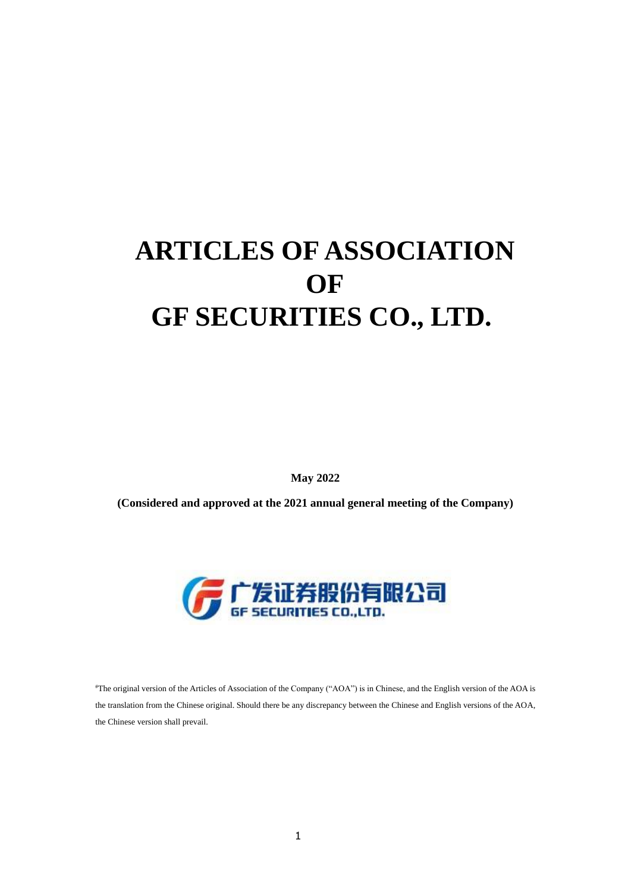# ARTICLES OF ASSOCIATION OF GF SECURITIES CO., LTD.

**May 2022**

**(Considered and approved at the 2021 annual general meeting of the Company)**

广发证券股份有限公司
GF SECURITIES CO.,LTD.

#The original version of the Articles of Association of the Company ("AOA") is in Chinese, and the English version of the AOA is the translation from the Chinese original. Should there be any discrepancy between the Chinese and English versions of the AOA, the Chinese version shall prevail.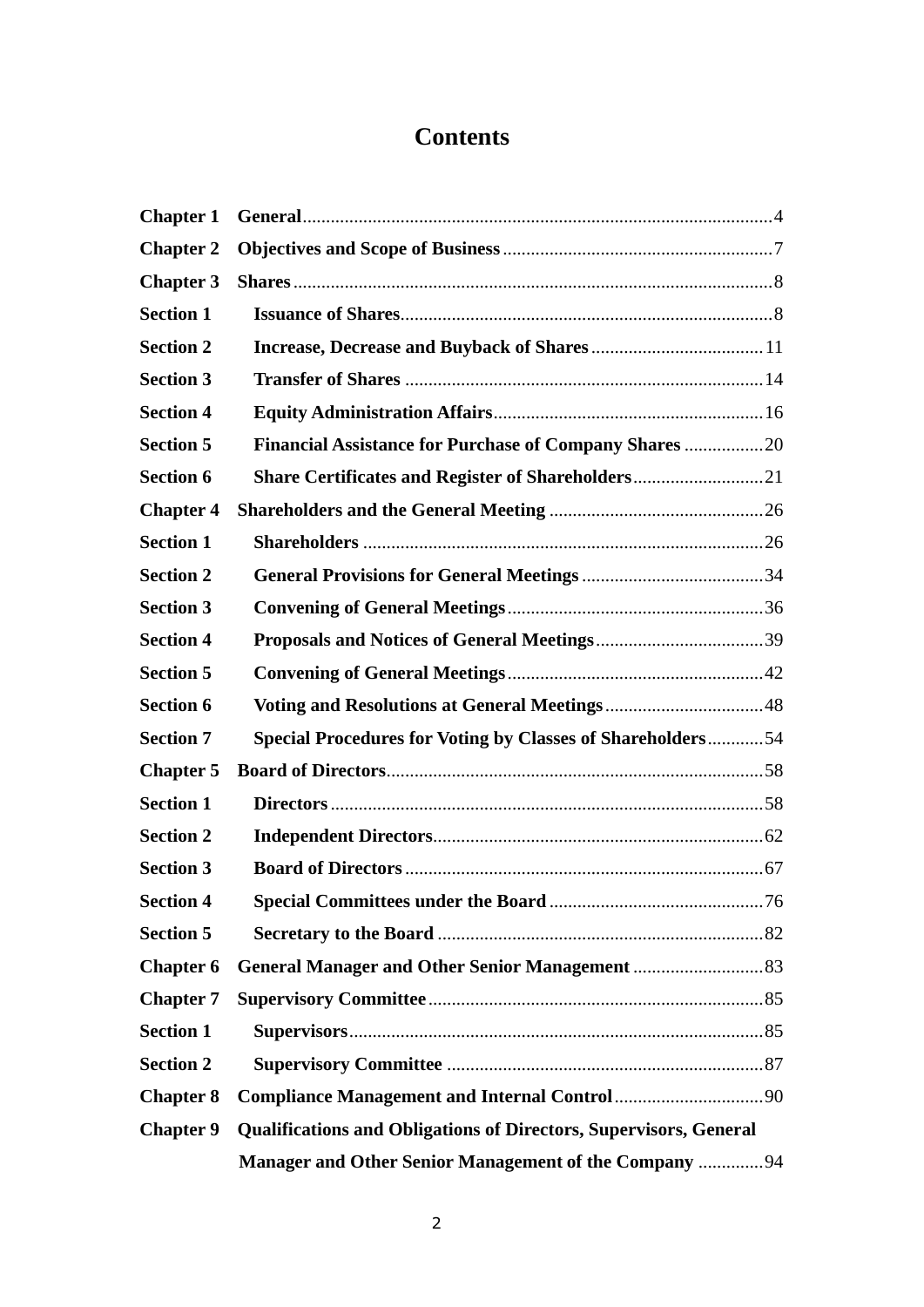# Contents

| | | |
|---|---|---|
| **Chapter 1** | **General** | 4 |
| **Chapter 2** | **Objectives and Scope of Business** | 7 |
| **Chapter 3** | **Shares** | 8 |
| **Section 1** | **Issuance of Shares** | 8 |
| **Section 2** | **Increase, Decrease and Buyback of Shares** | 11 |
| **Section 3** | **Transfer of Shares** | 14 |
| **Section 4** | **Equity Administration Affairs** | 16 |
| **Section 5** | **Financial Assistance for Purchase of Company Shares** | 20 |
| **Section 6** | **Share Certificates and Register of Shareholders** | 21 |
| **Chapter 4** | **Shareholders and the General Meeting** | 26 |
| **Section 1** | **Shareholders** | 26 |
| **Section 2** | **General Provisions for General Meetings** | 34 |
| **Section 3** | **Convening of General Meetings** | 36 |
| **Section 4** | **Proposals and Notices of General Meetings** | 39 |
| **Section 5** | **Convening of General Meetings** | 42 |
| **Section 6** | **Voting and Resolutions at General Meetings** | 48 |
| **Section 7** | **Special Procedures for Voting by Classes of Shareholders** | 54 |
| **Chapter 5** | **Board of Directors** | 58 |
| **Section 1** | **Directors** | 58 |
| **Section 2** | **Independent Directors** | 62 |
| **Section 3** | **Board of Directors** | 67 |
| **Section 4** | **Special Committees under the Board** | 76 |
| **Section 5** | **Secretary to the Board** | 82 |
| **Chapter 6** | **General Manager and Other Senior Management** | 83 |
| **Chapter 7** | **Supervisory Committee** | 85 |
| **Section 1** | **Supervisors** | 85 |
| **Section 2** | **Supervisory Committee** | 87 |
| **Chapter 8** | **Compliance Management and Internal Control** | 90 |
| **Chapter 9** | **Qualifications and Obligations of Directors, Supervisors, General Manager and Other Senior Management of the Company** | 94 |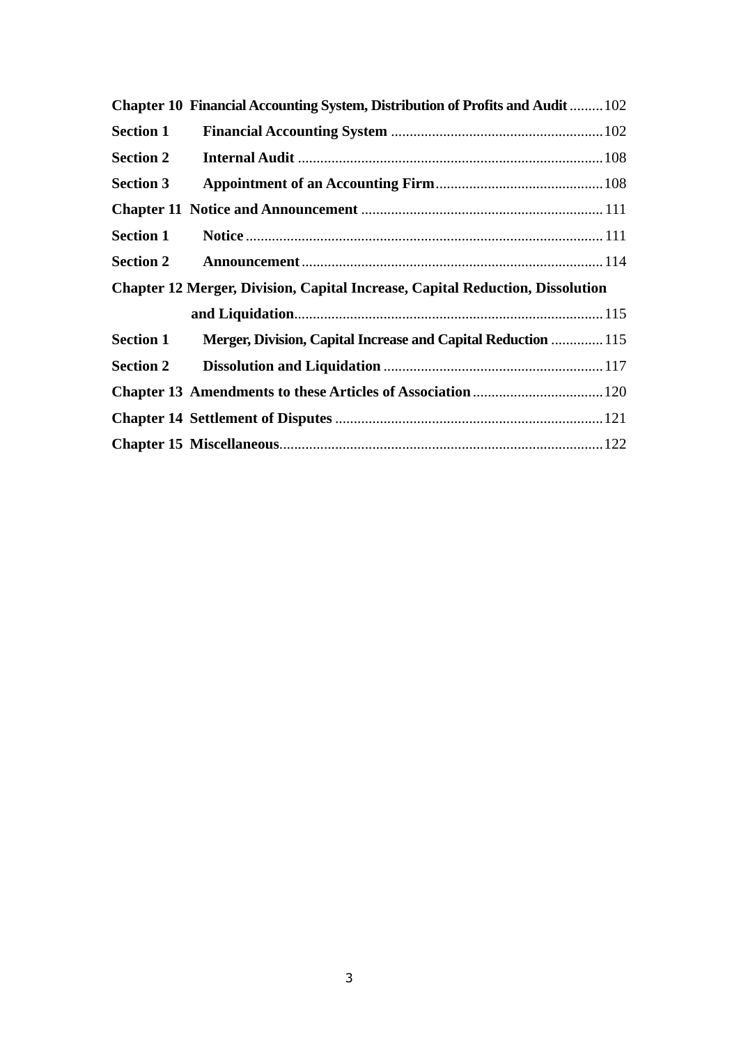**Chapter 10 Financial Accounting System, Distribution of Profits and Audit** ......... 102

**Section 1 Financial Accounting System** ......... 102

**Section 2 Internal Audit** ......... 108

**Section 3 Appointment of an Accounting Firm** ......... 108

**Chapter 11 Notice and Announcement** ......... 111

**Section 1 Notice** ......... 111

**Section 2 Announcement** ......... 114

**Chapter 12 Merger, Division, Capital Increase, Capital Reduction, Dissolution and Liquidation** ......... 115

**Section 1 Merger, Division, Capital Increase and Capital Reduction** ......... 115

**Section 2 Dissolution and Liquidation** ......... 117

**Chapter 13 Amendments to these Articles of Association** ......... 120

**Chapter 14 Settlement of Disputes** ......... 121

**Chapter 15 Miscellaneous** ......... 122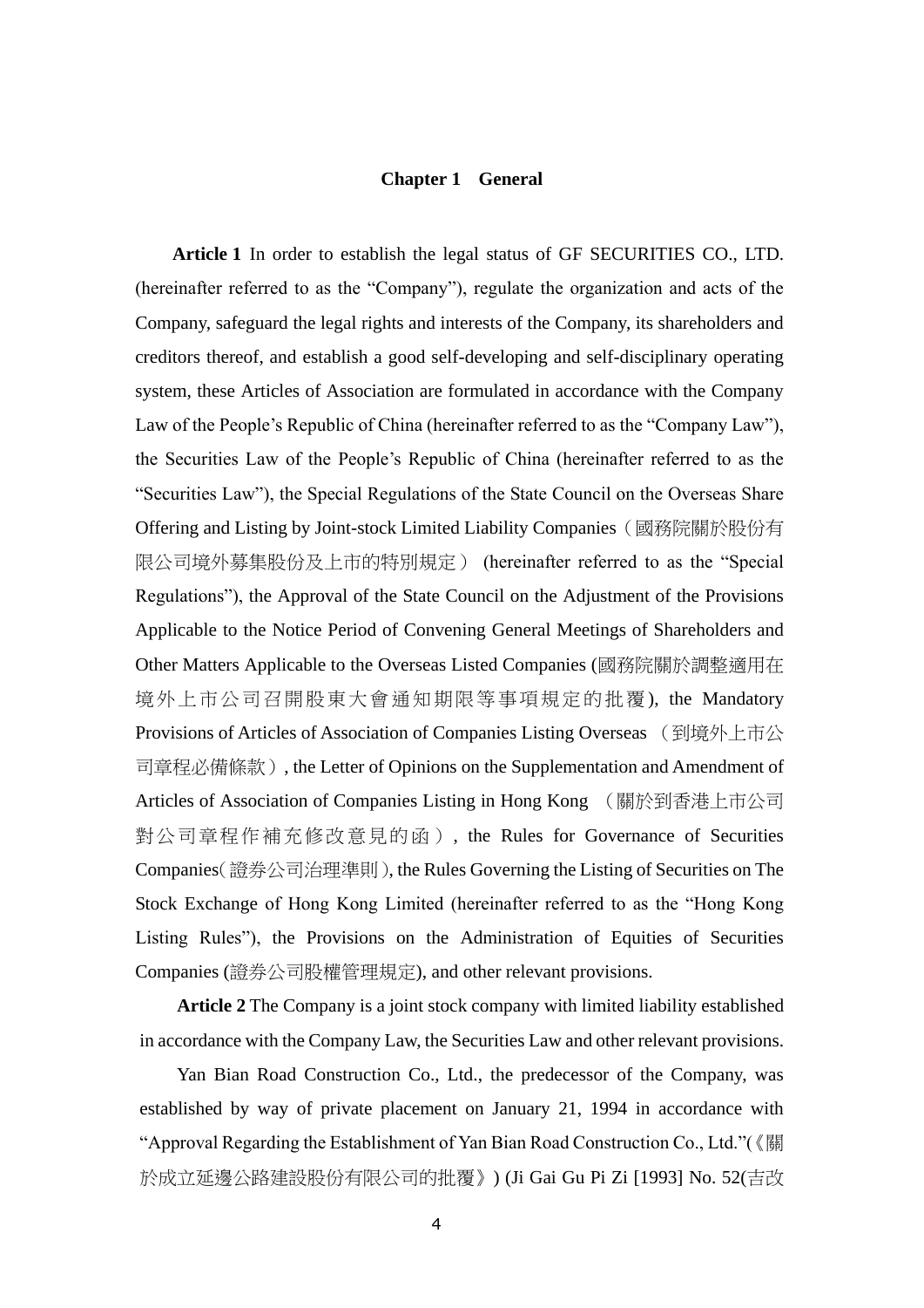## Chapter 1 General

**Article 1** In order to establish the legal status of GF SECURITIES CO., LTD. (hereinafter referred to as the "Company"), regulate the organization and acts of the Company, safeguard the legal rights and interests of the Company, its shareholders and creditors thereof, and establish a good self-developing and self-disciplinary operating system, these Articles of Association are formulated in accordance with the Company Law of the People's Republic of China (hereinafter referred to as the "Company Law"), the Securities Law of the People's Republic of China (hereinafter referred to as the "Securities Law"), the Special Regulations of the State Council on the Overseas Share Offering and Listing by Joint-stock Limited Liability Companies（國務院關於股份有限公司境外募集股份及上市的特別規定） (hereinafter referred to as the "Special Regulations"), the Approval of the State Council on the Adjustment of the Provisions Applicable to the Notice Period of Convening General Meetings of Shareholders and Other Matters Applicable to the Overseas Listed Companies (國務院關於調整適用在境外上市公司召開股東大會通知期限等事項規定的批覆), the Mandatory Provisions of Articles of Association of Companies Listing Overseas （到境外上市公司章程必備條款）, the Letter of Opinions on the Supplementation and Amendment of Articles of Association of Companies Listing in Hong Kong （關於到香港上市公司對公司章程作補充修改意見的函）, the Rules for Governance of Securities Companies(證券公司治理準則), the Rules Governing the Listing of Securities on The Stock Exchange of Hong Kong Limited (hereinafter referred to as the "Hong Kong Listing Rules"), the Provisions on the Administration of Equities of Securities Companies (證券公司股權管理規定), and other relevant provisions.

**Article 2** The Company is a joint stock company with limited liability established in accordance with the Company Law, the Securities Law and other relevant provisions.

Yan Bian Road Construction Co., Ltd., the predecessor of the Company, was established by way of private placement on January 21, 1994 in accordance with "Approval Regarding the Establishment of Yan Bian Road Construction Co., Ltd."(《關於成立延邊公路建設股份有限公司的批覆》) (Ji Gai Gu Pi Zi [1993] No. 52(吉改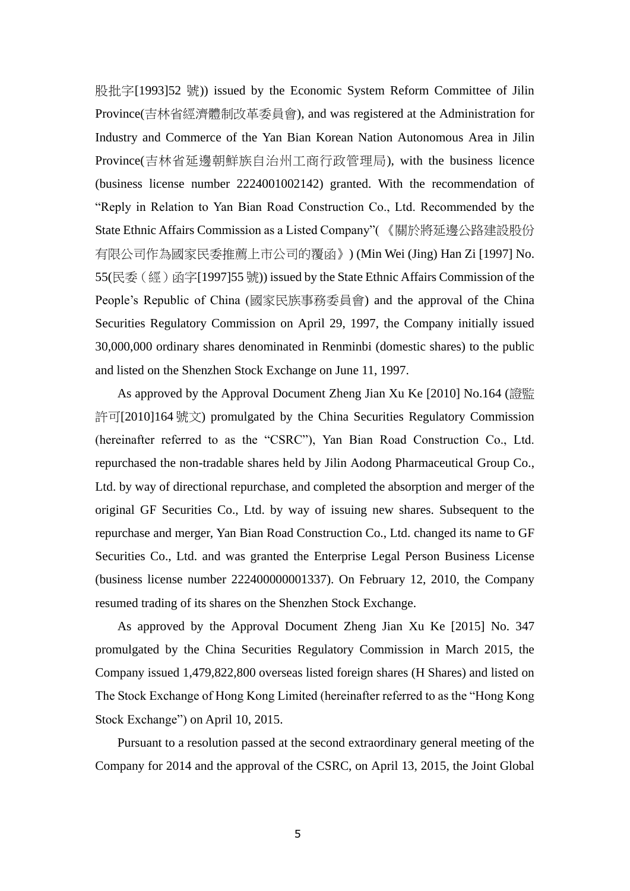股批字[1993]52 號)) issued by the Economic System Reform Committee of Jilin Province(吉林省經濟體制改革委員會), and was registered at the Administration for Industry and Commerce of the Yan Bian Korean Nation Autonomous Area in Jilin Province(吉林省延邊朝鮮族自治州工商行政管理局), with the business licence (business license number 2224001002142) granted. With the recommendation of "Reply in Relation to Yan Bian Road Construction Co., Ltd. Recommended by the State Ethnic Affairs Commission as a Listed Company"(《關於將延邊公路建設股份有限公司作為國家民委推薦上市公司的覆函》) (Min Wei (Jing) Han Zi [1997] No. 55(民委（經）函字[1997]55 號)) issued by the State Ethnic Affairs Commission of the People's Republic of China (國家民族事務委員會) and the approval of the China Securities Regulatory Commission on April 29, 1997, the Company initially issued 30,000,000 ordinary shares denominated in Renminbi (domestic shares) to the public and listed on the Shenzhen Stock Exchange on June 11, 1997.

As approved by the Approval Document Zheng Jian Xu Ke [2010] No.164 (證監許可[2010]164 號文) promulgated by the China Securities Regulatory Commission (hereinafter referred to as the "CSRC"), Yan Bian Road Construction Co., Ltd. repurchased the non-tradable shares held by Jilin Aodong Pharmaceutical Group Co., Ltd. by way of directional repurchase, and completed the absorption and merger of the original GF Securities Co., Ltd. by way of issuing new shares. Subsequent to the repurchase and merger, Yan Bian Road Construction Co., Ltd. changed its name to GF Securities Co., Ltd. and was granted the Enterprise Legal Person Business License (business license number 222400000001337). On February 12, 2010, the Company resumed trading of its shares on the Shenzhen Stock Exchange.

As approved by the Approval Document Zheng Jian Xu Ke [2015] No. 347 promulgated by the China Securities Regulatory Commission in March 2015, the Company issued 1,479,822,800 overseas listed foreign shares (H Shares) and listed on The Stock Exchange of Hong Kong Limited (hereinafter referred to as the "Hong Kong Stock Exchange") on April 10, 2015.

Pursuant to a resolution passed at the second extraordinary general meeting of the Company for 2014 and the approval of the CSRC, on April 13, 2015, the Joint Global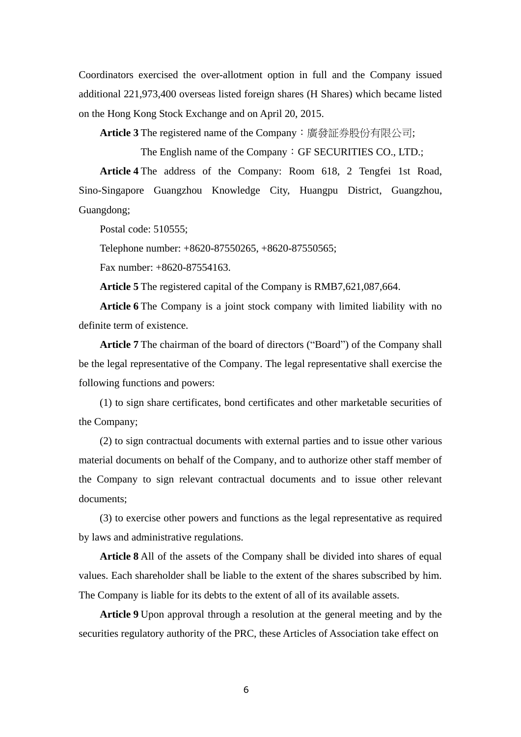Coordinators exercised the over-allotment option in full and the Company issued additional 221,973,400 overseas listed foreign shares (H Shares) which became listed on the Hong Kong Stock Exchange and on April 20, 2015.

**Article 3** The registered name of the Company：廣發証券股份有限公司;

The English name of the Company：GF SECURITIES CO., LTD.;

**Article 4** The address of the Company: Room 618, 2 Tengfei 1st Road, Sino-Singapore Guangzhou Knowledge City, Huangpu District, Guangzhou, Guangdong;

Postal code: 510555;

Telephone number: +8620-87550265, +8620-87550565;

Fax number: +8620-87554163.

**Article 5** The registered capital of the Company is RMB7,621,087,664.

**Article 6** The Company is a joint stock company with limited liability with no definite term of existence.

**Article 7** The chairman of the board of directors ("Board") of the Company shall be the legal representative of the Company. The legal representative shall exercise the following functions and powers:

(1) to sign share certificates, bond certificates and other marketable securities of the Company;

(2) to sign contractual documents with external parties and to issue other various material documents on behalf of the Company, and to authorize other staff member of the Company to sign relevant contractual documents and to issue other relevant documents;

(3) to exercise other powers and functions as the legal representative as required by laws and administrative regulations.

**Article 8** All of the assets of the Company shall be divided into shares of equal values. Each shareholder shall be liable to the extent of the shares subscribed by him. The Company is liable for its debts to the extent of all of its available assets.

**Article 9** Upon approval through a resolution at the general meeting and by the securities regulatory authority of the PRC, these Articles of Association take effect on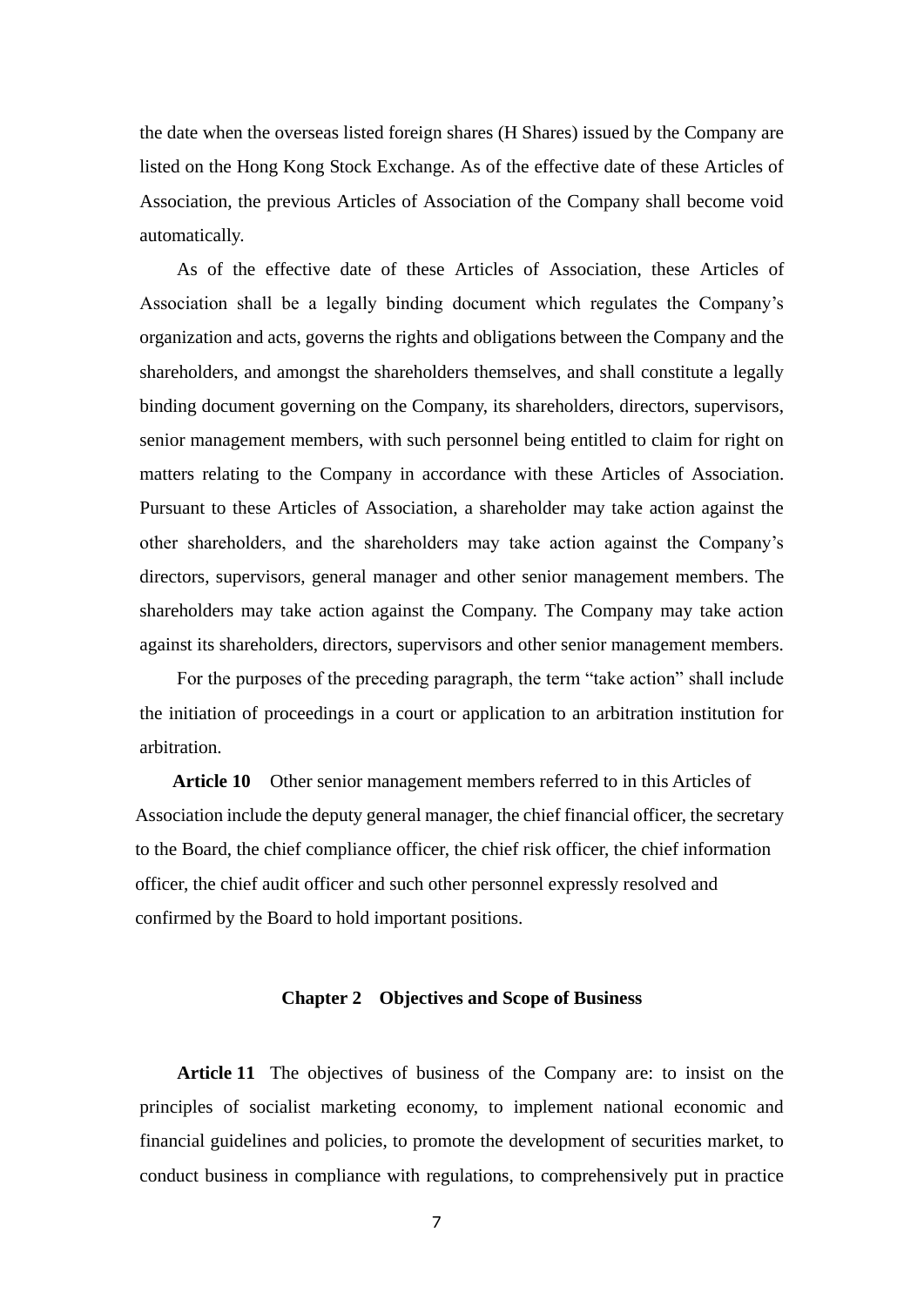the date when the overseas listed foreign shares (H Shares) issued by the Company are listed on the Hong Kong Stock Exchange. As of the effective date of these Articles of Association, the previous Articles of Association of the Company shall become void automatically.

As of the effective date of these Articles of Association, these Articles of Association shall be a legally binding document which regulates the Company's organization and acts, governs the rights and obligations between the Company and the shareholders, and amongst the shareholders themselves, and shall constitute a legally binding document governing on the Company, its shareholders, directors, supervisors, senior management members, with such personnel being entitled to claim for right on matters relating to the Company in accordance with these Articles of Association. Pursuant to these Articles of Association, a shareholder may take action against the other shareholders, and the shareholders may take action against the Company's directors, supervisors, general manager and other senior management members. The shareholders may take action against the Company. The Company may take action against its shareholders, directors, supervisors and other senior management members.

For the purposes of the preceding paragraph, the term "take action" shall include the initiation of proceedings in a court or application to an arbitration institution for arbitration.

**Article 10** Other senior management members referred to in this Articles of Association include the deputy general manager, the chief financial officer, the secretary to the Board, the chief compliance officer, the chief risk officer, the chief information officer, the chief audit officer and such other personnel expressly resolved and confirmed by the Board to hold important positions.

## Chapter 2 Objectives and Scope of Business

**Article 11** The objectives of business of the Company are: to insist on the principles of socialist marketing economy, to implement national economic and financial guidelines and policies, to promote the development of securities market, to conduct business in compliance with regulations, to comprehensively put in practice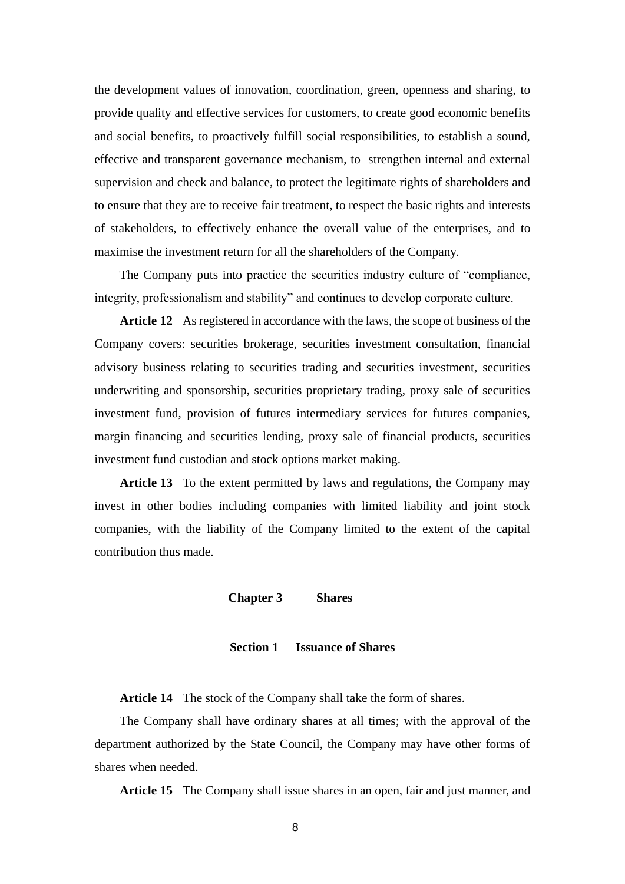the development values of innovation, coordination, green, openness and sharing, to provide quality and effective services for customers, to create good economic benefits and social benefits, to proactively fulfill social responsibilities, to establish a sound, effective and transparent governance mechanism, to strengthen internal and external supervision and check and balance, to protect the legitimate rights of shareholders and to ensure that they are to receive fair treatment, to respect the basic rights and interests of stakeholders, to effectively enhance the overall value of the enterprises, and to maximise the investment return for all the shareholders of the Company.

The Company puts into practice the securities industry culture of "compliance, integrity, professionalism and stability" and continues to develop corporate culture.

**Article 12** As registered in accordance with the laws, the scope of business of the Company covers: securities brokerage, securities investment consultation, financial advisory business relating to securities trading and securities investment, securities underwriting and sponsorship, securities proprietary trading, proxy sale of securities investment fund, provision of futures intermediary services for futures companies, margin financing and securities lending, proxy sale of financial products, securities investment fund custodian and stock options market making.

**Article 13** To the extent permitted by laws and regulations, the Company may invest in other bodies including companies with limited liability and joint stock companies, with the liability of the Company limited to the extent of the capital contribution thus made.

## Chapter 3 Shares

### Section 1 Issuance of Shares

**Article 14** The stock of the Company shall take the form of shares.

The Company shall have ordinary shares at all times; with the approval of the department authorized by the State Council, the Company may have other forms of shares when needed.

**Article 15** The Company shall issue shares in an open, fair and just manner, and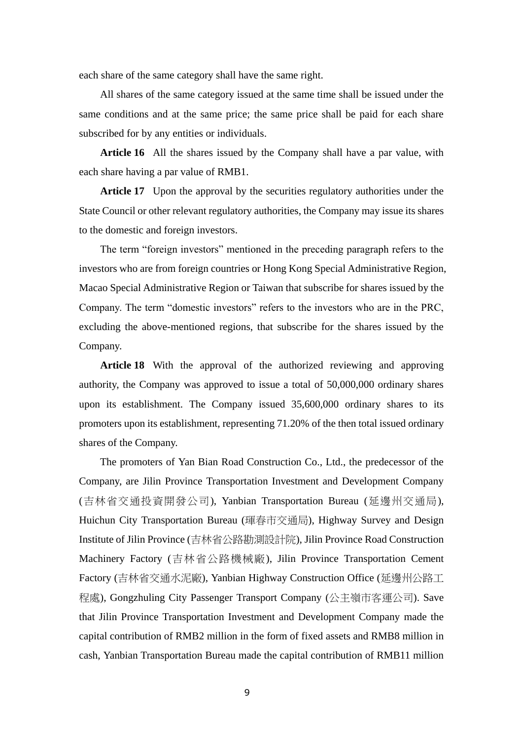each share of the same category shall have the same right.

All shares of the same category issued at the same time shall be issued under the same conditions and at the same price; the same price shall be paid for each share subscribed for by any entities or individuals.

**Article 16** All the shares issued by the Company shall have a par value, with each share having a par value of RMB1.

**Article 17** Upon the approval by the securities regulatory authorities under the State Council or other relevant regulatory authorities, the Company may issue its shares to the domestic and foreign investors.

The term "foreign investors" mentioned in the preceding paragraph refers to the investors who are from foreign countries or Hong Kong Special Administrative Region, Macao Special Administrative Region or Taiwan that subscribe for shares issued by the Company. The term "domestic investors" refers to the investors who are in the PRC, excluding the above-mentioned regions, that subscribe for the shares issued by the Company.

**Article 18** With the approval of the authorized reviewing and approving authority, the Company was approved to issue a total of 50,000,000 ordinary shares upon its establishment. The Company issued 35,600,000 ordinary shares to its promoters upon its establishment, representing 71.20% of the then total issued ordinary shares of the Company.

The promoters of Yan Bian Road Construction Co., Ltd., the predecessor of the Company, are Jilin Province Transportation Investment and Development Company (吉林省交通投資開發公司), Yanbian Transportation Bureau (延邊州交通局), Huichun City Transportation Bureau (琿春市交通局), Highway Survey and Design Institute of Jilin Province (吉林省公路勘測設計院), Jilin Province Road Construction Machinery Factory (吉林省公路機械廠), Jilin Province Transportation Cement Factory (吉林省交通水泥廠), Yanbian Highway Construction Office (延邊州公路工程處), Gongzhuling City Passenger Transport Company (公主嶺市客運公司). Save that Jilin Province Transportation Investment and Development Company made the capital contribution of RMB2 million in the form of fixed assets and RMB8 million in cash, Yanbian Transportation Bureau made the capital contribution of RMB11 million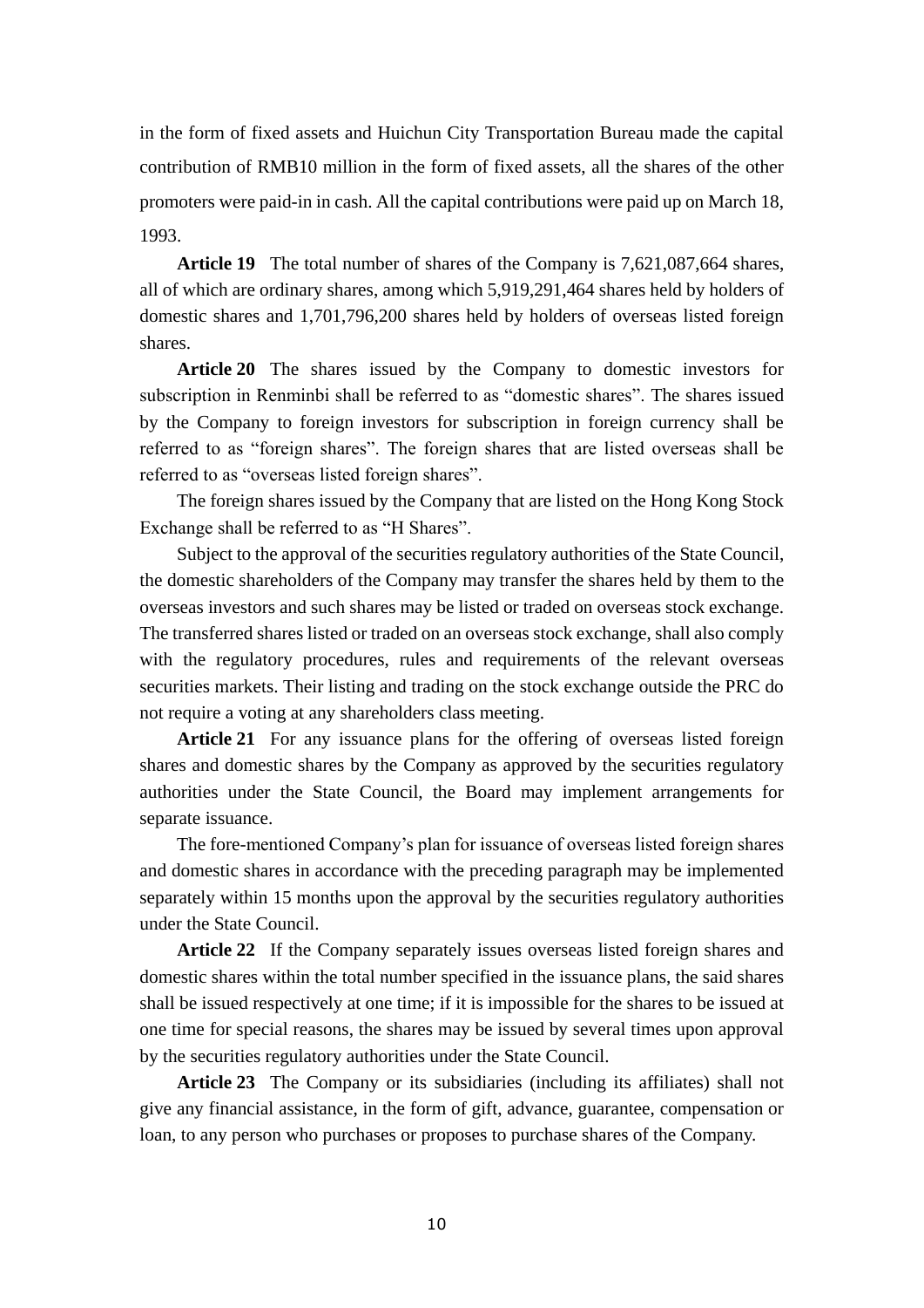in the form of fixed assets and Huichun City Transportation Bureau made the capital contribution of RMB10 million in the form of fixed assets, all the shares of the other promoters were paid-in in cash. All the capital contributions were paid up on March 18, 1993.

**Article 19** The total number of shares of the Company is 7,621,087,664 shares, all of which are ordinary shares, among which 5,919,291,464 shares held by holders of domestic shares and 1,701,796,200 shares held by holders of overseas listed foreign shares.

**Article 20** The shares issued by the Company to domestic investors for subscription in Renminbi shall be referred to as "domestic shares". The shares issued by the Company to foreign investors for subscription in foreign currency shall be referred to as "foreign shares". The foreign shares that are listed overseas shall be referred to as "overseas listed foreign shares".

The foreign shares issued by the Company that are listed on the Hong Kong Stock Exchange shall be referred to as "H Shares".

Subject to the approval of the securities regulatory authorities of the State Council, the domestic shareholders of the Company may transfer the shares held by them to the overseas investors and such shares may be listed or traded on overseas stock exchange. The transferred shares listed or traded on an overseas stock exchange, shall also comply with the regulatory procedures, rules and requirements of the relevant overseas securities markets. Their listing and trading on the stock exchange outside the PRC do not require a voting at any shareholders class meeting.

**Article 21** For any issuance plans for the offering of overseas listed foreign shares and domestic shares by the Company as approved by the securities regulatory authorities under the State Council, the Board may implement arrangements for separate issuance.

The fore-mentioned Company's plan for issuance of overseas listed foreign shares and domestic shares in accordance with the preceding paragraph may be implemented separately within 15 months upon the approval by the securities regulatory authorities under the State Council.

**Article 22** If the Company separately issues overseas listed foreign shares and domestic shares within the total number specified in the issuance plans, the said shares shall be issued respectively at one time; if it is impossible for the shares to be issued at one time for special reasons, the shares may be issued by several times upon approval by the securities regulatory authorities under the State Council.

**Article 23** The Company or its subsidiaries (including its affiliates) shall not give any financial assistance, in the form of gift, advance, guarantee, compensation or loan, to any person who purchases or proposes to purchase shares of the Company.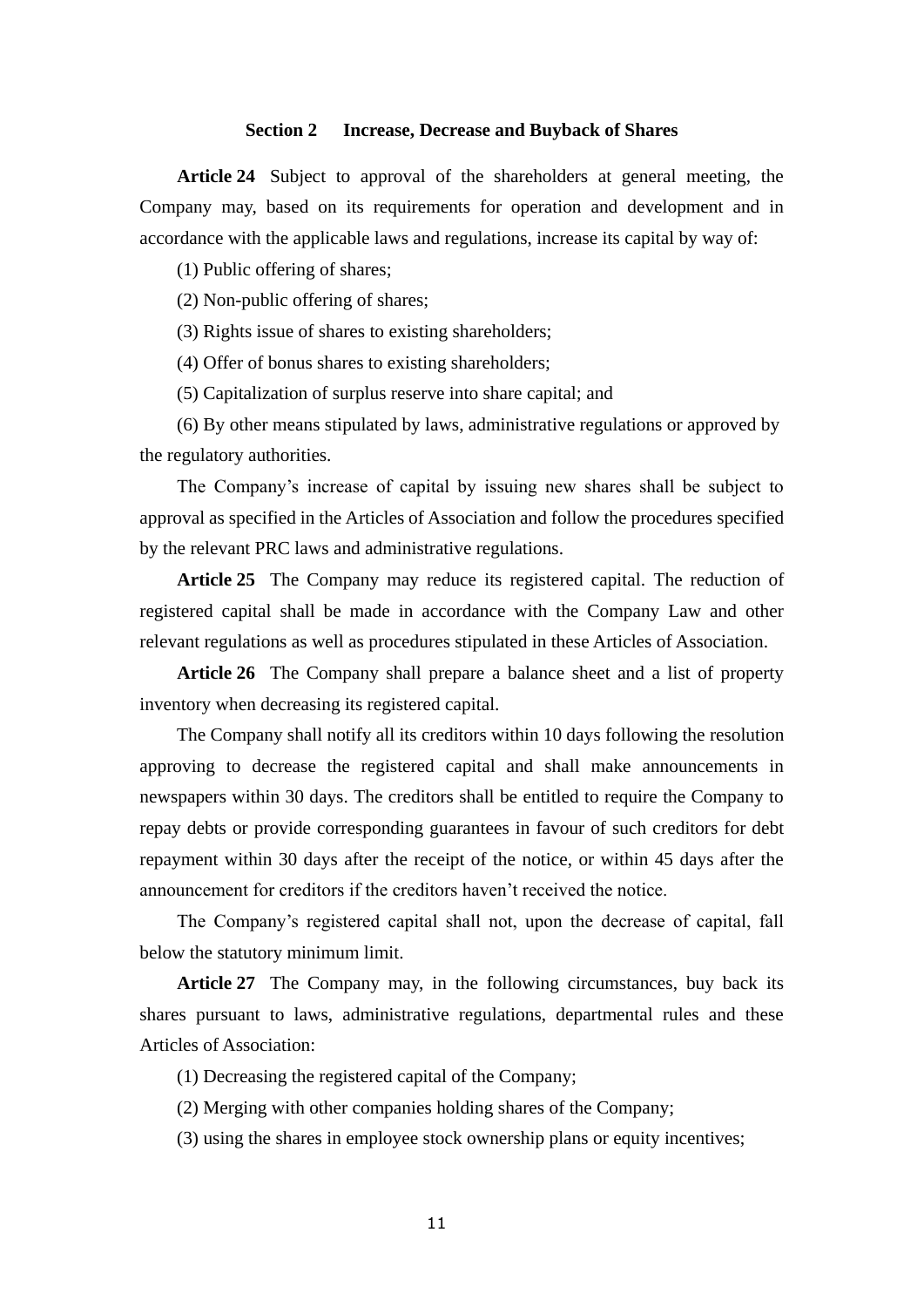## Section 2 Increase, Decrease and Buyback of Shares

**Article 24** Subject to approval of the shareholders at general meeting, the Company may, based on its requirements for operation and development and in accordance with the applicable laws and regulations, increase its capital by way of:

(1) Public offering of shares;

(2) Non-public offering of shares;

(3) Rights issue of shares to existing shareholders;

(4) Offer of bonus shares to existing shareholders;

(5) Capitalization of surplus reserve into share capital; and

(6) By other means stipulated by laws, administrative regulations or approved by the regulatory authorities.

The Company's increase of capital by issuing new shares shall be subject to approval as specified in the Articles of Association and follow the procedures specified by the relevant PRC laws and administrative regulations.

**Article 25** The Company may reduce its registered capital. The reduction of registered capital shall be made in accordance with the Company Law and other relevant regulations as well as procedures stipulated in these Articles of Association.

**Article 26** The Company shall prepare a balance sheet and a list of property inventory when decreasing its registered capital.

The Company shall notify all its creditors within 10 days following the resolution approving to decrease the registered capital and shall make announcements in newspapers within 30 days. The creditors shall be entitled to require the Company to repay debts or provide corresponding guarantees in favour of such creditors for debt repayment within 30 days after the receipt of the notice, or within 45 days after the announcement for creditors if the creditors haven't received the notice.

The Company's registered capital shall not, upon the decrease of capital, fall below the statutory minimum limit.

**Article 27** The Company may, in the following circumstances, buy back its shares pursuant to laws, administrative regulations, departmental rules and these Articles of Association:

(1) Decreasing the registered capital of the Company;

(2) Merging with other companies holding shares of the Company;

(3) using the shares in employee stock ownership plans or equity incentives;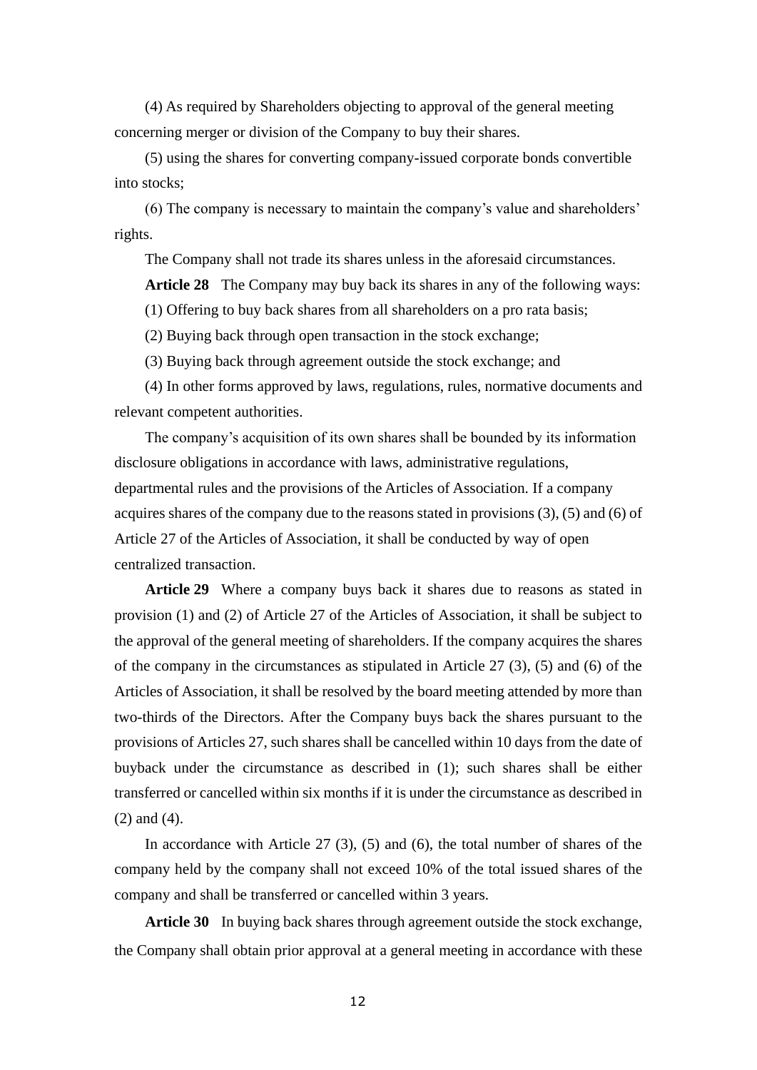(4) As required by Shareholders objecting to approval of the general meeting concerning merger or division of the Company to buy their shares.

(5) using the shares for converting company-issued corporate bonds convertible into stocks;

(6) The company is necessary to maintain the company's value and shareholders' rights.

The Company shall not trade its shares unless in the aforesaid circumstances.

**Article 28** The Company may buy back its shares in any of the following ways:

(1) Offering to buy back shares from all shareholders on a pro rata basis;

(2) Buying back through open transaction in the stock exchange;

(3) Buying back through agreement outside the stock exchange; and

(4) In other forms approved by laws, regulations, rules, normative documents and relevant competent authorities.

The company's acquisition of its own shares shall be bounded by its information disclosure obligations in accordance with laws, administrative regulations, departmental rules and the provisions of the Articles of Association. If a company acquires shares of the company due to the reasons stated in provisions (3), (5) and (6) of Article 27 of the Articles of Association, it shall be conducted by way of open centralized transaction.

**Article 29** Where a company buys back it shares due to reasons as stated in provision (1) and (2) of Article 27 of the Articles of Association, it shall be subject to the approval of the general meeting of shareholders. If the company acquires the shares of the company in the circumstances as stipulated in Article 27 (3), (5) and (6) of the Articles of Association, it shall be resolved by the board meeting attended by more than two-thirds of the Directors. After the Company buys back the shares pursuant to the provisions of Articles 27, such shares shall be cancelled within 10 days from the date of buyback under the circumstance as described in (1); such shares shall be either transferred or cancelled within six months if it is under the circumstance as described in (2) and (4).

In accordance with Article 27 (3), (5) and (6), the total number of shares of the company held by the company shall not exceed 10% of the total issued shares of the company and shall be transferred or cancelled within 3 years.

**Article 30** In buying back shares through agreement outside the stock exchange, the Company shall obtain prior approval at a general meeting in accordance with these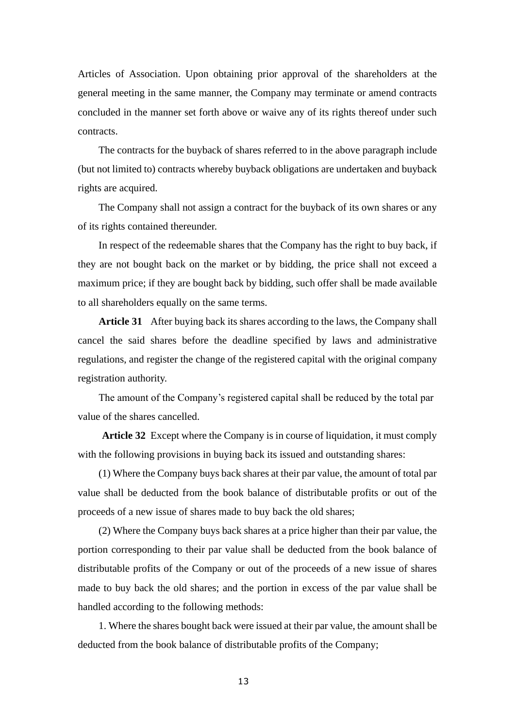Articles of Association. Upon obtaining prior approval of the shareholders at the general meeting in the same manner, the Company may terminate or amend contracts concluded in the manner set forth above or waive any of its rights thereof under such contracts.

The contracts for the buyback of shares referred to in the above paragraph include (but not limited to) contracts whereby buyback obligations are undertaken and buyback rights are acquired.

The Company shall not assign a contract for the buyback of its own shares or any of its rights contained thereunder.

In respect of the redeemable shares that the Company has the right to buy back, if they are not bought back on the market or by bidding, the price shall not exceed a maximum price; if they are bought back by bidding, such offer shall be made available to all shareholders equally on the same terms.

**Article 31** After buying back its shares according to the laws, the Company shall cancel the said shares before the deadline specified by laws and administrative regulations, and register the change of the registered capital with the original company registration authority.

The amount of the Company's registered capital shall be reduced by the total par value of the shares cancelled.

**Article 32** Except where the Company is in course of liquidation, it must comply with the following provisions in buying back its issued and outstanding shares:

(1) Where the Company buys back shares at their par value, the amount of total par value shall be deducted from the book balance of distributable profits or out of the proceeds of a new issue of shares made to buy back the old shares;

(2) Where the Company buys back shares at a price higher than their par value, the portion corresponding to their par value shall be deducted from the book balance of distributable profits of the Company or out of the proceeds of a new issue of shares made to buy back the old shares; and the portion in excess of the par value shall be handled according to the following methods:

1. Where the shares bought back were issued at their par value, the amount shall be deducted from the book balance of distributable profits of the Company;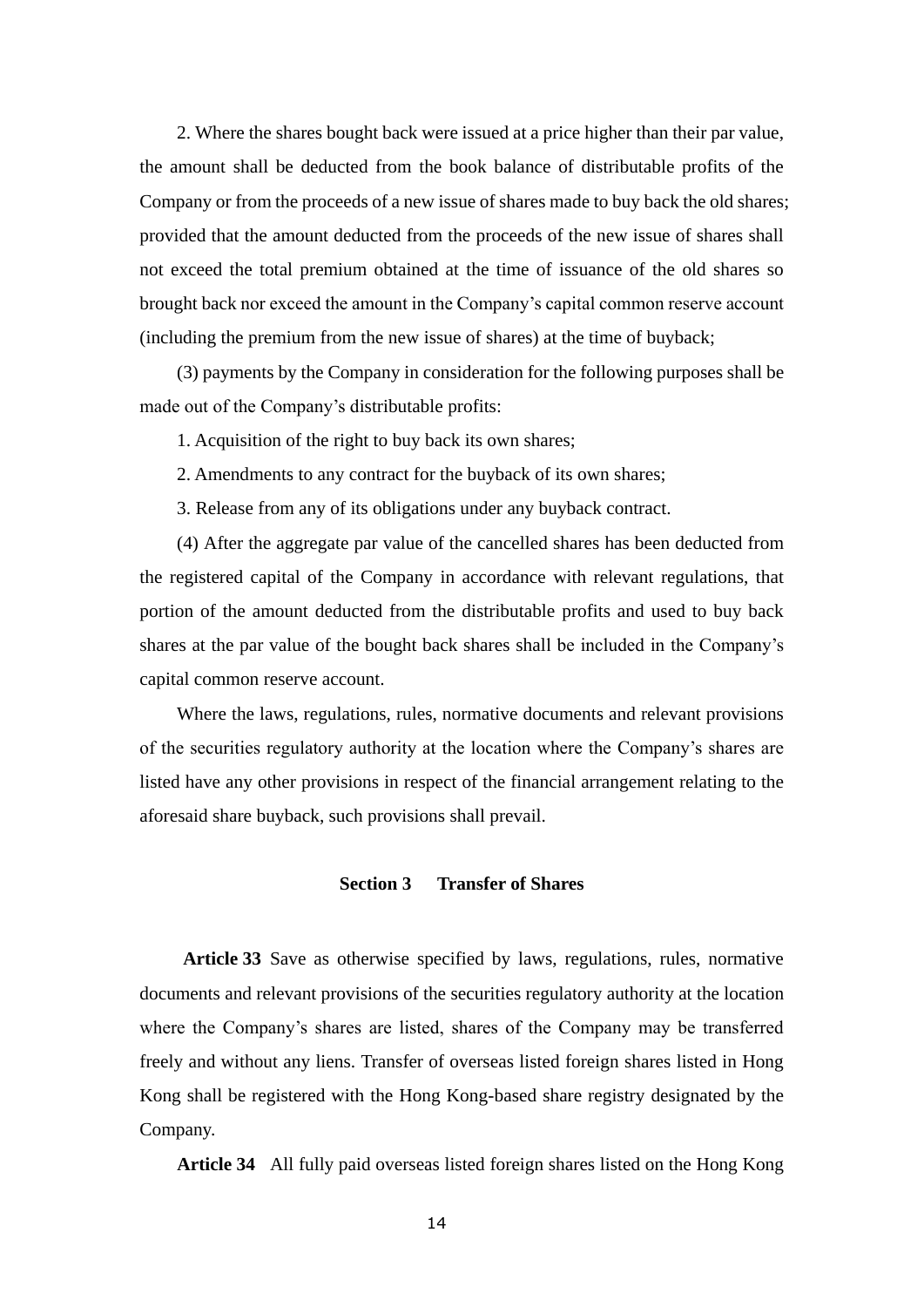2. Where the shares bought back were issued at a price higher than their par value, the amount shall be deducted from the book balance of distributable profits of the Company or from the proceeds of a new issue of shares made to buy back the old shares; provided that the amount deducted from the proceeds of the new issue of shares shall not exceed the total premium obtained at the time of issuance of the old shares so brought back nor exceed the amount in the Company's capital common reserve account (including the premium from the new issue of shares) at the time of buyback;

(3) payments by the Company in consideration for the following purposes shall be made out of the Company's distributable profits:

1. Acquisition of the right to buy back its own shares;

2. Amendments to any contract for the buyback of its own shares;

3. Release from any of its obligations under any buyback contract.

(4) After the aggregate par value of the cancelled shares has been deducted from the registered capital of the Company in accordance with relevant regulations, that portion of the amount deducted from the distributable profits and used to buy back shares at the par value of the bought back shares shall be included in the Company's capital common reserve account.

Where the laws, regulations, rules, normative documents and relevant provisions of the securities regulatory authority at the location where the Company's shares are listed have any other provisions in respect of the financial arrangement relating to the aforesaid share buyback, such provisions shall prevail.

### Section 3 Transfer of Shares

**Article 33** Save as otherwise specified by laws, regulations, rules, normative documents and relevant provisions of the securities regulatory authority at the location where the Company's shares are listed, shares of the Company may be transferred freely and without any liens. Transfer of overseas listed foreign shares listed in Hong Kong shall be registered with the Hong Kong-based share registry designated by the Company.

**Article 34** All fully paid overseas listed foreign shares listed on the Hong Kong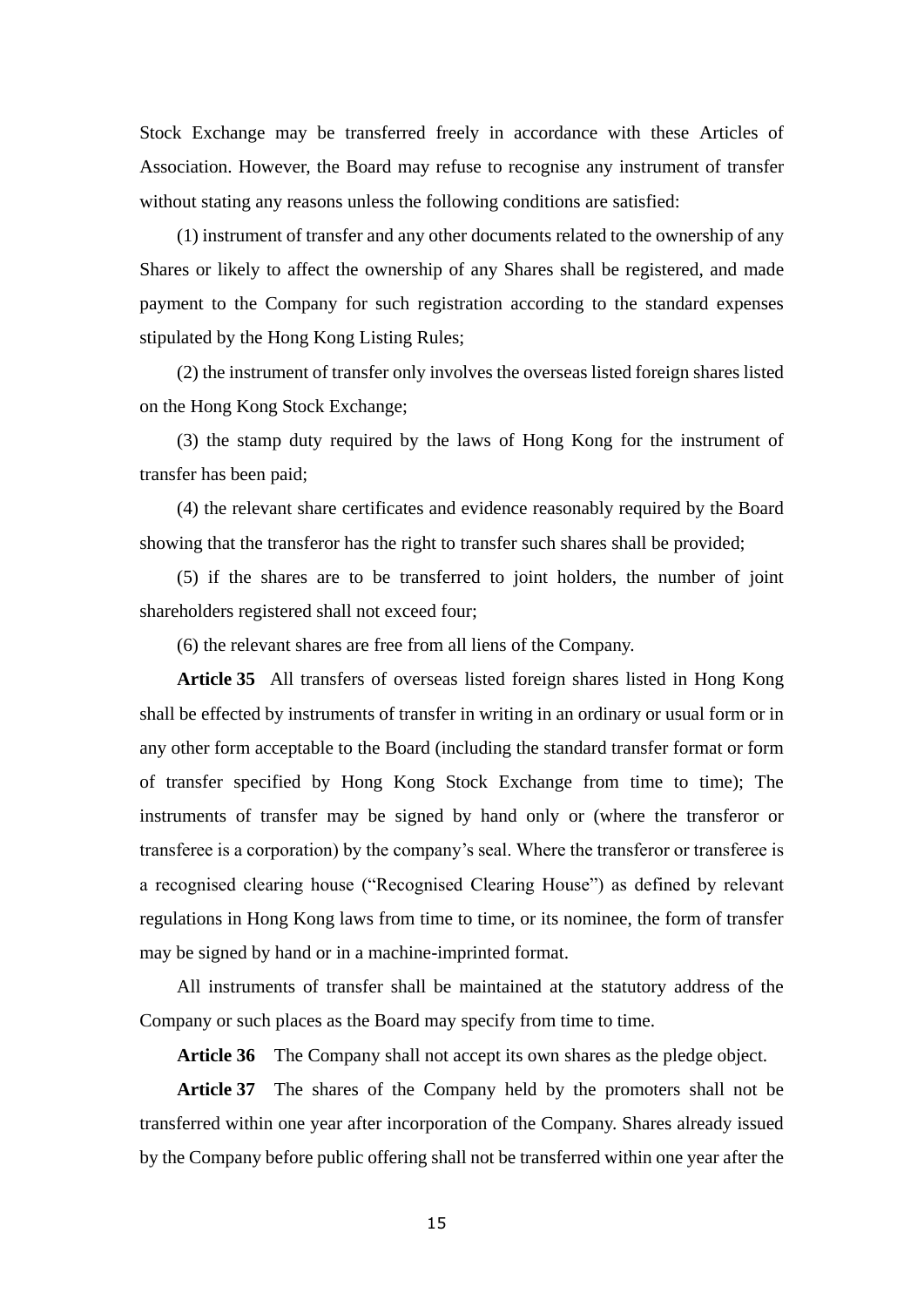Stock Exchange may be transferred freely in accordance with these Articles of Association. However, the Board may refuse to recognise any instrument of transfer without stating any reasons unless the following conditions are satisfied:

(1) instrument of transfer and any other documents related to the ownership of any Shares or likely to affect the ownership of any Shares shall be registered, and made payment to the Company for such registration according to the standard expenses stipulated by the Hong Kong Listing Rules;

(2) the instrument of transfer only involves the overseas listed foreign shares listed on the Hong Kong Stock Exchange;

(3) the stamp duty required by the laws of Hong Kong for the instrument of transfer has been paid;

(4) the relevant share certificates and evidence reasonably required by the Board showing that the transferor has the right to transfer such shares shall be provided;

(5) if the shares are to be transferred to joint holders, the number of joint shareholders registered shall not exceed four;

(6) the relevant shares are free from all liens of the Company.

**Article 35** All transfers of overseas listed foreign shares listed in Hong Kong shall be effected by instruments of transfer in writing in an ordinary or usual form or in any other form acceptable to the Board (including the standard transfer format or form of transfer specified by Hong Kong Stock Exchange from time to time); The instruments of transfer may be signed by hand only or (where the transferor or transferee is a corporation) by the company's seal. Where the transferor or transferee is a recognised clearing house ("Recognised Clearing House") as defined by relevant regulations in Hong Kong laws from time to time, or its nominee, the form of transfer may be signed by hand or in a machine-imprinted format.

All instruments of transfer shall be maintained at the statutory address of the Company or such places as the Board may specify from time to time.

**Article 36** The Company shall not accept its own shares as the pledge object.

**Article 37** The shares of the Company held by the promoters shall not be transferred within one year after incorporation of the Company. Shares already issued by the Company before public offering shall not be transferred within one year after the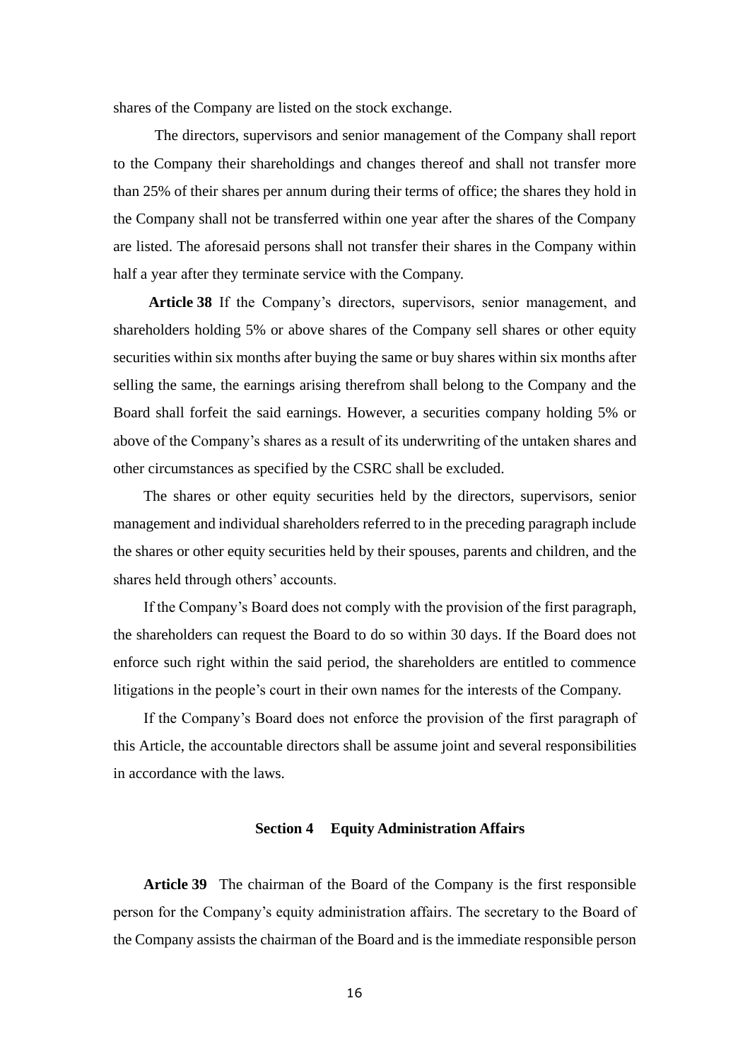shares of the Company are listed on the stock exchange.

The directors, supervisors and senior management of the Company shall report to the Company their shareholdings and changes thereof and shall not transfer more than 25% of their shares per annum during their terms of office; the shares they hold in the Company shall not be transferred within one year after the shares of the Company are listed. The aforesaid persons shall not transfer their shares in the Company within half a year after they terminate service with the Company.

**Article 38** If the Company's directors, supervisors, senior management, and shareholders holding 5% or above shares of the Company sell shares or other equity securities within six months after buying the same or buy shares within six months after selling the same, the earnings arising therefrom shall belong to the Company and the Board shall forfeit the said earnings. However, a securities company holding 5% or above of the Company's shares as a result of its underwriting of the untaken shares and other circumstances as specified by the CSRC shall be excluded.

The shares or other equity securities held by the directors, supervisors, senior management and individual shareholders referred to in the preceding paragraph include the shares or other equity securities held by their spouses, parents and children, and the shares held through others' accounts.

If the Company's Board does not comply with the provision of the first paragraph, the shareholders can request the Board to do so within 30 days. If the Board does not enforce such right within the said period, the shareholders are entitled to commence litigations in the people's court in their own names for the interests of the Company.

If the Company's Board does not enforce the provision of the first paragraph of this Article, the accountable directors shall be assume joint and several responsibilities in accordance with the laws.

### Section 4 Equity Administration Affairs

**Article 39** The chairman of the Board of the Company is the first responsible person for the Company's equity administration affairs. The secretary to the Board of the Company assists the chairman of the Board and is the immediate responsible person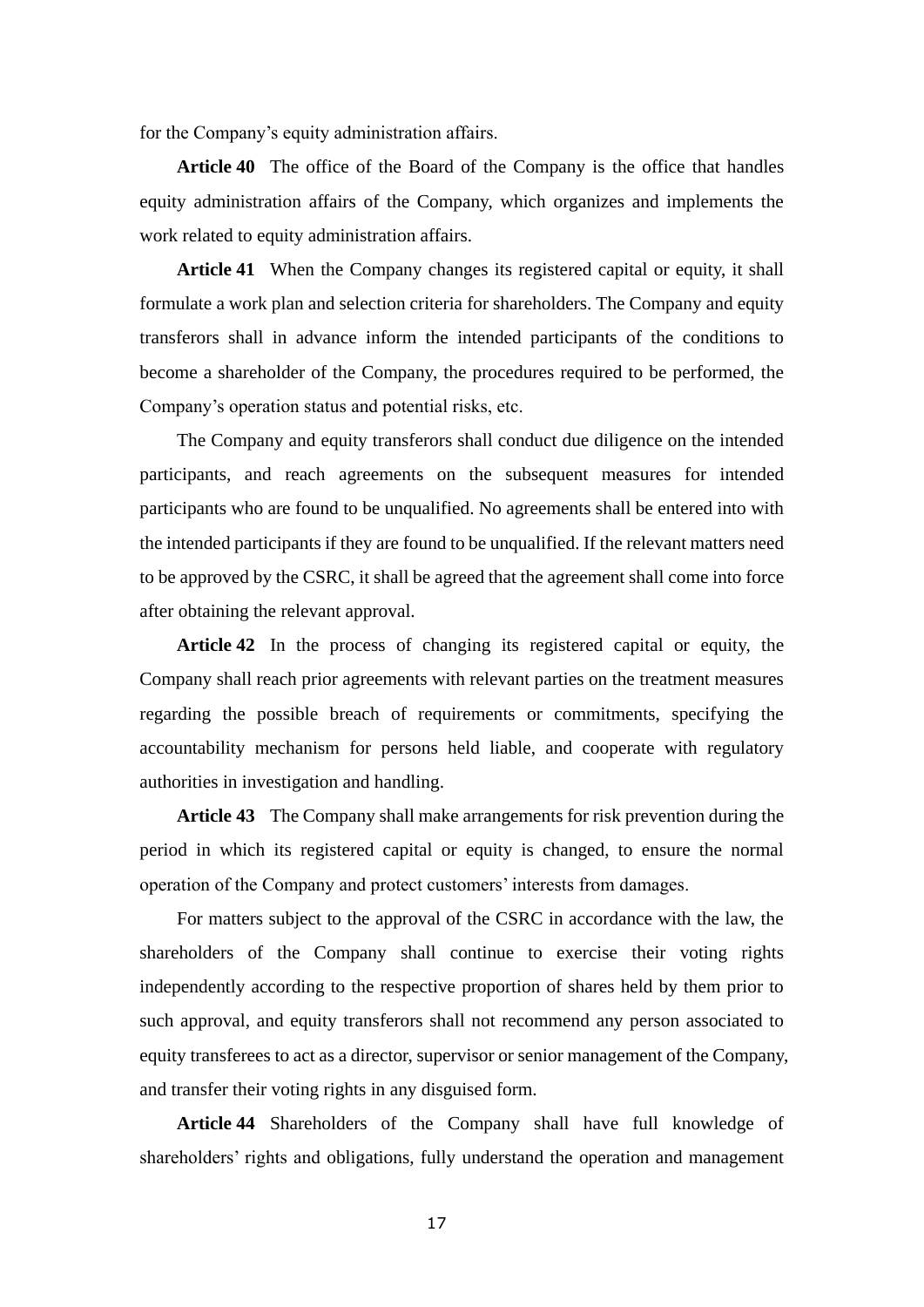for the Company's equity administration affairs.

**Article 40** The office of the Board of the Company is the office that handles equity administration affairs of the Company, which organizes and implements the work related to equity administration affairs.

**Article 41** When the Company changes its registered capital or equity, it shall formulate a work plan and selection criteria for shareholders. The Company and equity transferors shall in advance inform the intended participants of the conditions to become a shareholder of the Company, the procedures required to be performed, the Company's operation status and potential risks, etc.

The Company and equity transferors shall conduct due diligence on the intended participants, and reach agreements on the subsequent measures for intended participants who are found to be unqualified. No agreements shall be entered into with the intended participants if they are found to be unqualified. If the relevant matters need to be approved by the CSRC, it shall be agreed that the agreement shall come into force after obtaining the relevant approval.

**Article 42** In the process of changing its registered capital or equity, the Company shall reach prior agreements with relevant parties on the treatment measures regarding the possible breach of requirements or commitments, specifying the accountability mechanism for persons held liable, and cooperate with regulatory authorities in investigation and handling.

**Article 43** The Company shall make arrangements for risk prevention during the period in which its registered capital or equity is changed, to ensure the normal operation of the Company and protect customers' interests from damages.

For matters subject to the approval of the CSRC in accordance with the law, the shareholders of the Company shall continue to exercise their voting rights independently according to the respective proportion of shares held by them prior to such approval, and equity transferors shall not recommend any person associated to equity transferees to act as a director, supervisor or senior management of the Company, and transfer their voting rights in any disguised form.

**Article 44** Shareholders of the Company shall have full knowledge of shareholders' rights and obligations, fully understand the operation and management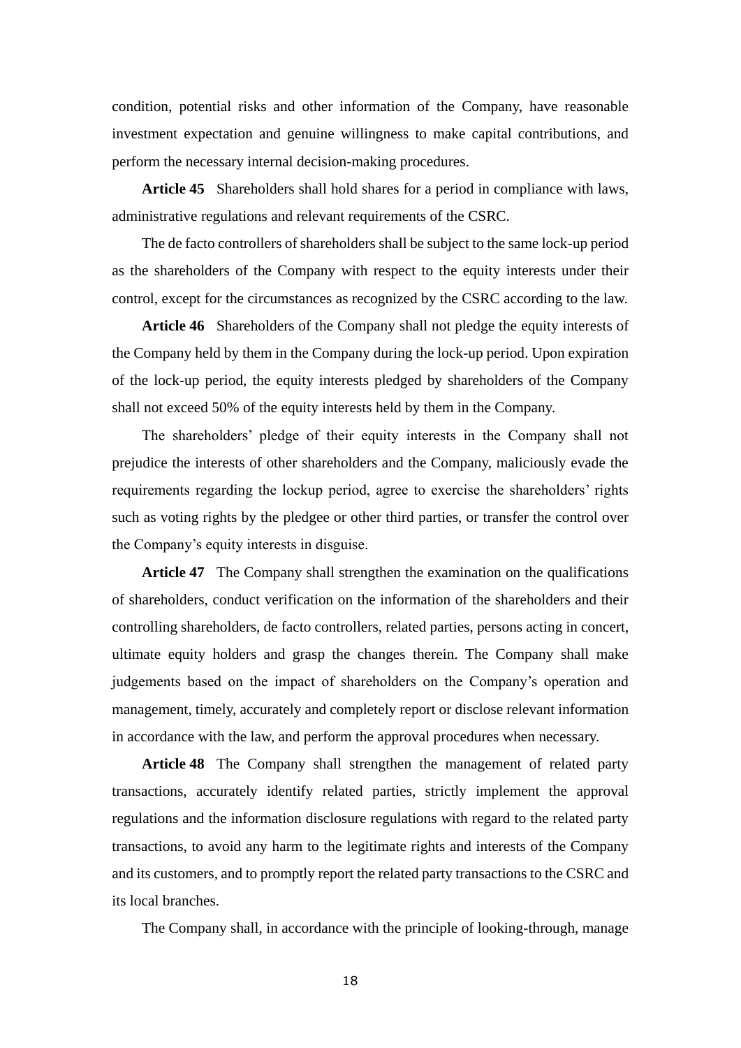condition, potential risks and other information of the Company, have reasonable investment expectation and genuine willingness to make capital contributions, and perform the necessary internal decision-making procedures.

**Article 45** Shareholders shall hold shares for a period in compliance with laws, administrative regulations and relevant requirements of the CSRC.

The de facto controllers of shareholders shall be subject to the same lock-up period as the shareholders of the Company with respect to the equity interests under their control, except for the circumstances as recognized by the CSRC according to the law.

**Article 46** Shareholders of the Company shall not pledge the equity interests of the Company held by them in the Company during the lock-up period. Upon expiration of the lock-up period, the equity interests pledged by shareholders of the Company shall not exceed 50% of the equity interests held by them in the Company.

The shareholders' pledge of their equity interests in the Company shall not prejudice the interests of other shareholders and the Company, maliciously evade the requirements regarding the lockup period, agree to exercise the shareholders' rights such as voting rights by the pledgee or other third parties, or transfer the control over the Company's equity interests in disguise.

**Article 47** The Company shall strengthen the examination on the qualifications of shareholders, conduct verification on the information of the shareholders and their controlling shareholders, de facto controllers, related parties, persons acting in concert, ultimate equity holders and grasp the changes therein. The Company shall make judgements based on the impact of shareholders on the Company's operation and management, timely, accurately and completely report or disclose relevant information in accordance with the law, and perform the approval procedures when necessary.

**Article 48** The Company shall strengthen the management of related party transactions, accurately identify related parties, strictly implement the approval regulations and the information disclosure regulations with regard to the related party transactions, to avoid any harm to the legitimate rights and interests of the Company and its customers, and to promptly report the related party transactions to the CSRC and its local branches.

The Company shall, in accordance with the principle of looking-through, manage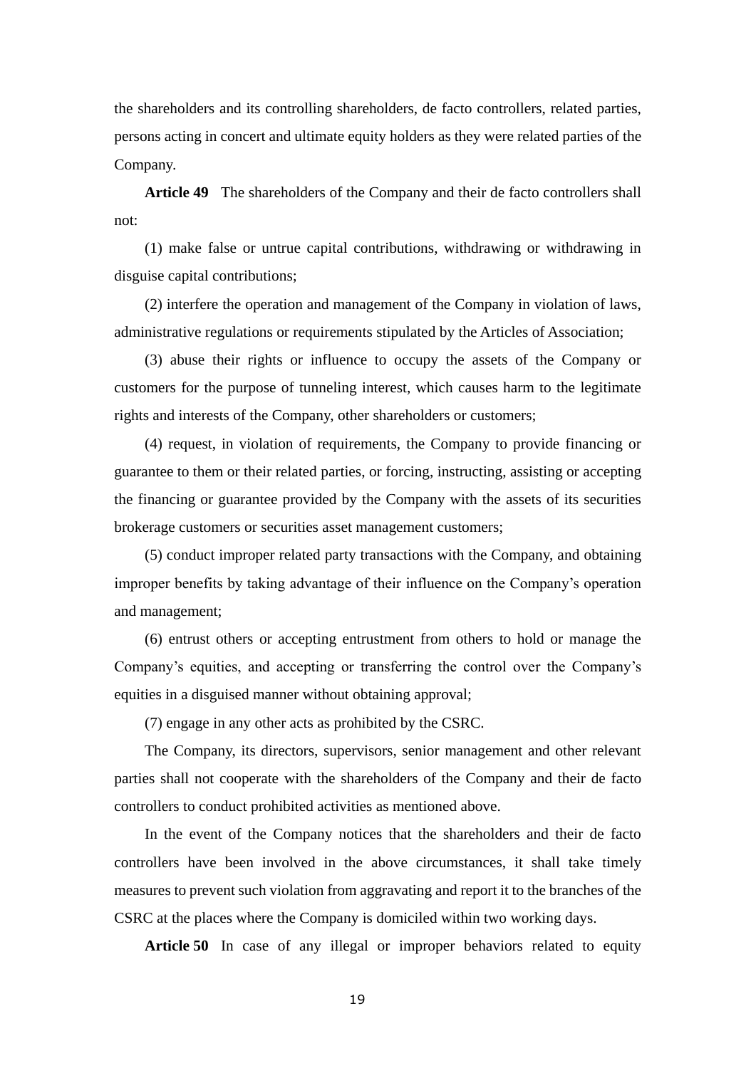the shareholders and its controlling shareholders, de facto controllers, related parties, persons acting in concert and ultimate equity holders as they were related parties of the Company.

**Article 49** The shareholders of the Company and their de facto controllers shall not:

(1) make false or untrue capital contributions, withdrawing or withdrawing in disguise capital contributions;

(2) interfere the operation and management of the Company in violation of laws, administrative regulations or requirements stipulated by the Articles of Association;

(3) abuse their rights or influence to occupy the assets of the Company or customers for the purpose of tunneling interest, which causes harm to the legitimate rights and interests of the Company, other shareholders or customers;

(4) request, in violation of requirements, the Company to provide financing or guarantee to them or their related parties, or forcing, instructing, assisting or accepting the financing or guarantee provided by the Company with the assets of its securities brokerage customers or securities asset management customers;

(5) conduct improper related party transactions with the Company, and obtaining improper benefits by taking advantage of their influence on the Company's operation and management;

(6) entrust others or accepting entrustment from others to hold or manage the Company's equities, and accepting or transferring the control over the Company's equities in a disguised manner without obtaining approval;

(7) engage in any other acts as prohibited by the CSRC.

The Company, its directors, supervisors, senior management and other relevant parties shall not cooperate with the shareholders of the Company and their de facto controllers to conduct prohibited activities as mentioned above.

In the event of the Company notices that the shareholders and their de facto controllers have been involved in the above circumstances, it shall take timely measures to prevent such violation from aggravating and report it to the branches of the CSRC at the places where the Company is domiciled within two working days.

**Article 50** In case of any illegal or improper behaviors related to equity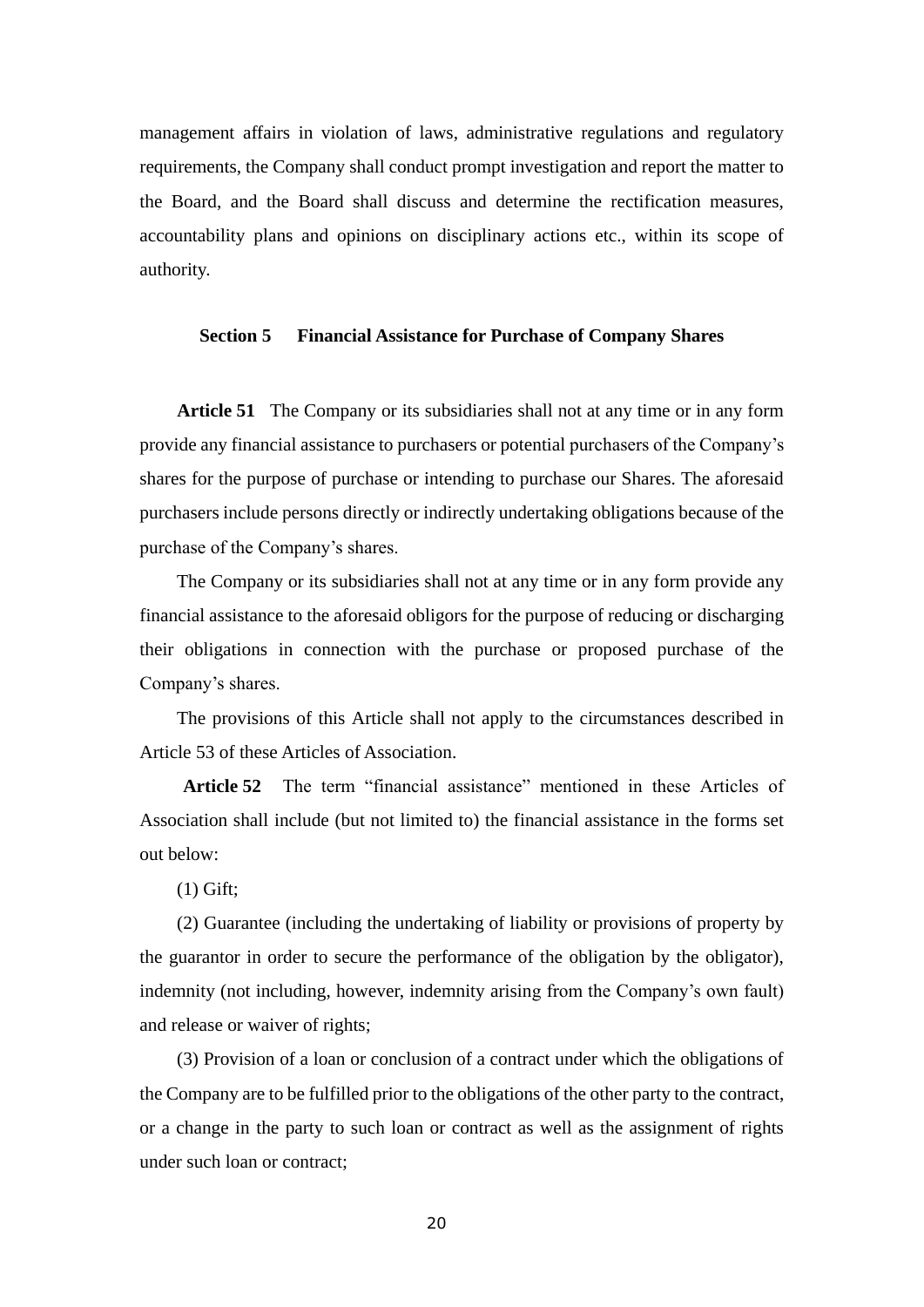management affairs in violation of laws, administrative regulations and regulatory requirements, the Company shall conduct prompt investigation and report the matter to the Board, and the Board shall discuss and determine the rectification measures, accountability plans and opinions on disciplinary actions etc., within its scope of authority.

### Section 5 Financial Assistance for Purchase of Company Shares

**Article 51** The Company or its subsidiaries shall not at any time or in any form provide any financial assistance to purchasers or potential purchasers of the Company's shares for the purpose of purchase or intending to purchase our Shares. The aforesaid purchasers include persons directly or indirectly undertaking obligations because of the purchase of the Company's shares.

The Company or its subsidiaries shall not at any time or in any form provide any financial assistance to the aforesaid obligors for the purpose of reducing or discharging their obligations in connection with the purchase or proposed purchase of the Company's shares.

The provisions of this Article shall not apply to the circumstances described in Article 53 of these Articles of Association.

**Article 52** The term "financial assistance" mentioned in these Articles of Association shall include (but not limited to) the financial assistance in the forms set out below:

(1) Gift;

(2) Guarantee (including the undertaking of liability or provisions of property by the guarantor in order to secure the performance of the obligation by the obligator), indemnity (not including, however, indemnity arising from the Company's own fault) and release or waiver of rights;

(3) Provision of a loan or conclusion of a contract under which the obligations of the Company are to be fulfilled prior to the obligations of the other party to the contract, or a change in the party to such loan or contract as well as the assignment of rights under such loan or contract;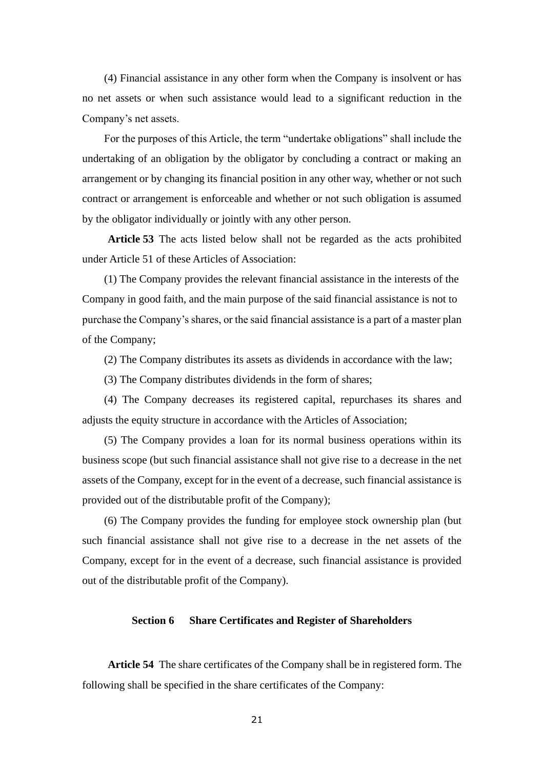(4) Financial assistance in any other form when the Company is insolvent or has no net assets or when such assistance would lead to a significant reduction in the Company's net assets.

For the purposes of this Article, the term "undertake obligations" shall include the undertaking of an obligation by the obligator by concluding a contract or making an arrangement or by changing its financial position in any other way, whether or not such contract or arrangement is enforceable and whether or not such obligation is assumed by the obligator individually or jointly with any other person.

**Article 53** The acts listed below shall not be regarded as the acts prohibited under Article 51 of these Articles of Association:

(1) The Company provides the relevant financial assistance in the interests of the Company in good faith, and the main purpose of the said financial assistance is not to purchase the Company's shares, or the said financial assistance is a part of a master plan of the Company;

(2) The Company distributes its assets as dividends in accordance with the law;

(3) The Company distributes dividends in the form of shares;

(4) The Company decreases its registered capital, repurchases its shares and adjusts the equity structure in accordance with the Articles of Association;

(5) The Company provides a loan for its normal business operations within its business scope (but such financial assistance shall not give rise to a decrease in the net assets of the Company, except for in the event of a decrease, such financial assistance is provided out of the distributable profit of the Company);

(6) The Company provides the funding for employee stock ownership plan (but such financial assistance shall not give rise to a decrease in the net assets of the Company, except for in the event of a decrease, such financial assistance is provided out of the distributable profit of the Company).

## Section 6 Share Certificates and Register of Shareholders

**Article 54** The share certificates of the Company shall be in registered form. The following shall be specified in the share certificates of the Company: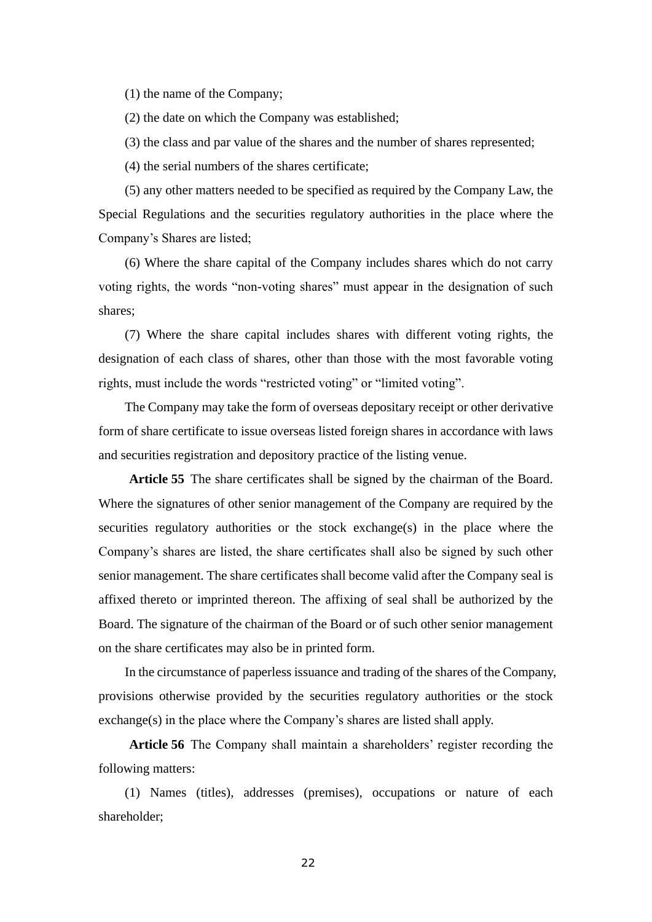(1) the name of the Company;

(2) the date on which the Company was established;

(3) the class and par value of the shares and the number of shares represented;

(4) the serial numbers of the shares certificate;

(5) any other matters needed to be specified as required by the Company Law, the Special Regulations and the securities regulatory authorities in the place where the Company's Shares are listed;

(6) Where the share capital of the Company includes shares which do not carry voting rights, the words "non-voting shares" must appear in the designation of such shares;

(7) Where the share capital includes shares with different voting rights, the designation of each class of shares, other than those with the most favorable voting rights, must include the words "restricted voting" or "limited voting".

The Company may take the form of overseas depositary receipt or other derivative form of share certificate to issue overseas listed foreign shares in accordance with laws and securities registration and depository practice of the listing venue.

**Article 55** The share certificates shall be signed by the chairman of the Board. Where the signatures of other senior management of the Company are required by the securities regulatory authorities or the stock exchange(s) in the place where the Company's shares are listed, the share certificates shall also be signed by such other senior management. The share certificates shall become valid after the Company seal is affixed thereto or imprinted thereon. The affixing of seal shall be authorized by the Board. The signature of the chairman of the Board or of such other senior management on the share certificates may also be in printed form.

In the circumstance of paperless issuance and trading of the shares of the Company, provisions otherwise provided by the securities regulatory authorities or the stock exchange(s) in the place where the Company's shares are listed shall apply.

**Article 56** The Company shall maintain a shareholders' register recording the following matters:

(1) Names (titles), addresses (premises), occupations or nature of each shareholder;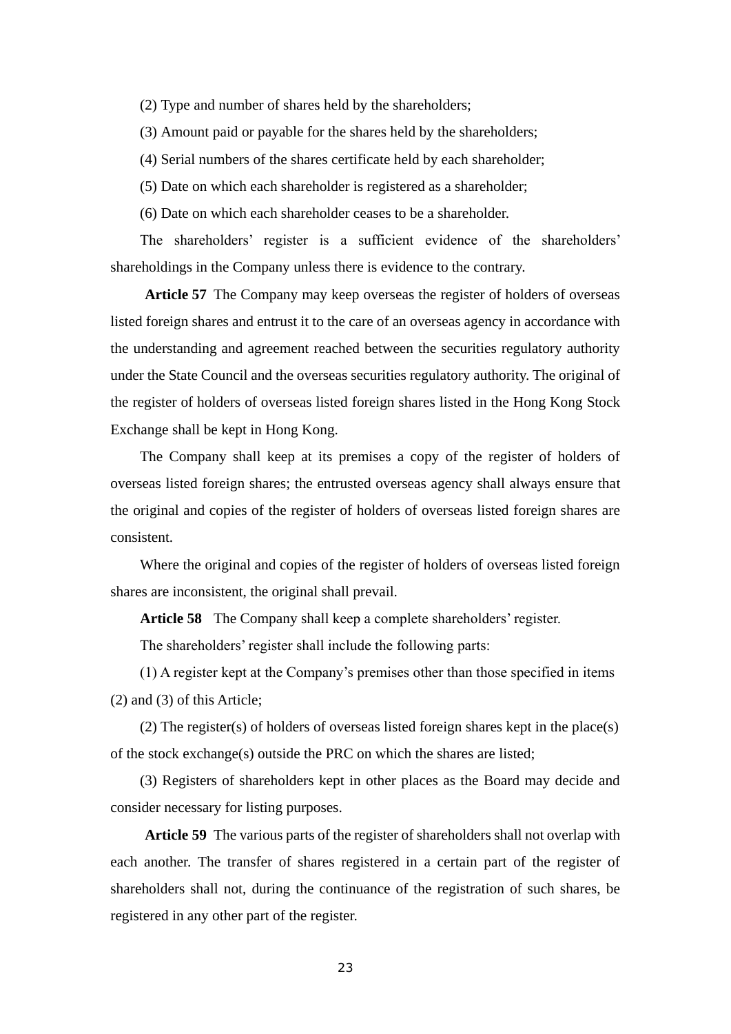(2) Type and number of shares held by the shareholders;

(3) Amount paid or payable for the shares held by the shareholders;

(4) Serial numbers of the shares certificate held by each shareholder;

(5) Date on which each shareholder is registered as a shareholder;

(6) Date on which each shareholder ceases to be a shareholder.

The shareholders' register is a sufficient evidence of the shareholders' shareholdings in the Company unless there is evidence to the contrary.

**Article 57** The Company may keep overseas the register of holders of overseas listed foreign shares and entrust it to the care of an overseas agency in accordance with the understanding and agreement reached between the securities regulatory authority under the State Council and the overseas securities regulatory authority. The original of the register of holders of overseas listed foreign shares listed in the Hong Kong Stock Exchange shall be kept in Hong Kong.

The Company shall keep at its premises a copy of the register of holders of overseas listed foreign shares; the entrusted overseas agency shall always ensure that the original and copies of the register of holders of overseas listed foreign shares are consistent.

Where the original and copies of the register of holders of overseas listed foreign shares are inconsistent, the original shall prevail.

**Article 58** The Company shall keep a complete shareholders' register.

The shareholders' register shall include the following parts:

(1) A register kept at the Company's premises other than those specified in items (2) and (3) of this Article;

(2) The register(s) of holders of overseas listed foreign shares kept in the place(s) of the stock exchange(s) outside the PRC on which the shares are listed;

(3) Registers of shareholders kept in other places as the Board may decide and consider necessary for listing purposes.

**Article 59** The various parts of the register of shareholders shall not overlap with each another. The transfer of shares registered in a certain part of the register of shareholders shall not, during the continuance of the registration of such shares, be registered in any other part of the register.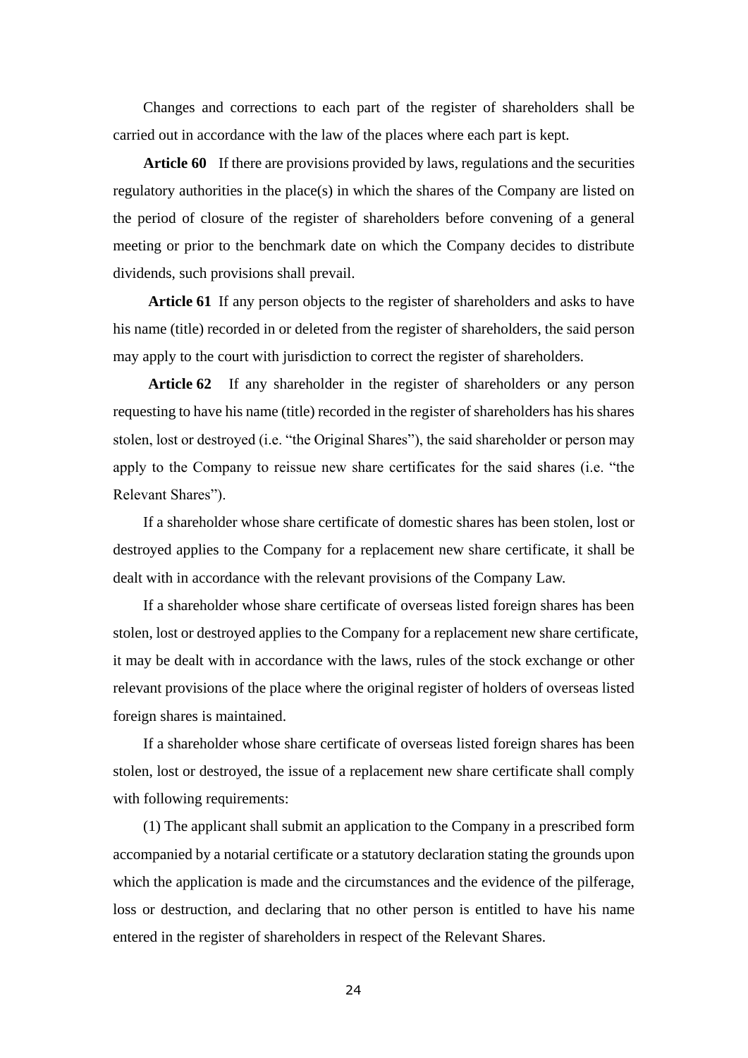Changes and corrections to each part of the register of shareholders shall be carried out in accordance with the law of the places where each part is kept.

**Article 60** If there are provisions provided by laws, regulations and the securities regulatory authorities in the place(s) in which the shares of the Company are listed on the period of closure of the register of shareholders before convening of a general meeting or prior to the benchmark date on which the Company decides to distribute dividends, such provisions shall prevail.

**Article 61** If any person objects to the register of shareholders and asks to have his name (title) recorded in or deleted from the register of shareholders, the said person may apply to the court with jurisdiction to correct the register of shareholders.

**Article 62** If any shareholder in the register of shareholders or any person requesting to have his name (title) recorded in the register of shareholders has his shares stolen, lost or destroyed (i.e. "the Original Shares"), the said shareholder or person may apply to the Company to reissue new share certificates for the said shares (i.e. "the Relevant Shares").

If a shareholder whose share certificate of domestic shares has been stolen, lost or destroyed applies to the Company for a replacement new share certificate, it shall be dealt with in accordance with the relevant provisions of the Company Law.

If a shareholder whose share certificate of overseas listed foreign shares has been stolen, lost or destroyed applies to the Company for a replacement new share certificate, it may be dealt with in accordance with the laws, rules of the stock exchange or other relevant provisions of the place where the original register of holders of overseas listed foreign shares is maintained.

If a shareholder whose share certificate of overseas listed foreign shares has been stolen, lost or destroyed, the issue of a replacement new share certificate shall comply with following requirements:

(1) The applicant shall submit an application to the Company in a prescribed form accompanied by a notarial certificate or a statutory declaration stating the grounds upon which the application is made and the circumstances and the evidence of the pilferage, loss or destruction, and declaring that no other person is entitled to have his name entered in the register of shareholders in respect of the Relevant Shares.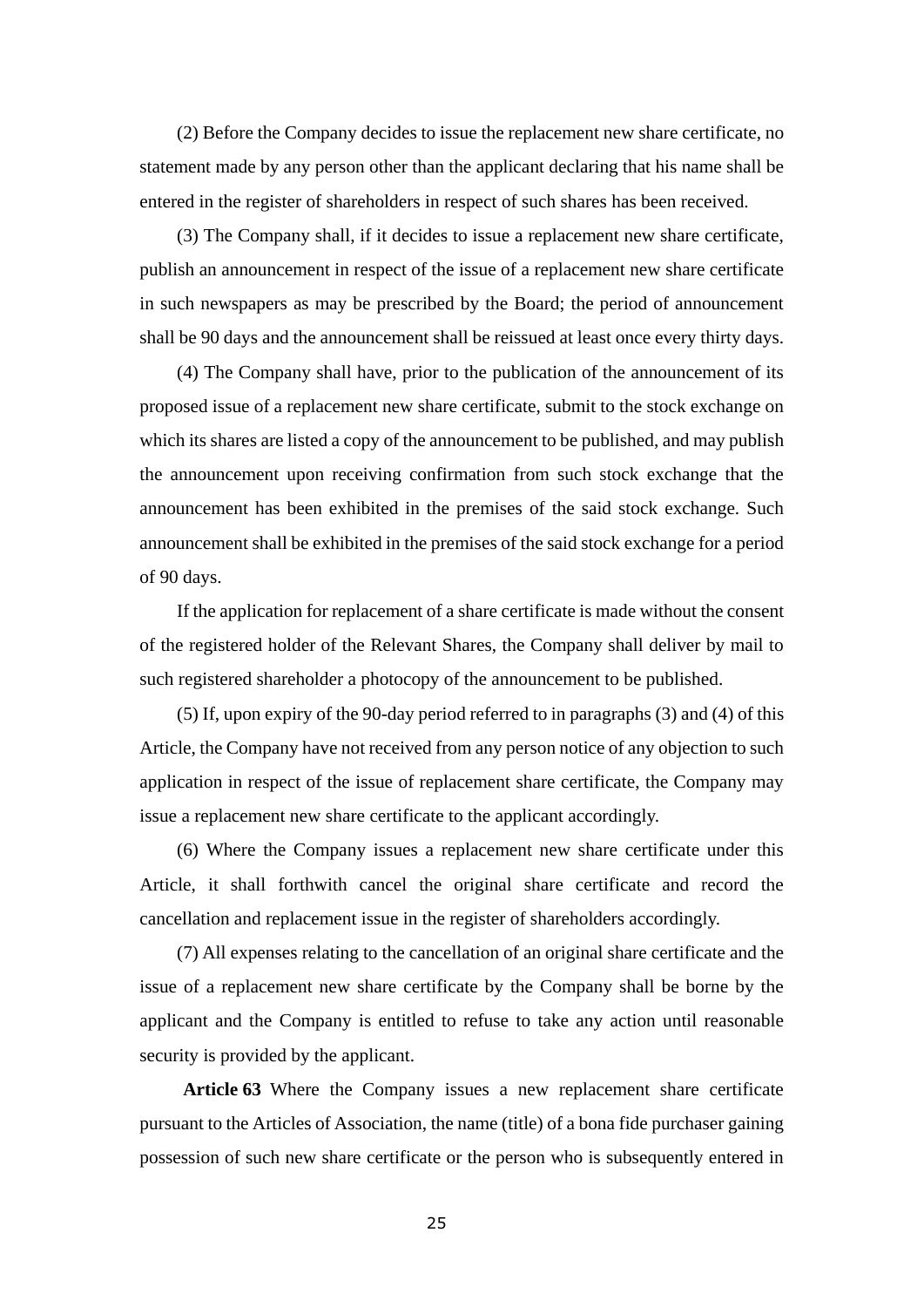(2) Before the Company decides to issue the replacement new share certificate, no statement made by any person other than the applicant declaring that his name shall be entered in the register of shareholders in respect of such shares has been received.

(3) The Company shall, if it decides to issue a replacement new share certificate, publish an announcement in respect of the issue of a replacement new share certificate in such newspapers as may be prescribed by the Board; the period of announcement shall be 90 days and the announcement shall be reissued at least once every thirty days.

(4) The Company shall have, prior to the publication of the announcement of its proposed issue of a replacement new share certificate, submit to the stock exchange on which its shares are listed a copy of the announcement to be published, and may publish the announcement upon receiving confirmation from such stock exchange that the announcement has been exhibited in the premises of the said stock exchange. Such announcement shall be exhibited in the premises of the said stock exchange for a period of 90 days.

If the application for replacement of a share certificate is made without the consent of the registered holder of the Relevant Shares, the Company shall deliver by mail to such registered shareholder a photocopy of the announcement to be published.

(5) If, upon expiry of the 90-day period referred to in paragraphs (3) and (4) of this Article, the Company have not received from any person notice of any objection to such application in respect of the issue of replacement share certificate, the Company may issue a replacement new share certificate to the applicant accordingly.

(6) Where the Company issues a replacement new share certificate under this Article, it shall forthwith cancel the original share certificate and record the cancellation and replacement issue in the register of shareholders accordingly.

(7) All expenses relating to the cancellation of an original share certificate and the issue of a replacement new share certificate by the Company shall be borne by the applicant and the Company is entitled to refuse to take any action until reasonable security is provided by the applicant.

**Article 63** Where the Company issues a new replacement share certificate pursuant to the Articles of Association, the name (title) of a bona fide purchaser gaining possession of such new share certificate or the person who is subsequently entered in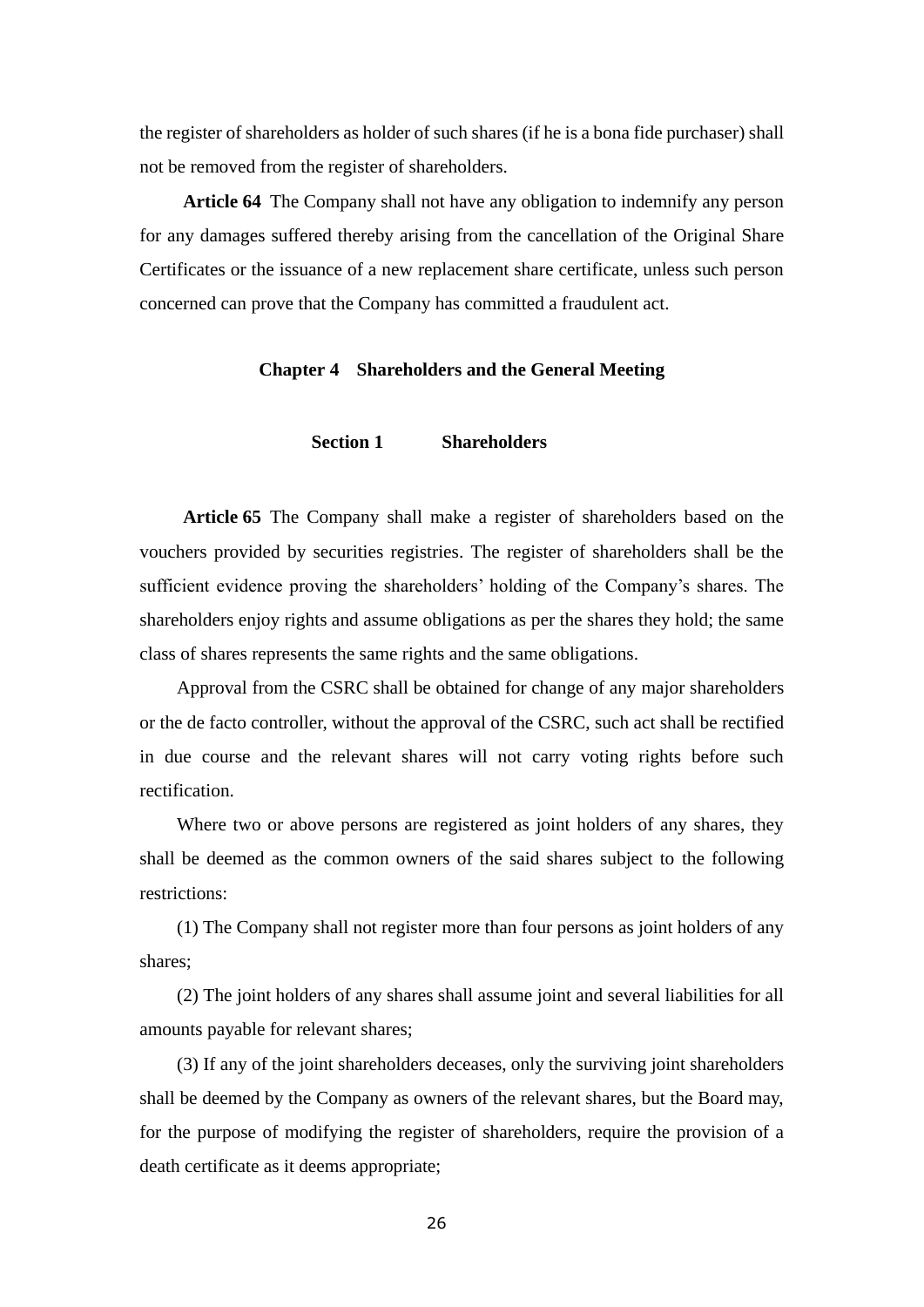the register of shareholders as holder of such shares (if he is a bona fide purchaser) shall not be removed from the register of shareholders.

**Article 64** The Company shall not have any obligation to indemnify any person for any damages suffered thereby arising from the cancellation of the Original Share Certificates or the issuance of a new replacement share certificate, unless such person concerned can prove that the Company has committed a fraudulent act.

## Chapter 4 Shareholders and the General Meeting

### Section 1 Shareholders

**Article 65** The Company shall make a register of shareholders based on the vouchers provided by securities registries. The register of shareholders shall be the sufficient evidence proving the shareholders' holding of the Company's shares. The shareholders enjoy rights and assume obligations as per the shares they hold; the same class of shares represents the same rights and the same obligations.

Approval from the CSRC shall be obtained for change of any major shareholders or the de facto controller, without the approval of the CSRC, such act shall be rectified in due course and the relevant shares will not carry voting rights before such rectification.

Where two or above persons are registered as joint holders of any shares, they shall be deemed as the common owners of the said shares subject to the following restrictions:

(1) The Company shall not register more than four persons as joint holders of any shares;

(2) The joint holders of any shares shall assume joint and several liabilities for all amounts payable for relevant shares;

(3) If any of the joint shareholders deceases, only the surviving joint shareholders shall be deemed by the Company as owners of the relevant shares, but the Board may, for the purpose of modifying the register of shareholders, require the provision of a death certificate as it deems appropriate;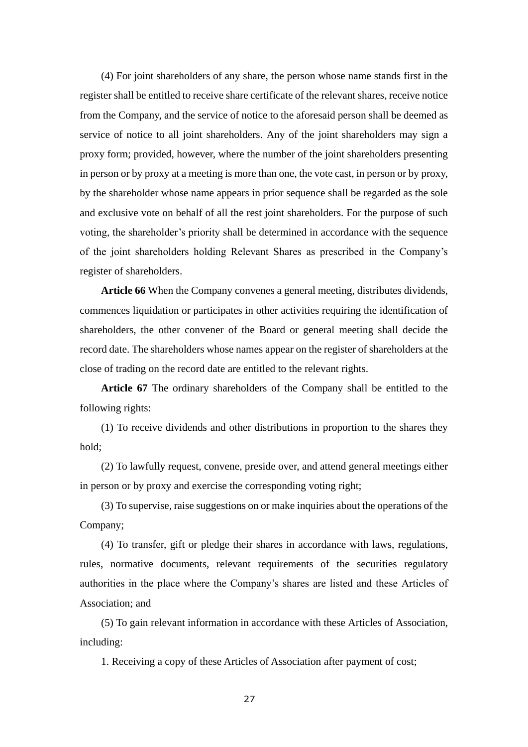(4) For joint shareholders of any share, the person whose name stands first in the register shall be entitled to receive share certificate of the relevant shares, receive notice from the Company, and the service of notice to the aforesaid person shall be deemed as service of notice to all joint shareholders. Any of the joint shareholders may sign a proxy form; provided, however, where the number of the joint shareholders presenting in person or by proxy at a meeting is more than one, the vote cast, in person or by proxy, by the shareholder whose name appears in prior sequence shall be regarded as the sole and exclusive vote on behalf of all the rest joint shareholders. For the purpose of such voting, the shareholder's priority shall be determined in accordance with the sequence of the joint shareholders holding Relevant Shares as prescribed in the Company's register of shareholders.

**Article 66** When the Company convenes a general meeting, distributes dividends, commences liquidation or participates in other activities requiring the identification of shareholders, the other convener of the Board or general meeting shall decide the record date. The shareholders whose names appear on the register of shareholders at the close of trading on the record date are entitled to the relevant rights.

**Article 67** The ordinary shareholders of the Company shall be entitled to the following rights:

(1) To receive dividends and other distributions in proportion to the shares they hold;

(2) To lawfully request, convene, preside over, and attend general meetings either in person or by proxy and exercise the corresponding voting right;

(3) To supervise, raise suggestions on or make inquiries about the operations of the Company;

(4) To transfer, gift or pledge their shares in accordance with laws, regulations, rules, normative documents, relevant requirements of the securities regulatory authorities in the place where the Company's shares are listed and these Articles of Association; and

(5) To gain relevant information in accordance with these Articles of Association, including:

1. Receiving a copy of these Articles of Association after payment of cost;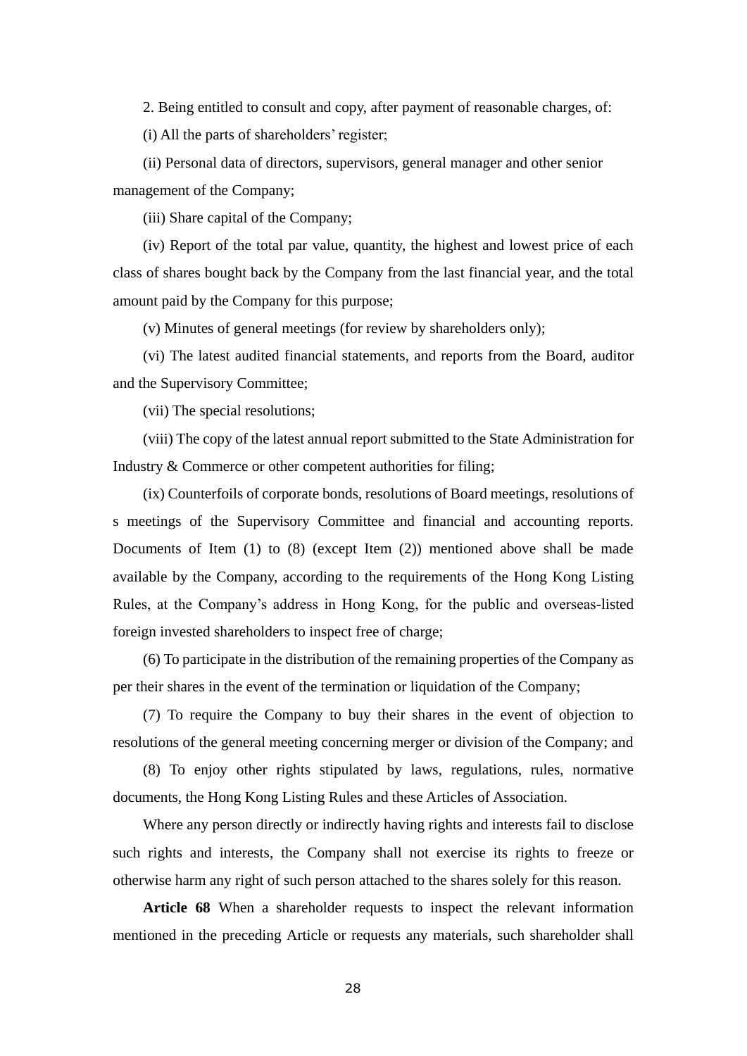2. Being entitled to consult and copy, after payment of reasonable charges, of:

(i) All the parts of shareholders' register;

(ii) Personal data of directors, supervisors, general manager and other senior management of the Company;

(iii) Share capital of the Company;

(iv) Report of the total par value, quantity, the highest and lowest price of each class of shares bought back by the Company from the last financial year, and the total amount paid by the Company for this purpose;

(v) Minutes of general meetings (for review by shareholders only);

(vi) The latest audited financial statements, and reports from the Board, auditor and the Supervisory Committee;

(vii) The special resolutions;

(viii) The copy of the latest annual report submitted to the State Administration for Industry & Commerce or other competent authorities for filing;

(ix) Counterfoils of corporate bonds, resolutions of Board meetings, resolutions of s meetings of the Supervisory Committee and financial and accounting reports. Documents of Item (1) to (8) (except Item (2)) mentioned above shall be made available by the Company, according to the requirements of the Hong Kong Listing Rules, at the Company's address in Hong Kong, for the public and overseas-listed foreign invested shareholders to inspect free of charge;

(6) To participate in the distribution of the remaining properties of the Company as per their shares in the event of the termination or liquidation of the Company;

(7) To require the Company to buy their shares in the event of objection to resolutions of the general meeting concerning merger or division of the Company; and

(8) To enjoy other rights stipulated by laws, regulations, rules, normative documents, the Hong Kong Listing Rules and these Articles of Association.

Where any person directly or indirectly having rights and interests fail to disclose such rights and interests, the Company shall not exercise its rights to freeze or otherwise harm any right of such person attached to the shares solely for this reason.

**Article 68** When a shareholder requests to inspect the relevant information mentioned in the preceding Article or requests any materials, such shareholder shall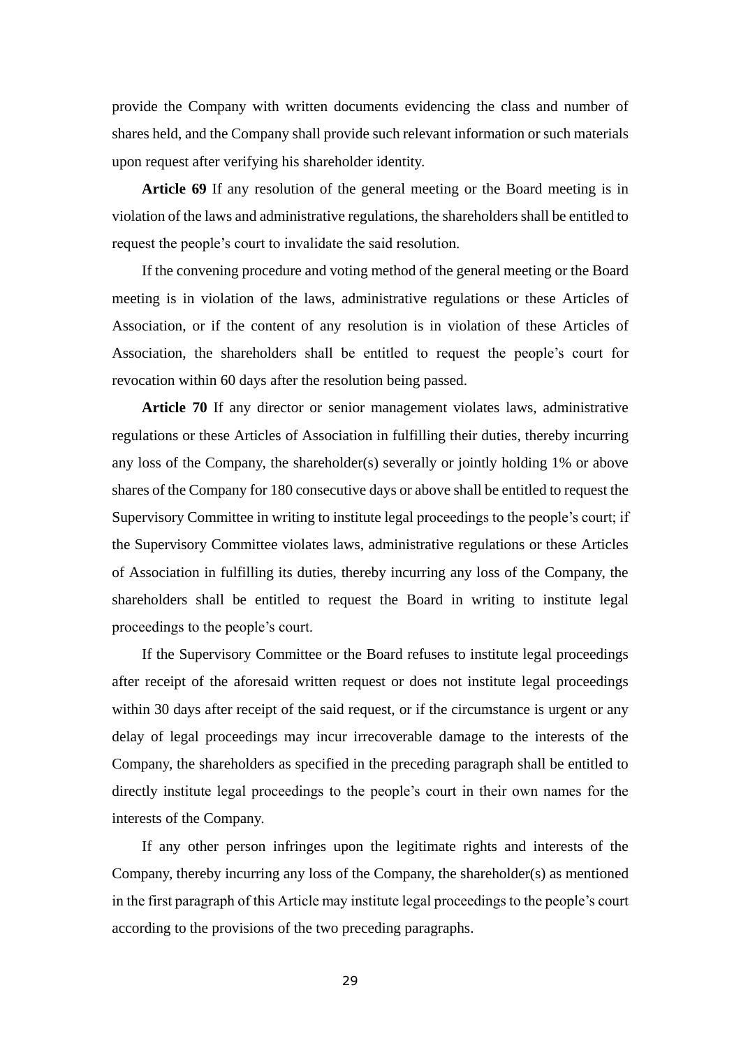provide the Company with written documents evidencing the class and number of shares held, and the Company shall provide such relevant information or such materials upon request after verifying his shareholder identity.

**Article 69** If any resolution of the general meeting or the Board meeting is in violation of the laws and administrative regulations, the shareholders shall be entitled to request the people's court to invalidate the said resolution.

If the convening procedure and voting method of the general meeting or the Board meeting is in violation of the laws, administrative regulations or these Articles of Association, or if the content of any resolution is in violation of these Articles of Association, the shareholders shall be entitled to request the people's court for revocation within 60 days after the resolution being passed.

**Article 70** If any director or senior management violates laws, administrative regulations or these Articles of Association in fulfilling their duties, thereby incurring any loss of the Company, the shareholder(s) severally or jointly holding 1% or above shares of the Company for 180 consecutive days or above shall be entitled to request the Supervisory Committee in writing to institute legal proceedings to the people's court; if the Supervisory Committee violates laws, administrative regulations or these Articles of Association in fulfilling its duties, thereby incurring any loss of the Company, the shareholders shall be entitled to request the Board in writing to institute legal proceedings to the people's court.

If the Supervisory Committee or the Board refuses to institute legal proceedings after receipt of the aforesaid written request or does not institute legal proceedings within 30 days after receipt of the said request, or if the circumstance is urgent or any delay of legal proceedings may incur irrecoverable damage to the interests of the Company, the shareholders as specified in the preceding paragraph shall be entitled to directly institute legal proceedings to the people's court in their own names for the interests of the Company.

If any other person infringes upon the legitimate rights and interests of the Company, thereby incurring any loss of the Company, the shareholder(s) as mentioned in the first paragraph of this Article may institute legal proceedings to the people's court according to the provisions of the two preceding paragraphs.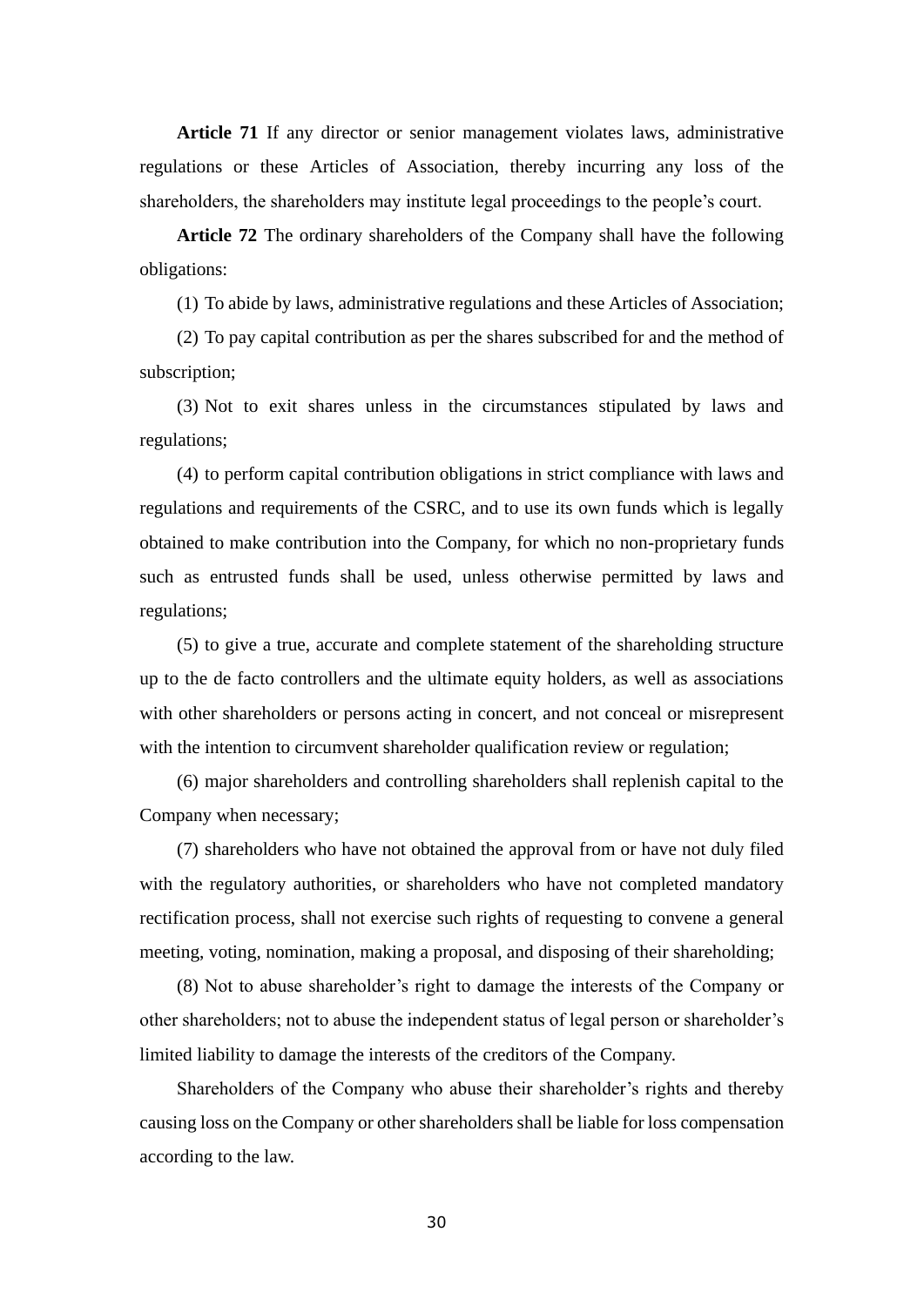**Article 71** If any director or senior management violates laws, administrative regulations or these Articles of Association, thereby incurring any loss of the shareholders, the shareholders may institute legal proceedings to the people's court.

**Article 72** The ordinary shareholders of the Company shall have the following obligations:

(1) To abide by laws, administrative regulations and these Articles of Association;

(2) To pay capital contribution as per the shares subscribed for and the method of subscription;

(3) Not to exit shares unless in the circumstances stipulated by laws and regulations;

(4) to perform capital contribution obligations in strict compliance with laws and regulations and requirements of the CSRC, and to use its own funds which is legally obtained to make contribution into the Company, for which no non-proprietary funds such as entrusted funds shall be used, unless otherwise permitted by laws and regulations;

(5) to give a true, accurate and complete statement of the shareholding structure up to the de facto controllers and the ultimate equity holders, as well as associations with other shareholders or persons acting in concert, and not conceal or misrepresent with the intention to circumvent shareholder qualification review or regulation;

(6) major shareholders and controlling shareholders shall replenish capital to the Company when necessary;

(7) shareholders who have not obtained the approval from or have not duly filed with the regulatory authorities, or shareholders who have not completed mandatory rectification process, shall not exercise such rights of requesting to convene a general meeting, voting, nomination, making a proposal, and disposing of their shareholding;

(8) Not to abuse shareholder's right to damage the interests of the Company or other shareholders; not to abuse the independent status of legal person or shareholder's limited liability to damage the interests of the creditors of the Company.

Shareholders of the Company who abuse their shareholder's rights and thereby causing loss on the Company or other shareholders shall be liable for loss compensation according to the law.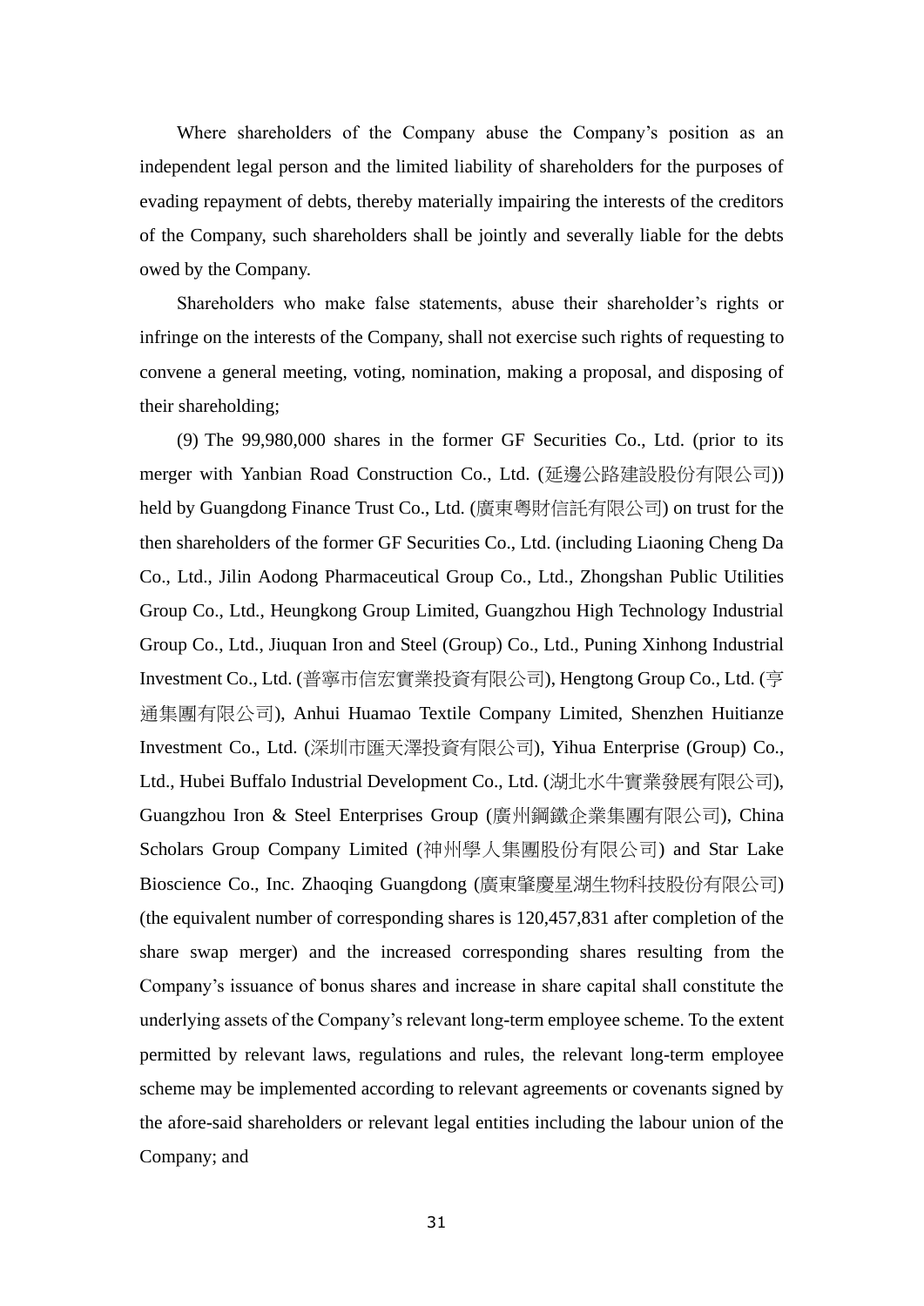Where shareholders of the Company abuse the Company's position as an independent legal person and the limited liability of shareholders for the purposes of evading repayment of debts, thereby materially impairing the interests of the creditors of the Company, such shareholders shall be jointly and severally liable for the debts owed by the Company.

Shareholders who make false statements, abuse their shareholder's rights or infringe on the interests of the Company, shall not exercise such rights of requesting to convene a general meeting, voting, nomination, making a proposal, and disposing of their shareholding;

(9) The 99,980,000 shares in the former GF Securities Co., Ltd. (prior to its merger with Yanbian Road Construction Co., Ltd. (延邊公路建設股份有限公司)) held by Guangdong Finance Trust Co., Ltd. (廣東粵財信託有限公司) on trust for the then shareholders of the former GF Securities Co., Ltd. (including Liaoning Cheng Da Co., Ltd., Jilin Aodong Pharmaceutical Group Co., Ltd., Zhongshan Public Utilities Group Co., Ltd., Heungkong Group Limited, Guangzhou High Technology Industrial Group Co., Ltd., Jiuquan Iron and Steel (Group) Co., Ltd., Puning Xinhong Industrial Investment Co., Ltd. (普寧市信宏實業投資有限公司), Hengtong Group Co., Ltd. (亨通集團有限公司), Anhui Huamao Textile Company Limited, Shenzhen Huitianze Investment Co., Ltd. (深圳市匯天澤投資有限公司), Yihua Enterprise (Group) Co., Ltd., Hubei Buffalo Industrial Development Co., Ltd. (湖北水牛實業發展有限公司), Guangzhou Iron & Steel Enterprises Group (廣州鋼鐵企業集團有限公司), China Scholars Group Company Limited (神州學人集團股份有限公司) and Star Lake Bioscience Co., Inc. Zhaoqing Guangdong (廣東肇慶星湖生物科技股份有限公司) (the equivalent number of corresponding shares is 120,457,831 after completion of the share swap merger) and the increased corresponding shares resulting from the Company's issuance of bonus shares and increase in share capital shall constitute the underlying assets of the Company's relevant long-term employee scheme. To the extent permitted by relevant laws, regulations and rules, the relevant long-term employee scheme may be implemented according to relevant agreements or covenants signed by the afore-said shareholders or relevant legal entities including the labour union of the Company; and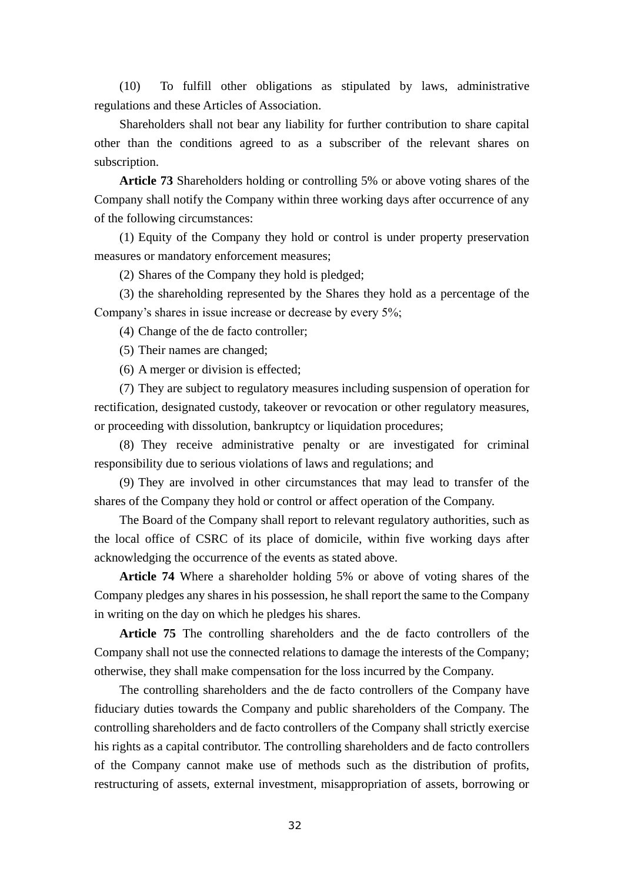(10) To fulfill other obligations as stipulated by laws, administrative regulations and these Articles of Association.

Shareholders shall not bear any liability for further contribution to share capital other than the conditions agreed to as a subscriber of the relevant shares on subscription.

**Article 73** Shareholders holding or controlling 5% or above voting shares of the Company shall notify the Company within three working days after occurrence of any of the following circumstances:

(1) Equity of the Company they hold or control is under property preservation measures or mandatory enforcement measures;

(2) Shares of the Company they hold is pledged;

(3) the shareholding represented by the Shares they hold as a percentage of the Company's shares in issue increase or decrease by every 5%;

(4) Change of the de facto controller;

(5) Their names are changed;

(6) A merger or division is effected;

(7) They are subject to regulatory measures including suspension of operation for rectification, designated custody, takeover or revocation or other regulatory measures, or proceeding with dissolution, bankruptcy or liquidation procedures;

(8) They receive administrative penalty or are investigated for criminal responsibility due to serious violations of laws and regulations; and

(9) They are involved in other circumstances that may lead to transfer of the shares of the Company they hold or control or affect operation of the Company.

The Board of the Company shall report to relevant regulatory authorities, such as the local office of CSRC of its place of domicile, within five working days after acknowledging the occurrence of the events as stated above.

**Article 74** Where a shareholder holding 5% or above of voting shares of the Company pledges any shares in his possession, he shall report the same to the Company in writing on the day on which he pledges his shares.

**Article 75** The controlling shareholders and the de facto controllers of the Company shall not use the connected relations to damage the interests of the Company; otherwise, they shall make compensation for the loss incurred by the Company.

The controlling shareholders and the de facto controllers of the Company have fiduciary duties towards the Company and public shareholders of the Company. The controlling shareholders and de facto controllers of the Company shall strictly exercise his rights as a capital contributor. The controlling shareholders and de facto controllers of the Company cannot make use of methods such as the distribution of profits, restructuring of assets, external investment, misappropriation of assets, borrowing or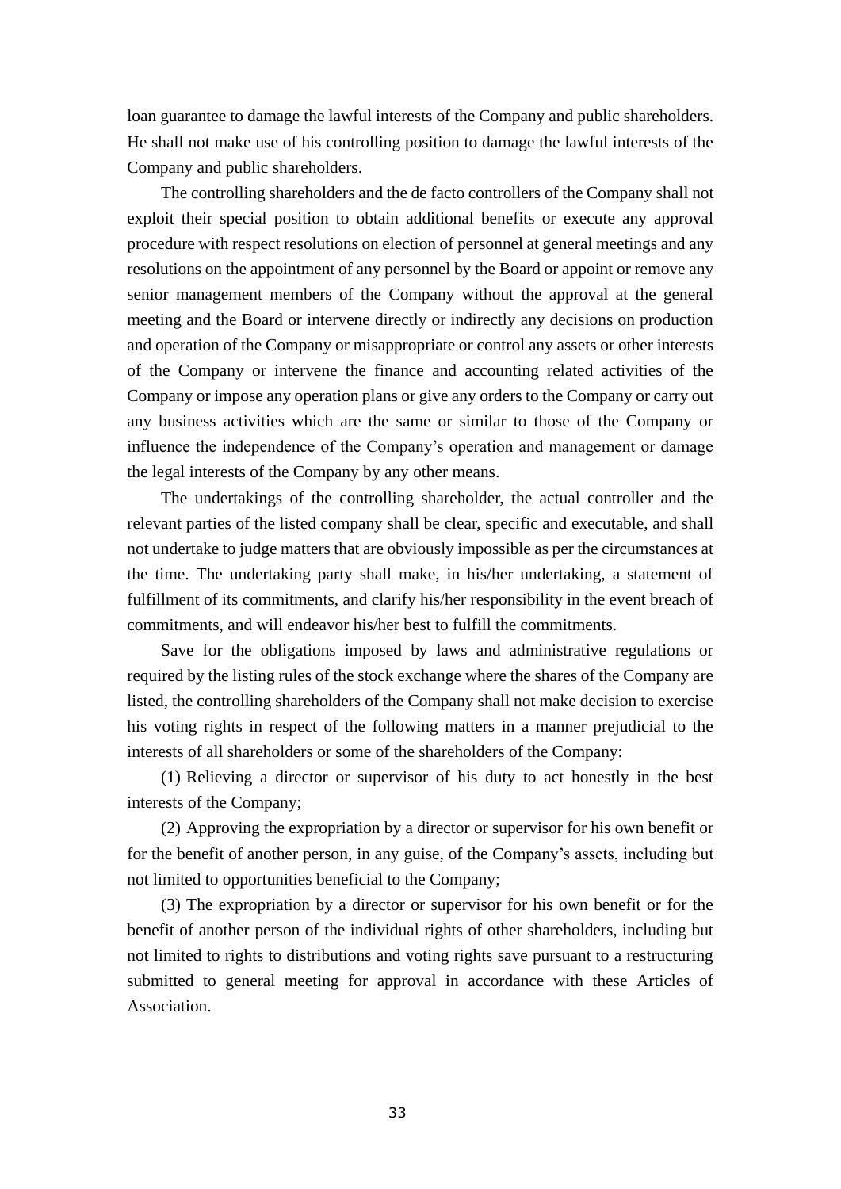loan guarantee to damage the lawful interests of the Company and public shareholders. He shall not make use of his controlling position to damage the lawful interests of the Company and public shareholders.

The controlling shareholders and the de facto controllers of the Company shall not exploit their special position to obtain additional benefits or execute any approval procedure with respect resolutions on election of personnel at general meetings and any resolutions on the appointment of any personnel by the Board or appoint or remove any senior management members of the Company without the approval at the general meeting and the Board or intervene directly or indirectly any decisions on production and operation of the Company or misappropriate or control any assets or other interests of the Company or intervene the finance and accounting related activities of the Company or impose any operation plans or give any orders to the Company or carry out any business activities which are the same or similar to those of the Company or influence the independence of the Company's operation and management or damage the legal interests of the Company by any other means.

The undertakings of the controlling shareholder, the actual controller and the relevant parties of the listed company shall be clear, specific and executable, and shall not undertake to judge matters that are obviously impossible as per the circumstances at the time. The undertaking party shall make, in his/her undertaking, a statement of fulfillment of its commitments, and clarify his/her responsibility in the event breach of commitments, and will endeavor his/her best to fulfill the commitments.

Save for the obligations imposed by laws and administrative regulations or required by the listing rules of the stock exchange where the shares of the Company are listed, the controlling shareholders of the Company shall not make decision to exercise his voting rights in respect of the following matters in a manner prejudicial to the interests of all shareholders or some of the shareholders of the Company:

(1) Relieving a director or supervisor of his duty to act honestly in the best interests of the Company;

(2) Approving the expropriation by a director or supervisor for his own benefit or for the benefit of another person, in any guise, of the Company's assets, including but not limited to opportunities beneficial to the Company;

(3) The expropriation by a director or supervisor for his own benefit or for the benefit of another person of the individual rights of other shareholders, including but not limited to rights to distributions and voting rights save pursuant to a restructuring submitted to general meeting for approval in accordance with these Articles of Association.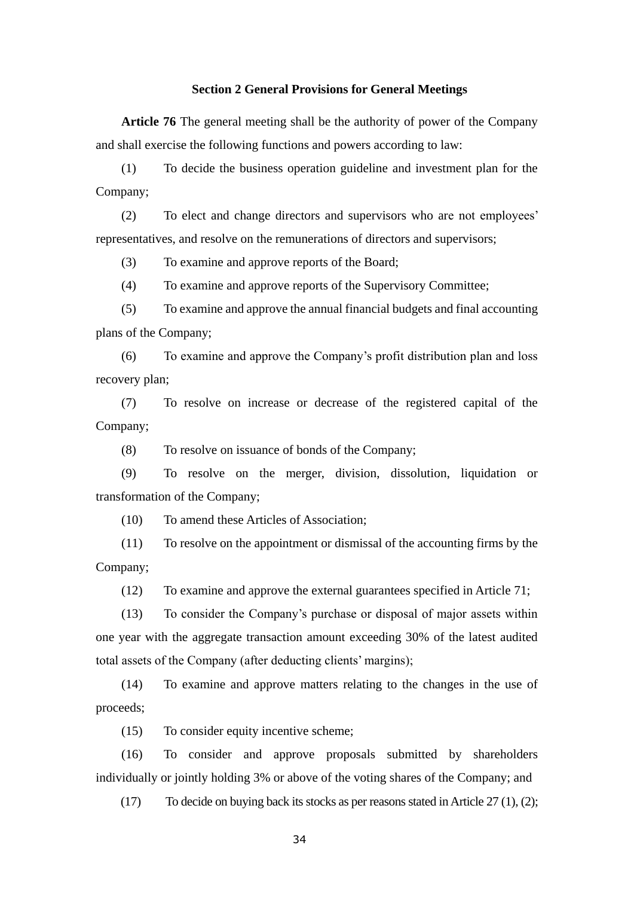### Section 2 General Provisions for General Meetings

**Article 76** The general meeting shall be the authority of power of the Company and shall exercise the following functions and powers according to law:

(1) To decide the business operation guideline and investment plan for the Company;

(2) To elect and change directors and supervisors who are not employees' representatives, and resolve on the remunerations of directors and supervisors;

(3) To examine and approve reports of the Board;

(4) To examine and approve reports of the Supervisory Committee;

(5) To examine and approve the annual financial budgets and final accounting plans of the Company;

(6) To examine and approve the Company's profit distribution plan and loss recovery plan;

(7) To resolve on increase or decrease of the registered capital of the Company;

(8) To resolve on issuance of bonds of the Company;

(9) To resolve on the merger, division, dissolution, liquidation or transformation of the Company;

(10) To amend these Articles of Association;

(11) To resolve on the appointment or dismissal of the accounting firms by the Company;

(12) To examine and approve the external guarantees specified in Article 71;

(13) To consider the Company's purchase or disposal of major assets within one year with the aggregate transaction amount exceeding 30% of the latest audited total assets of the Company (after deducting clients' margins);

(14) To examine and approve matters relating to the changes in the use of proceeds;

(15) To consider equity incentive scheme;

(16) To consider and approve proposals submitted by shareholders individually or jointly holding 3% or above of the voting shares of the Company; and

(17) To decide on buying back its stocks as per reasons stated in Article 27 (1), (2);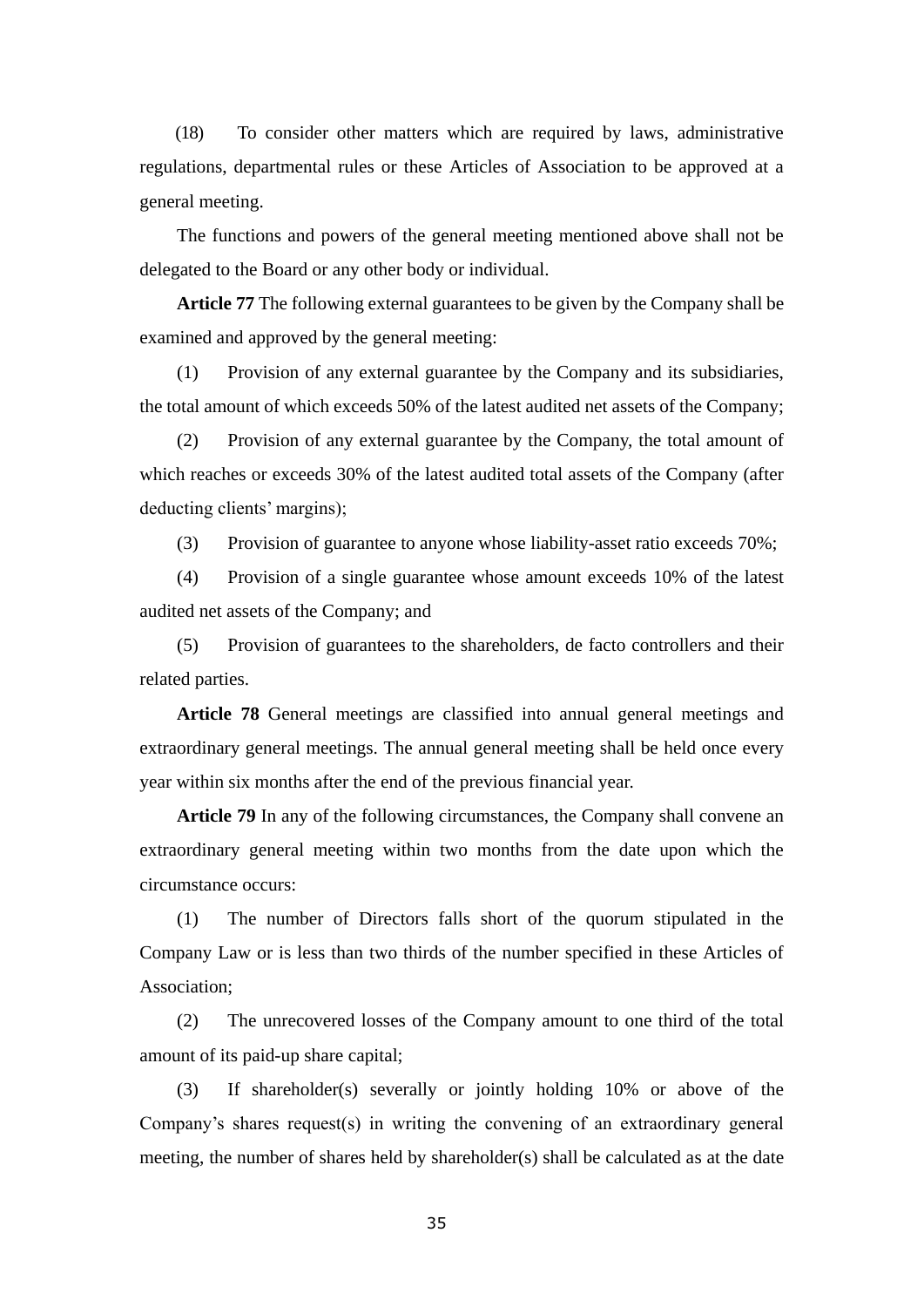(18) To consider other matters which are required by laws, administrative regulations, departmental rules or these Articles of Association to be approved at a general meeting.

The functions and powers of the general meeting mentioned above shall not be delegated to the Board or any other body or individual.

**Article 77** The following external guarantees to be given by the Company shall be examined and approved by the general meeting:

(1) Provision of any external guarantee by the Company and its subsidiaries, the total amount of which exceeds 50% of the latest audited net assets of the Company;

(2) Provision of any external guarantee by the Company, the total amount of which reaches or exceeds 30% of the latest audited total assets of the Company (after deducting clients' margins);

(3) Provision of guarantee to anyone whose liability-asset ratio exceeds 70%;

(4) Provision of a single guarantee whose amount exceeds 10% of the latest audited net assets of the Company; and

(5) Provision of guarantees to the shareholders, de facto controllers and their related parties.

**Article 78** General meetings are classified into annual general meetings and extraordinary general meetings. The annual general meeting shall be held once every year within six months after the end of the previous financial year.

**Article 79** In any of the following circumstances, the Company shall convene an extraordinary general meeting within two months from the date upon which the circumstance occurs:

(1) The number of Directors falls short of the quorum stipulated in the Company Law or is less than two thirds of the number specified in these Articles of Association;

(2) The unrecovered losses of the Company amount to one third of the total amount of its paid-up share capital;

(3) If shareholder(s) severally or jointly holding 10% or above of the Company's shares request(s) in writing the convening of an extraordinary general meeting, the number of shares held by shareholder(s) shall be calculated as at the date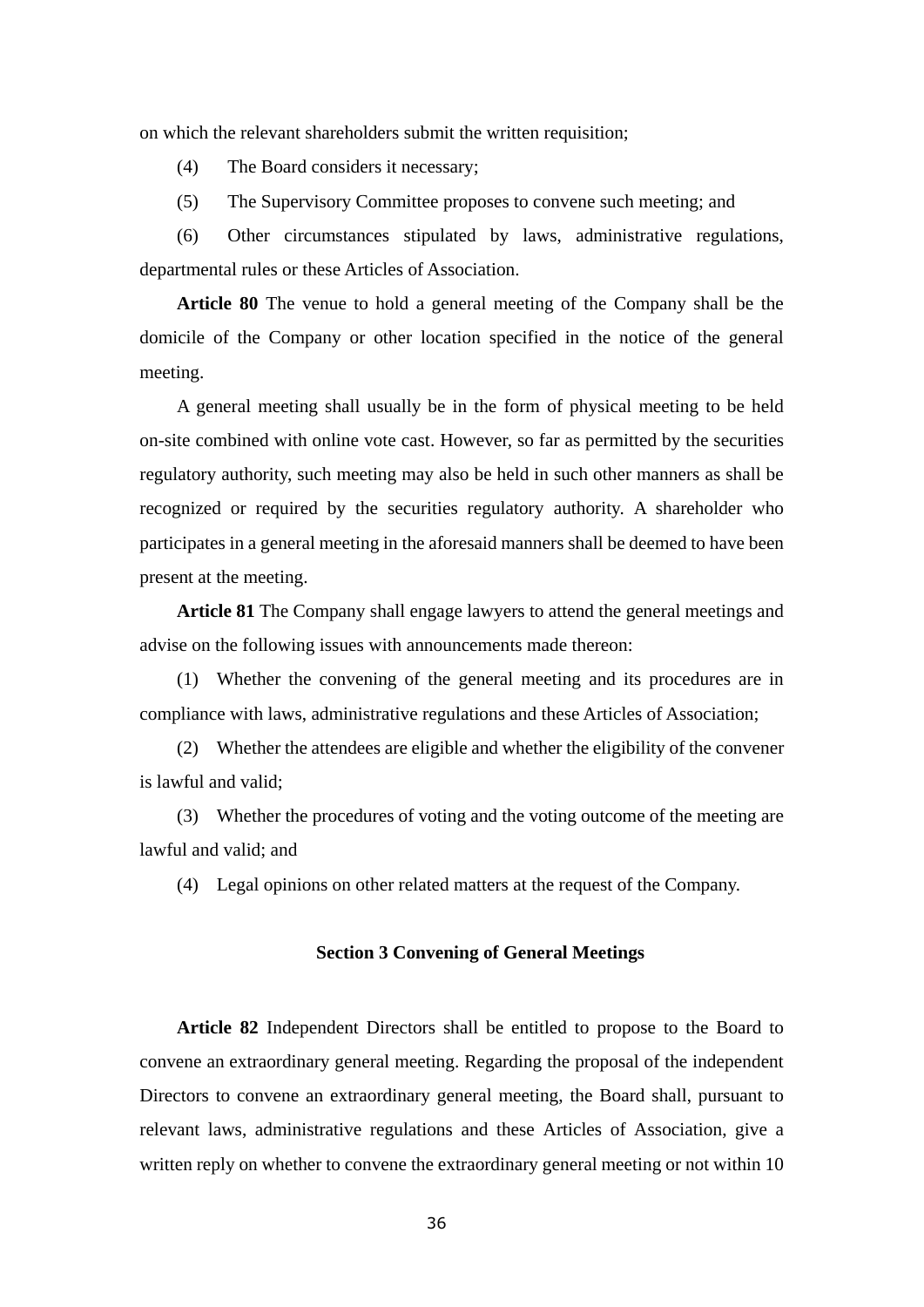on which the relevant shareholders submit the written requisition;

(4) The Board considers it necessary;

(5) The Supervisory Committee proposes to convene such meeting; and

(6) Other circumstances stipulated by laws, administrative regulations, departmental rules or these Articles of Association.

**Article 80** The venue to hold a general meeting of the Company shall be the domicile of the Company or other location specified in the notice of the general meeting.

A general meeting shall usually be in the form of physical meeting to be held on-site combined with online vote cast. However, so far as permitted by the securities regulatory authority, such meeting may also be held in such other manners as shall be recognized or required by the securities regulatory authority. A shareholder who participates in a general meeting in the aforesaid manners shall be deemed to have been present at the meeting.

**Article 81** The Company shall engage lawyers to attend the general meetings and advise on the following issues with announcements made thereon:

(1) Whether the convening of the general meeting and its procedures are in compliance with laws, administrative regulations and these Articles of Association;

(2) Whether the attendees are eligible and whether the eligibility of the convener is lawful and valid;

(3) Whether the procedures of voting and the voting outcome of the meeting are lawful and valid; and

(4) Legal opinions on other related matters at the request of the Company.

### Section 3 Convening of General Meetings

**Article 82** Independent Directors shall be entitled to propose to the Board to convene an extraordinary general meeting. Regarding the proposal of the independent Directors to convene an extraordinary general meeting, the Board shall, pursuant to relevant laws, administrative regulations and these Articles of Association, give a written reply on whether to convene the extraordinary general meeting or not within 10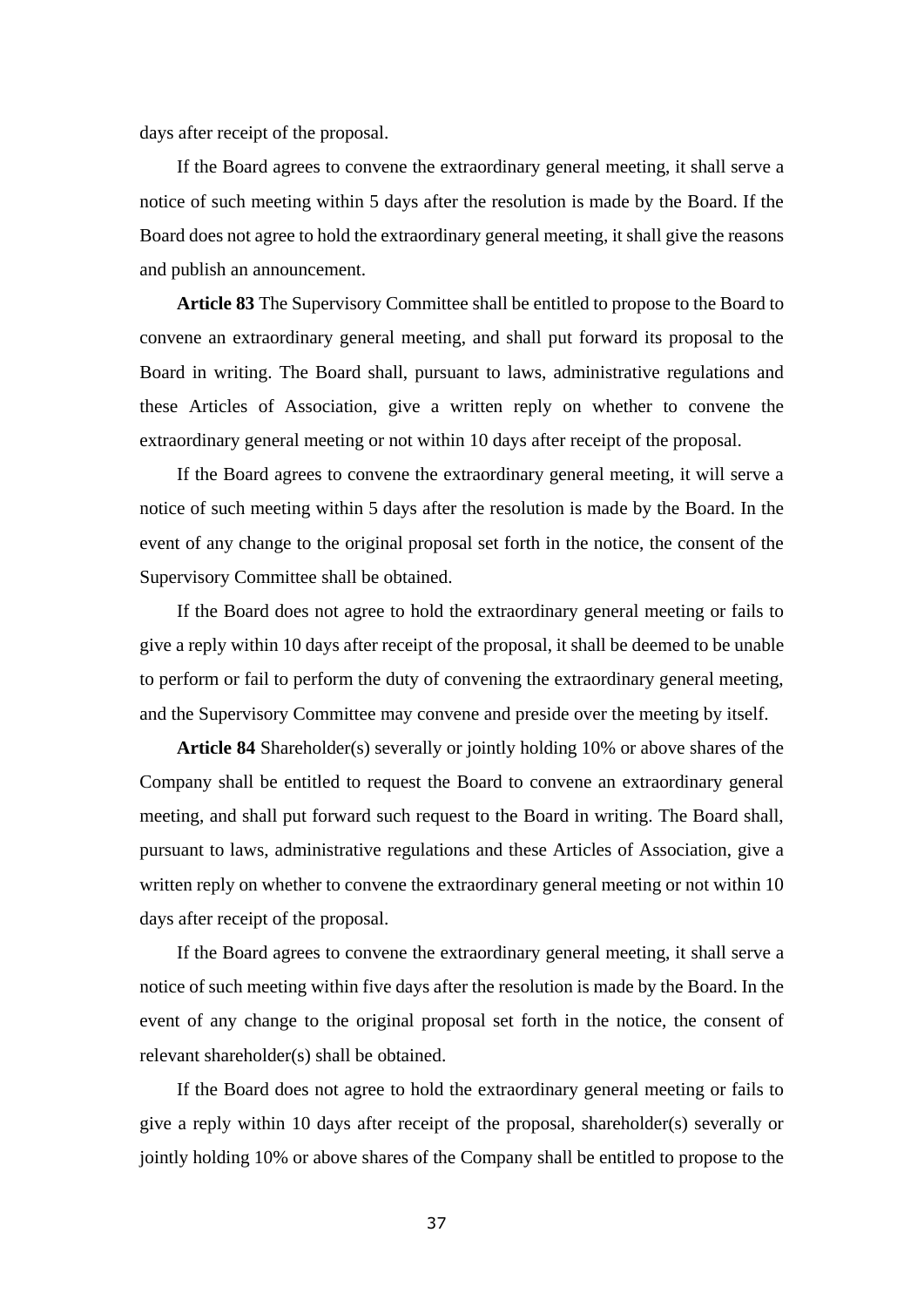days after receipt of the proposal.

If the Board agrees to convene the extraordinary general meeting, it shall serve a notice of such meeting within 5 days after the resolution is made by the Board. If the Board does not agree to hold the extraordinary general meeting, it shall give the reasons and publish an announcement.

**Article 83** The Supervisory Committee shall be entitled to propose to the Board to convene an extraordinary general meeting, and shall put forward its proposal to the Board in writing. The Board shall, pursuant to laws, administrative regulations and these Articles of Association, give a written reply on whether to convene the extraordinary general meeting or not within 10 days after receipt of the proposal.

If the Board agrees to convene the extraordinary general meeting, it will serve a notice of such meeting within 5 days after the resolution is made by the Board. In the event of any change to the original proposal set forth in the notice, the consent of the Supervisory Committee shall be obtained.

If the Board does not agree to hold the extraordinary general meeting or fails to give a reply within 10 days after receipt of the proposal, it shall be deemed to be unable to perform or fail to perform the duty of convening the extraordinary general meeting, and the Supervisory Committee may convene and preside over the meeting by itself.

**Article 84** Shareholder(s) severally or jointly holding 10% or above shares of the Company shall be entitled to request the Board to convene an extraordinary general meeting, and shall put forward such request to the Board in writing. The Board shall, pursuant to laws, administrative regulations and these Articles of Association, give a written reply on whether to convene the extraordinary general meeting or not within 10 days after receipt of the proposal.

If the Board agrees to convene the extraordinary general meeting, it shall serve a notice of such meeting within five days after the resolution is made by the Board. In the event of any change to the original proposal set forth in the notice, the consent of relevant shareholder(s) shall be obtained.

If the Board does not agree to hold the extraordinary general meeting or fails to give a reply within 10 days after receipt of the proposal, shareholder(s) severally or jointly holding 10% or above shares of the Company shall be entitled to propose to the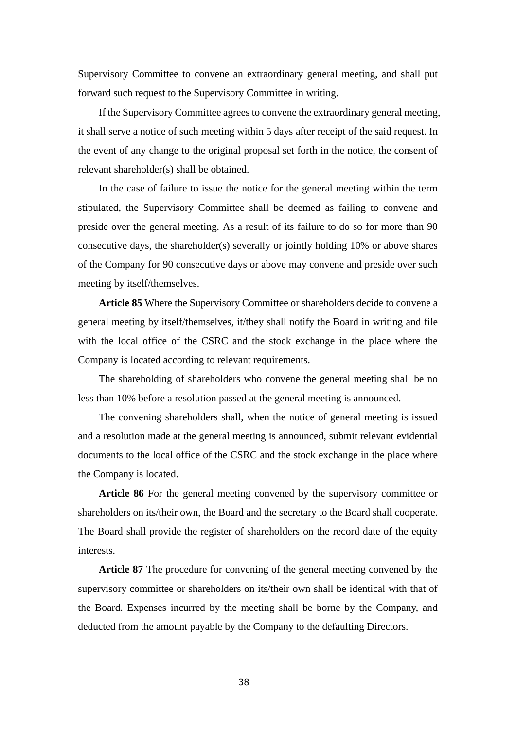Supervisory Committee to convene an extraordinary general meeting, and shall put forward such request to the Supervisory Committee in writing.

If the Supervisory Committee agrees to convene the extraordinary general meeting, it shall serve a notice of such meeting within 5 days after receipt of the said request. In the event of any change to the original proposal set forth in the notice, the consent of relevant shareholder(s) shall be obtained.

In the case of failure to issue the notice for the general meeting within the term stipulated, the Supervisory Committee shall be deemed as failing to convene and preside over the general meeting. As a result of its failure to do so for more than 90 consecutive days, the shareholder(s) severally or jointly holding 10% or above shares of the Company for 90 consecutive days or above may convene and preside over such meeting by itself/themselves.

**Article 85** Where the Supervisory Committee or shareholders decide to convene a general meeting by itself/themselves, it/they shall notify the Board in writing and file with the local office of the CSRC and the stock exchange in the place where the Company is located according to relevant requirements.

The shareholding of shareholders who convene the general meeting shall be no less than 10% before a resolution passed at the general meeting is announced.

The convening shareholders shall, when the notice of general meeting is issued and a resolution made at the general meeting is announced, submit relevant evidential documents to the local office of the CSRC and the stock exchange in the place where the Company is located.

**Article 86** For the general meeting convened by the supervisory committee or shareholders on its/their own, the Board and the secretary to the Board shall cooperate. The Board shall provide the register of shareholders on the record date of the equity interests.

**Article 87** The procedure for convening of the general meeting convened by the supervisory committee or shareholders on its/their own shall be identical with that of the Board. Expenses incurred by the meeting shall be borne by the Company, and deducted from the amount payable by the Company to the defaulting Directors.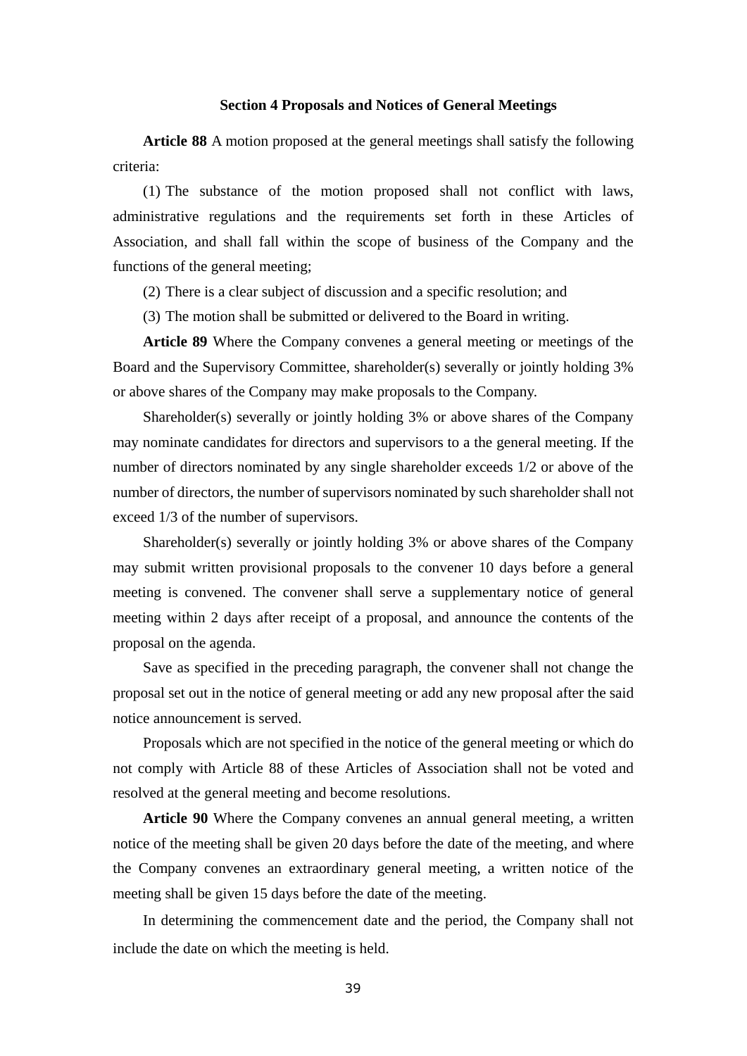### Section 4 Proposals and Notices of General Meetings

**Article 88** A motion proposed at the general meetings shall satisfy the following criteria:

(1) The substance of the motion proposed shall not conflict with laws, administrative regulations and the requirements set forth in these Articles of Association, and shall fall within the scope of business of the Company and the functions of the general meeting;

(2) There is a clear subject of discussion and a specific resolution; and

(3) The motion shall be submitted or delivered to the Board in writing.

**Article 89** Where the Company convenes a general meeting or meetings of the Board and the Supervisory Committee, shareholder(s) severally or jointly holding 3% or above shares of the Company may make proposals to the Company.

Shareholder(s) severally or jointly holding 3% or above shares of the Company may nominate candidates for directors and supervisors to a the general meeting. If the number of directors nominated by any single shareholder exceeds 1/2 or above of the number of directors, the number of supervisors nominated by such shareholder shall not exceed 1/3 of the number of supervisors.

Shareholder(s) severally or jointly holding 3% or above shares of the Company may submit written provisional proposals to the convener 10 days before a general meeting is convened. The convener shall serve a supplementary notice of general meeting within 2 days after receipt of a proposal, and announce the contents of the proposal on the agenda.

Save as specified in the preceding paragraph, the convener shall not change the proposal set out in the notice of general meeting or add any new proposal after the said notice announcement is served.

Proposals which are not specified in the notice of the general meeting or which do not comply with Article 88 of these Articles of Association shall not be voted and resolved at the general meeting and become resolutions.

**Article 90** Where the Company convenes an annual general meeting, a written notice of the meeting shall be given 20 days before the date of the meeting, and where the Company convenes an extraordinary general meeting, a written notice of the meeting shall be given 15 days before the date of the meeting.

In determining the commencement date and the period, the Company shall not include the date on which the meeting is held.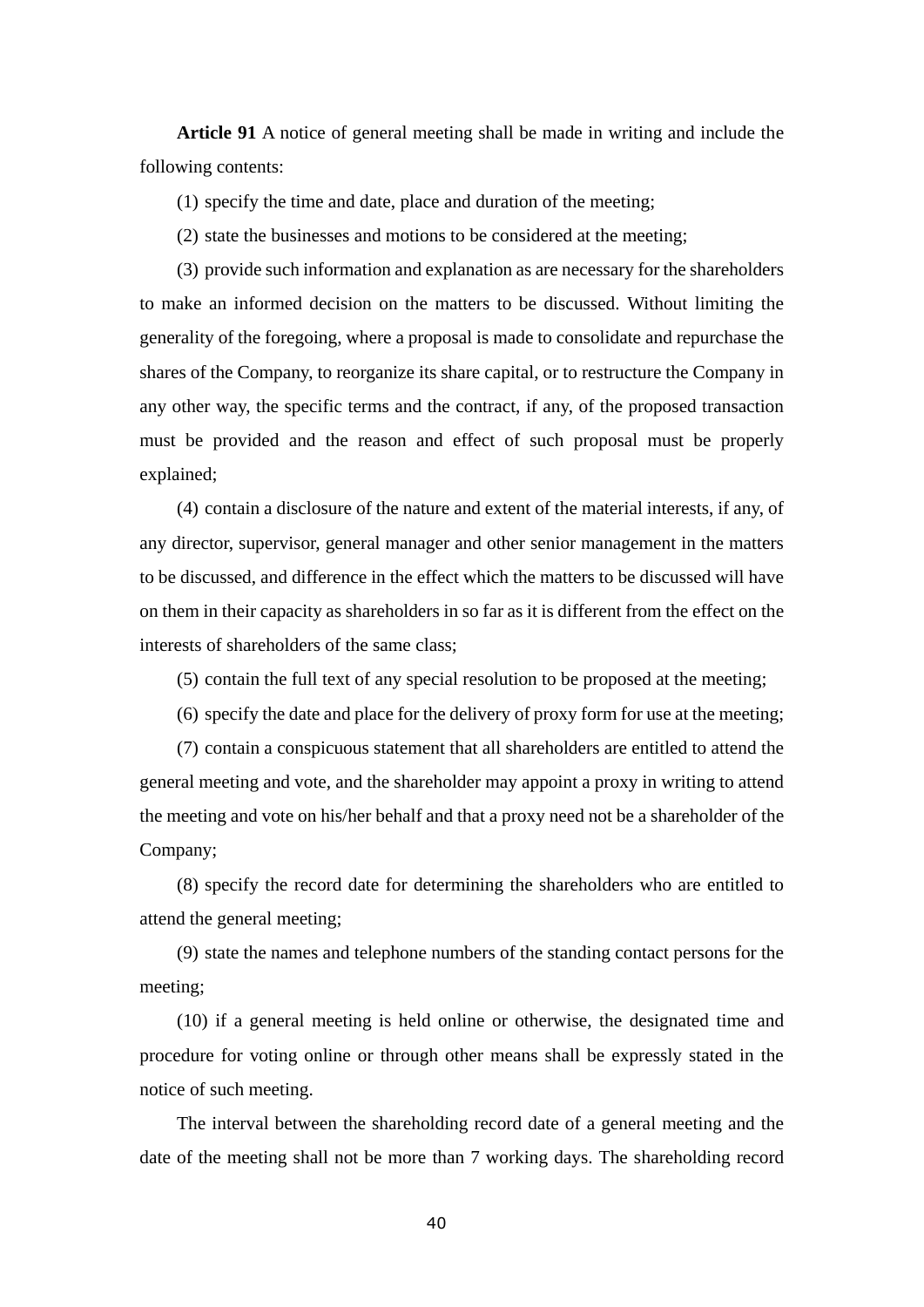**Article 91** A notice of general meeting shall be made in writing and include the following contents:

(1) specify the time and date, place and duration of the meeting;

(2) state the businesses and motions to be considered at the meeting;

(3) provide such information and explanation as are necessary for the shareholders to make an informed decision on the matters to be discussed. Without limiting the generality of the foregoing, where a proposal is made to consolidate and repurchase the shares of the Company, to reorganize its share capital, or to restructure the Company in any other way, the specific terms and the contract, if any, of the proposed transaction must be provided and the reason and effect of such proposal must be properly explained;

(4) contain a disclosure of the nature and extent of the material interests, if any, of any director, supervisor, general manager and other senior management in the matters to be discussed, and difference in the effect which the matters to be discussed will have on them in their capacity as shareholders in so far as it is different from the effect on the interests of shareholders of the same class;

(5) contain the full text of any special resolution to be proposed at the meeting;

(6) specify the date and place for the delivery of proxy form for use at the meeting;

(7) contain a conspicuous statement that all shareholders are entitled to attend the general meeting and vote, and the shareholder may appoint a proxy in writing to attend the meeting and vote on his/her behalf and that a proxy need not be a shareholder of the Company;

(8) specify the record date for determining the shareholders who are entitled to attend the general meeting;

(9) state the names and telephone numbers of the standing contact persons for the meeting;

(10) if a general meeting is held online or otherwise, the designated time and procedure for voting online or through other means shall be expressly stated in the notice of such meeting.

The interval between the shareholding record date of a general meeting and the date of the meeting shall not be more than 7 working days. The shareholding record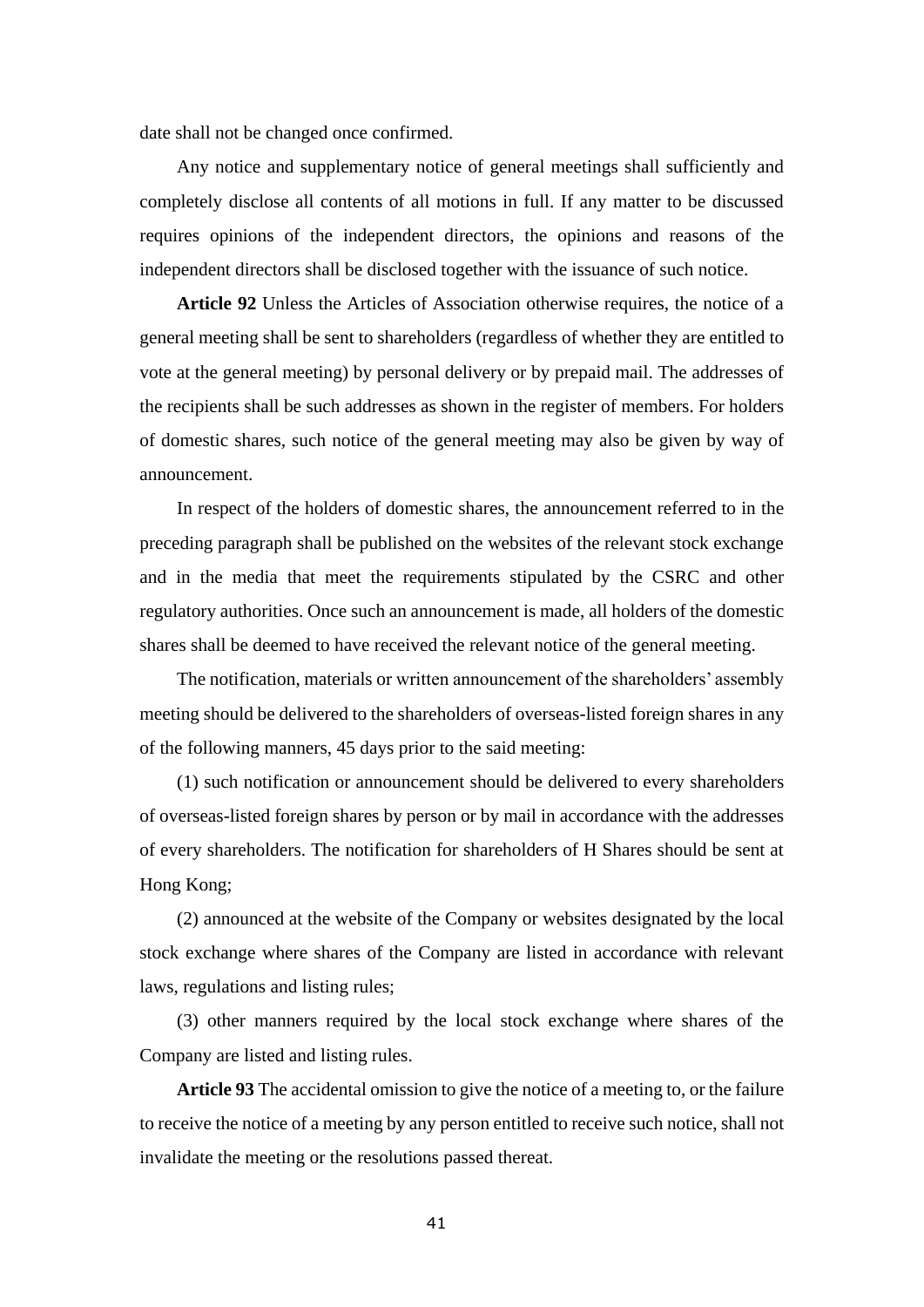date shall not be changed once confirmed.

Any notice and supplementary notice of general meetings shall sufficiently and completely disclose all contents of all motions in full. If any matter to be discussed requires opinions of the independent directors, the opinions and reasons of the independent directors shall be disclosed together with the issuance of such notice.

**Article 92** Unless the Articles of Association otherwise requires, the notice of a general meeting shall be sent to shareholders (regardless of whether they are entitled to vote at the general meeting) by personal delivery or by prepaid mail. The addresses of the recipients shall be such addresses as shown in the register of members. For holders of domestic shares, such notice of the general meeting may also be given by way of announcement.

In respect of the holders of domestic shares, the announcement referred to in the preceding paragraph shall be published on the websites of the relevant stock exchange and in the media that meet the requirements stipulated by the CSRC and other regulatory authorities. Once such an announcement is made, all holders of the domestic shares shall be deemed to have received the relevant notice of the general meeting.

The notification, materials or written announcement of the shareholders' assembly meeting should be delivered to the shareholders of overseas-listed foreign shares in any of the following manners, 45 days prior to the said meeting:

(1) such notification or announcement should be delivered to every shareholders of overseas-listed foreign shares by person or by mail in accordance with the addresses of every shareholders. The notification for shareholders of H Shares should be sent at Hong Kong;

(2) announced at the website of the Company or websites designated by the local stock exchange where shares of the Company are listed in accordance with relevant laws, regulations and listing rules;

(3) other manners required by the local stock exchange where shares of the Company are listed and listing rules.

**Article 93** The accidental omission to give the notice of a meeting to, or the failure to receive the notice of a meeting by any person entitled to receive such notice, shall not invalidate the meeting or the resolutions passed thereat.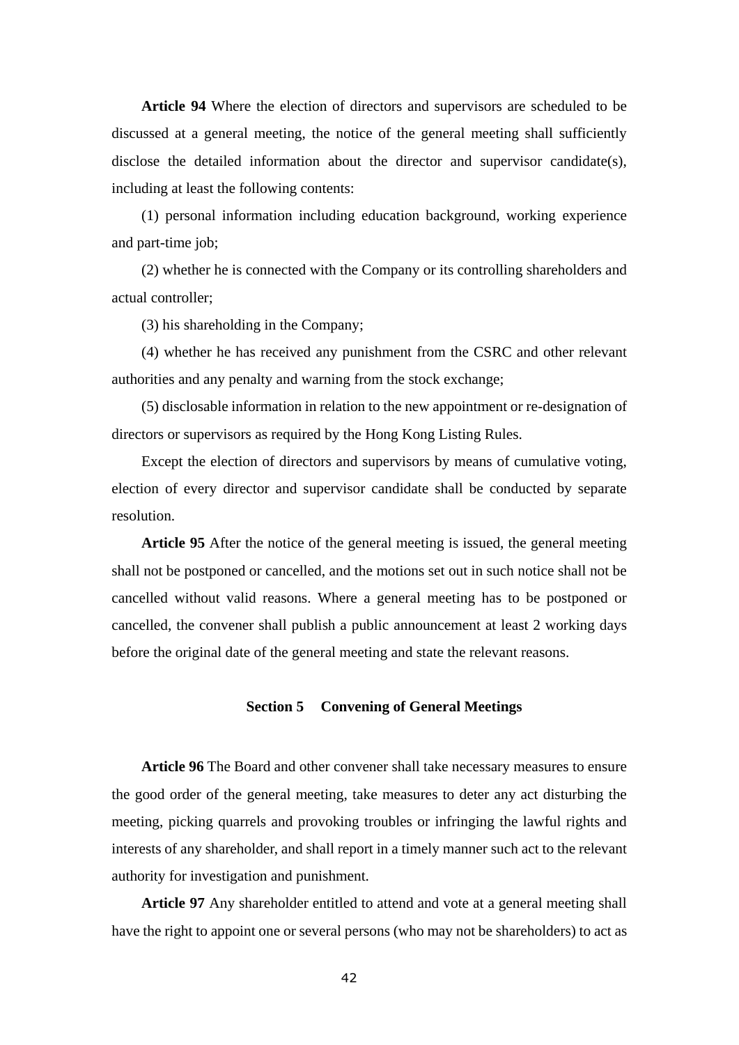**Article 94** Where the election of directors and supervisors are scheduled to be discussed at a general meeting, the notice of the general meeting shall sufficiently disclose the detailed information about the director and supervisor candidate(s), including at least the following contents:

(1) personal information including education background, working experience and part-time job;

(2) whether he is connected with the Company or its controlling shareholders and actual controller;

(3) his shareholding in the Company;

(4) whether he has received any punishment from the CSRC and other relevant authorities and any penalty and warning from the stock exchange;

(5) disclosable information in relation to the new appointment or re-designation of directors or supervisors as required by the Hong Kong Listing Rules.

Except the election of directors and supervisors by means of cumulative voting, election of every director and supervisor candidate shall be conducted by separate resolution.

**Article 95** After the notice of the general meeting is issued, the general meeting shall not be postponed or cancelled, and the motions set out in such notice shall not be cancelled without valid reasons. Where a general meeting has to be postponed or cancelled, the convener shall publish a public announcement at least 2 working days before the original date of the general meeting and state the relevant reasons.

## Section 5 Convening of General Meetings

**Article 96** The Board and other convener shall take necessary measures to ensure the good order of the general meeting, take measures to deter any act disturbing the meeting, picking quarrels and provoking troubles or infringing the lawful rights and interests of any shareholder, and shall report in a timely manner such act to the relevant authority for investigation and punishment.

**Article 97** Any shareholder entitled to attend and vote at a general meeting shall have the right to appoint one or several persons (who may not be shareholders) to act as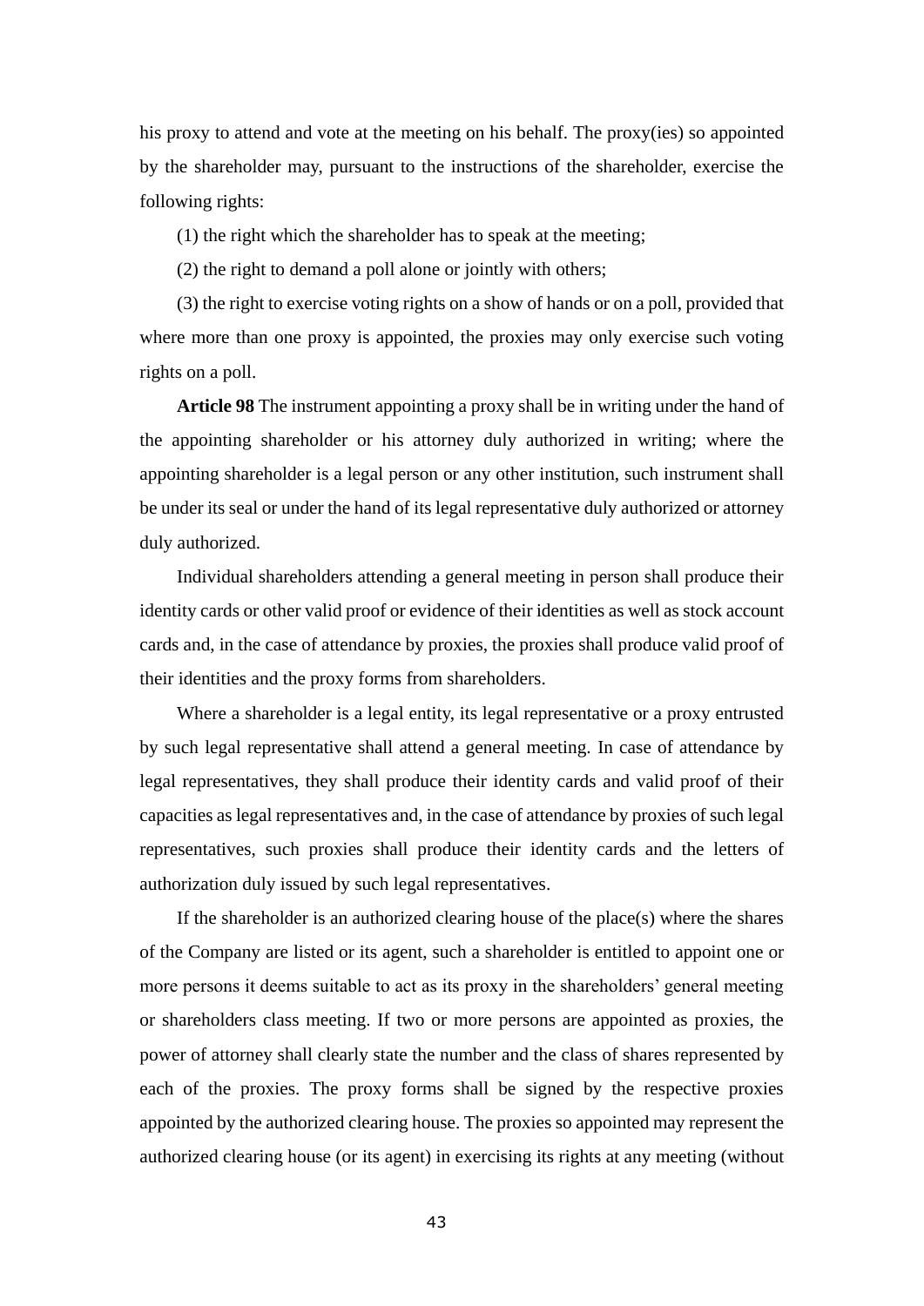his proxy to attend and vote at the meeting on his behalf. The proxy(ies) so appointed by the shareholder may, pursuant to the instructions of the shareholder, exercise the following rights:

(1) the right which the shareholder has to speak at the meeting;

(2) the right to demand a poll alone or jointly with others;

(3) the right to exercise voting rights on a show of hands or on a poll, provided that where more than one proxy is appointed, the proxies may only exercise such voting rights on a poll.

**Article 98** The instrument appointing a proxy shall be in writing under the hand of the appointing shareholder or his attorney duly authorized in writing; where the appointing shareholder is a legal person or any other institution, such instrument shall be under its seal or under the hand of its legal representative duly authorized or attorney duly authorized.

Individual shareholders attending a general meeting in person shall produce their identity cards or other valid proof or evidence of their identities as well as stock account cards and, in the case of attendance by proxies, the proxies shall produce valid proof of their identities and the proxy forms from shareholders.

Where a shareholder is a legal entity, its legal representative or a proxy entrusted by such legal representative shall attend a general meeting. In case of attendance by legal representatives, they shall produce their identity cards and valid proof of their capacities as legal representatives and, in the case of attendance by proxies of such legal representatives, such proxies shall produce their identity cards and the letters of authorization duly issued by such legal representatives.

If the shareholder is an authorized clearing house of the place(s) where the shares of the Company are listed or its agent, such a shareholder is entitled to appoint one or more persons it deems suitable to act as its proxy in the shareholders' general meeting or shareholders class meeting. If two or more persons are appointed as proxies, the power of attorney shall clearly state the number and the class of shares represented by each of the proxies. The proxy forms shall be signed by the respective proxies appointed by the authorized clearing house. The proxies so appointed may represent the authorized clearing house (or its agent) in exercising its rights at any meeting (without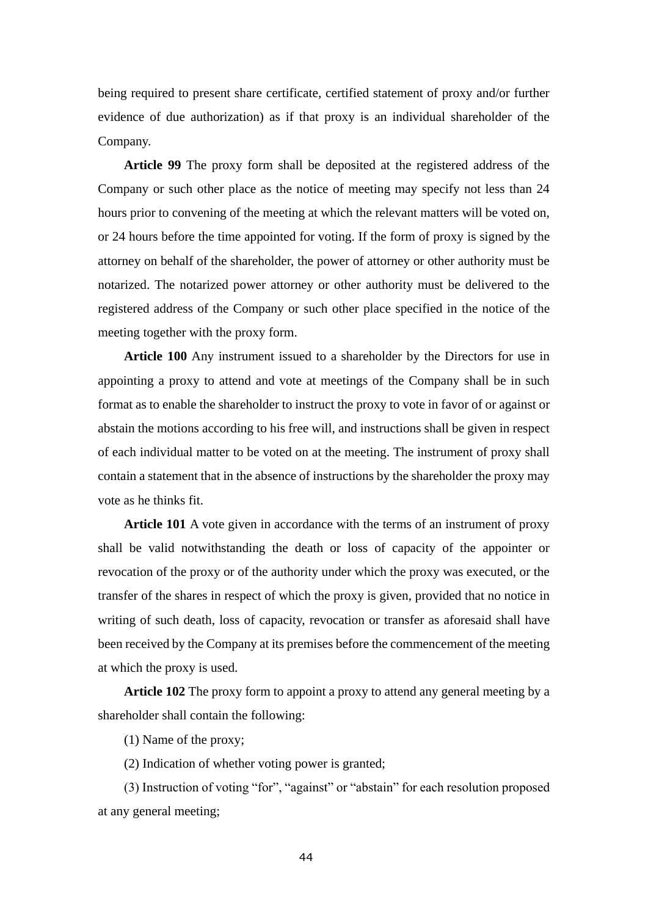being required to present share certificate, certified statement of proxy and/or further evidence of due authorization) as if that proxy is an individual shareholder of the Company.

**Article 99** The proxy form shall be deposited at the registered address of the Company or such other place as the notice of meeting may specify not less than 24 hours prior to convening of the meeting at which the relevant matters will be voted on, or 24 hours before the time appointed for voting. If the form of proxy is signed by the attorney on behalf of the shareholder, the power of attorney or other authority must be notarized. The notarized power attorney or other authority must be delivered to the registered address of the Company or such other place specified in the notice of the meeting together with the proxy form.

**Article 100** Any instrument issued to a shareholder by the Directors for use in appointing a proxy to attend and vote at meetings of the Company shall be in such format as to enable the shareholder to instruct the proxy to vote in favor of or against or abstain the motions according to his free will, and instructions shall be given in respect of each individual matter to be voted on at the meeting. The instrument of proxy shall contain a statement that in the absence of instructions by the shareholder the proxy may vote as he thinks fit.

**Article 101** A vote given in accordance with the terms of an instrument of proxy shall be valid notwithstanding the death or loss of capacity of the appointer or revocation of the proxy or of the authority under which the proxy was executed, or the transfer of the shares in respect of which the proxy is given, provided that no notice in writing of such death, loss of capacity, revocation or transfer as aforesaid shall have been received by the Company at its premises before the commencement of the meeting at which the proxy is used.

**Article 102** The proxy form to appoint a proxy to attend any general meeting by a shareholder shall contain the following:

(1) Name of the proxy;

(2) Indication of whether voting power is granted;

(3) Instruction of voting “for”, “against” or “abstain” for each resolution proposed at any general meeting;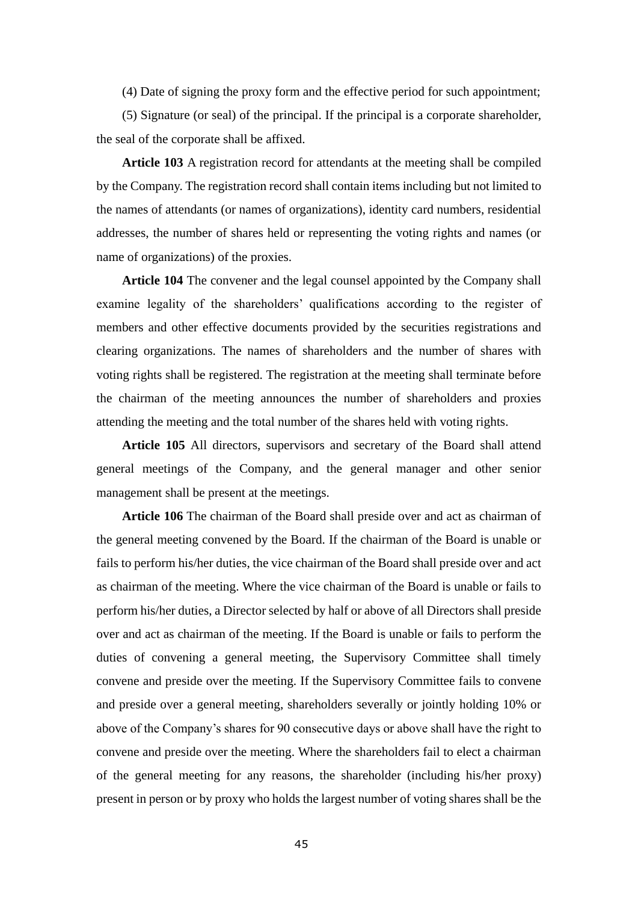(4) Date of signing the proxy form and the effective period for such appointment;

(5) Signature (or seal) of the principal. If the principal is a corporate shareholder, the seal of the corporate shall be affixed.

**Article 103** A registration record for attendants at the meeting shall be compiled by the Company. The registration record shall contain items including but not limited to the names of attendants (or names of organizations), identity card numbers, residential addresses, the number of shares held or representing the voting rights and names (or name of organizations) of the proxies.

**Article 104** The convener and the legal counsel appointed by the Company shall examine legality of the shareholders' qualifications according to the register of members and other effective documents provided by the securities registrations and clearing organizations. The names of shareholders and the number of shares with voting rights shall be registered. The registration at the meeting shall terminate before the chairman of the meeting announces the number of shareholders and proxies attending the meeting and the total number of the shares held with voting rights.

**Article 105** All directors, supervisors and secretary of the Board shall attend general meetings of the Company, and the general manager and other senior management shall be present at the meetings.

**Article 106** The chairman of the Board shall preside over and act as chairman of the general meeting convened by the Board. If the chairman of the Board is unable or fails to perform his/her duties, the vice chairman of the Board shall preside over and act as chairman of the meeting. Where the vice chairman of the Board is unable or fails to perform his/her duties, a Director selected by half or above of all Directors shall preside over and act as chairman of the meeting. If the Board is unable or fails to perform the duties of convening a general meeting, the Supervisory Committee shall timely convene and preside over the meeting. If the Supervisory Committee fails to convene and preside over a general meeting, shareholders severally or jointly holding 10% or above of the Company's shares for 90 consecutive days or above shall have the right to convene and preside over the meeting. Where the shareholders fail to elect a chairman of the general meeting for any reasons, the shareholder (including his/her proxy) present in person or by proxy who holds the largest number of voting shares shall be the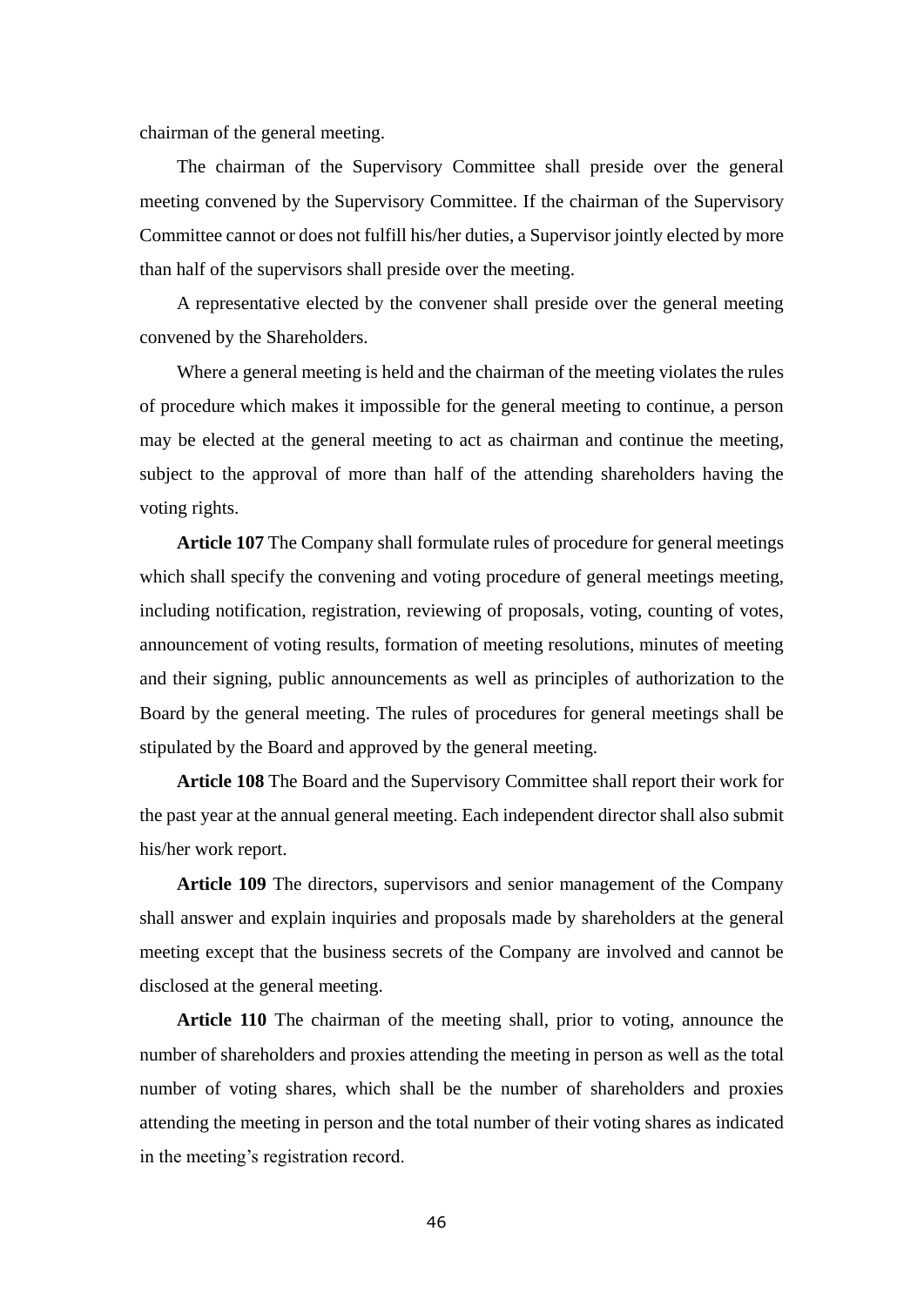chairman of the general meeting.

The chairman of the Supervisory Committee shall preside over the general meeting convened by the Supervisory Committee. If the chairman of the Supervisory Committee cannot or does not fulfill his/her duties, a Supervisor jointly elected by more than half of the supervisors shall preside over the meeting.

A representative elected by the convener shall preside over the general meeting convened by the Shareholders.

Where a general meeting is held and the chairman of the meeting violates the rules of procedure which makes it impossible for the general meeting to continue, a person may be elected at the general meeting to act as chairman and continue the meeting, subject to the approval of more than half of the attending shareholders having the voting rights.

**Article 107** The Company shall formulate rules of procedure for general meetings which shall specify the convening and voting procedure of general meetings meeting, including notification, registration, reviewing of proposals, voting, counting of votes, announcement of voting results, formation of meeting resolutions, minutes of meeting and their signing, public announcements as well as principles of authorization to the Board by the general meeting. The rules of procedures for general meetings shall be stipulated by the Board and approved by the general meeting.

**Article 108** The Board and the Supervisory Committee shall report their work for the past year at the annual general meeting. Each independent director shall also submit his/her work report.

**Article 109** The directors, supervisors and senior management of the Company shall answer and explain inquiries and proposals made by shareholders at the general meeting except that the business secrets of the Company are involved and cannot be disclosed at the general meeting.

**Article 110** The chairman of the meeting shall, prior to voting, announce the number of shareholders and proxies attending the meeting in person as well as the total number of voting shares, which shall be the number of shareholders and proxies attending the meeting in person and the total number of their voting shares as indicated in the meeting's registration record.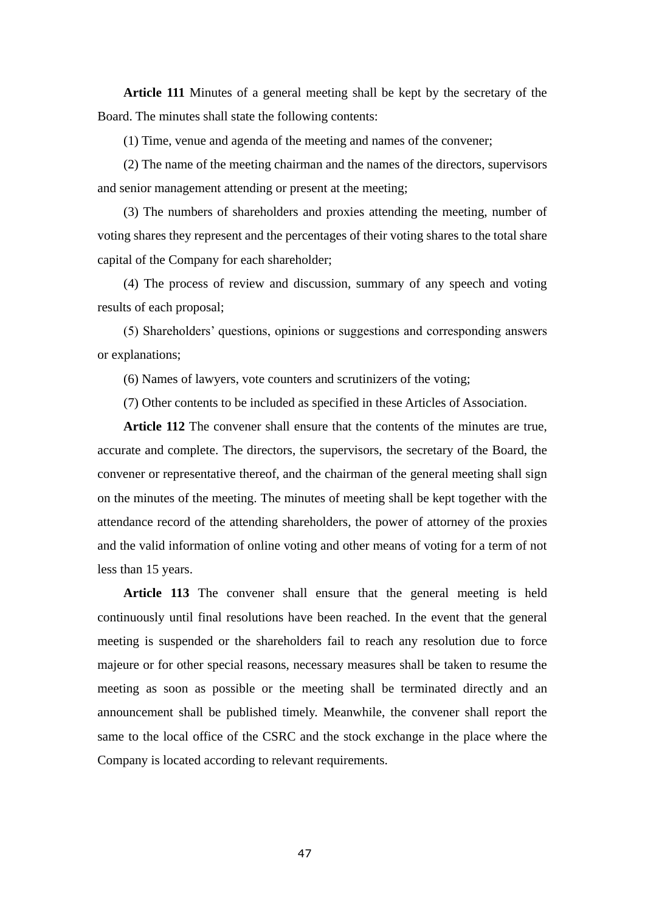**Article 111** Minutes of a general meeting shall be kept by the secretary of the Board. The minutes shall state the following contents:

(1) Time, venue and agenda of the meeting and names of the convener;

(2) The name of the meeting chairman and the names of the directors, supervisors and senior management attending or present at the meeting;

(3) The numbers of shareholders and proxies attending the meeting, number of voting shares they represent and the percentages of their voting shares to the total share capital of the Company for each shareholder;

(4) The process of review and discussion, summary of any speech and voting results of each proposal;

(5) Shareholders' questions, opinions or suggestions and corresponding answers or explanations;

(6) Names of lawyers, vote counters and scrutinizers of the voting;

(7) Other contents to be included as specified in these Articles of Association.

**Article 112** The convener shall ensure that the contents of the minutes are true, accurate and complete. The directors, the supervisors, the secretary of the Board, the convener or representative thereof, and the chairman of the general meeting shall sign on the minutes of the meeting. The minutes of meeting shall be kept together with the attendance record of the attending shareholders, the power of attorney of the proxies and the valid information of online voting and other means of voting for a term of not less than 15 years.

**Article 113** The convener shall ensure that the general meeting is held continuously until final resolutions have been reached. In the event that the general meeting is suspended or the shareholders fail to reach any resolution due to force majeure or for other special reasons, necessary measures shall be taken to resume the meeting as soon as possible or the meeting shall be terminated directly and an announcement shall be published timely. Meanwhile, the convener shall report the same to the local office of the CSRC and the stock exchange in the place where the Company is located according to relevant requirements.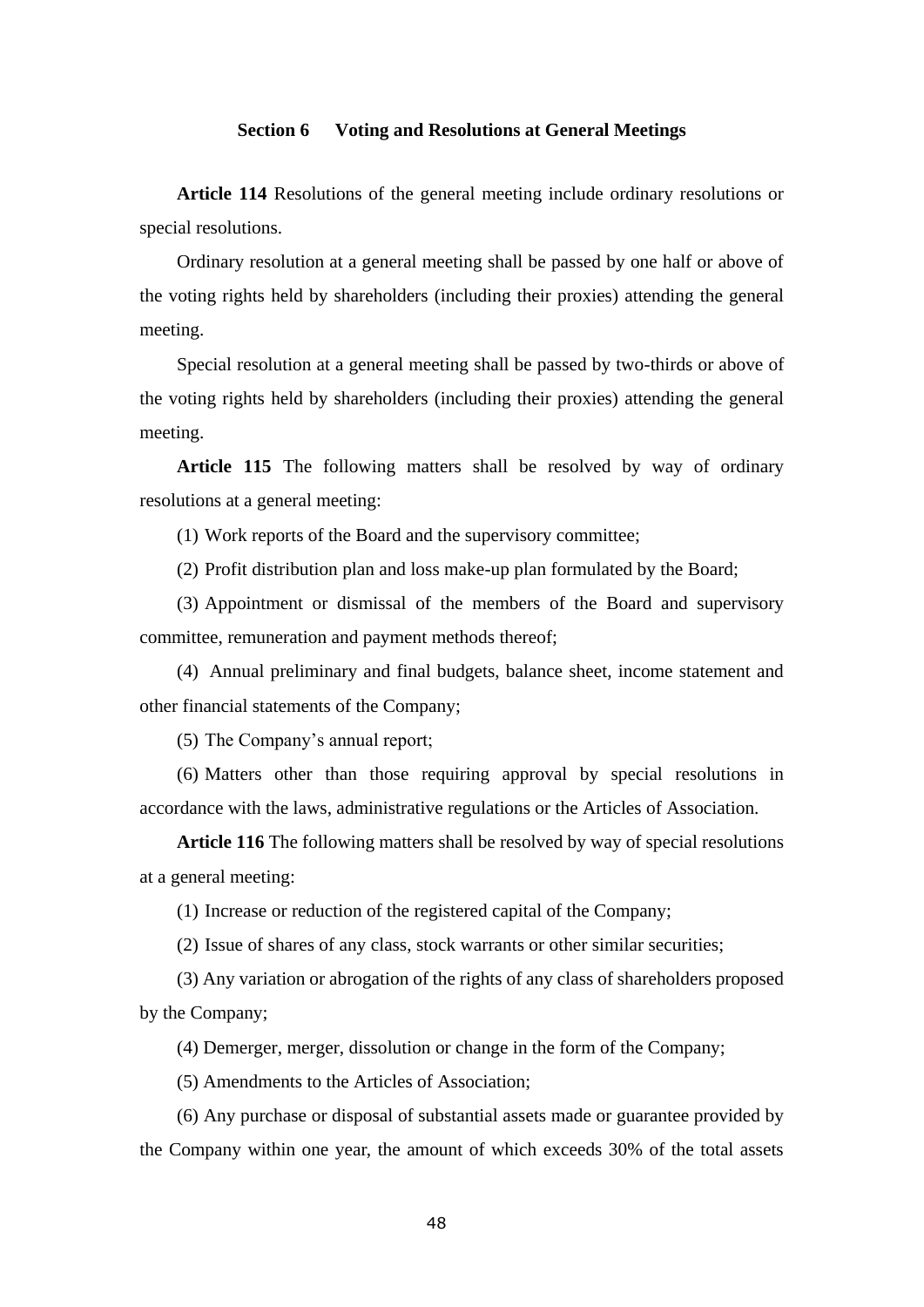### Section 6 Voting and Resolutions at General Meetings

**Article 114** Resolutions of the general meeting include ordinary resolutions or special resolutions.

Ordinary resolution at a general meeting shall be passed by one half or above of the voting rights held by shareholders (including their proxies) attending the general meeting.

Special resolution at a general meeting shall be passed by two-thirds or above of the voting rights held by shareholders (including their proxies) attending the general meeting.

**Article 115** The following matters shall be resolved by way of ordinary resolutions at a general meeting:

(1) Work reports of the Board and the supervisory committee;

(2) Profit distribution plan and loss make-up plan formulated by the Board;

(3) Appointment or dismissal of the members of the Board and supervisory committee, remuneration and payment methods thereof;

(4) Annual preliminary and final budgets, balance sheet, income statement and other financial statements of the Company;

(5) The Company's annual report;

(6) Matters other than those requiring approval by special resolutions in accordance with the laws, administrative regulations or the Articles of Association.

**Article 116** The following matters shall be resolved by way of special resolutions at a general meeting:

(1) Increase or reduction of the registered capital of the Company;

(2) Issue of shares of any class, stock warrants or other similar securities;

(3) Any variation or abrogation of the rights of any class of shareholders proposed by the Company;

(4) Demerger, merger, dissolution or change in the form of the Company;

(5) Amendments to the Articles of Association;

(6) Any purchase or disposal of substantial assets made or guarantee provided by the Company within one year, the amount of which exceeds 30% of the total assets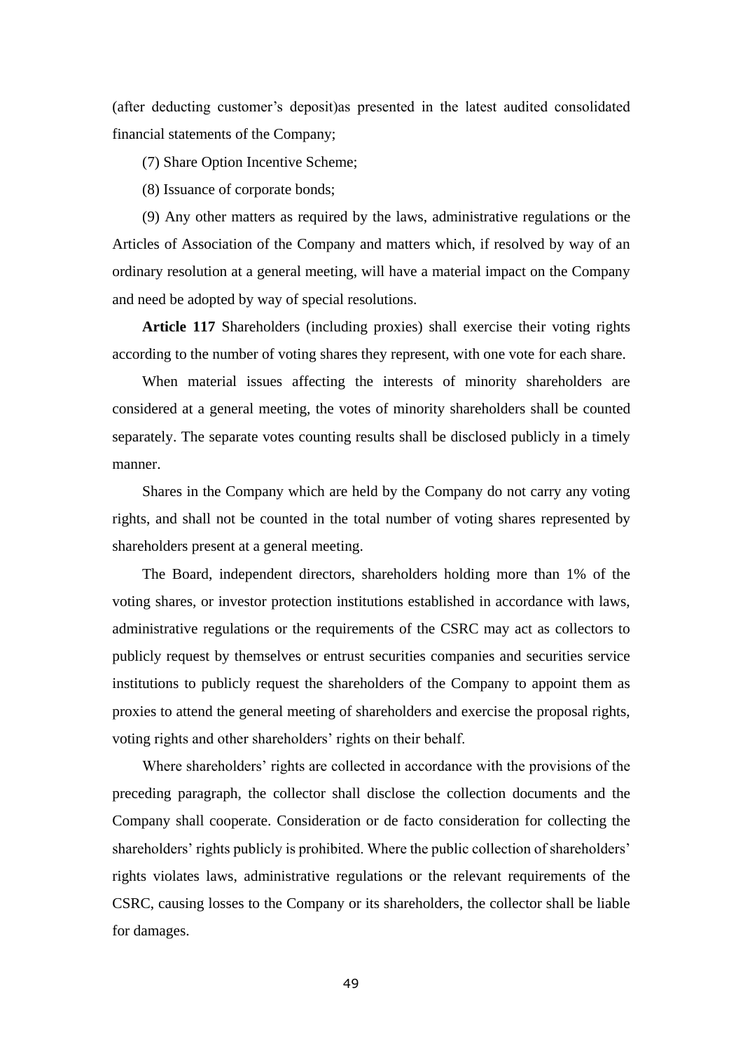(after deducting customer's deposit)as presented in the latest audited consolidated financial statements of the Company;

(7) Share Option Incentive Scheme;

(8) Issuance of corporate bonds;

(9) Any other matters as required by the laws, administrative regulations or the Articles of Association of the Company and matters which, if resolved by way of an ordinary resolution at a general meeting, will have a material impact on the Company and need be adopted by way of special resolutions.

**Article 117** Shareholders (including proxies) shall exercise their voting rights according to the number of voting shares they represent, with one vote for each share.

When material issues affecting the interests of minority shareholders are considered at a general meeting, the votes of minority shareholders shall be counted separately. The separate votes counting results shall be disclosed publicly in a timely manner.

Shares in the Company which are held by the Company do not carry any voting rights, and shall not be counted in the total number of voting shares represented by shareholders present at a general meeting.

The Board, independent directors, shareholders holding more than 1% of the voting shares, or investor protection institutions established in accordance with laws, administrative regulations or the requirements of the CSRC may act as collectors to publicly request by themselves or entrust securities companies and securities service institutions to publicly request the shareholders of the Company to appoint them as proxies to attend the general meeting of shareholders and exercise the proposal rights, voting rights and other shareholders' rights on their behalf.

Where shareholders' rights are collected in accordance with the provisions of the preceding paragraph, the collector shall disclose the collection documents and the Company shall cooperate. Consideration or de facto consideration for collecting the shareholders' rights publicly is prohibited. Where the public collection of shareholders' rights violates laws, administrative regulations or the relevant requirements of the CSRC, causing losses to the Company or its shareholders, the collector shall be liable for damages.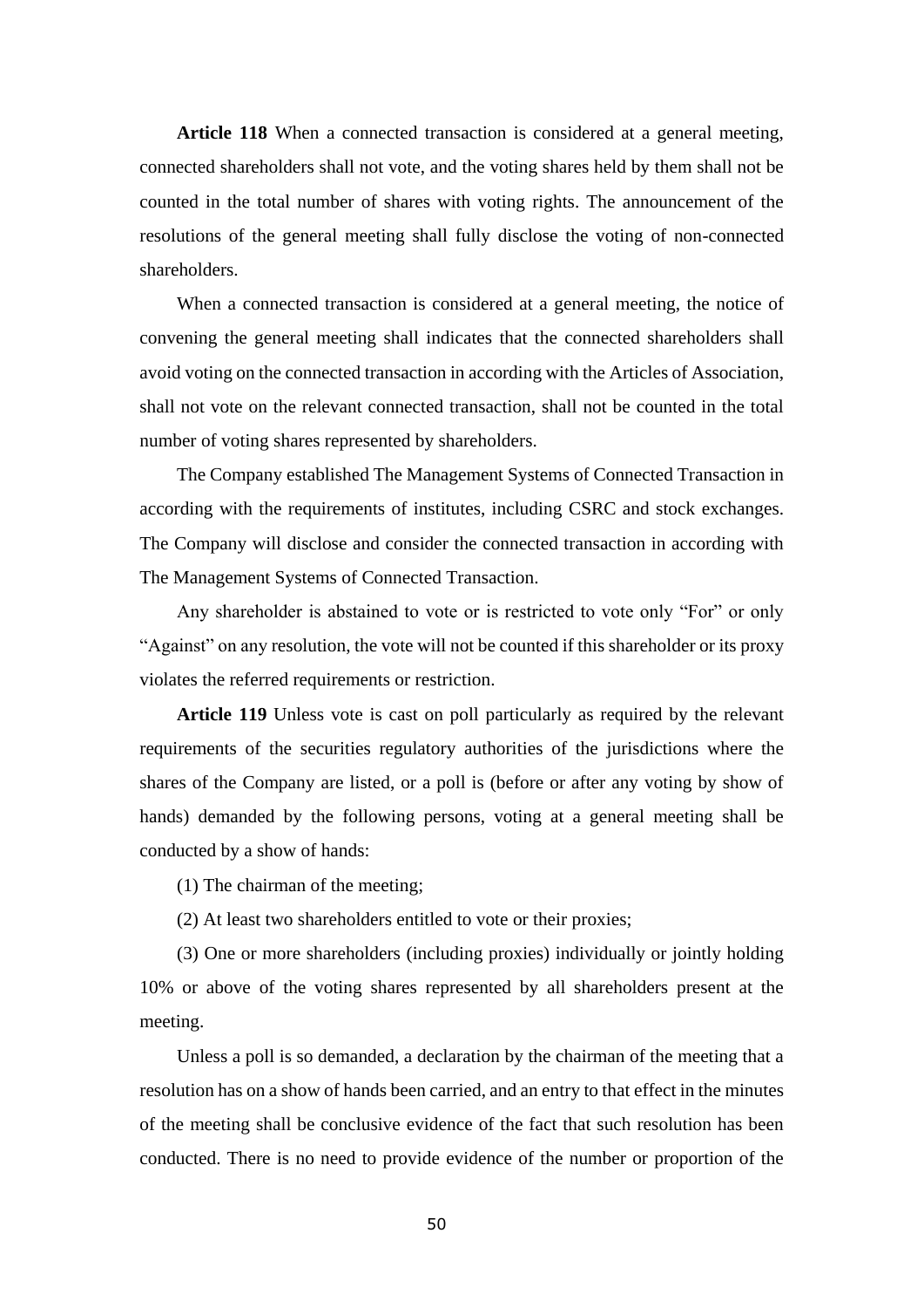**Article 118** When a connected transaction is considered at a general meeting, connected shareholders shall not vote, and the voting shares held by them shall not be counted in the total number of shares with voting rights. The announcement of the resolutions of the general meeting shall fully disclose the voting of non-connected shareholders.

When a connected transaction is considered at a general meeting, the notice of convening the general meeting shall indicates that the connected shareholders shall avoid voting on the connected transaction in according with the Articles of Association, shall not vote on the relevant connected transaction, shall not be counted in the total number of voting shares represented by shareholders.

The Company established The Management Systems of Connected Transaction in according with the requirements of institutes, including CSRC and stock exchanges. The Company will disclose and consider the connected transaction in according with The Management Systems of Connected Transaction.

Any shareholder is abstained to vote or is restricted to vote only "For" or only "Against" on any resolution, the vote will not be counted if this shareholder or its proxy violates the referred requirements or restriction.

**Article 119** Unless vote is cast on poll particularly as required by the relevant requirements of the securities regulatory authorities of the jurisdictions where the shares of the Company are listed, or a poll is (before or after any voting by show of hands) demanded by the following persons, voting at a general meeting shall be conducted by a show of hands:

(1) The chairman of the meeting;

(2) At least two shareholders entitled to vote or their proxies;

(3) One or more shareholders (including proxies) individually or jointly holding 10% or above of the voting shares represented by all shareholders present at the meeting.

Unless a poll is so demanded, a declaration by the chairman of the meeting that a resolution has on a show of hands been carried, and an entry to that effect in the minutes of the meeting shall be conclusive evidence of the fact that such resolution has been conducted. There is no need to provide evidence of the number or proportion of the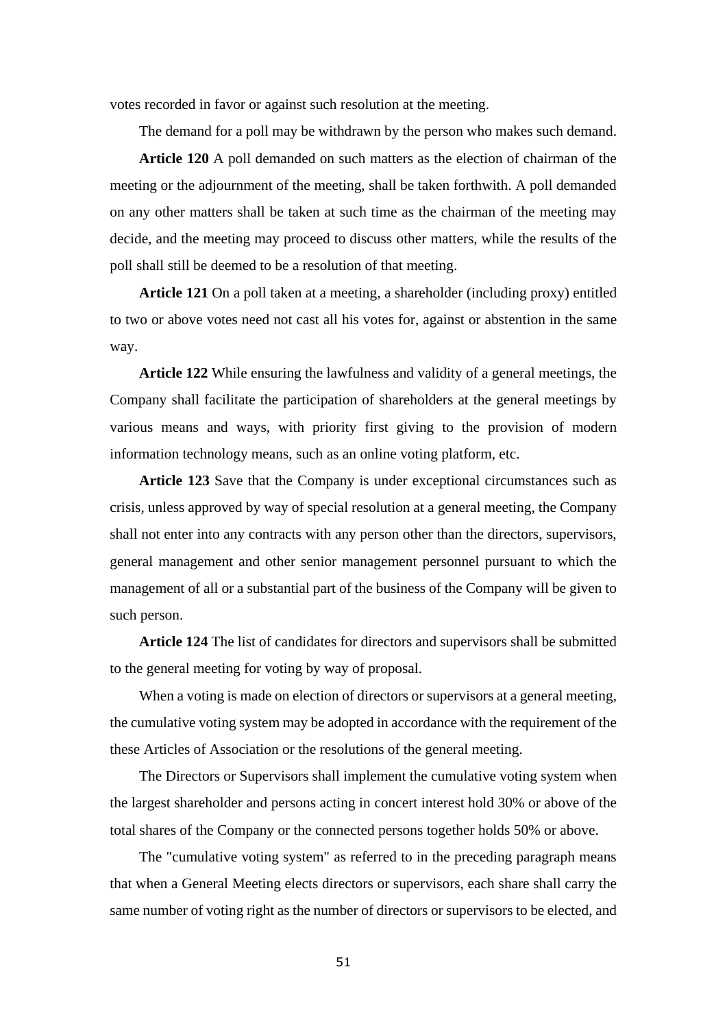votes recorded in favor or against such resolution at the meeting.

The demand for a poll may be withdrawn by the person who makes such demand.

**Article 120** A poll demanded on such matters as the election of chairman of the meeting or the adjournment of the meeting, shall be taken forthwith. A poll demanded on any other matters shall be taken at such time as the chairman of the meeting may decide, and the meeting may proceed to discuss other matters, while the results of the poll shall still be deemed to be a resolution of that meeting.

**Article 121** On a poll taken at a meeting, a shareholder (including proxy) entitled to two or above votes need not cast all his votes for, against or abstention in the same way.

**Article 122** While ensuring the lawfulness and validity of a general meetings, the Company shall facilitate the participation of shareholders at the general meetings by various means and ways, with priority first giving to the provision of modern information technology means, such as an online voting platform, etc.

**Article 123** Save that the Company is under exceptional circumstances such as crisis, unless approved by way of special resolution at a general meeting, the Company shall not enter into any contracts with any person other than the directors, supervisors, general management and other senior management personnel pursuant to which the management of all or a substantial part of the business of the Company will be given to such person.

**Article 124** The list of candidates for directors and supervisors shall be submitted to the general meeting for voting by way of proposal.

When a voting is made on election of directors or supervisors at a general meeting, the cumulative voting system may be adopted in accordance with the requirement of the these Articles of Association or the resolutions of the general meeting.

The Directors or Supervisors shall implement the cumulative voting system when the largest shareholder and persons acting in concert interest hold 30% or above of the total shares of the Company or the connected persons together holds 50% or above.

The "cumulative voting system" as referred to in the preceding paragraph means that when a General Meeting elects directors or supervisors, each share shall carry the same number of voting right as the number of directors or supervisors to be elected, and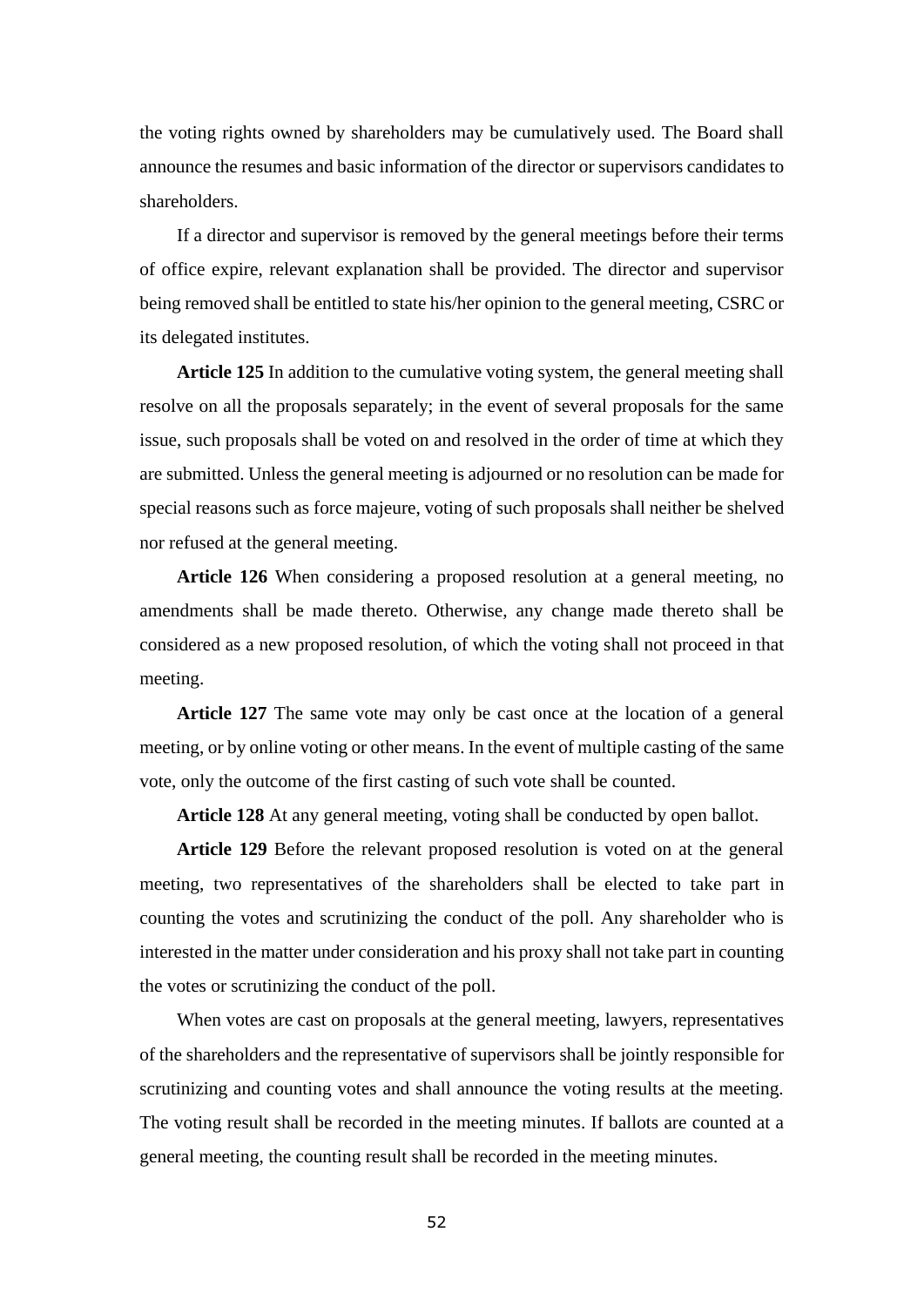the voting rights owned by shareholders may be cumulatively used. The Board shall announce the resumes and basic information of the director or supervisors candidates to shareholders.

If a director and supervisor is removed by the general meetings before their terms of office expire, relevant explanation shall be provided. The director and supervisor being removed shall be entitled to state his/her opinion to the general meeting, CSRC or its delegated institutes.

**Article 125** In addition to the cumulative voting system, the general meeting shall resolve on all the proposals separately; in the event of several proposals for the same issue, such proposals shall be voted on and resolved in the order of time at which they are submitted. Unless the general meeting is adjourned or no resolution can be made for special reasons such as force majeure, voting of such proposals shall neither be shelved nor refused at the general meeting.

**Article 126** When considering a proposed resolution at a general meeting, no amendments shall be made thereto. Otherwise, any change made thereto shall be considered as a new proposed resolution, of which the voting shall not proceed in that meeting.

**Article 127** The same vote may only be cast once at the location of a general meeting, or by online voting or other means. In the event of multiple casting of the same vote, only the outcome of the first casting of such vote shall be counted.

**Article 128** At any general meeting, voting shall be conducted by open ballot.

**Article 129** Before the relevant proposed resolution is voted on at the general meeting, two representatives of the shareholders shall be elected to take part in counting the votes and scrutinizing the conduct of the poll. Any shareholder who is interested in the matter under consideration and his proxy shall not take part in counting the votes or scrutinizing the conduct of the poll.

When votes are cast on proposals at the general meeting, lawyers, representatives of the shareholders and the representative of supervisors shall be jointly responsible for scrutinizing and counting votes and shall announce the voting results at the meeting. The voting result shall be recorded in the meeting minutes. If ballots are counted at a general meeting, the counting result shall be recorded in the meeting minutes.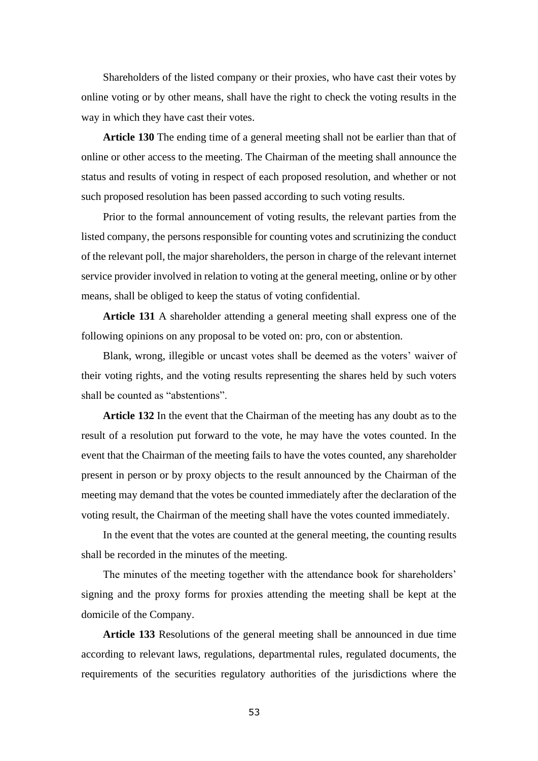Shareholders of the listed company or their proxies, who have cast their votes by online voting or by other means, shall have the right to check the voting results in the way in which they have cast their votes.

**Article 130** The ending time of a general meeting shall not be earlier than that of online or other access to the meeting. The Chairman of the meeting shall announce the status and results of voting in respect of each proposed resolution, and whether or not such proposed resolution has been passed according to such voting results.

Prior to the formal announcement of voting results, the relevant parties from the listed company, the persons responsible for counting votes and scrutinizing the conduct of the relevant poll, the major shareholders, the person in charge of the relevant internet service provider involved in relation to voting at the general meeting, online or by other means, shall be obliged to keep the status of voting confidential.

**Article 131** A shareholder attending a general meeting shall express one of the following opinions on any proposal to be voted on: pro, con or abstention.

Blank, wrong, illegible or uncast votes shall be deemed as the voters' waiver of their voting rights, and the voting results representing the shares held by such voters shall be counted as "abstentions".

**Article 132** In the event that the Chairman of the meeting has any doubt as to the result of a resolution put forward to the vote, he may have the votes counted. In the event that the Chairman of the meeting fails to have the votes counted, any shareholder present in person or by proxy objects to the result announced by the Chairman of the meeting may demand that the votes be counted immediately after the declaration of the voting result, the Chairman of the meeting shall have the votes counted immediately.

In the event that the votes are counted at the general meeting, the counting results shall be recorded in the minutes of the meeting.

The minutes of the meeting together with the attendance book for shareholders' signing and the proxy forms for proxies attending the meeting shall be kept at the domicile of the Company.

**Article 133** Resolutions of the general meeting shall be announced in due time according to relevant laws, regulations, departmental rules, regulated documents, the requirements of the securities regulatory authorities of the jurisdictions where the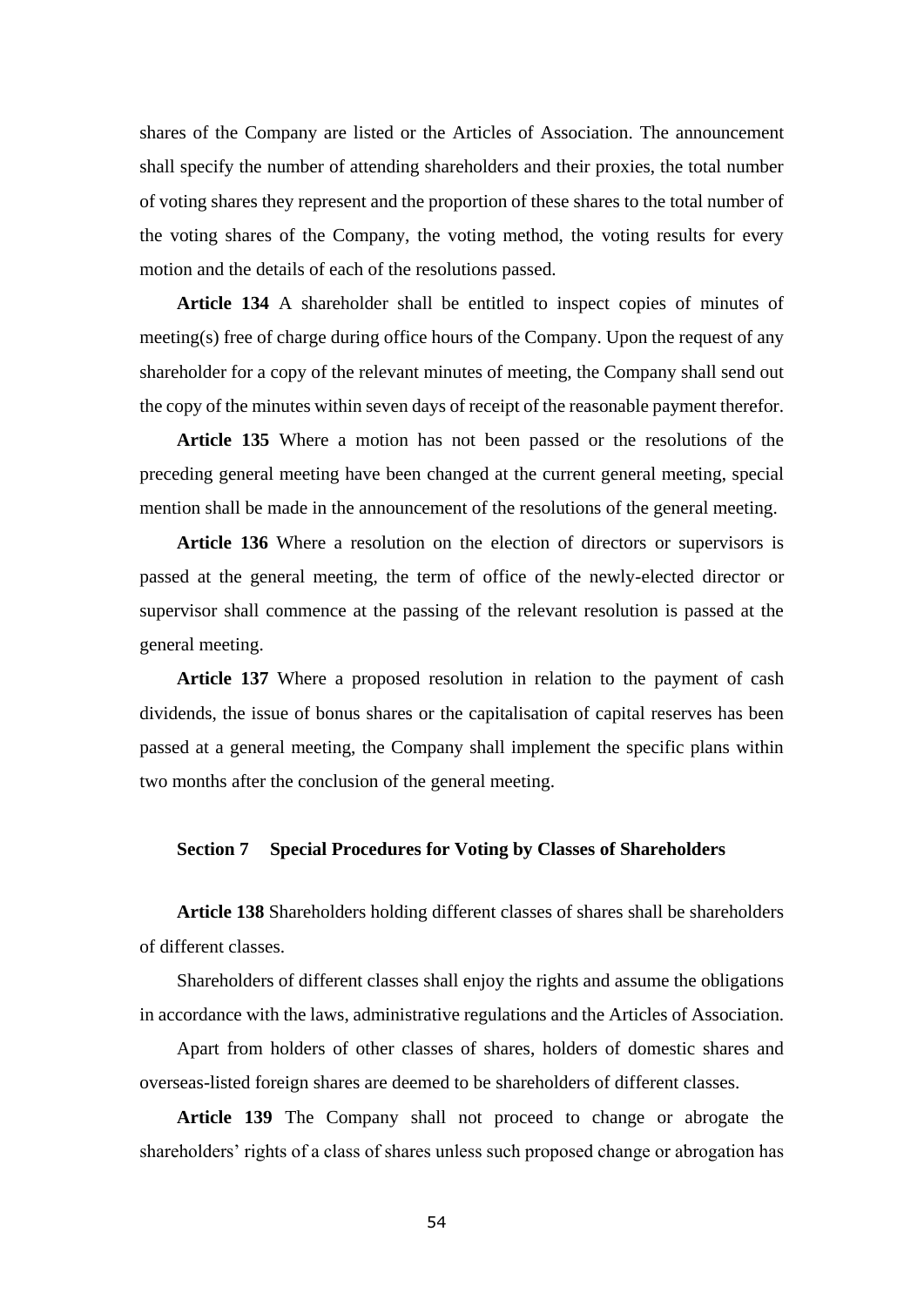shares of the Company are listed or the Articles of Association. The announcement shall specify the number of attending shareholders and their proxies, the total number of voting shares they represent and the proportion of these shares to the total number of the voting shares of the Company, the voting method, the voting results for every motion and the details of each of the resolutions passed.

**Article 134** A shareholder shall be entitled to inspect copies of minutes of meeting(s) free of charge during office hours of the Company. Upon the request of any shareholder for a copy of the relevant minutes of meeting, the Company shall send out the copy of the minutes within seven days of receipt of the reasonable payment therefor.

**Article 135** Where a motion has not been passed or the resolutions of the preceding general meeting have been changed at the current general meeting, special mention shall be made in the announcement of the resolutions of the general meeting.

**Article 136** Where a resolution on the election of directors or supervisors is passed at the general meeting, the term of office of the newly-elected director or supervisor shall commence at the passing of the relevant resolution is passed at the general meeting.

**Article 137** Where a proposed resolution in relation to the payment of cash dividends, the issue of bonus shares or the capitalisation of capital reserves has been passed at a general meeting, the Company shall implement the specific plans within two months after the conclusion of the general meeting.

### Section 7 Special Procedures for Voting by Classes of Shareholders

**Article 138** Shareholders holding different classes of shares shall be shareholders of different classes.

Shareholders of different classes shall enjoy the rights and assume the obligations in accordance with the laws, administrative regulations and the Articles of Association.

Apart from holders of other classes of shares, holders of domestic shares and overseas-listed foreign shares are deemed to be shareholders of different classes.

**Article 139** The Company shall not proceed to change or abrogate the shareholders' rights of a class of shares unless such proposed change or abrogation has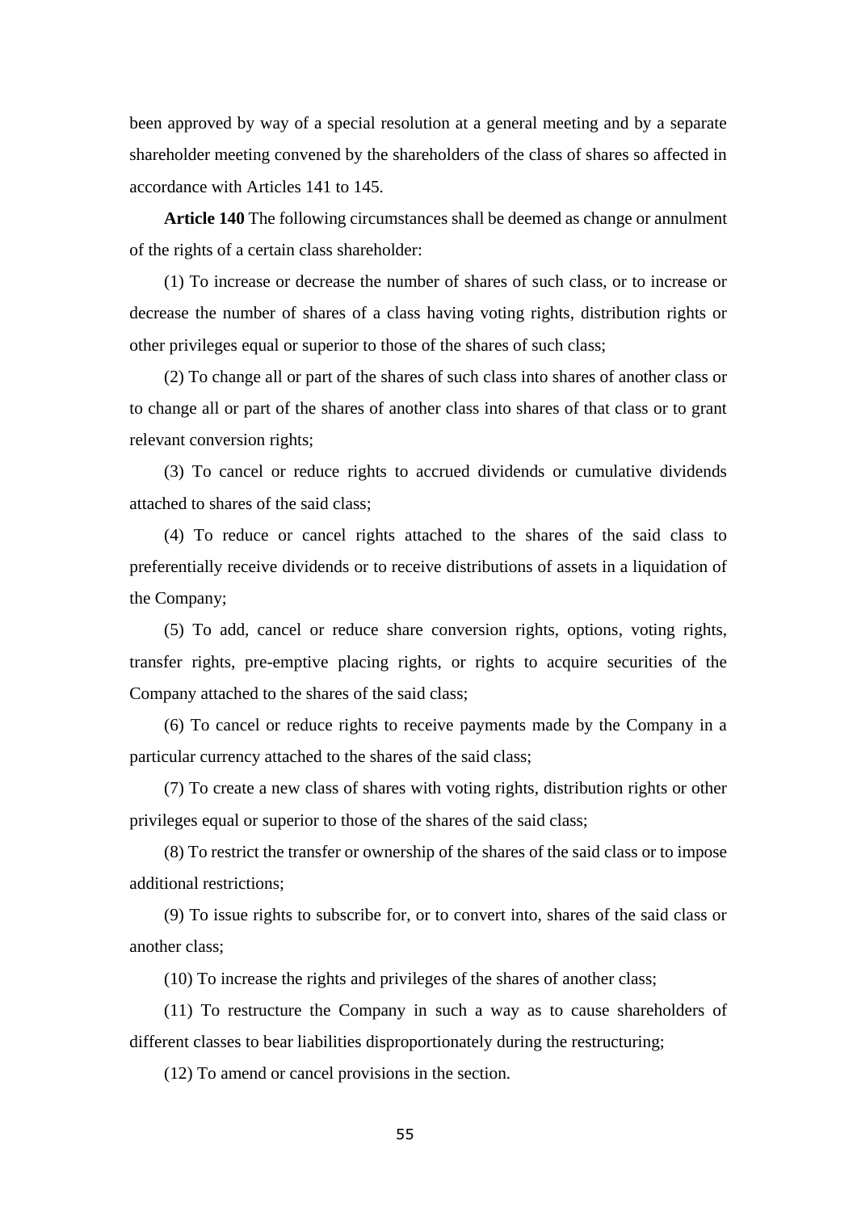been approved by way of a special resolution at a general meeting and by a separate shareholder meeting convened by the shareholders of the class of shares so affected in accordance with Articles 141 to 145.

**Article 140** The following circumstances shall be deemed as change or annulment of the rights of a certain class shareholder:

(1) To increase or decrease the number of shares of such class, or to increase or decrease the number of shares of a class having voting rights, distribution rights or other privileges equal or superior to those of the shares of such class;

(2) To change all or part of the shares of such class into shares of another class or to change all or part of the shares of another class into shares of that class or to grant relevant conversion rights;

(3) To cancel or reduce rights to accrued dividends or cumulative dividends attached to shares of the said class;

(4) To reduce or cancel rights attached to the shares of the said class to preferentially receive dividends or to receive distributions of assets in a liquidation of the Company;

(5) To add, cancel or reduce share conversion rights, options, voting rights, transfer rights, pre-emptive placing rights, or rights to acquire securities of the Company attached to the shares of the said class;

(6) To cancel or reduce rights to receive payments made by the Company in a particular currency attached to the shares of the said class;

(7) To create a new class of shares with voting rights, distribution rights or other privileges equal or superior to those of the shares of the said class;

(8) To restrict the transfer or ownership of the shares of the said class or to impose additional restrictions;

(9) To issue rights to subscribe for, or to convert into, shares of the said class or another class;

(10) To increase the rights and privileges of the shares of another class;

(11) To restructure the Company in such a way as to cause shareholders of different classes to bear liabilities disproportionately during the restructuring;

(12) To amend or cancel provisions in the section.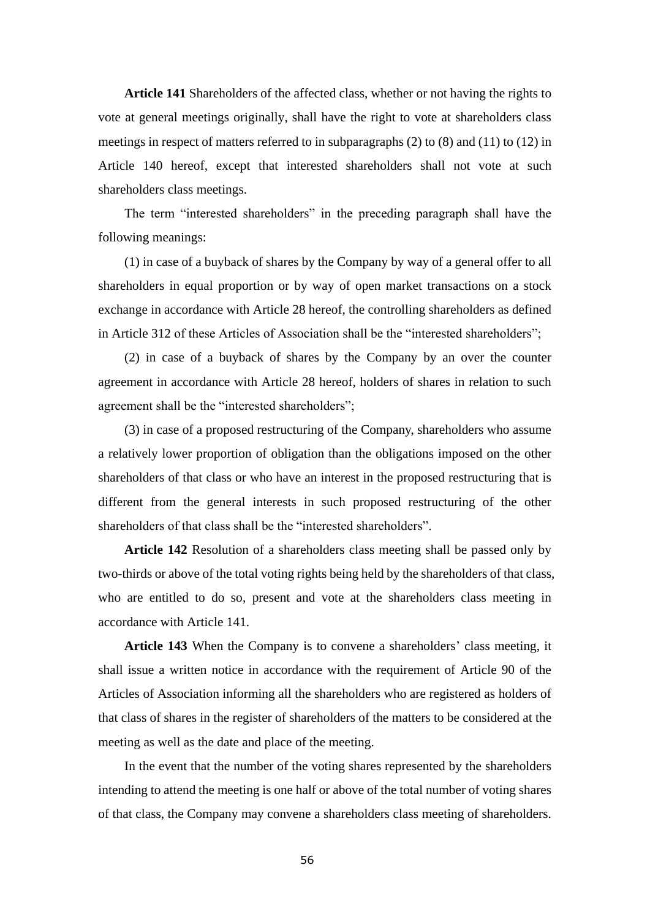**Article 141** Shareholders of the affected class, whether or not having the rights to vote at general meetings originally, shall have the right to vote at shareholders class meetings in respect of matters referred to in subparagraphs (2) to (8) and (11) to (12) in Article 140 hereof, except that interested shareholders shall not vote at such shareholders class meetings.

The term "interested shareholders" in the preceding paragraph shall have the following meanings:

(1) in case of a buyback of shares by the Company by way of a general offer to all shareholders in equal proportion or by way of open market transactions on a stock exchange in accordance with Article 28 hereof, the controlling shareholders as defined in Article 312 of these Articles of Association shall be the "interested shareholders";

(2) in case of a buyback of shares by the Company by an over the counter agreement in accordance with Article 28 hereof, holders of shares in relation to such agreement shall be the "interested shareholders";

(3) in case of a proposed restructuring of the Company, shareholders who assume a relatively lower proportion of obligation than the obligations imposed on the other shareholders of that class or who have an interest in the proposed restructuring that is different from the general interests in such proposed restructuring of the other shareholders of that class shall be the "interested shareholders".

**Article 142** Resolution of a shareholders class meeting shall be passed only by two-thirds or above of the total voting rights being held by the shareholders of that class, who are entitled to do so, present and vote at the shareholders class meeting in accordance with Article 141.

**Article 143** When the Company is to convene a shareholders' class meeting, it shall issue a written notice in accordance with the requirement of Article 90 of the Articles of Association informing all the shareholders who are registered as holders of that class of shares in the register of shareholders of the matters to be considered at the meeting as well as the date and place of the meeting.

In the event that the number of the voting shares represented by the shareholders intending to attend the meeting is one half or above of the total number of voting shares of that class, the Company may convene a shareholders class meeting of shareholders.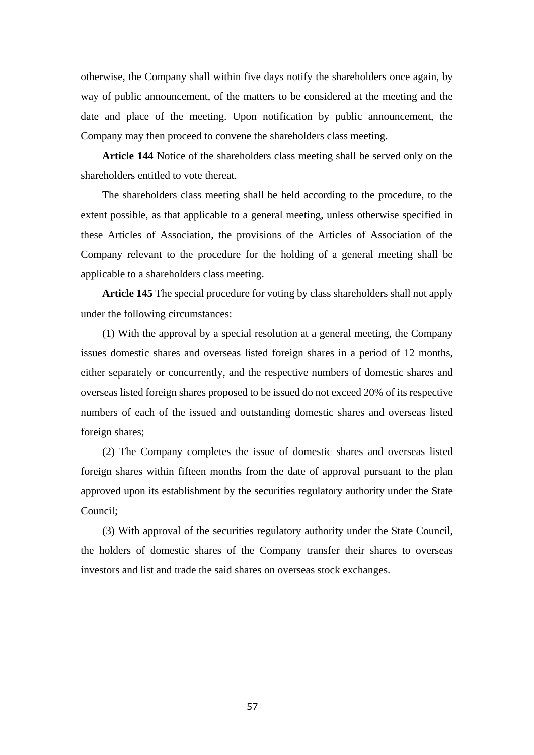otherwise, the Company shall within five days notify the shareholders once again, by way of public announcement, of the matters to be considered at the meeting and the date and place of the meeting. Upon notification by public announcement, the Company may then proceed to convene the shareholders class meeting.

**Article 144** Notice of the shareholders class meeting shall be served only on the shareholders entitled to vote thereat.

The shareholders class meeting shall be held according to the procedure, to the extent possible, as that applicable to a general meeting, unless otherwise specified in these Articles of Association, the provisions of the Articles of Association of the Company relevant to the procedure for the holding of a general meeting shall be applicable to a shareholders class meeting.

**Article 145** The special procedure for voting by class shareholders shall not apply under the following circumstances:

(1) With the approval by a special resolution at a general meeting, the Company issues domestic shares and overseas listed foreign shares in a period of 12 months, either separately or concurrently, and the respective numbers of domestic shares and overseas listed foreign shares proposed to be issued do not exceed 20% of its respective numbers of each of the issued and outstanding domestic shares and overseas listed foreign shares;

(2) The Company completes the issue of domestic shares and overseas listed foreign shares within fifteen months from the date of approval pursuant to the plan approved upon its establishment by the securities regulatory authority under the State Council;

(3) With approval of the securities regulatory authority under the State Council, the holders of domestic shares of the Company transfer their shares to overseas investors and list and trade the said shares on overseas stock exchanges.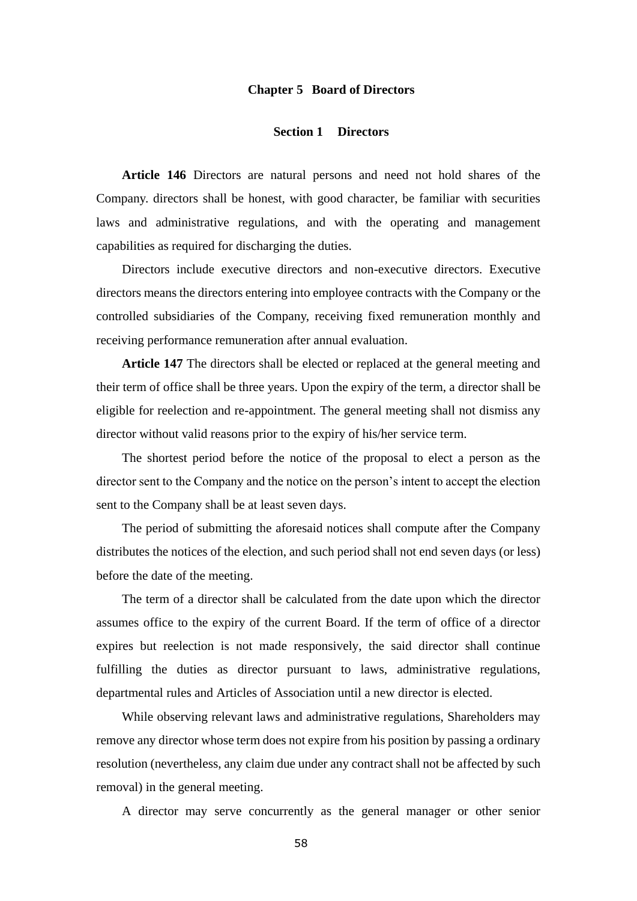# Chapter 5 Board of Directors

## Section 1 Directors

**Article 146** Directors are natural persons and need not hold shares of the Company. directors shall be honest, with good character, be familiar with securities laws and administrative regulations, and with the operating and management capabilities as required for discharging the duties.

Directors include executive directors and non-executive directors. Executive directors means the directors entering into employee contracts with the Company or the controlled subsidiaries of the Company, receiving fixed remuneration monthly and receiving performance remuneration after annual evaluation.

**Article 147** The directors shall be elected or replaced at the general meeting and their term of office shall be three years. Upon the expiry of the term, a director shall be eligible for reelection and re-appointment. The general meeting shall not dismiss any director without valid reasons prior to the expiry of his/her service term.

The shortest period before the notice of the proposal to elect a person as the director sent to the Company and the notice on the person's intent to accept the election sent to the Company shall be at least seven days.

The period of submitting the aforesaid notices shall compute after the Company distributes the notices of the election, and such period shall not end seven days (or less) before the date of the meeting.

The term of a director shall be calculated from the date upon which the director assumes office to the expiry of the current Board. If the term of office of a director expires but reelection is not made responsively, the said director shall continue fulfilling the duties as director pursuant to laws, administrative regulations, departmental rules and Articles of Association until a new director is elected.

While observing relevant laws and administrative regulations, Shareholders may remove any director whose term does not expire from his position by passing a ordinary resolution (nevertheless, any claim due under any contract shall not be affected by such removal) in the general meeting.

A director may serve concurrently as the general manager or other senior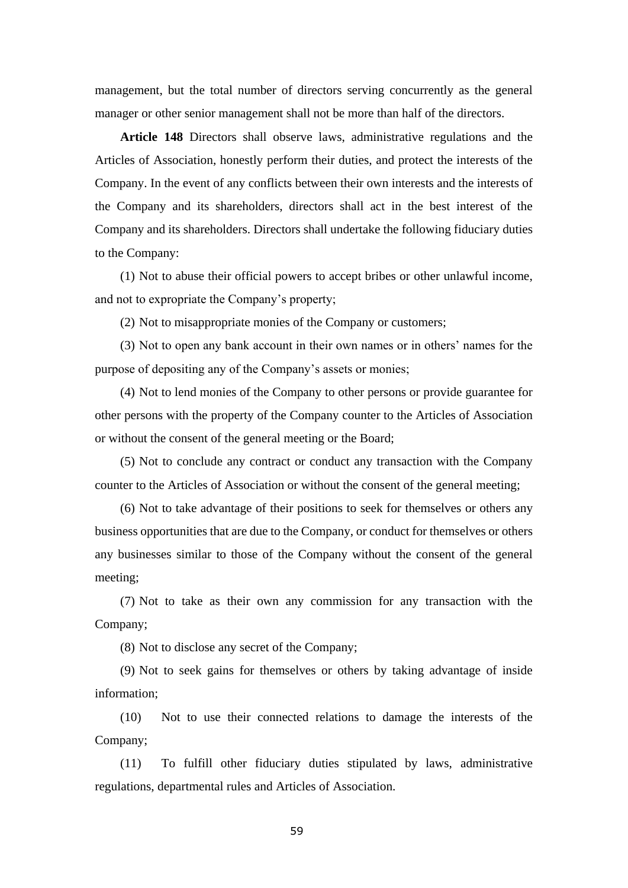management, but the total number of directors serving concurrently as the general manager or other senior management shall not be more than half of the directors.

**Article 148** Directors shall observe laws, administrative regulations and the Articles of Association, honestly perform their duties, and protect the interests of the Company. In the event of any conflicts between their own interests and the interests of the Company and its shareholders, directors shall act in the best interest of the Company and its shareholders. Directors shall undertake the following fiduciary duties to the Company:

(1) Not to abuse their official powers to accept bribes or other unlawful income, and not to expropriate the Company's property;

(2) Not to misappropriate monies of the Company or customers;

(3) Not to open any bank account in their own names or in others' names for the purpose of depositing any of the Company's assets or monies;

(4) Not to lend monies of the Company to other persons or provide guarantee for other persons with the property of the Company counter to the Articles of Association or without the consent of the general meeting or the Board;

(5) Not to conclude any contract or conduct any transaction with the Company counter to the Articles of Association or without the consent of the general meeting;

(6) Not to take advantage of their positions to seek for themselves or others any business opportunities that are due to the Company, or conduct for themselves or others any businesses similar to those of the Company without the consent of the general meeting;

(7) Not to take as their own any commission for any transaction with the Company;

(8) Not to disclose any secret of the Company;

(9) Not to seek gains for themselves or others by taking advantage of inside information;

(10) Not to use their connected relations to damage the interests of the Company;

(11) To fulfill other fiduciary duties stipulated by laws, administrative regulations, departmental rules and Articles of Association.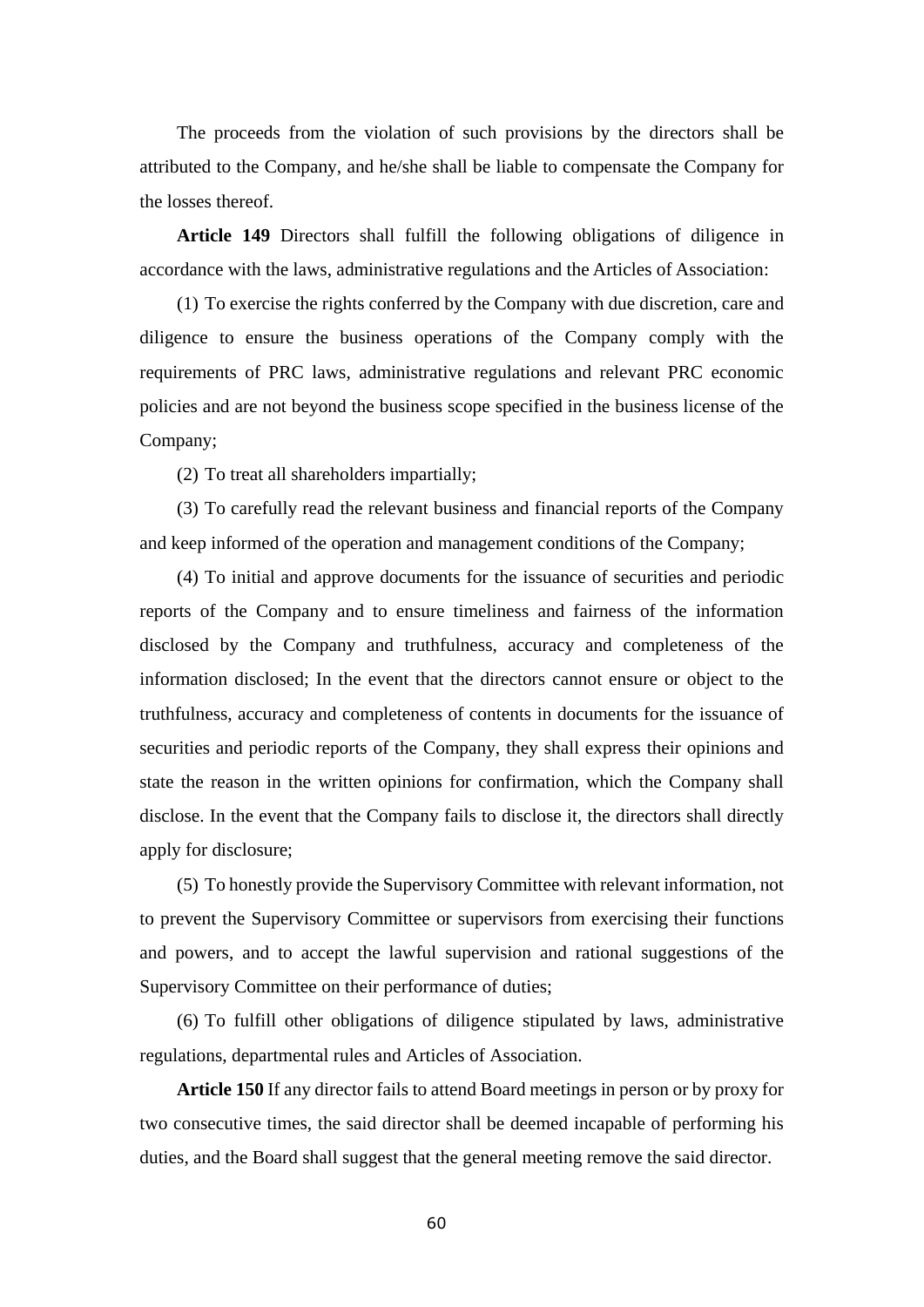The proceeds from the violation of such provisions by the directors shall be attributed to the Company, and he/she shall be liable to compensate the Company for the losses thereof.

**Article 149** Directors shall fulfill the following obligations of diligence in accordance with the laws, administrative regulations and the Articles of Association:

(1) To exercise the rights conferred by the Company with due discretion, care and diligence to ensure the business operations of the Company comply with the requirements of PRC laws, administrative regulations and relevant PRC economic policies and are not beyond the business scope specified in the business license of the Company;

(2) To treat all shareholders impartially;

(3) To carefully read the relevant business and financial reports of the Company and keep informed of the operation and management conditions of the Company;

(4) To initial and approve documents for the issuance of securities and periodic reports of the Company and to ensure timeliness and fairness of the information disclosed by the Company and truthfulness, accuracy and completeness of the information disclosed; In the event that the directors cannot ensure or object to the truthfulness, accuracy and completeness of contents in documents for the issuance of securities and periodic reports of the Company, they shall express their opinions and state the reason in the written opinions for confirmation, which the Company shall disclose. In the event that the Company fails to disclose it, the directors shall directly apply for disclosure;

(5) To honestly provide the Supervisory Committee with relevant information, not to prevent the Supervisory Committee or supervisors from exercising their functions and powers, and to accept the lawful supervision and rational suggestions of the Supervisory Committee on their performance of duties;

(6) To fulfill other obligations of diligence stipulated by laws, administrative regulations, departmental rules and Articles of Association.

**Article 150** If any director fails to attend Board meetings in person or by proxy for two consecutive times, the said director shall be deemed incapable of performing his duties, and the Board shall suggest that the general meeting remove the said director.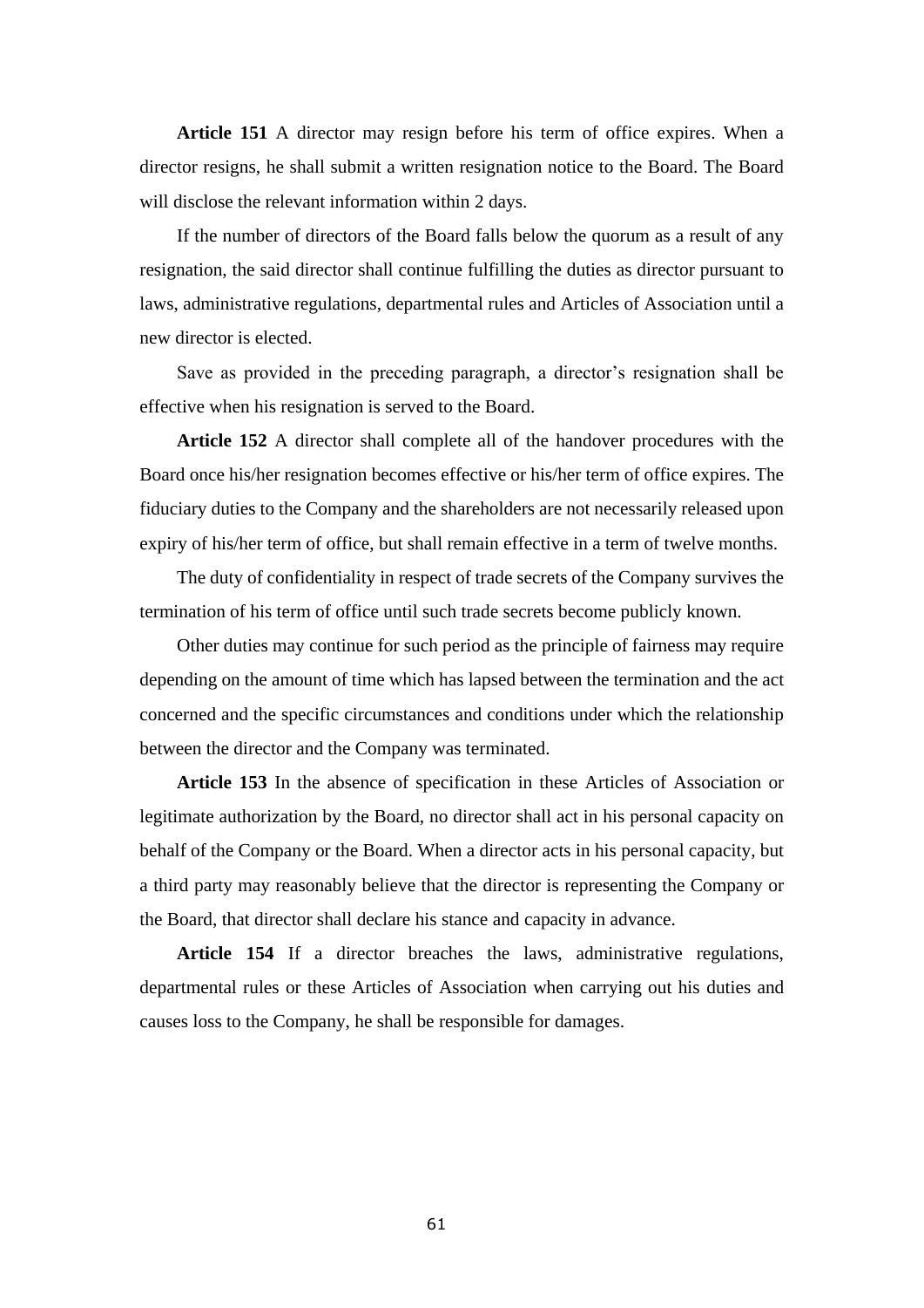**Article 151** A director may resign before his term of office expires. When a director resigns, he shall submit a written resignation notice to the Board. The Board will disclose the relevant information within 2 days.

If the number of directors of the Board falls below the quorum as a result of any resignation, the said director shall continue fulfilling the duties as director pursuant to laws, administrative regulations, departmental rules and Articles of Association until a new director is elected.

Save as provided in the preceding paragraph, a director's resignation shall be effective when his resignation is served to the Board.

**Article 152** A director shall complete all of the handover procedures with the Board once his/her resignation becomes effective or his/her term of office expires. The fiduciary duties to the Company and the shareholders are not necessarily released upon expiry of his/her term of office, but shall remain effective in a term of twelve months.

The duty of confidentiality in respect of trade secrets of the Company survives the termination of his term of office until such trade secrets become publicly known.

Other duties may continue for such period as the principle of fairness may require depending on the amount of time which has lapsed between the termination and the act concerned and the specific circumstances and conditions under which the relationship between the director and the Company was terminated.

**Article 153** In the absence of specification in these Articles of Association or legitimate authorization by the Board, no director shall act in his personal capacity on behalf of the Company or the Board. When a director acts in his personal capacity, but a third party may reasonably believe that the director is representing the Company or the Board, that director shall declare his stance and capacity in advance.

**Article 154** If a director breaches the laws, administrative regulations, departmental rules or these Articles of Association when carrying out his duties and causes loss to the Company, he shall be responsible for damages.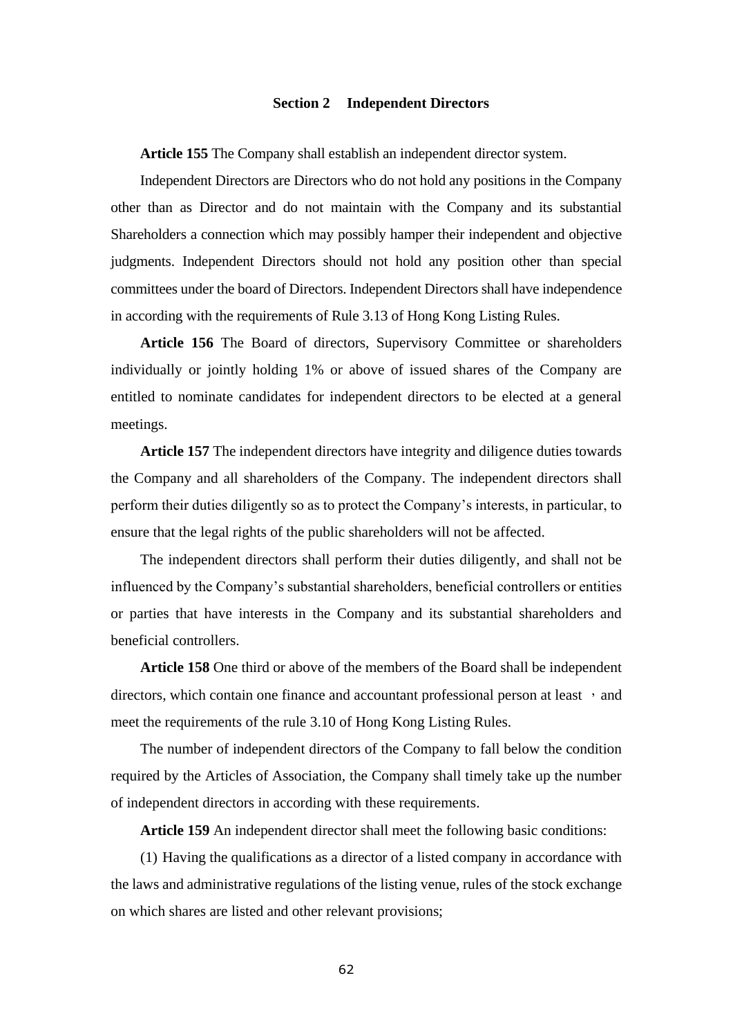## Section 2 Independent Directors

**Article 155** The Company shall establish an independent director system.

Independent Directors are Directors who do not hold any positions in the Company other than as Director and do not maintain with the Company and its substantial Shareholders a connection which may possibly hamper their independent and objective judgments. Independent Directors should not hold any position other than special committees under the board of Directors. Independent Directors shall have independence in according with the requirements of Rule 3.13 of Hong Kong Listing Rules.

**Article 156** The Board of directors, Supervisory Committee or shareholders individually or jointly holding 1% or above of issued shares of the Company are entitled to nominate candidates for independent directors to be elected at a general meetings.

**Article 157** The independent directors have integrity and diligence duties towards the Company and all shareholders of the Company. The independent directors shall perform their duties diligently so as to protect the Company's interests, in particular, to ensure that the legal rights of the public shareholders will not be affected.

The independent directors shall perform their duties diligently, and shall not be influenced by the Company's substantial shareholders, beneficial controllers or entities or parties that have interests in the Company and its substantial shareholders and beneficial controllers.

**Article 158** One third or above of the members of the Board shall be independent directors, which contain one finance and accountant professional person at least ， and meet the requirements of the rule 3.10 of Hong Kong Listing Rules.

The number of independent directors of the Company to fall below the condition required by the Articles of Association, the Company shall timely take up the number of independent directors in according with these requirements.

**Article 159** An independent director shall meet the following basic conditions:

(1) Having the qualifications as a director of a listed company in accordance with the laws and administrative regulations of the listing venue, rules of the stock exchange on which shares are listed and other relevant provisions;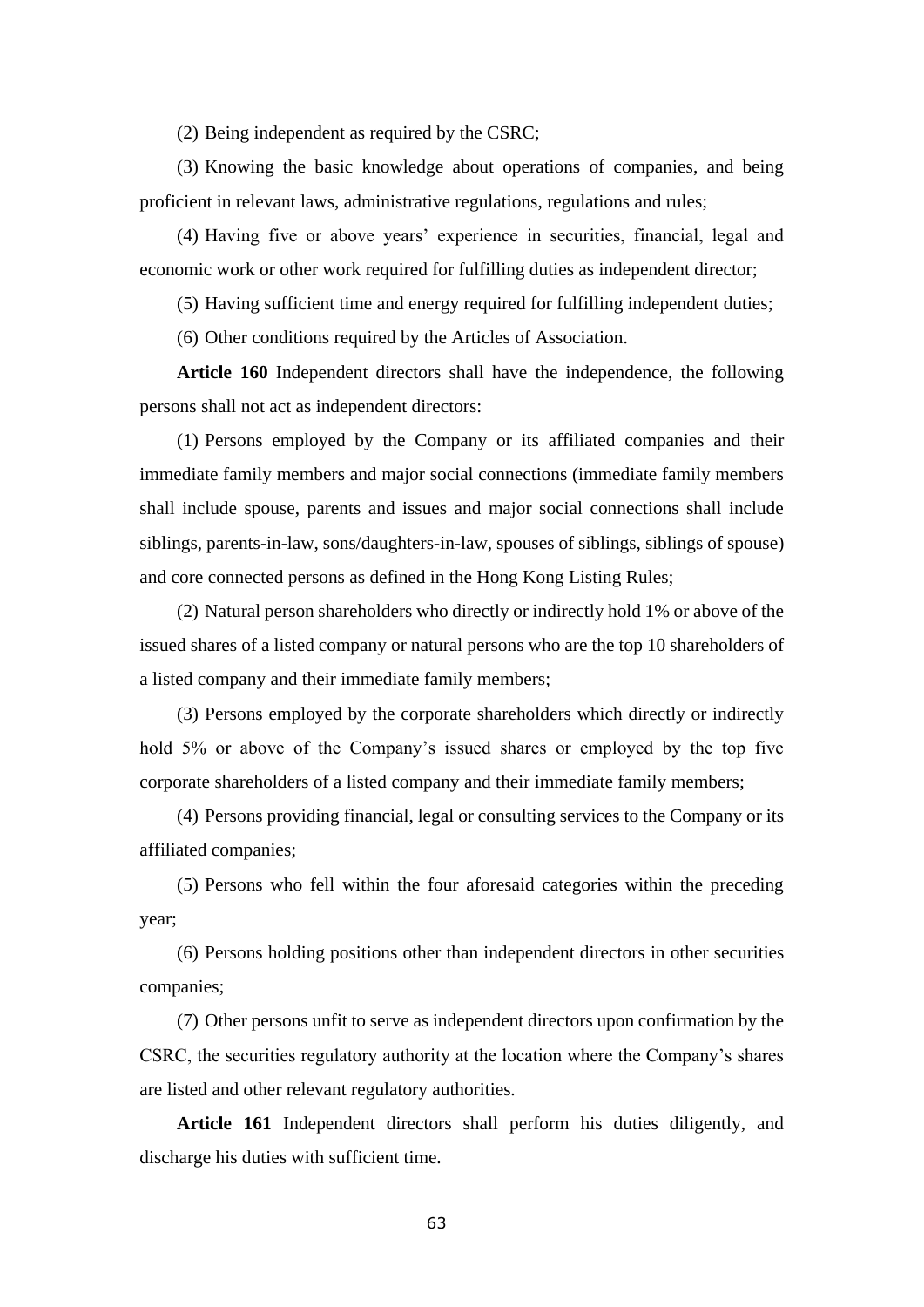(2) Being independent as required by the CSRC;

(3) Knowing the basic knowledge about operations of companies, and being proficient in relevant laws, administrative regulations, regulations and rules;

(4) Having five or above years' experience in securities, financial, legal and economic work or other work required for fulfilling duties as independent director;

(5) Having sufficient time and energy required for fulfilling independent duties;

(6) Other conditions required by the Articles of Association.

**Article 160** Independent directors shall have the independence, the following persons shall not act as independent directors:

(1) Persons employed by the Company or its affiliated companies and their immediate family members and major social connections (immediate family members shall include spouse, parents and issues and major social connections shall include siblings, parents-in-law, sons/daughters-in-law, spouses of siblings, siblings of spouse) and core connected persons as defined in the Hong Kong Listing Rules;

(2) Natural person shareholders who directly or indirectly hold 1% or above of the issued shares of a listed company or natural persons who are the top 10 shareholders of a listed company and their immediate family members;

(3) Persons employed by the corporate shareholders which directly or indirectly hold 5% or above of the Company's issued shares or employed by the top five corporate shareholders of a listed company and their immediate family members;

(4) Persons providing financial, legal or consulting services to the Company or its affiliated companies;

(5) Persons who fell within the four aforesaid categories within the preceding year;

(6) Persons holding positions other than independent directors in other securities companies;

(7) Other persons unfit to serve as independent directors upon confirmation by the CSRC, the securities regulatory authority at the location where the Company's shares are listed and other relevant regulatory authorities.

**Article 161** Independent directors shall perform his duties diligently, and discharge his duties with sufficient time.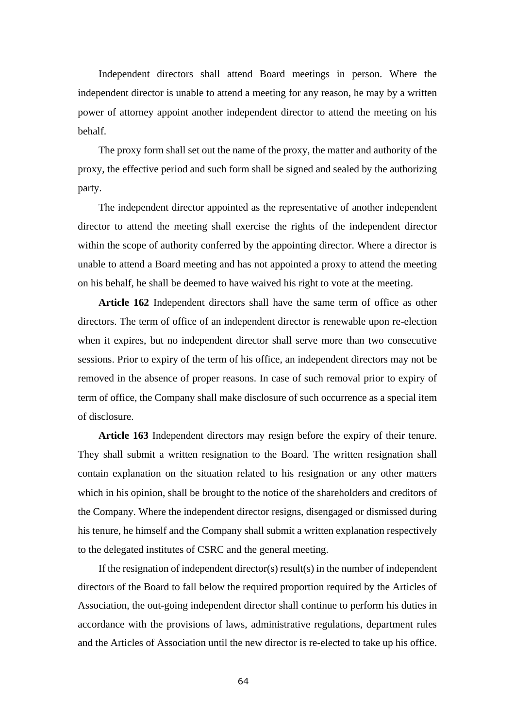Independent directors shall attend Board meetings in person. Where the independent director is unable to attend a meeting for any reason, he may by a written power of attorney appoint another independent director to attend the meeting on his behalf.

The proxy form shall set out the name of the proxy, the matter and authority of the proxy, the effective period and such form shall be signed and sealed by the authorizing party.

The independent director appointed as the representative of another independent director to attend the meeting shall exercise the rights of the independent director within the scope of authority conferred by the appointing director. Where a director is unable to attend a Board meeting and has not appointed a proxy to attend the meeting on his behalf, he shall be deemed to have waived his right to vote at the meeting.

**Article 162** Independent directors shall have the same term of office as other directors. The term of office of an independent director is renewable upon re-election when it expires, but no independent director shall serve more than two consecutive sessions. Prior to expiry of the term of his office, an independent directors may not be removed in the absence of proper reasons. In case of such removal prior to expiry of term of office, the Company shall make disclosure of such occurrence as a special item of disclosure.

**Article 163** Independent directors may resign before the expiry of their tenure. They shall submit a written resignation to the Board. The written resignation shall contain explanation on the situation related to his resignation or any other matters which in his opinion, shall be brought to the notice of the shareholders and creditors of the Company. Where the independent director resigns, disengaged or dismissed during his tenure, he himself and the Company shall submit a written explanation respectively to the delegated institutes of CSRC and the general meeting.

If the resignation of independent director(s) result(s) in the number of independent directors of the Board to fall below the required proportion required by the Articles of Association, the out-going independent director shall continue to perform his duties in accordance with the provisions of laws, administrative regulations, department rules and the Articles of Association until the new director is re-elected to take up his office.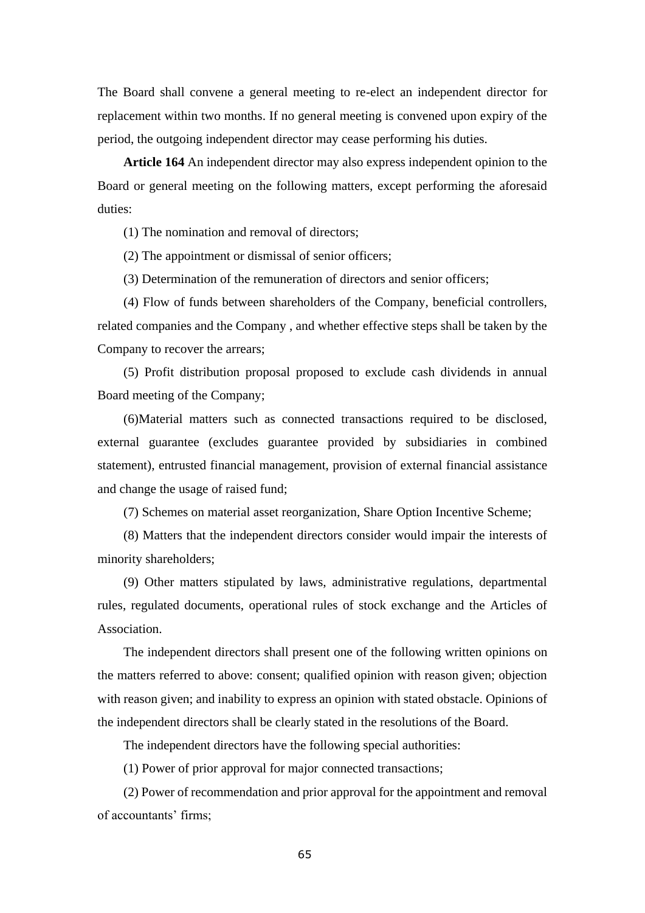The Board shall convene a general meeting to re-elect an independent director for replacement within two months. If no general meeting is convened upon expiry of the period, the outgoing independent director may cease performing his duties.

**Article 164** An independent director may also express independent opinion to the Board or general meeting on the following matters, except performing the aforesaid duties:

(1) The nomination and removal of directors;

(2) The appointment or dismissal of senior officers;

(3) Determination of the remuneration of directors and senior officers;

(4) Flow of funds between shareholders of the Company, beneficial controllers, related companies and the Company , and whether effective steps shall be taken by the Company to recover the arrears;

(5) Profit distribution proposal proposed to exclude cash dividends in annual Board meeting of the Company;

(6)Material matters such as connected transactions required to be disclosed, external guarantee (excludes guarantee provided by subsidiaries in combined statement), entrusted financial management, provision of external financial assistance and change the usage of raised fund;

(7) Schemes on material asset reorganization, Share Option Incentive Scheme;

(8) Matters that the independent directors consider would impair the interests of minority shareholders;

(9) Other matters stipulated by laws, administrative regulations, departmental rules, regulated documents, operational rules of stock exchange and the Articles of Association.

The independent directors shall present one of the following written opinions on the matters referred to above: consent; qualified opinion with reason given; objection with reason given; and inability to express an opinion with stated obstacle. Opinions of the independent directors shall be clearly stated in the resolutions of the Board.

The independent directors have the following special authorities:

(1) Power of prior approval for major connected transactions;

(2) Power of recommendation and prior approval for the appointment and removal of accountants' firms;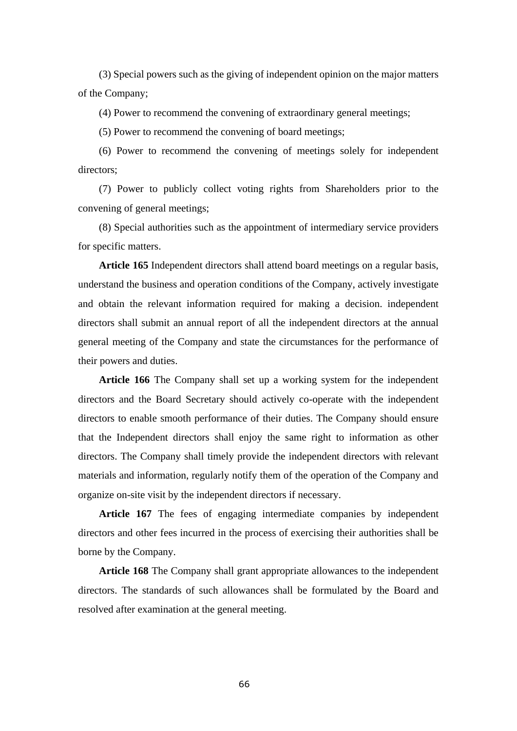(3) Special powers such as the giving of independent opinion on the major matters of the Company;

(4) Power to recommend the convening of extraordinary general meetings;

(5) Power to recommend the convening of board meetings;

(6) Power to recommend the convening of meetings solely for independent directors;

(7) Power to publicly collect voting rights from Shareholders prior to the convening of general meetings;

(8) Special authorities such as the appointment of intermediary service providers for specific matters.

**Article 165** Independent directors shall attend board meetings on a regular basis, understand the business and operation conditions of the Company, actively investigate and obtain the relevant information required for making a decision. independent directors shall submit an annual report of all the independent directors at the annual general meeting of the Company and state the circumstances for the performance of their powers and duties.

**Article 166** The Company shall set up a working system for the independent directors and the Board Secretary should actively co-operate with the independent directors to enable smooth performance of their duties. The Company should ensure that the Independent directors shall enjoy the same right to information as other directors. The Company shall timely provide the independent directors with relevant materials and information, regularly notify them of the operation of the Company and organize on-site visit by the independent directors if necessary.

**Article 167** The fees of engaging intermediate companies by independent directors and other fees incurred in the process of exercising their authorities shall be borne by the Company.

**Article 168** The Company shall grant appropriate allowances to the independent directors. The standards of such allowances shall be formulated by the Board and resolved after examination at the general meeting.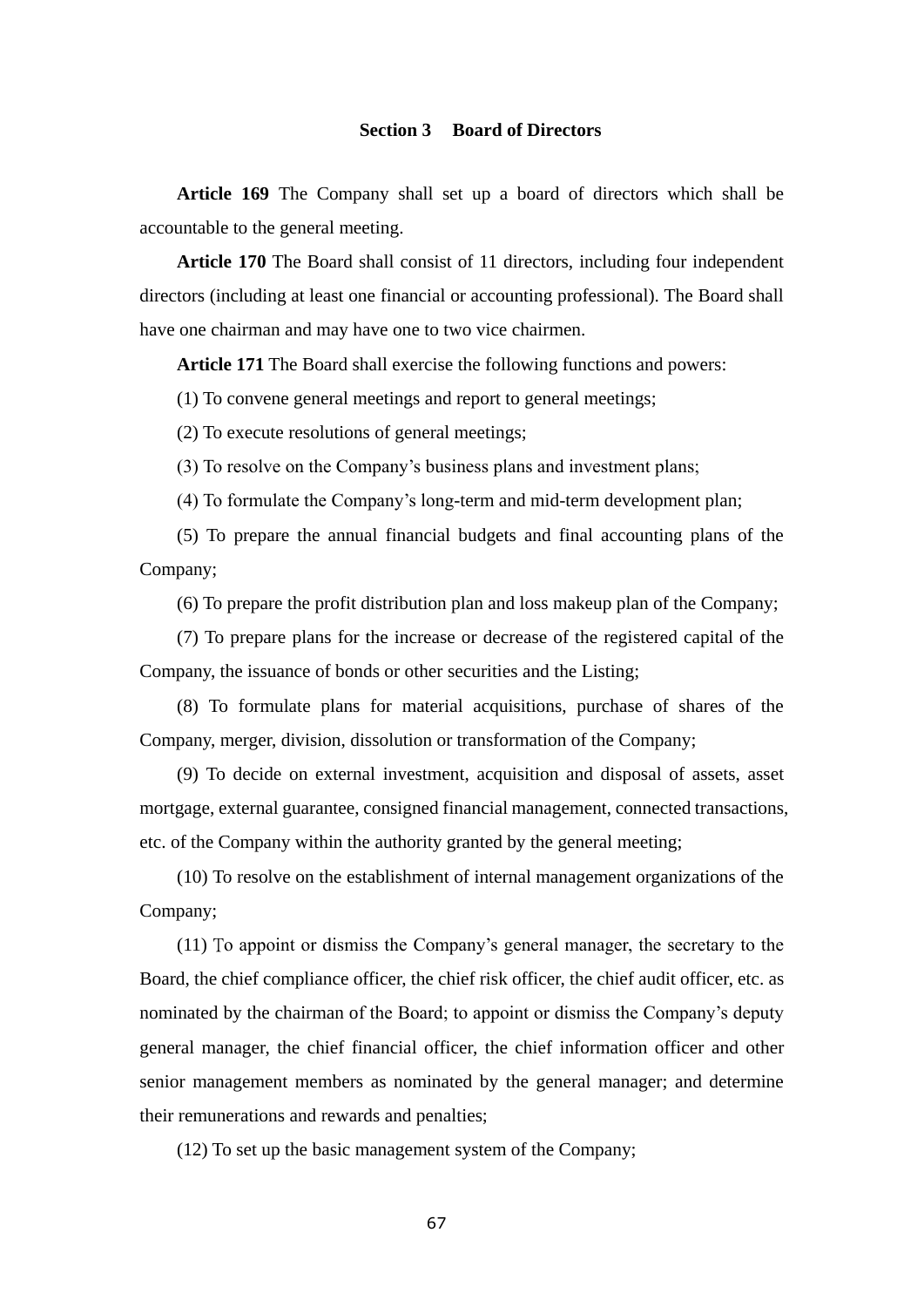## Section 3 Board of Directors

**Article 169** The Company shall set up a board of directors which shall be accountable to the general meeting.

**Article 170** The Board shall consist of 11 directors, including four independent directors (including at least one financial or accounting professional). The Board shall have one chairman and may have one to two vice chairmen.

**Article 171** The Board shall exercise the following functions and powers:

(1) To convene general meetings and report to general meetings;

(2) To execute resolutions of general meetings;

(3) To resolve on the Company's business plans and investment plans;

(4) To formulate the Company's long-term and mid-term development plan;

(5) To prepare the annual financial budgets and final accounting plans of the Company;

(6) To prepare the profit distribution plan and loss makeup plan of the Company;

(7) To prepare plans for the increase or decrease of the registered capital of the Company, the issuance of bonds or other securities and the Listing;

(8) To formulate plans for material acquisitions, purchase of shares of the Company, merger, division, dissolution or transformation of the Company;

(9) To decide on external investment, acquisition and disposal of assets, asset mortgage, external guarantee, consigned financial management, connected transactions, etc. of the Company within the authority granted by the general meeting;

(10) To resolve on the establishment of internal management organizations of the Company;

(11) To appoint or dismiss the Company's general manager, the secretary to the Board, the chief compliance officer, the chief risk officer, the chief audit officer, etc. as nominated by the chairman of the Board; to appoint or dismiss the Company's deputy general manager, the chief financial officer, the chief information officer and other senior management members as nominated by the general manager; and determine their remunerations and rewards and penalties;

(12) To set up the basic management system of the Company;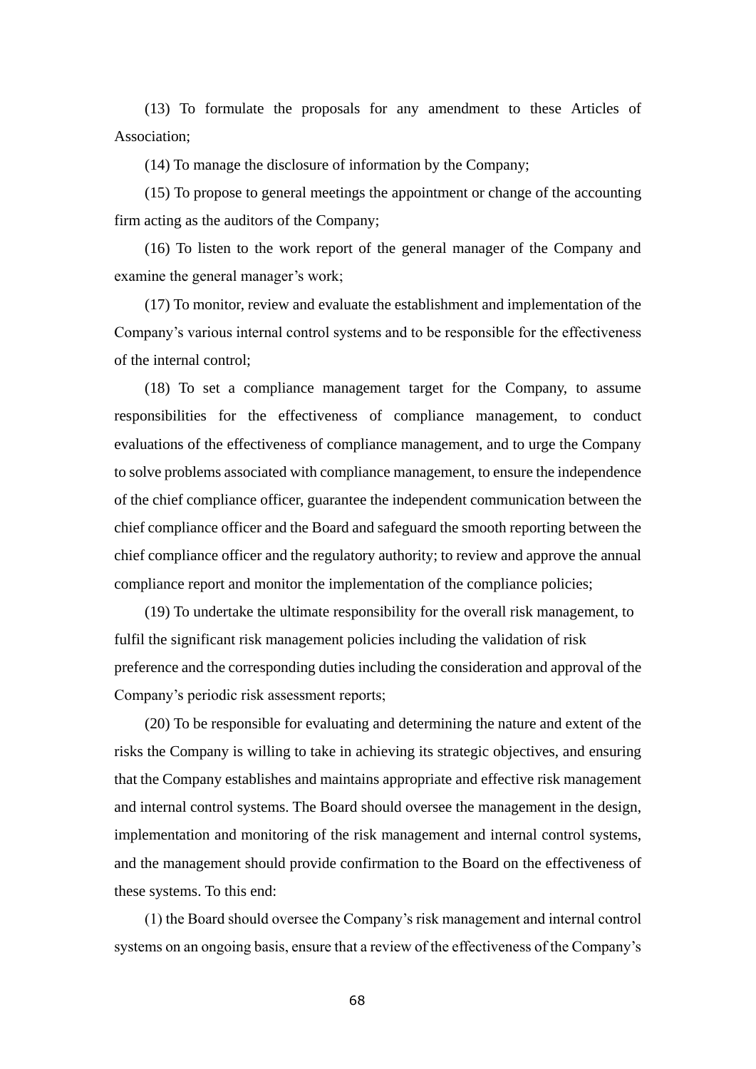(13) To formulate the proposals for any amendment to these Articles of Association;

(14) To manage the disclosure of information by the Company;

(15) To propose to general meetings the appointment or change of the accounting firm acting as the auditors of the Company;

(16) To listen to the work report of the general manager of the Company and examine the general manager's work;

(17) To monitor, review and evaluate the establishment and implementation of the Company's various internal control systems and to be responsible for the effectiveness of the internal control;

(18) To set a compliance management target for the Company, to assume responsibilities for the effectiveness of compliance management, to conduct evaluations of the effectiveness of compliance management, and to urge the Company to solve problems associated with compliance management, to ensure the independence of the chief compliance officer, guarantee the independent communication between the chief compliance officer and the Board and safeguard the smooth reporting between the chief compliance officer and the regulatory authority; to review and approve the annual compliance report and monitor the implementation of the compliance policies;

(19) To undertake the ultimate responsibility for the overall risk management, to fulfil the significant risk management policies including the validation of risk preference and the corresponding duties including the consideration and approval of the Company's periodic risk assessment reports;

(20) To be responsible for evaluating and determining the nature and extent of the risks the Company is willing to take in achieving its strategic objectives, and ensuring that the Company establishes and maintains appropriate and effective risk management and internal control systems. The Board should oversee the management in the design, implementation and monitoring of the risk management and internal control systems, and the management should provide confirmation to the Board on the effectiveness of these systems. To this end:

(1) the Board should oversee the Company's risk management and internal control systems on an ongoing basis, ensure that a review of the effectiveness of the Company's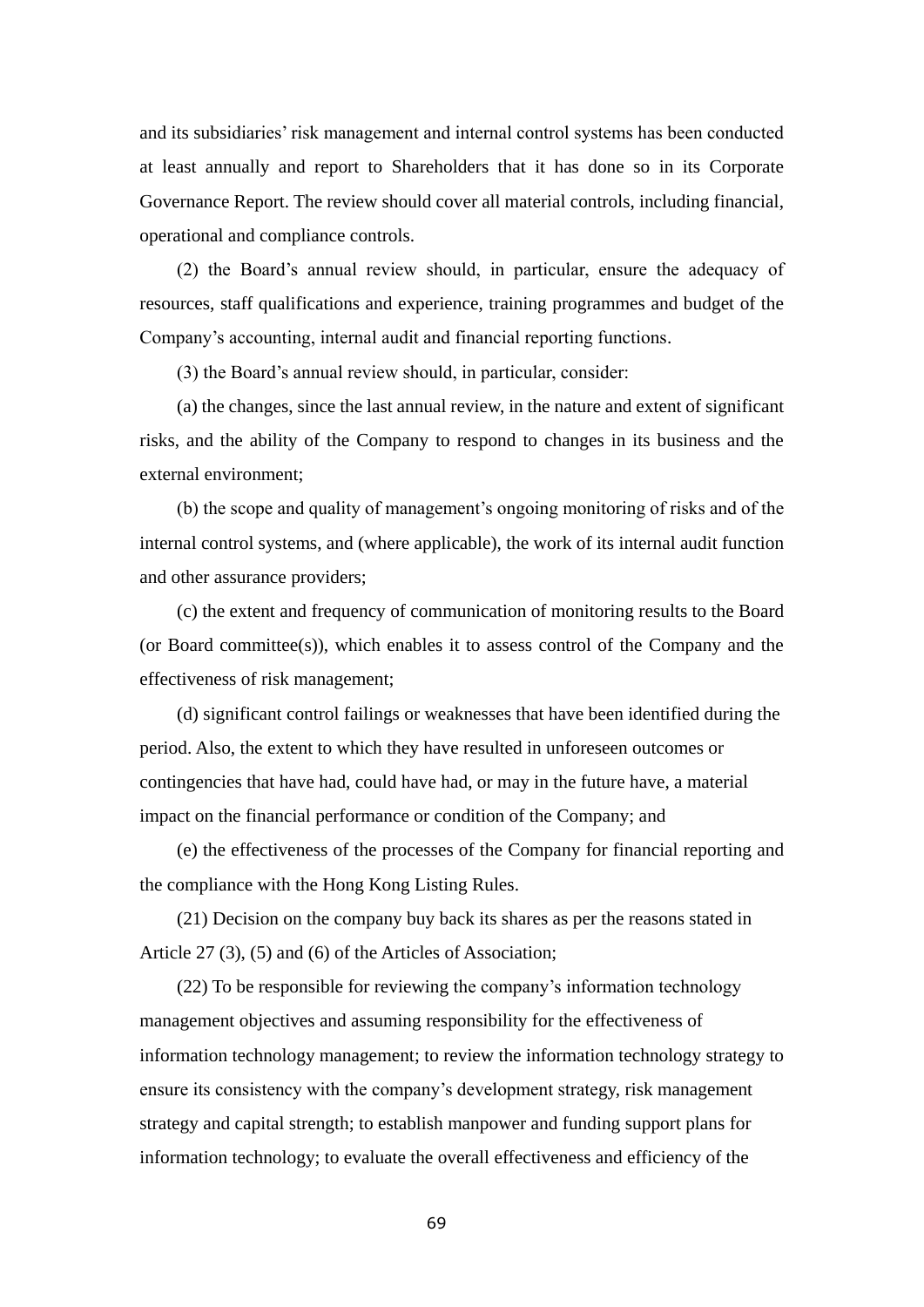and its subsidiaries' risk management and internal control systems has been conducted at least annually and report to Shareholders that it has done so in its Corporate Governance Report. The review should cover all material controls, including financial, operational and compliance controls.

(2) the Board's annual review should, in particular, ensure the adequacy of resources, staff qualifications and experience, training programmes and budget of the Company's accounting, internal audit and financial reporting functions.

(3) the Board's annual review should, in particular, consider:

(a) the changes, since the last annual review, in the nature and extent of significant risks, and the ability of the Company to respond to changes in its business and the external environment;

(b) the scope and quality of management's ongoing monitoring of risks and of the internal control systems, and (where applicable), the work of its internal audit function and other assurance providers;

(c) the extent and frequency of communication of monitoring results to the Board (or Board committee(s)), which enables it to assess control of the Company and the effectiveness of risk management;

(d) significant control failings or weaknesses that have been identified during the period. Also, the extent to which they have resulted in unforeseen outcomes or contingencies that have had, could have had, or may in the future have, a material impact on the financial performance or condition of the Company; and

(e) the effectiveness of the processes of the Company for financial reporting and the compliance with the Hong Kong Listing Rules.

(21) Decision on the company buy back its shares as per the reasons stated in Article 27 (3), (5) and (6) of the Articles of Association;

(22) To be responsible for reviewing the company's information technology management objectives and assuming responsibility for the effectiveness of information technology management; to review the information technology strategy to ensure its consistency with the company's development strategy, risk management strategy and capital strength; to establish manpower and funding support plans for information technology; to evaluate the overall effectiveness and efficiency of the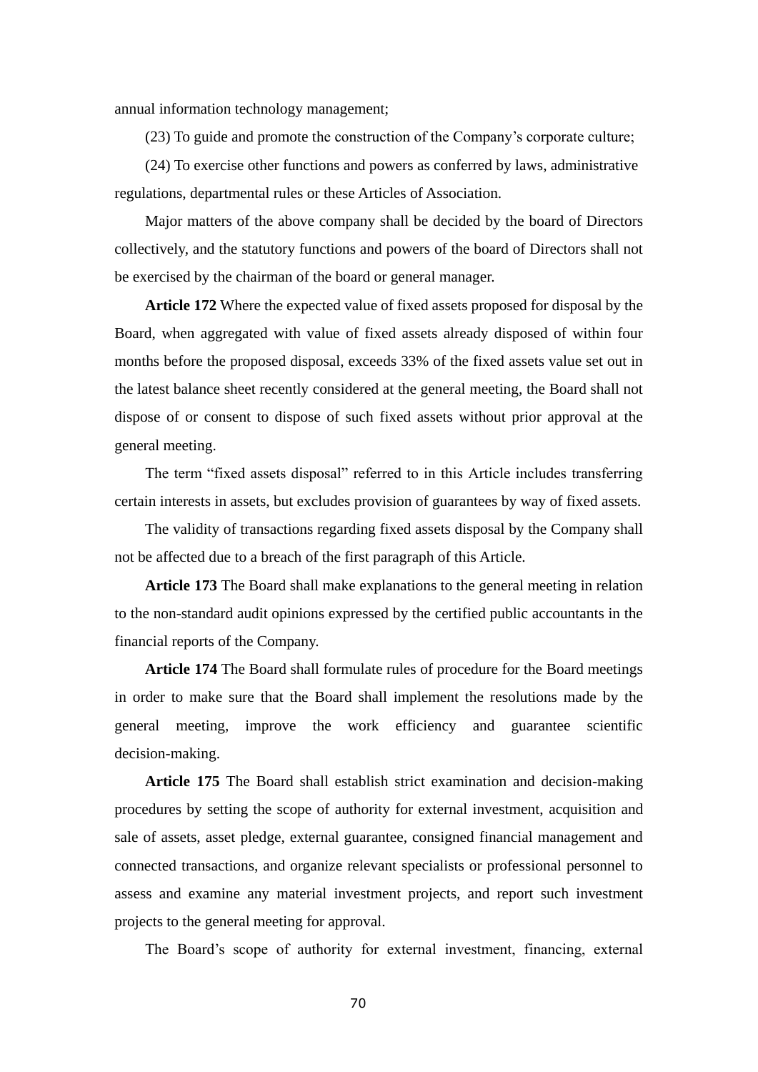annual information technology management;

(23) To guide and promote the construction of the Company's corporate culture;

(24) To exercise other functions and powers as conferred by laws, administrative regulations, departmental rules or these Articles of Association.

Major matters of the above company shall be decided by the board of Directors collectively, and the statutory functions and powers of the board of Directors shall not be exercised by the chairman of the board or general manager.

**Article 172** Where the expected value of fixed assets proposed for disposal by the Board, when aggregated with value of fixed assets already disposed of within four months before the proposed disposal, exceeds 33% of the fixed assets value set out in the latest balance sheet recently considered at the general meeting, the Board shall not dispose of or consent to dispose of such fixed assets without prior approval at the general meeting.

The term "fixed assets disposal" referred to in this Article includes transferring certain interests in assets, but excludes provision of guarantees by way of fixed assets.

The validity of transactions regarding fixed assets disposal by the Company shall not be affected due to a breach of the first paragraph of this Article.

**Article 173** The Board shall make explanations to the general meeting in relation to the non-standard audit opinions expressed by the certified public accountants in the financial reports of the Company.

**Article 174** The Board shall formulate rules of procedure for the Board meetings in order to make sure that the Board shall implement the resolutions made by the general meeting, improve the work efficiency and guarantee scientific decision-making.

**Article 175** The Board shall establish strict examination and decision-making procedures by setting the scope of authority for external investment, acquisition and sale of assets, asset pledge, external guarantee, consigned financial management and connected transactions, and organize relevant specialists or professional personnel to assess and examine any material investment projects, and report such investment projects to the general meeting for approval.

The Board's scope of authority for external investment, financing, external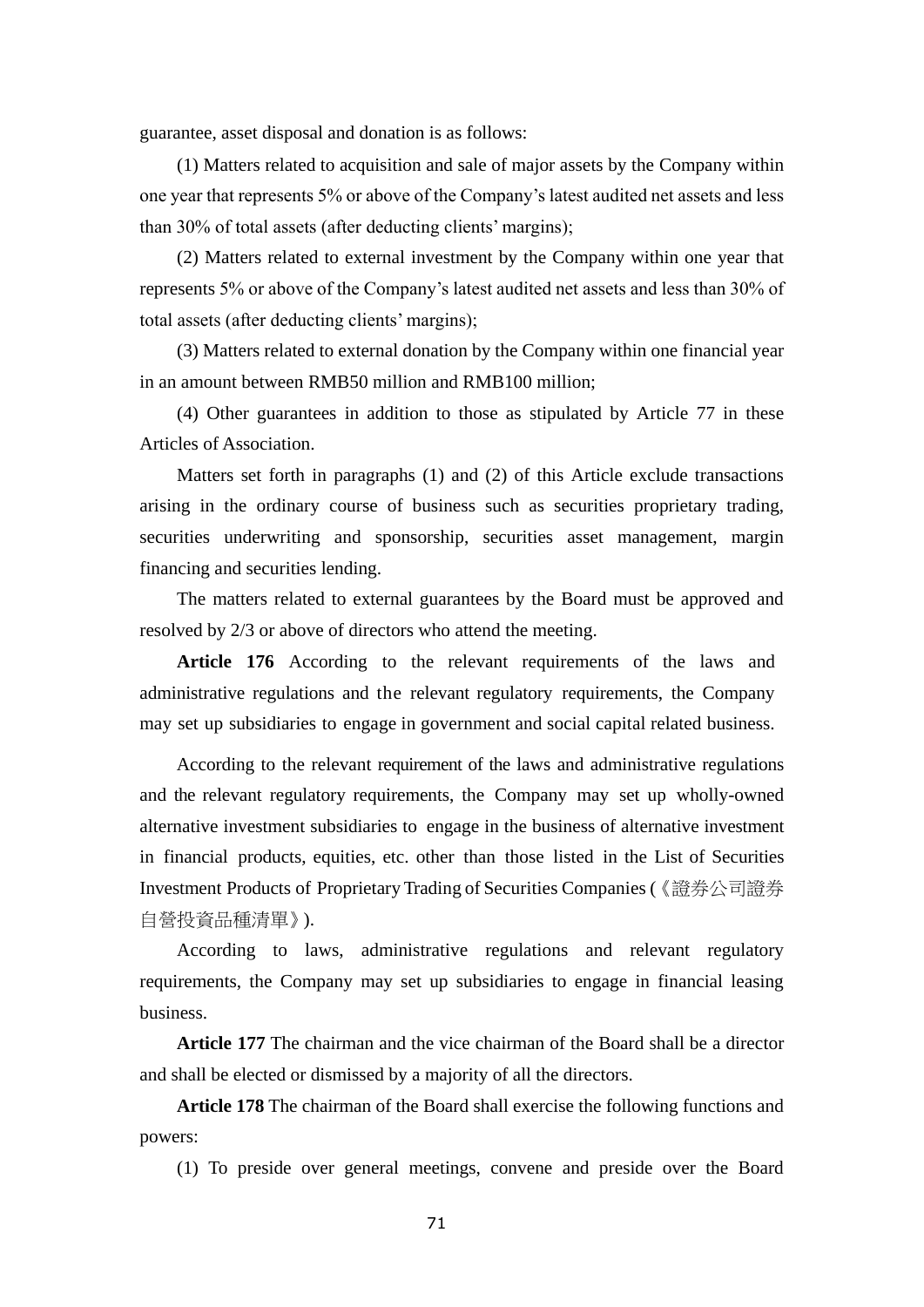guarantee, asset disposal and donation is as follows:

(1) Matters related to acquisition and sale of major assets by the Company within one year that represents 5% or above of the Company's latest audited net assets and less than 30% of total assets (after deducting clients' margins);

(2) Matters related to external investment by the Company within one year that represents 5% or above of the Company's latest audited net assets and less than 30% of total assets (after deducting clients' margins);

(3) Matters related to external donation by the Company within one financial year in an amount between RMB50 million and RMB100 million;

(4) Other guarantees in addition to those as stipulated by Article 77 in these Articles of Association.

Matters set forth in paragraphs (1) and (2) of this Article exclude transactions arising in the ordinary course of business such as securities proprietary trading, securities underwriting and sponsorship, securities asset management, margin financing and securities lending.

The matters related to external guarantees by the Board must be approved and resolved by 2/3 or above of directors who attend the meeting.

**Article 176** According to the relevant requirements of the laws and administrative regulations and the relevant regulatory requirements, the Company may set up subsidiaries to engage in government and social capital related business.

According to the relevant requirement of the laws and administrative regulations and the relevant regulatory requirements, the Company may set up wholly-owned alternative investment subsidiaries to engage in the business of alternative investment in financial products, equities, etc. other than those listed in the List of Securities Investment Products of Proprietary Trading of Securities Companies (《證券公司證券自營投資品種清單》).

According to laws, administrative regulations and relevant regulatory requirements, the Company may set up subsidiaries to engage in financial leasing business.

**Article 177** The chairman and the vice chairman of the Board shall be a director and shall be elected or dismissed by a majority of all the directors.

**Article 178** The chairman of the Board shall exercise the following functions and powers:

(1) To preside over general meetings, convene and preside over the Board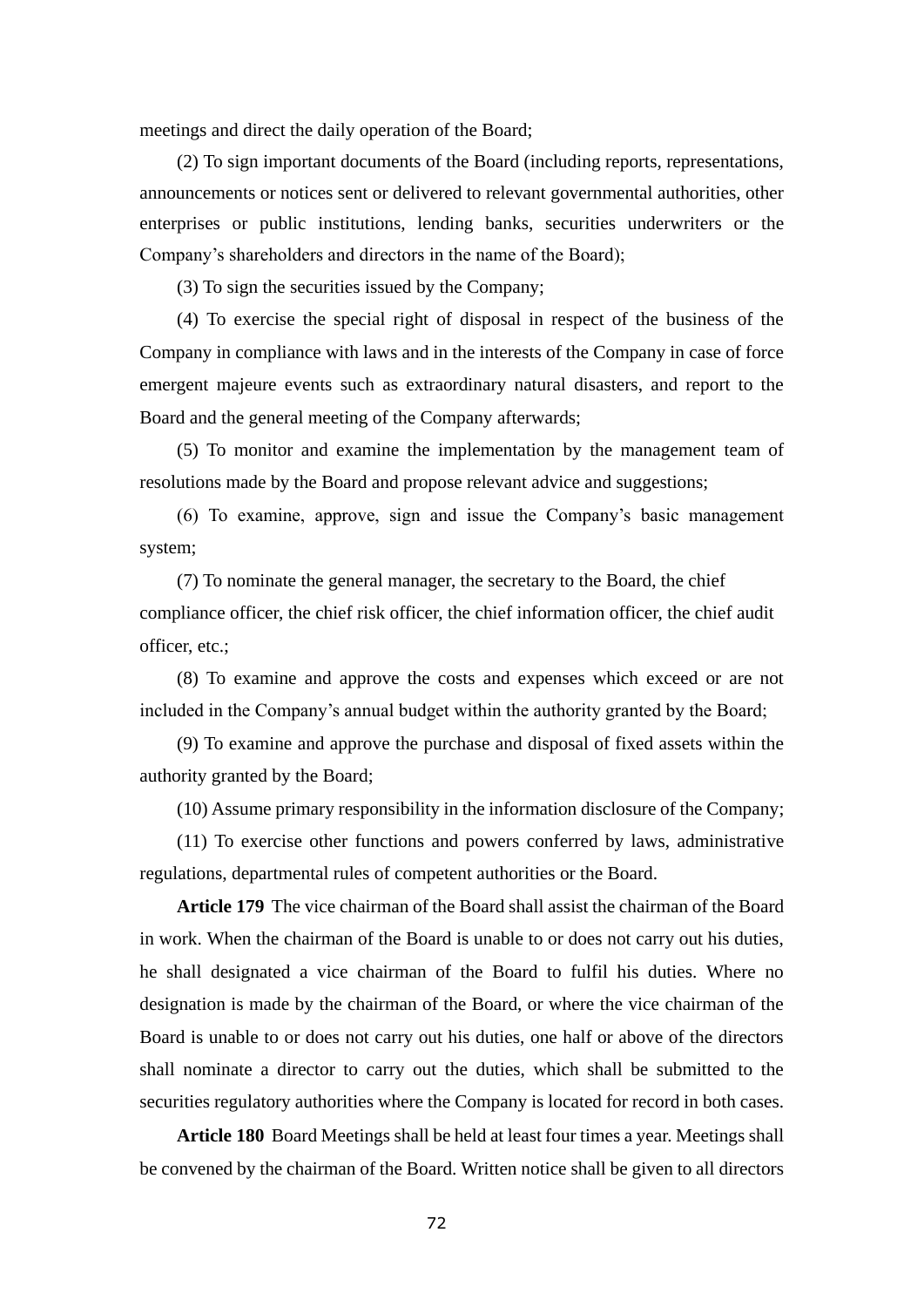meetings and direct the daily operation of the Board;

(2) To sign important documents of the Board (including reports, representations, announcements or notices sent or delivered to relevant governmental authorities, other enterprises or public institutions, lending banks, securities underwriters or the Company's shareholders and directors in the name of the Board);

(3) To sign the securities issued by the Company;

(4) To exercise the special right of disposal in respect of the business of the Company in compliance with laws and in the interests of the Company in case of force emergent majeure events such as extraordinary natural disasters, and report to the Board and the general meeting of the Company afterwards;

(5) To monitor and examine the implementation by the management team of resolutions made by the Board and propose relevant advice and suggestions;

(6) To examine, approve, sign and issue the Company's basic management system;

(7) To nominate the general manager, the secretary to the Board, the chief compliance officer, the chief risk officer, the chief information officer, the chief audit officer, etc.;

(8) To examine and approve the costs and expenses which exceed or are not included in the Company's annual budget within the authority granted by the Board;

(9) To examine and approve the purchase and disposal of fixed assets within the authority granted by the Board;

(10) Assume primary responsibility in the information disclosure of the Company;

(11) To exercise other functions and powers conferred by laws, administrative regulations, departmental rules of competent authorities or the Board.

**Article 179** The vice chairman of the Board shall assist the chairman of the Board in work. When the chairman of the Board is unable to or does not carry out his duties, he shall designated a vice chairman of the Board to fulfil his duties. Where no designation is made by the chairman of the Board, or where the vice chairman of the Board is unable to or does not carry out his duties, one half or above of the directors shall nominate a director to carry out the duties, which shall be submitted to the securities regulatory authorities where the Company is located for record in both cases.

**Article 180** Board Meetings shall be held at least four times a year. Meetings shall be convened by the chairman of the Board. Written notice shall be given to all directors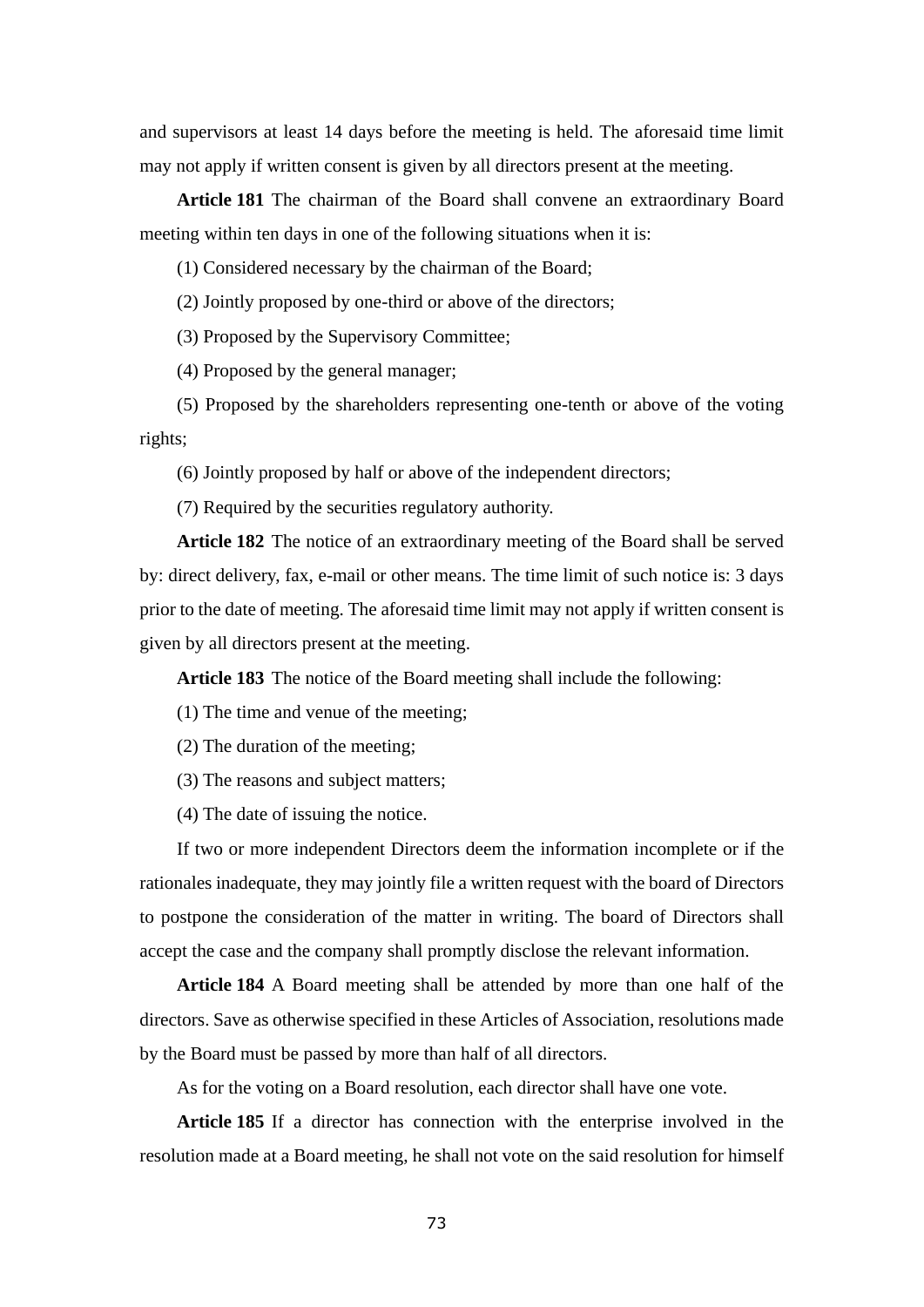and supervisors at least 14 days before the meeting is held. The aforesaid time limit may not apply if written consent is given by all directors present at the meeting.

**Article 181** The chairman of the Board shall convene an extraordinary Board meeting within ten days in one of the following situations when it is:

(1) Considered necessary by the chairman of the Board;

(2) Jointly proposed by one-third or above of the directors;

(3) Proposed by the Supervisory Committee;

(4) Proposed by the general manager;

(5) Proposed by the shareholders representing one-tenth or above of the voting rights;

(6) Jointly proposed by half or above of the independent directors;

(7) Required by the securities regulatory authority.

**Article 182** The notice of an extraordinary meeting of the Board shall be served by: direct delivery, fax, e-mail or other means. The time limit of such notice is: 3 days prior to the date of meeting. The aforesaid time limit may not apply if written consent is given by all directors present at the meeting.

**Article 183** The notice of the Board meeting shall include the following:

(1) The time and venue of the meeting;

(2) The duration of the meeting;

(3) The reasons and subject matters;

(4) The date of issuing the notice.

If two or more independent Directors deem the information incomplete or if the rationales inadequate, they may jointly file a written request with the board of Directors to postpone the consideration of the matter in writing. The board of Directors shall accept the case and the company shall promptly disclose the relevant information.

**Article 184** A Board meeting shall be attended by more than one half of the directors. Save as otherwise specified in these Articles of Association, resolutions made by the Board must be passed by more than half of all directors.

As for the voting on a Board resolution, each director shall have one vote.

**Article 185** If a director has connection with the enterprise involved in the resolution made at a Board meeting, he shall not vote on the said resolution for himself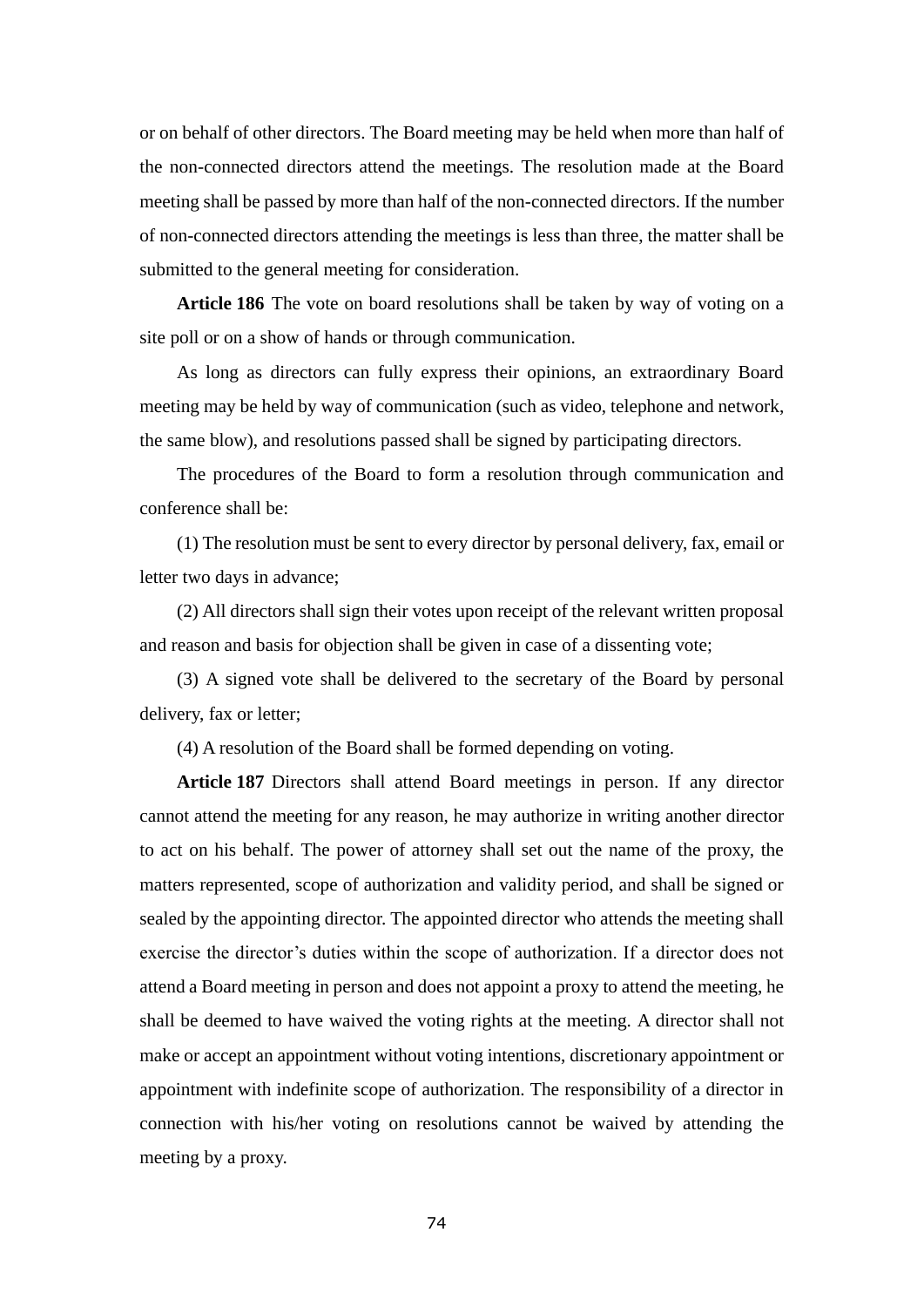or on behalf of other directors. The Board meeting may be held when more than half of the non-connected directors attend the meetings. The resolution made at the Board meeting shall be passed by more than half of the non-connected directors. If the number of non-connected directors attending the meetings is less than three, the matter shall be submitted to the general meeting for consideration.

**Article 186** The vote on board resolutions shall be taken by way of voting on a site poll or on a show of hands or through communication.

As long as directors can fully express their opinions, an extraordinary Board meeting may be held by way of communication (such as video, telephone and network, the same blow), and resolutions passed shall be signed by participating directors.

The procedures of the Board to form a resolution through communication and conference shall be:

(1) The resolution must be sent to every director by personal delivery, fax, email or letter two days in advance;

(2) All directors shall sign their votes upon receipt of the relevant written proposal and reason and basis for objection shall be given in case of a dissenting vote;

(3) A signed vote shall be delivered to the secretary of the Board by personal delivery, fax or letter;

(4) A resolution of the Board shall be formed depending on voting.

**Article 187** Directors shall attend Board meetings in person. If any director cannot attend the meeting for any reason, he may authorize in writing another director to act on his behalf. The power of attorney shall set out the name of the proxy, the matters represented, scope of authorization and validity period, and shall be signed or sealed by the appointing director. The appointed director who attends the meeting shall exercise the director's duties within the scope of authorization. If a director does not attend a Board meeting in person and does not appoint a proxy to attend the meeting, he shall be deemed to have waived the voting rights at the meeting. A director shall not make or accept an appointment without voting intentions, discretionary appointment or appointment with indefinite scope of authorization. The responsibility of a director in connection with his/her voting on resolutions cannot be waived by attending the meeting by a proxy.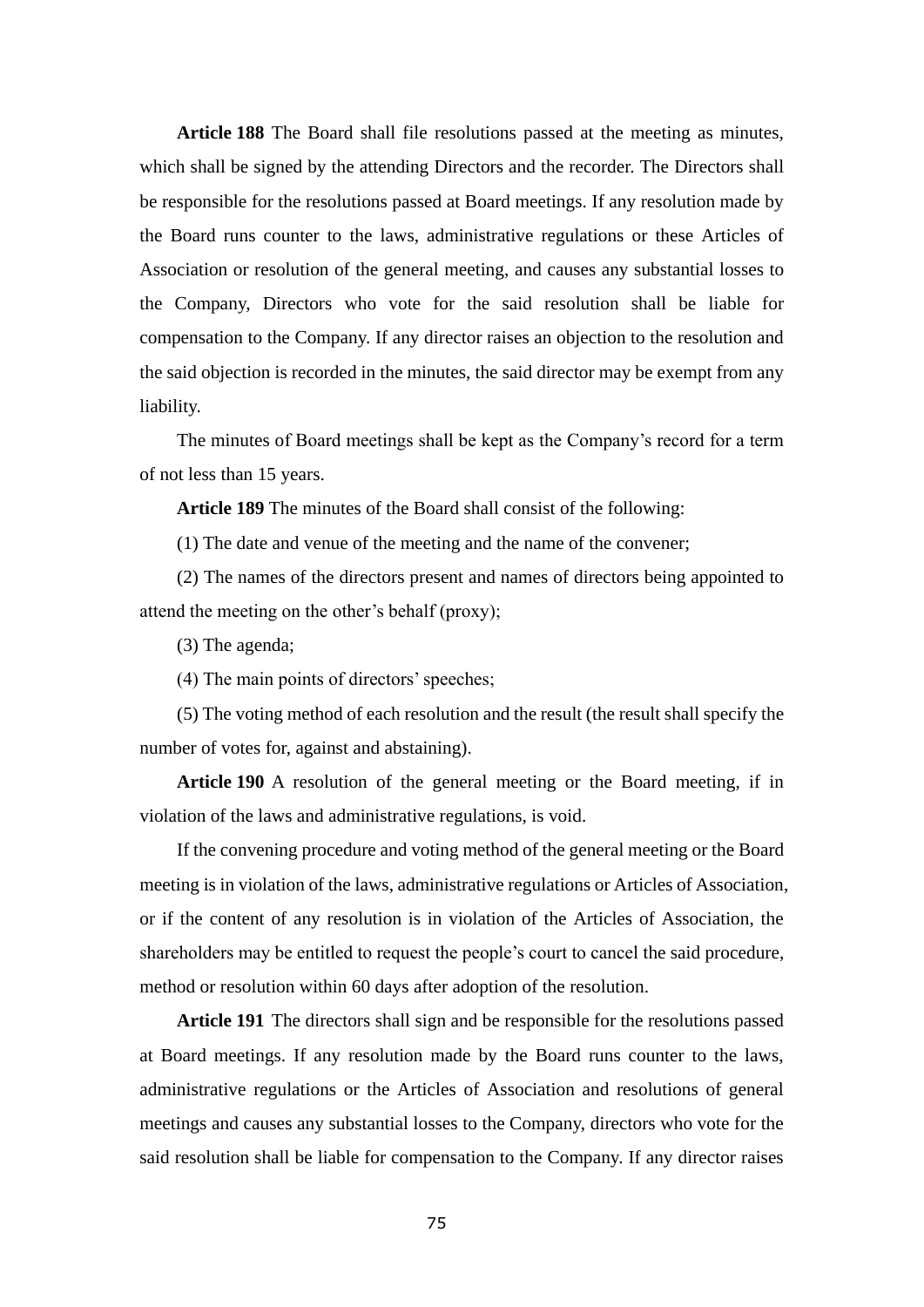**Article 188** The Board shall file resolutions passed at the meeting as minutes, which shall be signed by the attending Directors and the recorder. The Directors shall be responsible for the resolutions passed at Board meetings. If any resolution made by the Board runs counter to the laws, administrative regulations or these Articles of Association or resolution of the general meeting, and causes any substantial losses to the Company, Directors who vote for the said resolution shall be liable for compensation to the Company. If any director raises an objection to the resolution and the said objection is recorded in the minutes, the said director may be exempt from any liability.

The minutes of Board meetings shall be kept as the Company's record for a term of not less than 15 years.

**Article 189** The minutes of the Board shall consist of the following:

(1) The date and venue of the meeting and the name of the convener;

(2) The names of the directors present and names of directors being appointed to attend the meeting on the other's behalf (proxy);

(3) The agenda;

(4) The main points of directors' speeches;

(5) The voting method of each resolution and the result (the result shall specify the number of votes for, against and abstaining).

**Article 190** A resolution of the general meeting or the Board meeting, if in violation of the laws and administrative regulations, is void.

If the convening procedure and voting method of the general meeting or the Board meeting is in violation of the laws, administrative regulations or Articles of Association, or if the content of any resolution is in violation of the Articles of Association, the shareholders may be entitled to request the people's court to cancel the said procedure, method or resolution within 60 days after adoption of the resolution.

**Article 191** The directors shall sign and be responsible for the resolutions passed at Board meetings. If any resolution made by the Board runs counter to the laws, administrative regulations or the Articles of Association and resolutions of general meetings and causes any substantial losses to the Company, directors who vote for the said resolution shall be liable for compensation to the Company. If any director raises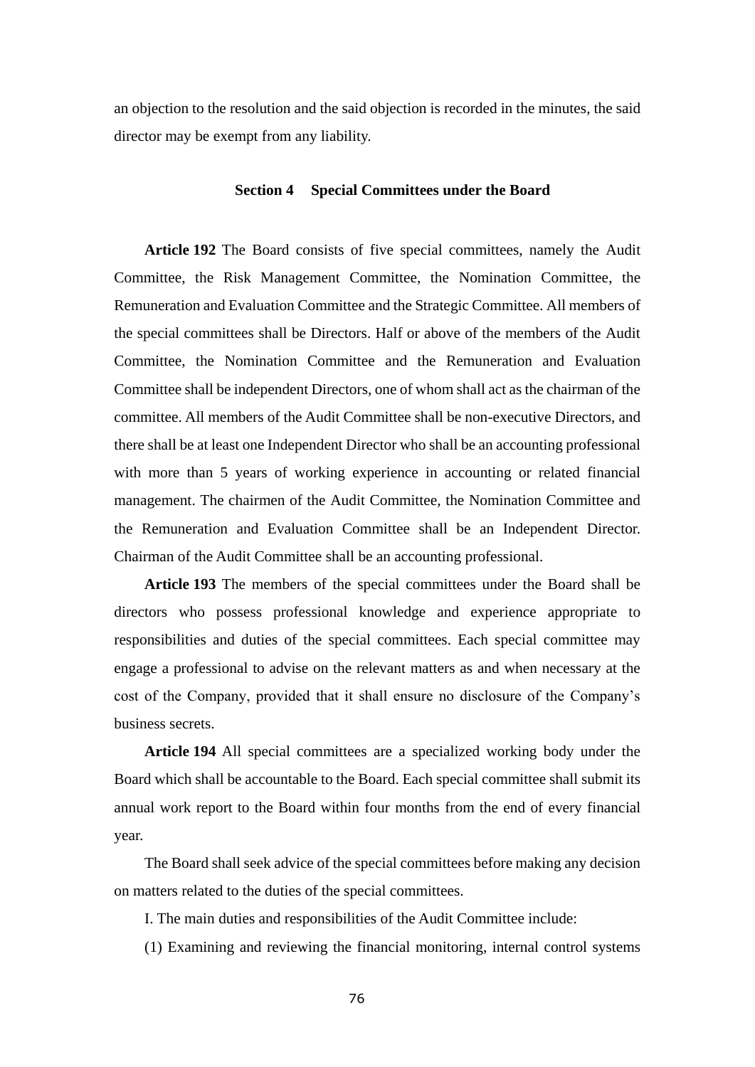an objection to the resolution and the said objection is recorded in the minutes, the said director may be exempt from any liability.

### Section 4 Special Committees under the Board

**Article 192** The Board consists of five special committees, namely the Audit Committee, the Risk Management Committee, the Nomination Committee, the Remuneration and Evaluation Committee and the Strategic Committee. All members of the special committees shall be Directors. Half or above of the members of the Audit Committee, the Nomination Committee and the Remuneration and Evaluation Committee shall be independent Directors, one of whom shall act as the chairman of the committee. All members of the Audit Committee shall be non-executive Directors, and there shall be at least one Independent Director who shall be an accounting professional with more than 5 years of working experience in accounting or related financial management. The chairmen of the Audit Committee, the Nomination Committee and the Remuneration and Evaluation Committee shall be an Independent Director. Chairman of the Audit Committee shall be an accounting professional.

**Article 193** The members of the special committees under the Board shall be directors who possess professional knowledge and experience appropriate to responsibilities and duties of the special committees. Each special committee may engage a professional to advise on the relevant matters as and when necessary at the cost of the Company, provided that it shall ensure no disclosure of the Company's business secrets.

**Article 194** All special committees are a specialized working body under the Board which shall be accountable to the Board. Each special committee shall submit its annual work report to the Board within four months from the end of every financial year.

The Board shall seek advice of the special committees before making any decision on matters related to the duties of the special committees.

I. The main duties and responsibilities of the Audit Committee include:

(1) Examining and reviewing the financial monitoring, internal control systems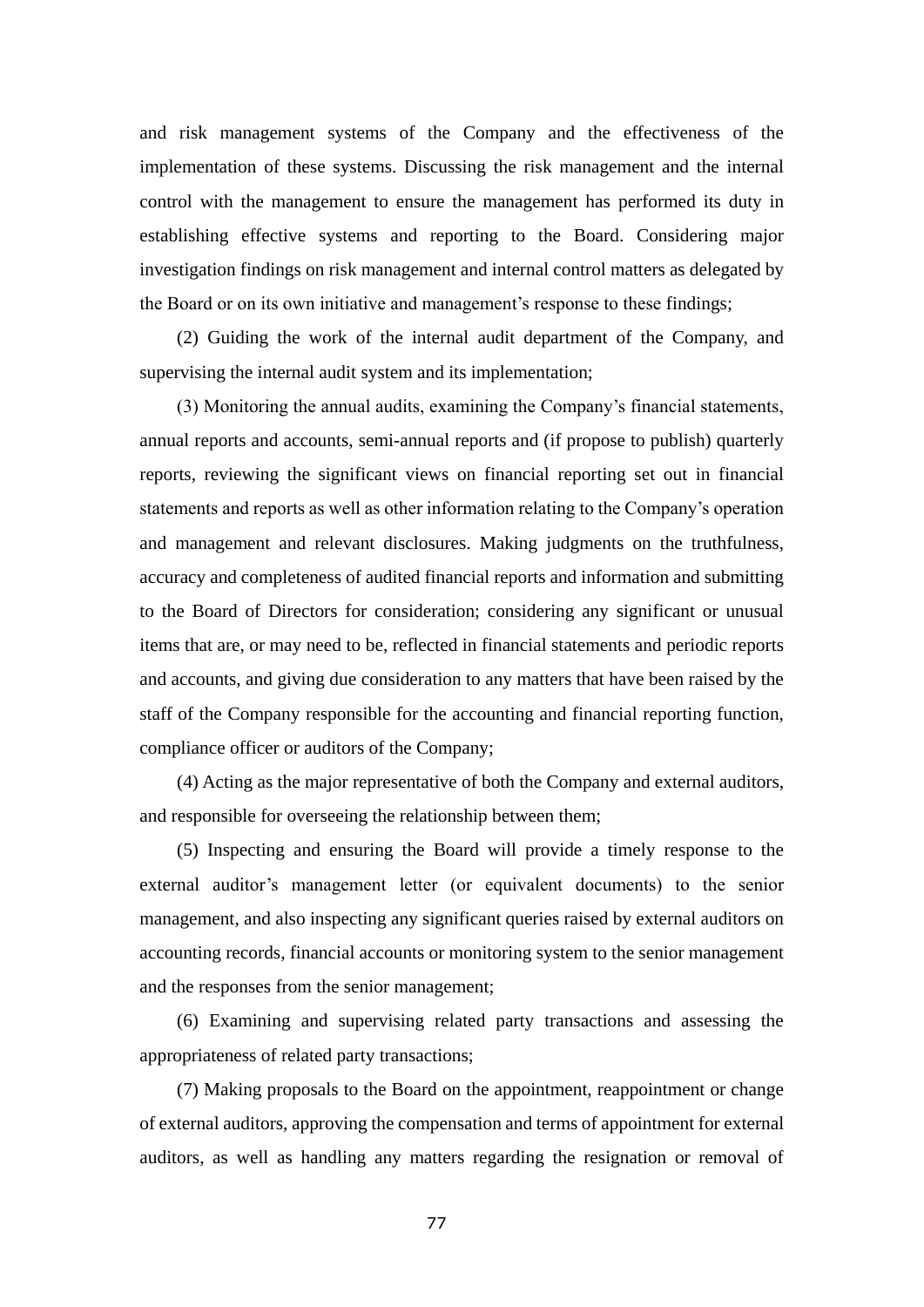and risk management systems of the Company and the effectiveness of the implementation of these systems. Discussing the risk management and the internal control with the management to ensure the management has performed its duty in establishing effective systems and reporting to the Board. Considering major investigation findings on risk management and internal control matters as delegated by the Board or on its own initiative and management's response to these findings;

(2) Guiding the work of the internal audit department of the Company, and supervising the internal audit system and its implementation;

(3) Monitoring the annual audits, examining the Company's financial statements, annual reports and accounts, semi-annual reports and (if propose to publish) quarterly reports, reviewing the significant views on financial reporting set out in financial statements and reports as well as other information relating to the Company's operation and management and relevant disclosures. Making judgments on the truthfulness, accuracy and completeness of audited financial reports and information and submitting to the Board of Directors for consideration; considering any significant or unusual items that are, or may need to be, reflected in financial statements and periodic reports and accounts, and giving due consideration to any matters that have been raised by the staff of the Company responsible for the accounting and financial reporting function, compliance officer or auditors of the Company;

(4) Acting as the major representative of both the Company and external auditors, and responsible for overseeing the relationship between them;

(5) Inspecting and ensuring the Board will provide a timely response to the external auditor's management letter (or equivalent documents) to the senior management, and also inspecting any significant queries raised by external auditors on accounting records, financial accounts or monitoring system to the senior management and the responses from the senior management;

(6) Examining and supervising related party transactions and assessing the appropriateness of related party transactions;

(7) Making proposals to the Board on the appointment, reappointment or change of external auditors, approving the compensation and terms of appointment for external auditors, as well as handling any matters regarding the resignation or removal of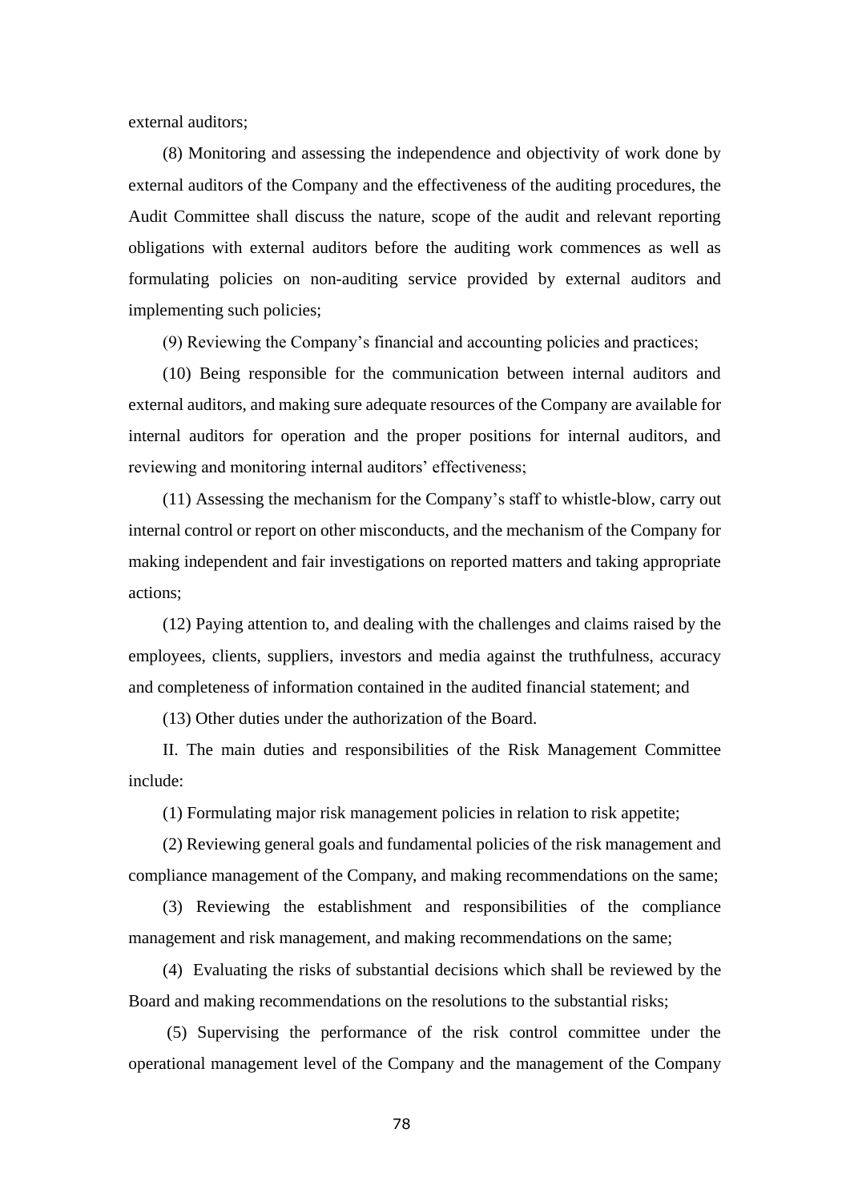external auditors;

(8) Monitoring and assessing the independence and objectivity of work done by external auditors of the Company and the effectiveness of the auditing procedures, the Audit Committee shall discuss the nature, scope of the audit and relevant reporting obligations with external auditors before the auditing work commences as well as formulating policies on non-auditing service provided by external auditors and implementing such policies;

(9) Reviewing the Company's financial and accounting policies and practices;

(10) Being responsible for the communication between internal auditors and external auditors, and making sure adequate resources of the Company are available for internal auditors for operation and the proper positions for internal auditors, and reviewing and monitoring internal auditors' effectiveness;

(11) Assessing the mechanism for the Company's staff to whistle-blow, carry out internal control or report on other misconducts, and the mechanism of the Company for making independent and fair investigations on reported matters and taking appropriate actions;

(12) Paying attention to, and dealing with the challenges and claims raised by the employees, clients, suppliers, investors and media against the truthfulness, accuracy and completeness of information contained in the audited financial statement; and

(13) Other duties under the authorization of the Board.

II. The main duties and responsibilities of the Risk Management Committee include:

(1) Formulating major risk management policies in relation to risk appetite;

(2) Reviewing general goals and fundamental policies of the risk management and compliance management of the Company, and making recommendations on the same;

(3) Reviewing the establishment and responsibilities of the compliance management and risk management, and making recommendations on the same;

(4) Evaluating the risks of substantial decisions which shall be reviewed by the Board and making recommendations on the resolutions to the substantial risks;

(5) Supervising the performance of the risk control committee under the operational management level of the Company and the management of the Company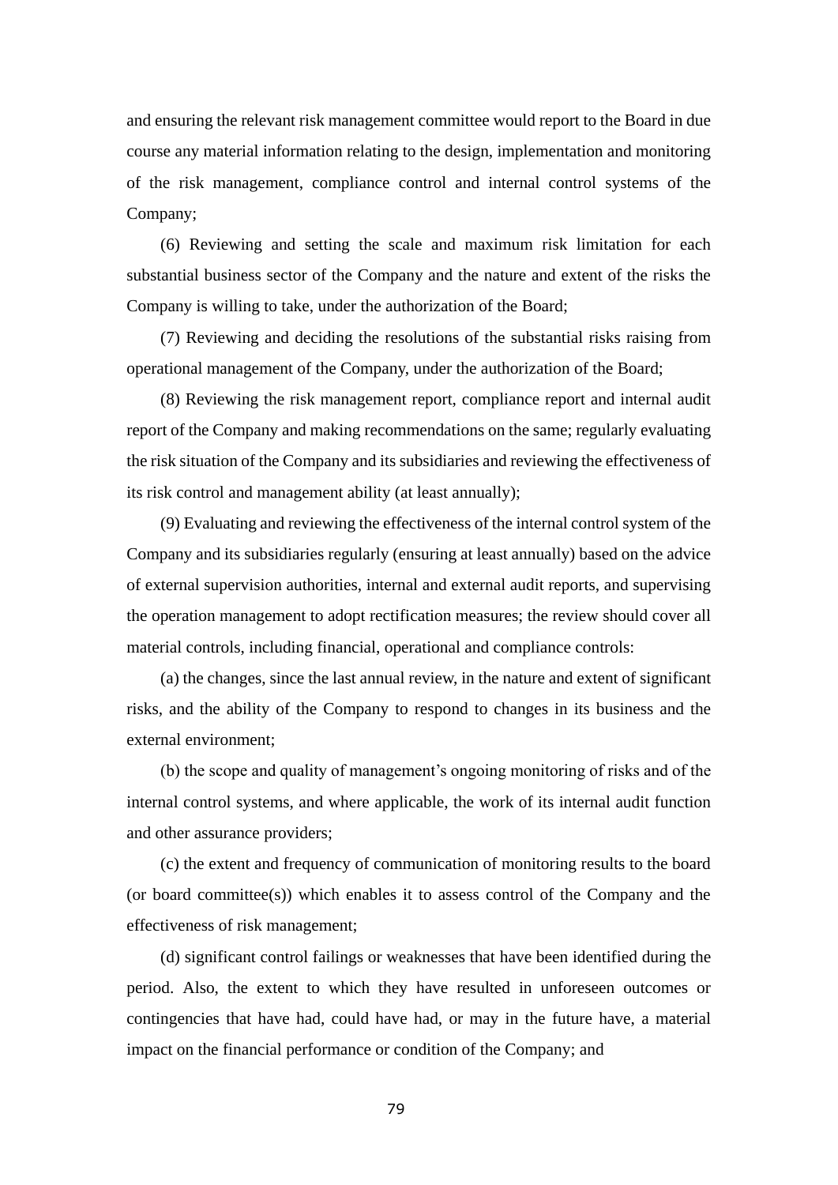and ensuring the relevant risk management committee would report to the Board in due course any material information relating to the design, implementation and monitoring of the risk management, compliance control and internal control systems of the Company;

(6) Reviewing and setting the scale and maximum risk limitation for each substantial business sector of the Company and the nature and extent of the risks the Company is willing to take, under the authorization of the Board;

(7) Reviewing and deciding the resolutions of the substantial risks raising from operational management of the Company, under the authorization of the Board;

(8) Reviewing the risk management report, compliance report and internal audit report of the Company and making recommendations on the same; regularly evaluating the risk situation of the Company and its subsidiaries and reviewing the effectiveness of its risk control and management ability (at least annually);

(9) Evaluating and reviewing the effectiveness of the internal control system of the Company and its subsidiaries regularly (ensuring at least annually) based on the advice of external supervision authorities, internal and external audit reports, and supervising the operation management to adopt rectification measures; the review should cover all material controls, including financial, operational and compliance controls:

(a) the changes, since the last annual review, in the nature and extent of significant risks, and the ability of the Company to respond to changes in its business and the external environment;

(b) the scope and quality of management's ongoing monitoring of risks and of the internal control systems, and where applicable, the work of its internal audit function and other assurance providers;

(c) the extent and frequency of communication of monitoring results to the board (or board committee(s)) which enables it to assess control of the Company and the effectiveness of risk management;

(d) significant control failings or weaknesses that have been identified during the period. Also, the extent to which they have resulted in unforeseen outcomes or contingencies that have had, could have had, or may in the future have, a material impact on the financial performance or condition of the Company; and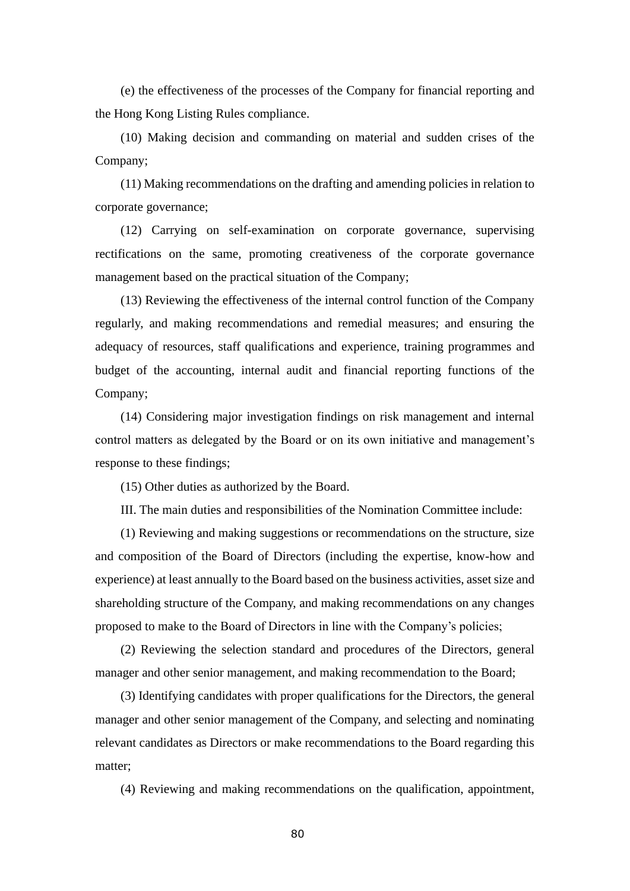(e) the effectiveness of the processes of the Company for financial reporting and the Hong Kong Listing Rules compliance.

(10) Making decision and commanding on material and sudden crises of the Company;

(11) Making recommendations on the drafting and amending policies in relation to corporate governance;

(12) Carrying on self-examination on corporate governance, supervising rectifications on the same, promoting creativeness of the corporate governance management based on the practical situation of the Company;

(13) Reviewing the effectiveness of the internal control function of the Company regularly, and making recommendations and remedial measures; and ensuring the adequacy of resources, staff qualifications and experience, training programmes and budget of the accounting, internal audit and financial reporting functions of the Company;

(14) Considering major investigation findings on risk management and internal control matters as delegated by the Board or on its own initiative and management's response to these findings;

(15) Other duties as authorized by the Board.

III. The main duties and responsibilities of the Nomination Committee include:

(1) Reviewing and making suggestions or recommendations on the structure, size and composition of the Board of Directors (including the expertise, know-how and experience) at least annually to the Board based on the business activities, asset size and shareholding structure of the Company, and making recommendations on any changes proposed to make to the Board of Directors in line with the Company's policies;

(2) Reviewing the selection standard and procedures of the Directors, general manager and other senior management, and making recommendation to the Board;

(3) Identifying candidates with proper qualifications for the Directors, the general manager and other senior management of the Company, and selecting and nominating relevant candidates as Directors or make recommendations to the Board regarding this matter;

(4) Reviewing and making recommendations on the qualification, appointment,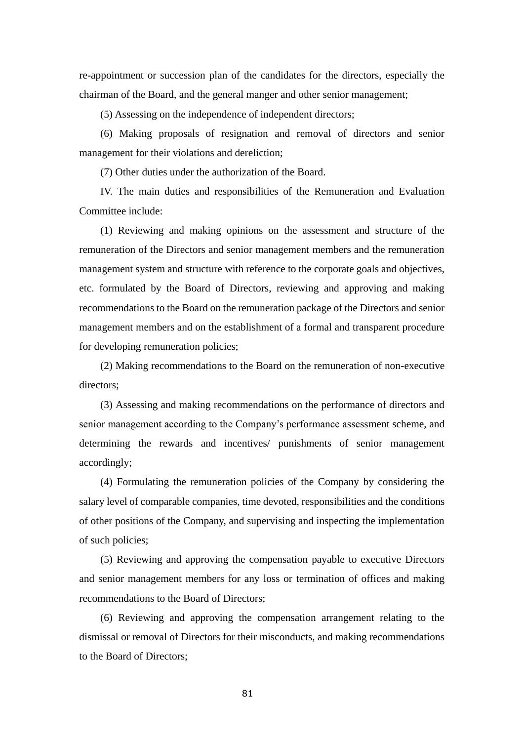re-appointment or succession plan of the candidates for the directors, especially the chairman of the Board, and the general manger and other senior management;

(5) Assessing on the independence of independent directors;

(6) Making proposals of resignation and removal of directors and senior management for their violations and dereliction;

(7) Other duties under the authorization of the Board.

IV. The main duties and responsibilities of the Remuneration and Evaluation Committee include:

(1) Reviewing and making opinions on the assessment and structure of the remuneration of the Directors and senior management members and the remuneration management system and structure with reference to the corporate goals and objectives, etc. formulated by the Board of Directors, reviewing and approving and making recommendations to the Board on the remuneration package of the Directors and senior management members and on the establishment of a formal and transparent procedure for developing remuneration policies;

(2) Making recommendations to the Board on the remuneration of non-executive directors;

(3) Assessing and making recommendations on the performance of directors and senior management according to the Company's performance assessment scheme, and determining the rewards and incentives/ punishments of senior management accordingly;

(4) Formulating the remuneration policies of the Company by considering the salary level of comparable companies, time devoted, responsibilities and the conditions of other positions of the Company, and supervising and inspecting the implementation of such policies;

(5) Reviewing and approving the compensation payable to executive Directors and senior management members for any loss or termination of offices and making recommendations to the Board of Directors;

(6) Reviewing and approving the compensation arrangement relating to the dismissal or removal of Directors for their misconducts, and making recommendations to the Board of Directors;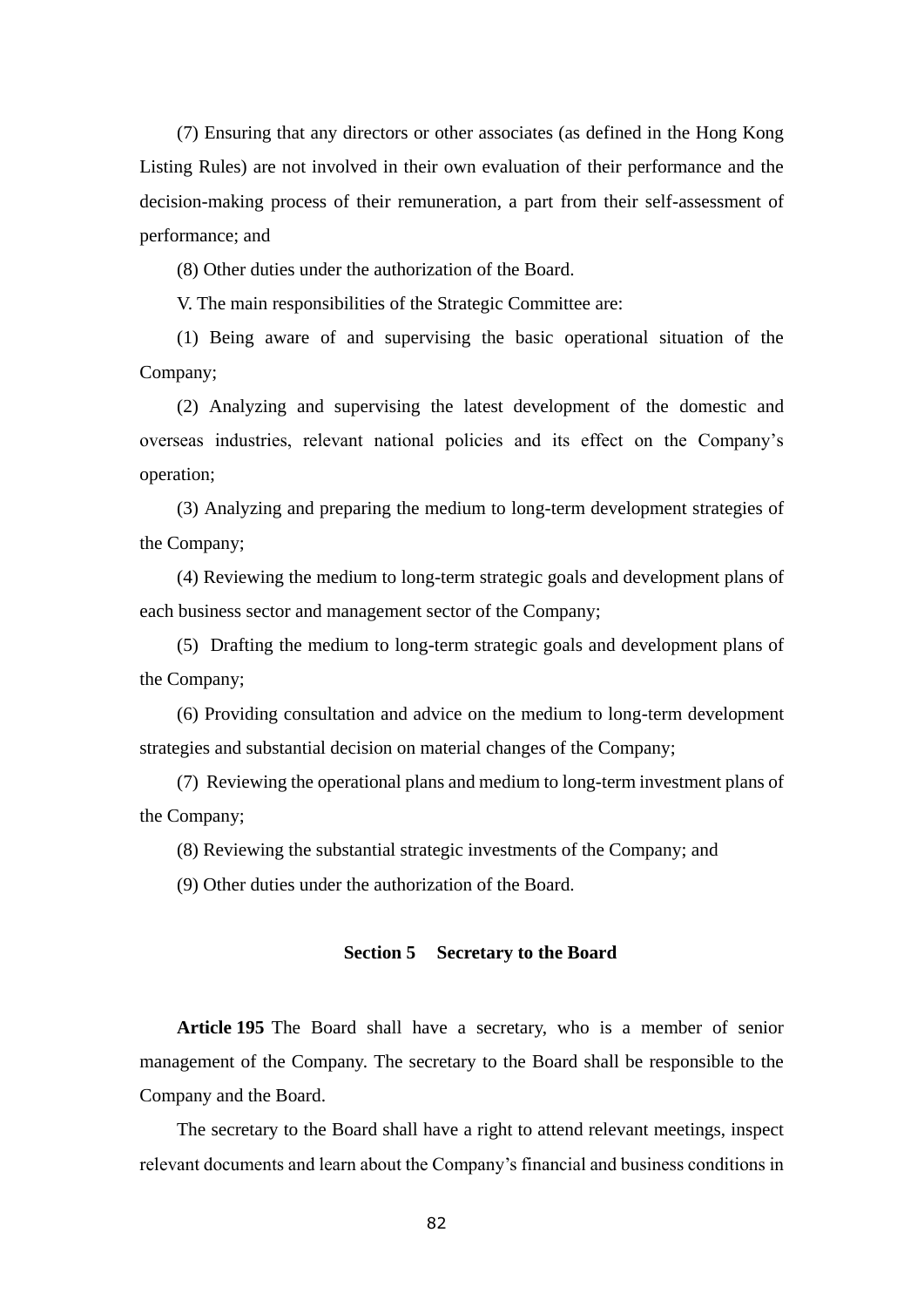(7) Ensuring that any directors or other associates (as defined in the Hong Kong Listing Rules) are not involved in their own evaluation of their performance and the decision-making process of their remuneration, a part from their self-assessment of performance; and

(8) Other duties under the authorization of the Board.

V. The main responsibilities of the Strategic Committee are:

(1) Being aware of and supervising the basic operational situation of the Company;

(2) Analyzing and supervising the latest development of the domestic and overseas industries, relevant national policies and its effect on the Company's operation;

(3) Analyzing and preparing the medium to long-term development strategies of the Company;

(4) Reviewing the medium to long-term strategic goals and development plans of each business sector and management sector of the Company;

(5) Drafting the medium to long-term strategic goals and development plans of the Company;

(6) Providing consultation and advice on the medium to long-term development strategies and substantial decision on material changes of the Company;

(7) Reviewing the operational plans and medium to long-term investment plans of the Company;

(8) Reviewing the substantial strategic investments of the Company; and

(9) Other duties under the authorization of the Board.

### Section 5 Secretary to the Board

**Article 195** The Board shall have a secretary, who is a member of senior management of the Company. The secretary to the Board shall be responsible to the Company and the Board.

The secretary to the Board shall have a right to attend relevant meetings, inspect relevant documents and learn about the Company's financial and business conditions in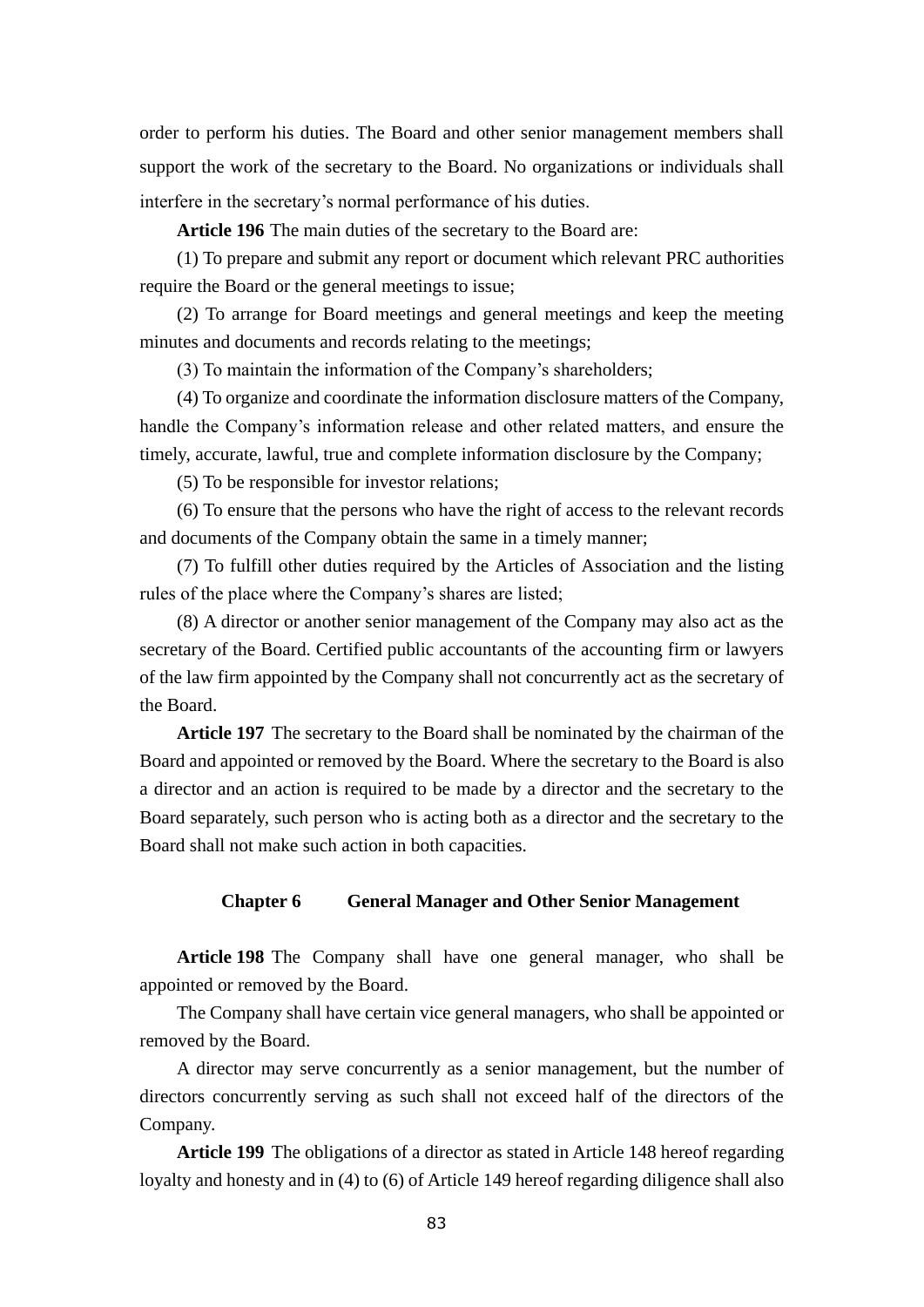order to perform his duties. The Board and other senior management members shall support the work of the secretary to the Board. No organizations or individuals shall interfere in the secretary's normal performance of his duties.

**Article 196** The main duties of the secretary to the Board are:

(1) To prepare and submit any report or document which relevant PRC authorities require the Board or the general meetings to issue;

(2) To arrange for Board meetings and general meetings and keep the meeting minutes and documents and records relating to the meetings;

(3) To maintain the information of the Company's shareholders;

(4) To organize and coordinate the information disclosure matters of the Company, handle the Company's information release and other related matters, and ensure the timely, accurate, lawful, true and complete information disclosure by the Company;

(5) To be responsible for investor relations;

(6) To ensure that the persons who have the right of access to the relevant records and documents of the Company obtain the same in a timely manner;

(7) To fulfill other duties required by the Articles of Association and the listing rules of the place where the Company's shares are listed;

(8) A director or another senior management of the Company may also act as the secretary of the Board. Certified public accountants of the accounting firm or lawyers of the law firm appointed by the Company shall not concurrently act as the secretary of the Board.

**Article 197** The secretary to the Board shall be nominated by the chairman of the Board and appointed or removed by the Board. Where the secretary to the Board is also a director and an action is required to be made by a director and the secretary to the Board separately, such person who is acting both as a director and the secretary to the Board shall not make such action in both capacities.

## Chapter 6 General Manager and Other Senior Management

**Article 198** The Company shall have one general manager, who shall be appointed or removed by the Board.

The Company shall have certain vice general managers, who shall be appointed or removed by the Board.

A director may serve concurrently as a senior management, but the number of directors concurrently serving as such shall not exceed half of the directors of the Company.

**Article 199** The obligations of a director as stated in Article 148 hereof regarding loyalty and honesty and in (4) to (6) of Article 149 hereof regarding diligence shall also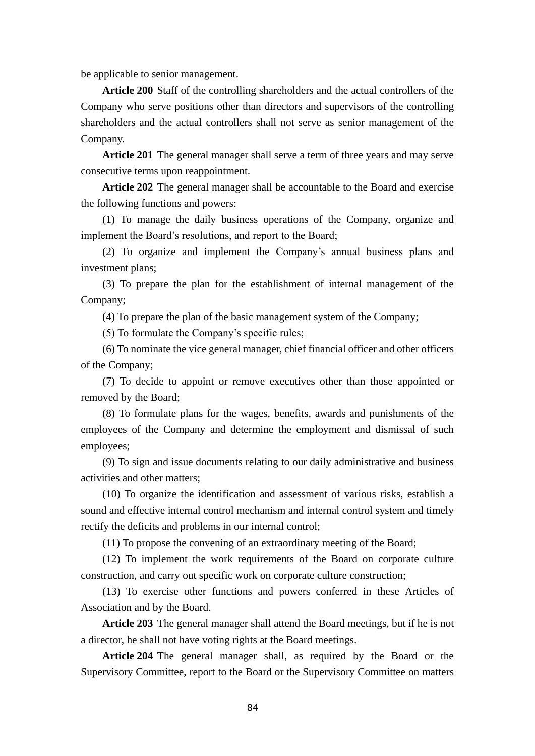be applicable to senior management.

**Article 200** Staff of the controlling shareholders and the actual controllers of the Company who serve positions other than directors and supervisors of the controlling shareholders and the actual controllers shall not serve as senior management of the Company.

**Article 201** The general manager shall serve a term of three years and may serve consecutive terms upon reappointment.

**Article 202** The general manager shall be accountable to the Board and exercise the following functions and powers:

(1) To manage the daily business operations of the Company, organize and implement the Board's resolutions, and report to the Board;

(2) To organize and implement the Company's annual business plans and investment plans;

(3) To prepare the plan for the establishment of internal management of the Company;

(4) To prepare the plan of the basic management system of the Company;

(5) To formulate the Company's specific rules;

(6) To nominate the vice general manager, chief financial officer and other officers of the Company;

(7) To decide to appoint or remove executives other than those appointed or removed by the Board;

(8) To formulate plans for the wages, benefits, awards and punishments of the employees of the Company and determine the employment and dismissal of such employees;

(9) To sign and issue documents relating to our daily administrative and business activities and other matters;

(10) To organize the identification and assessment of various risks, establish a sound and effective internal control mechanism and internal control system and timely rectify the deficits and problems in our internal control;

(11) To propose the convening of an extraordinary meeting of the Board;

(12) To implement the work requirements of the Board on corporate culture construction, and carry out specific work on corporate culture construction;

(13) To exercise other functions and powers conferred in these Articles of Association and by the Board.

**Article 203** The general manager shall attend the Board meetings, but if he is not a director, he shall not have voting rights at the Board meetings.

**Article 204** The general manager shall, as required by the Board or the Supervisory Committee, report to the Board or the Supervisory Committee on matters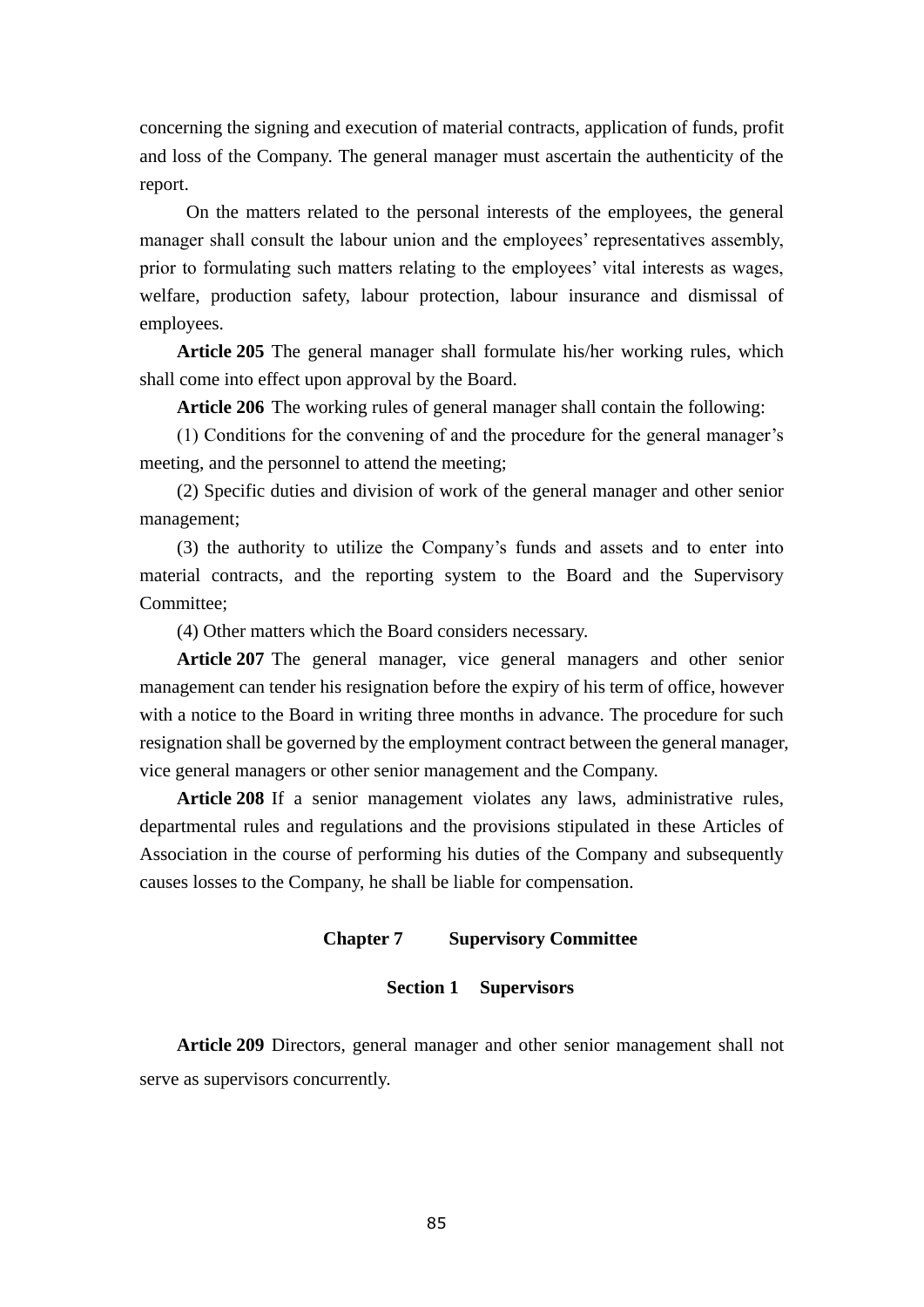concerning the signing and execution of material contracts, application of funds, profit and loss of the Company. The general manager must ascertain the authenticity of the report.

On the matters related to the personal interests of the employees, the general manager shall consult the labour union and the employees' representatives assembly, prior to formulating such matters relating to the employees' vital interests as wages, welfare, production safety, labour protection, labour insurance and dismissal of employees.

**Article 205** The general manager shall formulate his/her working rules, which shall come into effect upon approval by the Board.

**Article 206** The working rules of general manager shall contain the following:

(1) Conditions for the convening of and the procedure for the general manager's meeting, and the personnel to attend the meeting;

(2) Specific duties and division of work of the general manager and other senior management;

(3) the authority to utilize the Company's funds and assets and to enter into material contracts, and the reporting system to the Board and the Supervisory Committee;

(4) Other matters which the Board considers necessary.

**Article 207** The general manager, vice general managers and other senior management can tender his resignation before the expiry of his term of office, however with a notice to the Board in writing three months in advance. The procedure for such resignation shall be governed by the employment contract between the general manager, vice general managers or other senior management and the Company.

**Article 208** If a senior management violates any laws, administrative rules, departmental rules and regulations and the provisions stipulated in these Articles of Association in the course of performing his duties of the Company and subsequently causes losses to the Company, he shall be liable for compensation.

## Chapter 7 Supervisory Committee

### Section 1 Supervisors

**Article 209** Directors, general manager and other senior management shall not serve as supervisors concurrently.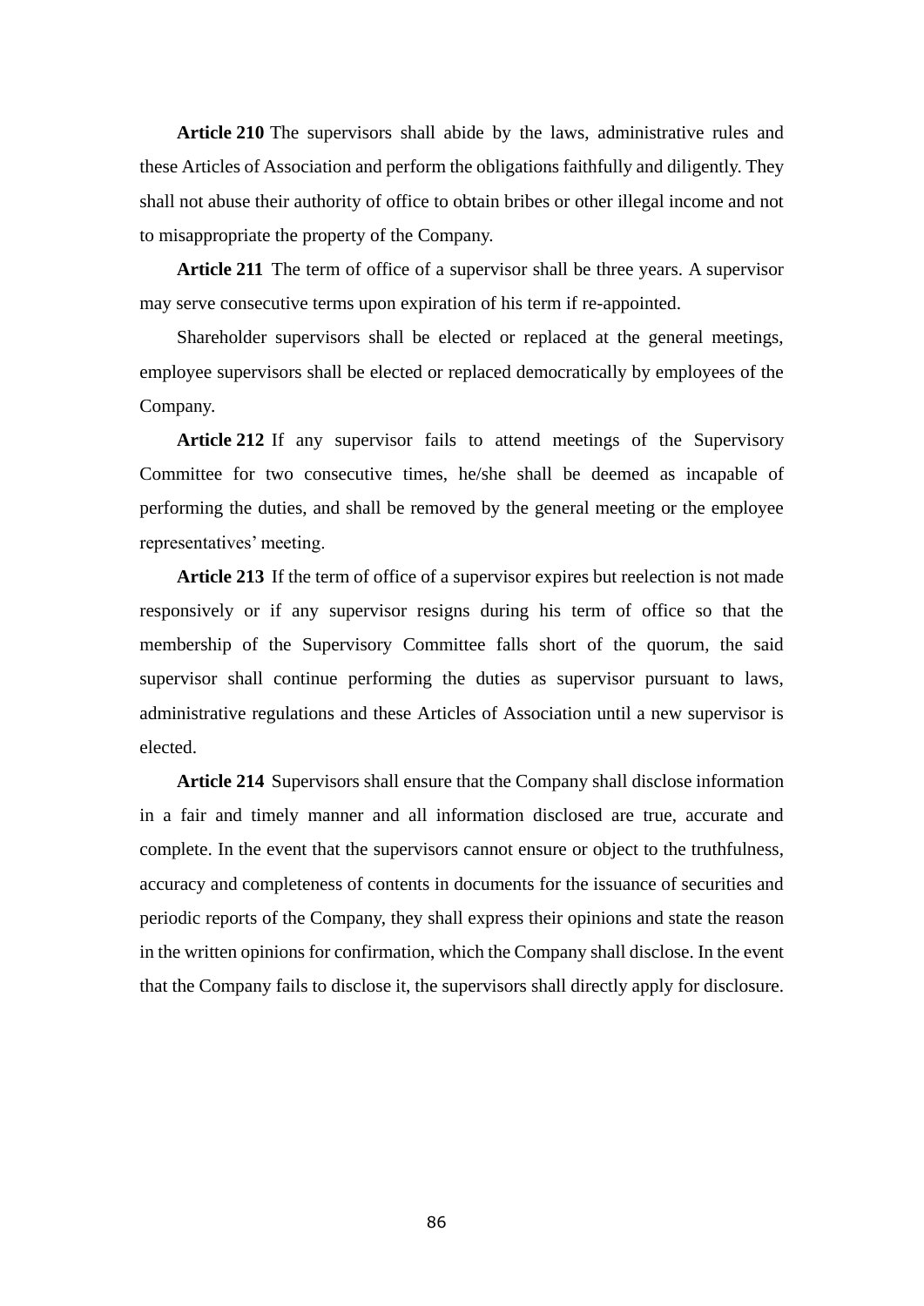**Article 210** The supervisors shall abide by the laws, administrative rules and these Articles of Association and perform the obligations faithfully and diligently. They shall not abuse their authority of office to obtain bribes or other illegal income and not to misappropriate the property of the Company.

**Article 211** The term of office of a supervisor shall be three years. A supervisor may serve consecutive terms upon expiration of his term if re-appointed.

Shareholder supervisors shall be elected or replaced at the general meetings, employee supervisors shall be elected or replaced democratically by employees of the Company.

**Article 212** If any supervisor fails to attend meetings of the Supervisory Committee for two consecutive times, he/she shall be deemed as incapable of performing the duties, and shall be removed by the general meeting or the employee representatives' meeting.

**Article 213** If the term of office of a supervisor expires but reelection is not made responsively or if any supervisor resigns during his term of office so that the membership of the Supervisory Committee falls short of the quorum, the said supervisor shall continue performing the duties as supervisor pursuant to laws, administrative regulations and these Articles of Association until a new supervisor is elected.

**Article 214** Supervisors shall ensure that the Company shall disclose information in a fair and timely manner and all information disclosed are true, accurate and complete. In the event that the supervisors cannot ensure or object to the truthfulness, accuracy and completeness of contents in documents for the issuance of securities and periodic reports of the Company, they shall express their opinions and state the reason in the written opinions for confirmation, which the Company shall disclose. In the event that the Company fails to disclose it, the supervisors shall directly apply for disclosure.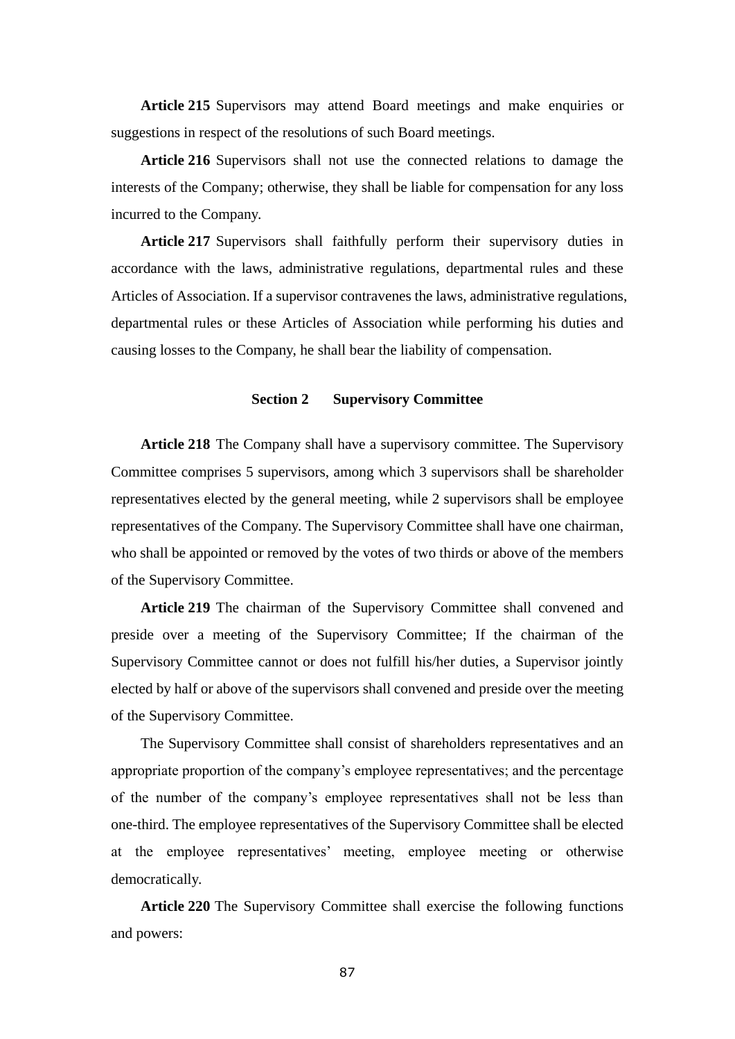**Article 215** Supervisors may attend Board meetings and make enquiries or suggestions in respect of the resolutions of such Board meetings.

**Article 216** Supervisors shall not use the connected relations to damage the interests of the Company; otherwise, they shall be liable for compensation for any loss incurred to the Company.

**Article 217** Supervisors shall faithfully perform their supervisory duties in accordance with the laws, administrative regulations, departmental rules and these Articles of Association. If a supervisor contravenes the laws, administrative regulations, departmental rules or these Articles of Association while performing his duties and causing losses to the Company, he shall bear the liability of compensation.

### Section 2 Supervisory Committee

**Article 218** The Company shall have a supervisory committee. The Supervisory Committee comprises 5 supervisors, among which 3 supervisors shall be shareholder representatives elected by the general meeting, while 2 supervisors shall be employee representatives of the Company. The Supervisory Committee shall have one chairman, who shall be appointed or removed by the votes of two thirds or above of the members of the Supervisory Committee.

**Article 219** The chairman of the Supervisory Committee shall convened and preside over a meeting of the Supervisory Committee; If the chairman of the Supervisory Committee cannot or does not fulfill his/her duties, a Supervisor jointly elected by half or above of the supervisors shall convened and preside over the meeting of the Supervisory Committee.

The Supervisory Committee shall consist of shareholders representatives and an appropriate proportion of the company's employee representatives; and the percentage of the number of the company's employee representatives shall not be less than one-third. The employee representatives of the Supervisory Committee shall be elected at the employee representatives' meeting, employee meeting or otherwise democratically.

**Article 220** The Supervisory Committee shall exercise the following functions and powers: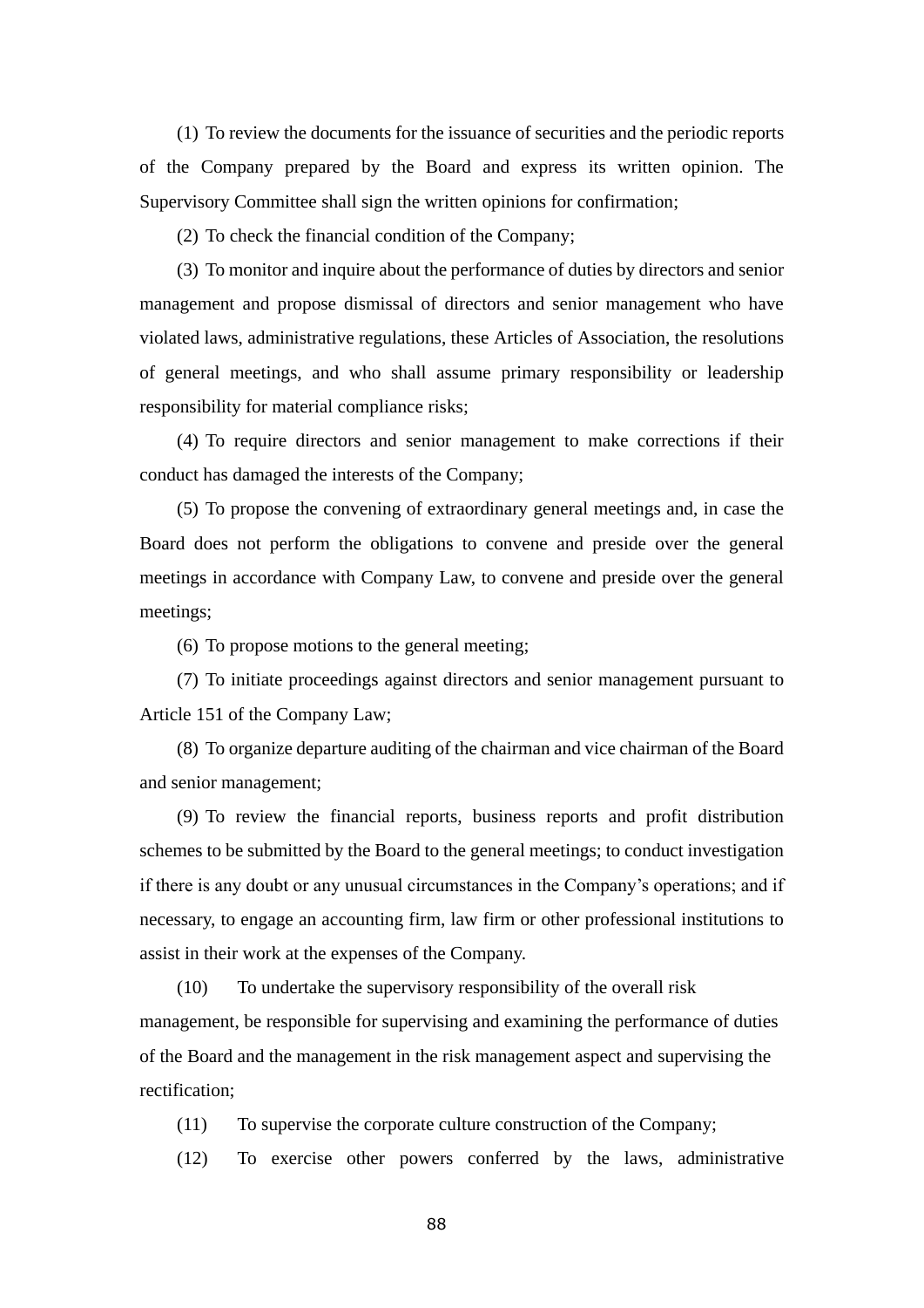(1) To review the documents for the issuance of securities and the periodic reports of the Company prepared by the Board and express its written opinion. The Supervisory Committee shall sign the written opinions for confirmation;

(2) To check the financial condition of the Company;

(3) To monitor and inquire about the performance of duties by directors and senior management and propose dismissal of directors and senior management who have violated laws, administrative regulations, these Articles of Association, the resolutions of general meetings, and who shall assume primary responsibility or leadership responsibility for material compliance risks;

(4) To require directors and senior management to make corrections if their conduct has damaged the interests of the Company;

(5) To propose the convening of extraordinary general meetings and, in case the Board does not perform the obligations to convene and preside over the general meetings in accordance with Company Law, to convene and preside over the general meetings;

(6) To propose motions to the general meeting;

(7) To initiate proceedings against directors and senior management pursuant to Article 151 of the Company Law;

(8) To organize departure auditing of the chairman and vice chairman of the Board and senior management;

(9) To review the financial reports, business reports and profit distribution schemes to be submitted by the Board to the general meetings; to conduct investigation if there is any doubt or any unusual circumstances in the Company's operations; and if necessary, to engage an accounting firm, law firm or other professional institutions to assist in their work at the expenses of the Company.

(10) To undertake the supervisory responsibility of the overall risk management, be responsible for supervising and examining the performance of duties of the Board and the management in the risk management aspect and supervising the rectification;

(11) To supervise the corporate culture construction of the Company;

(12) To exercise other powers conferred by the laws, administrative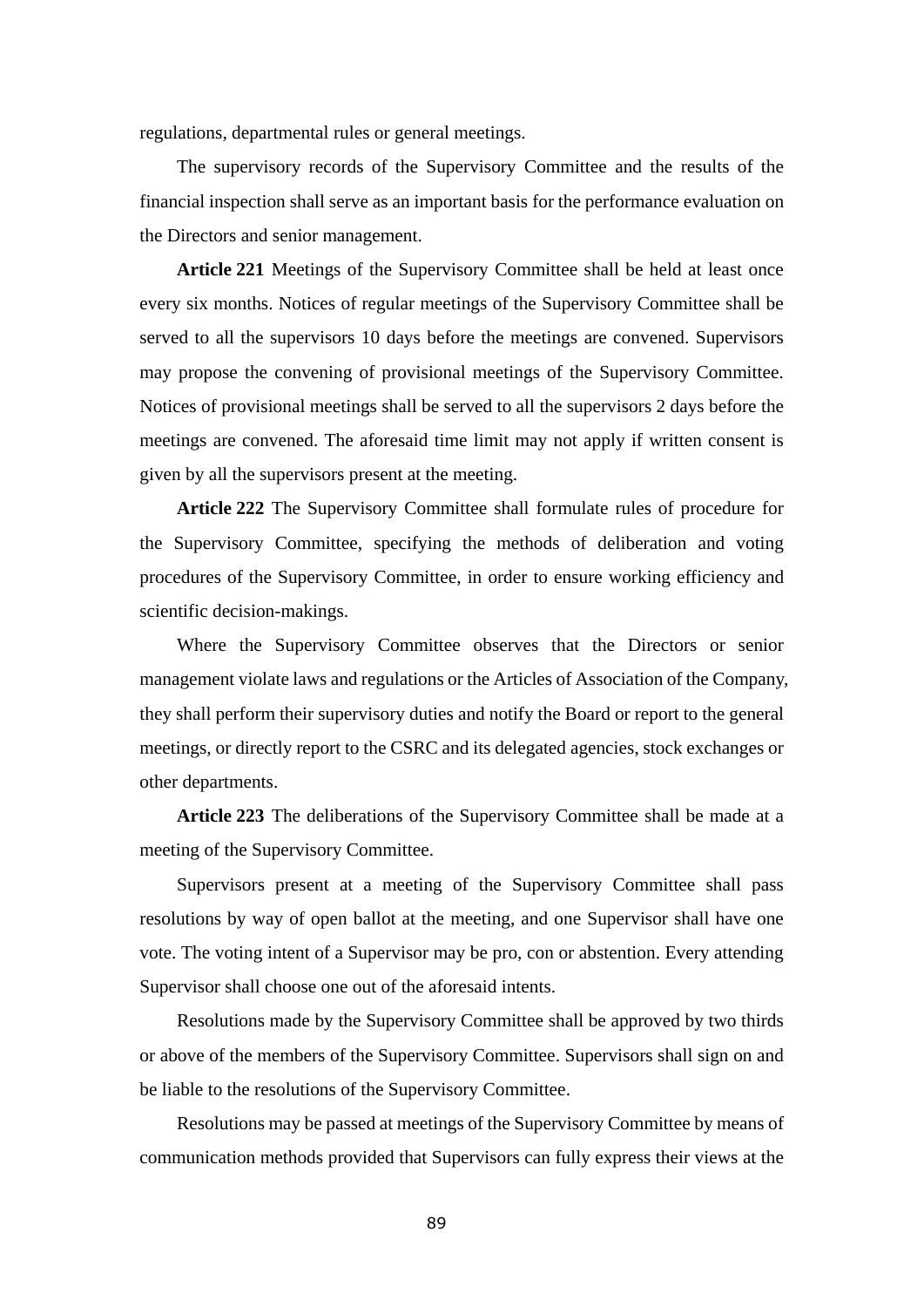regulations, departmental rules or general meetings.

The supervisory records of the Supervisory Committee and the results of the financial inspection shall serve as an important basis for the performance evaluation on the Directors and senior management.

**Article 221** Meetings of the Supervisory Committee shall be held at least once every six months. Notices of regular meetings of the Supervisory Committee shall be served to all the supervisors 10 days before the meetings are convened. Supervisors may propose the convening of provisional meetings of the Supervisory Committee. Notices of provisional meetings shall be served to all the supervisors 2 days before the meetings are convened. The aforesaid time limit may not apply if written consent is given by all the supervisors present at the meeting.

**Article 222** The Supervisory Committee shall formulate rules of procedure for the Supervisory Committee, specifying the methods of deliberation and voting procedures of the Supervisory Committee, in order to ensure working efficiency and scientific decision-makings.

Where the Supervisory Committee observes that the Directors or senior management violate laws and regulations or the Articles of Association of the Company, they shall perform their supervisory duties and notify the Board or report to the general meetings, or directly report to the CSRC and its delegated agencies, stock exchanges or other departments.

**Article 223** The deliberations of the Supervisory Committee shall be made at a meeting of the Supervisory Committee.

Supervisors present at a meeting of the Supervisory Committee shall pass resolutions by way of open ballot at the meeting, and one Supervisor shall have one vote. The voting intent of a Supervisor may be pro, con or abstention. Every attending Supervisor shall choose one out of the aforesaid intents.

Resolutions made by the Supervisory Committee shall be approved by two thirds or above of the members of the Supervisory Committee. Supervisors shall sign on and be liable to the resolutions of the Supervisory Committee.

Resolutions may be passed at meetings of the Supervisory Committee by means of communication methods provided that Supervisors can fully express their views at the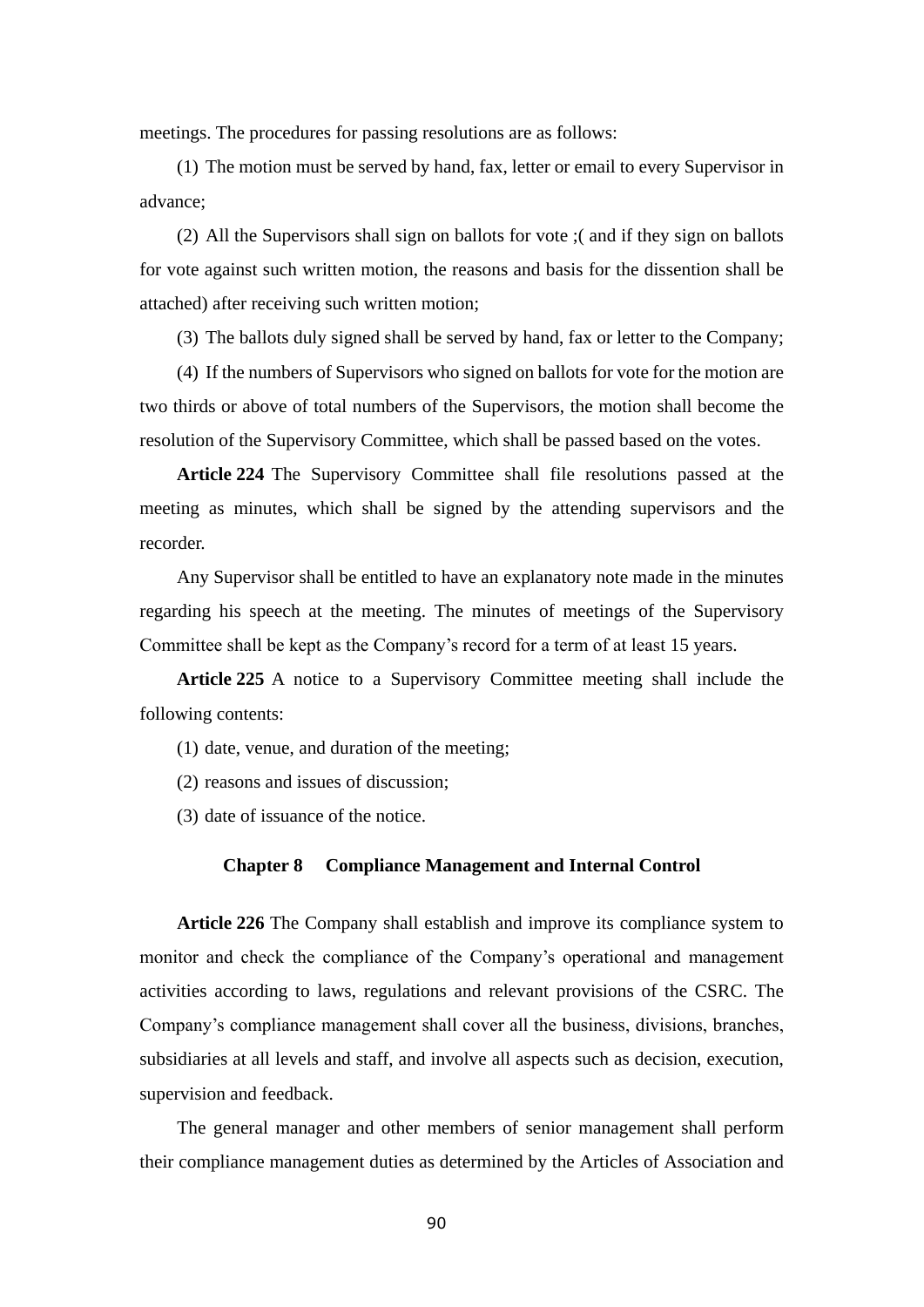meetings. The procedures for passing resolutions are as follows:

(1) The motion must be served by hand, fax, letter or email to every Supervisor in advance;

(2) All the Supervisors shall sign on ballots for vote ;( and if they sign on ballots for vote against such written motion, the reasons and basis for the dissention shall be attached) after receiving such written motion;

(3) The ballots duly signed shall be served by hand, fax or letter to the Company;

(4) If the numbers of Supervisors who signed on ballots for vote for the motion are two thirds or above of total numbers of the Supervisors, the motion shall become the resolution of the Supervisory Committee, which shall be passed based on the votes.

**Article 224** The Supervisory Committee shall file resolutions passed at the meeting as minutes, which shall be signed by the attending supervisors and the recorder.

Any Supervisor shall be entitled to have an explanatory note made in the minutes regarding his speech at the meeting. The minutes of meetings of the Supervisory Committee shall be kept as the Company's record for a term of at least 15 years.

**Article 225** A notice to a Supervisory Committee meeting shall include the following contents:

(1) date, venue, and duration of the meeting;

(2) reasons and issues of discussion;

(3) date of issuance of the notice.

## Chapter 8 Compliance Management and Internal Control

**Article 226** The Company shall establish and improve its compliance system to monitor and check the compliance of the Company's operational and management activities according to laws, regulations and relevant provisions of the CSRC. The Company's compliance management shall cover all the business, divisions, branches, subsidiaries at all levels and staff, and involve all aspects such as decision, execution, supervision and feedback.

The general manager and other members of senior management shall perform their compliance management duties as determined by the Articles of Association and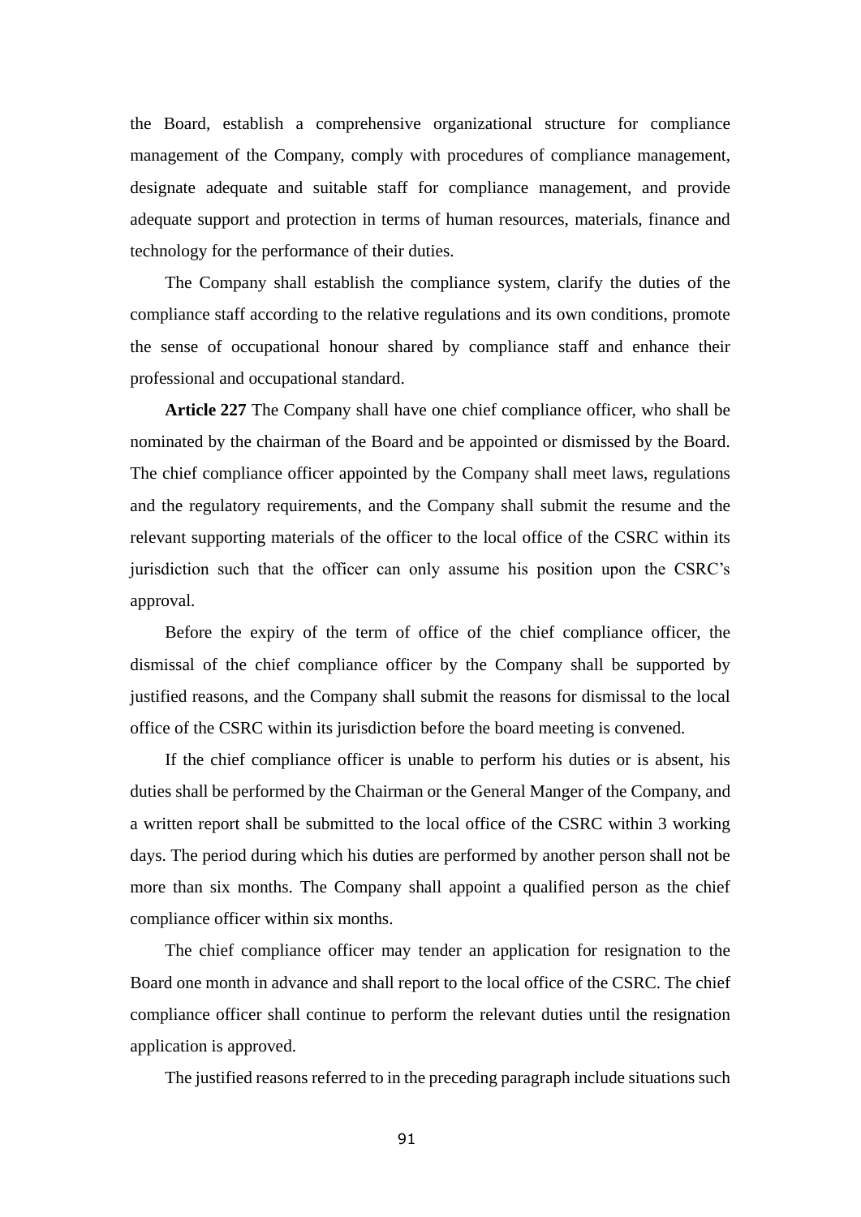the Board, establish a comprehensive organizational structure for compliance management of the Company, comply with procedures of compliance management, designate adequate and suitable staff for compliance management, and provide adequate support and protection in terms of human resources, materials, finance and technology for the performance of their duties.

The Company shall establish the compliance system, clarify the duties of the compliance staff according to the relative regulations and its own conditions, promote the sense of occupational honour shared by compliance staff and enhance their professional and occupational standard.

**Article 227** The Company shall have one chief compliance officer, who shall be nominated by the chairman of the Board and be appointed or dismissed by the Board. The chief compliance officer appointed by the Company shall meet laws, regulations and the regulatory requirements, and the Company shall submit the resume and the relevant supporting materials of the officer to the local office of the CSRC within its jurisdiction such that the officer can only assume his position upon the CSRC's approval.

Before the expiry of the term of office of the chief compliance officer, the dismissal of the chief compliance officer by the Company shall be supported by justified reasons, and the Company shall submit the reasons for dismissal to the local office of the CSRC within its jurisdiction before the board meeting is convened.

If the chief compliance officer is unable to perform his duties or is absent, his duties shall be performed by the Chairman or the General Manger of the Company, and a written report shall be submitted to the local office of the CSRC within 3 working days. The period during which his duties are performed by another person shall not be more than six months. The Company shall appoint a qualified person as the chief compliance officer within six months.

The chief compliance officer may tender an application for resignation to the Board one month in advance and shall report to the local office of the CSRC. The chief compliance officer shall continue to perform the relevant duties until the resignation application is approved.

The justified reasons referred to in the preceding paragraph include situations such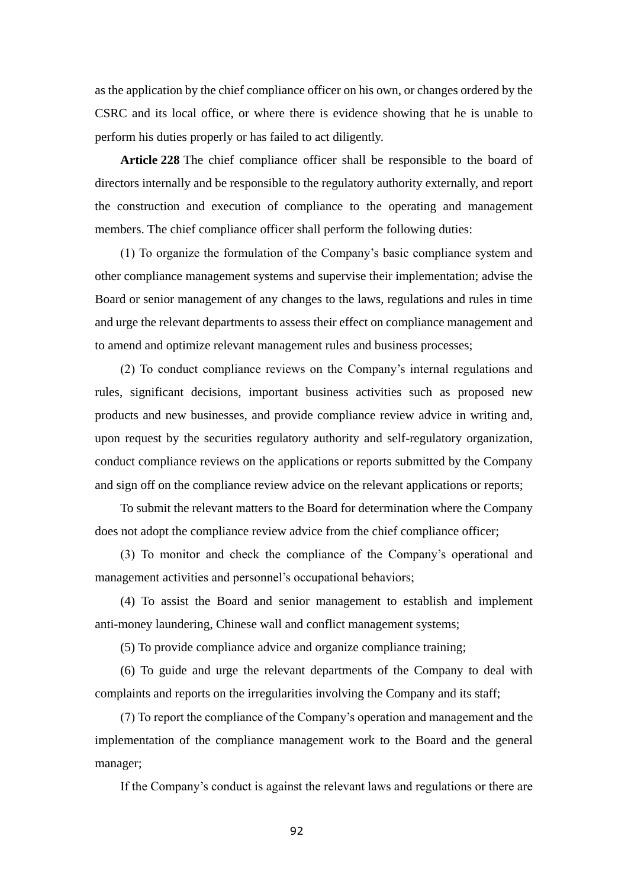as the application by the chief compliance officer on his own, or changes ordered by the CSRC and its local office, or where there is evidence showing that he is unable to perform his duties properly or has failed to act diligently.

**Article 228** The chief compliance officer shall be responsible to the board of directors internally and be responsible to the regulatory authority externally, and report the construction and execution of compliance to the operating and management members. The chief compliance officer shall perform the following duties:

(1) To organize the formulation of the Company's basic compliance system and other compliance management systems and supervise their implementation; advise the Board or senior management of any changes to the laws, regulations and rules in time and urge the relevant departments to assess their effect on compliance management and to amend and optimize relevant management rules and business processes;

(2) To conduct compliance reviews on the Company's internal regulations and rules, significant decisions, important business activities such as proposed new products and new businesses, and provide compliance review advice in writing and, upon request by the securities regulatory authority and self-regulatory organization, conduct compliance reviews on the applications or reports submitted by the Company and sign off on the compliance review advice on the relevant applications or reports;

To submit the relevant matters to the Board for determination where the Company does not adopt the compliance review advice from the chief compliance officer;

(3) To monitor and check the compliance of the Company's operational and management activities and personnel's occupational behaviors;

(4) To assist the Board and senior management to establish and implement anti-money laundering, Chinese wall and conflict management systems;

(5) To provide compliance advice and organize compliance training;

(6) To guide and urge the relevant departments of the Company to deal with complaints and reports on the irregularities involving the Company and its staff;

(7) To report the compliance of the Company's operation and management and the implementation of the compliance management work to the Board and the general manager;

If the Company's conduct is against the relevant laws and regulations or there are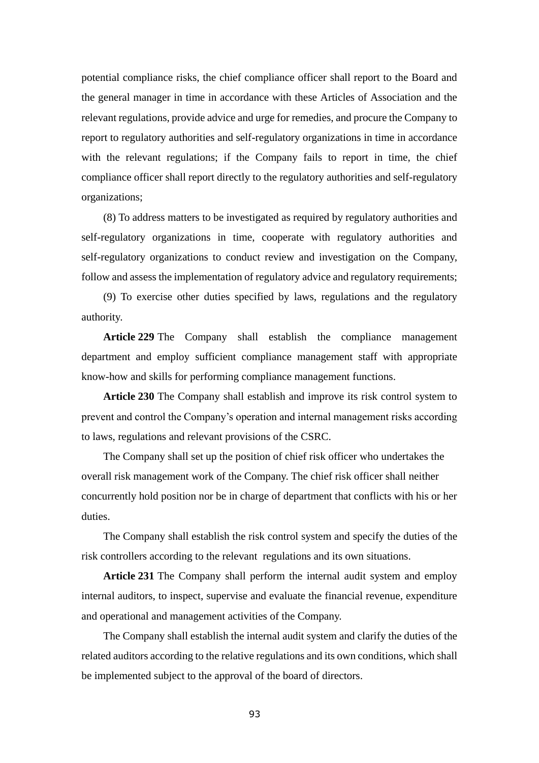potential compliance risks, the chief compliance officer shall report to the Board and the general manager in time in accordance with these Articles of Association and the relevant regulations, provide advice and urge for remedies, and procure the Company to report to regulatory authorities and self-regulatory organizations in time in accordance with the relevant regulations; if the Company fails to report in time, the chief compliance officer shall report directly to the regulatory authorities and self-regulatory organizations;

(8) To address matters to be investigated as required by regulatory authorities and self-regulatory organizations in time, cooperate with regulatory authorities and self-regulatory organizations to conduct review and investigation on the Company, follow and assess the implementation of regulatory advice and regulatory requirements;

(9) To exercise other duties specified by laws, regulations and the regulatory authority.

**Article 229** The Company shall establish the compliance management department and employ sufficient compliance management staff with appropriate know-how and skills for performing compliance management functions.

**Article 230** The Company shall establish and improve its risk control system to prevent and control the Company's operation and internal management risks according to laws, regulations and relevant provisions of the CSRC.

The Company shall set up the position of chief risk officer who undertakes the overall risk management work of the Company. The chief risk officer shall neither concurrently hold position nor be in charge of department that conflicts with his or her duties.

The Company shall establish the risk control system and specify the duties of the risk controllers according to the relevant regulations and its own situations.

**Article 231** The Company shall perform the internal audit system and employ internal auditors, to inspect, supervise and evaluate the financial revenue, expenditure and operational and management activities of the Company.

The Company shall establish the internal audit system and clarify the duties of the related auditors according to the relative regulations and its own conditions, which shall be implemented subject to the approval of the board of directors.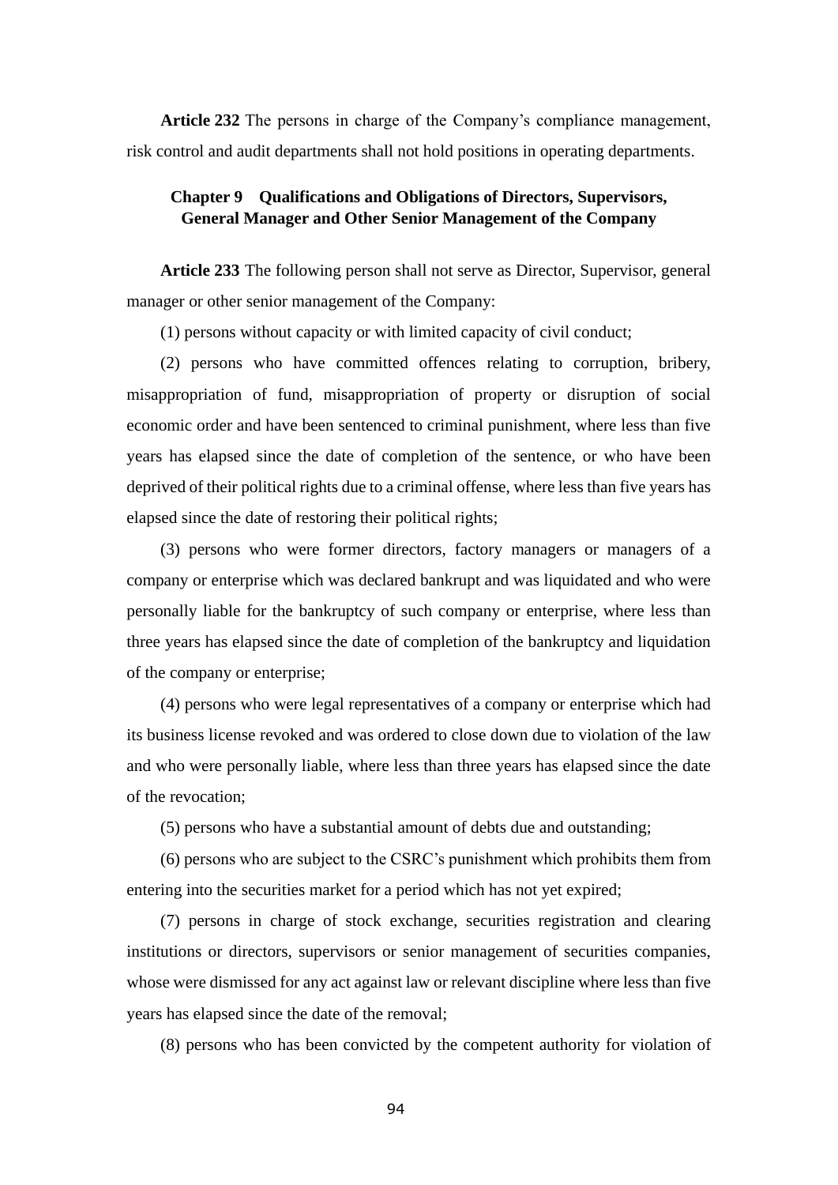**Article 232** The persons in charge of the Company's compliance management, risk control and audit departments shall not hold positions in operating departments.

## Chapter 9 Qualifications and Obligations of Directors, Supervisors, General Manager and Other Senior Management of the Company

**Article 233** The following person shall not serve as Director, Supervisor, general manager or other senior management of the Company:

(1) persons without capacity or with limited capacity of civil conduct;

(2) persons who have committed offences relating to corruption, bribery, misappropriation of fund, misappropriation of property or disruption of social economic order and have been sentenced to criminal punishment, where less than five years has elapsed since the date of completion of the sentence, or who have been deprived of their political rights due to a criminal offense, where less than five years has elapsed since the date of restoring their political rights;

(3) persons who were former directors, factory managers or managers of a company or enterprise which was declared bankrupt and was liquidated and who were personally liable for the bankruptcy of such company or enterprise, where less than three years has elapsed since the date of completion of the bankruptcy and liquidation of the company or enterprise;

(4) persons who were legal representatives of a company or enterprise which had its business license revoked and was ordered to close down due to violation of the law and who were personally liable, where less than three years has elapsed since the date of the revocation;

(5) persons who have a substantial amount of debts due and outstanding;

(6) persons who are subject to the CSRC's punishment which prohibits them from entering into the securities market for a period which has not yet expired;

(7) persons in charge of stock exchange, securities registration and clearing institutions or directors, supervisors or senior management of securities companies, whose were dismissed for any act against law or relevant discipline where less than five years has elapsed since the date of the removal;

(8) persons who has been convicted by the competent authority for violation of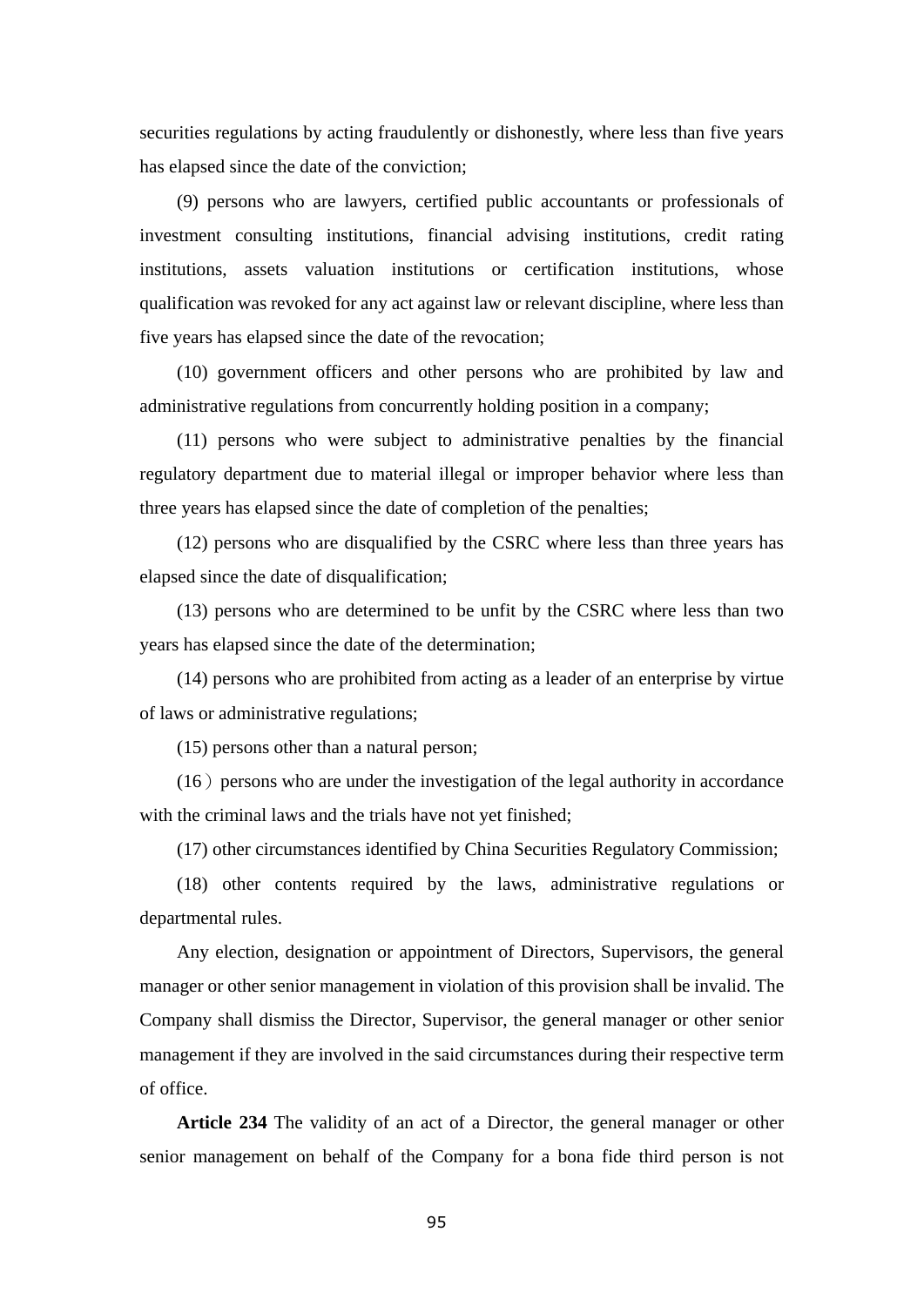securities regulations by acting fraudulently or dishonestly, where less than five years has elapsed since the date of the conviction;

(9) persons who are lawyers, certified public accountants or professionals of investment consulting institutions, financial advising institutions, credit rating institutions, assets valuation institutions or certification institutions, whose qualification was revoked for any act against law or relevant discipline, where less than five years has elapsed since the date of the revocation;

(10) government officers and other persons who are prohibited by law and administrative regulations from concurrently holding position in a company;

(11) persons who were subject to administrative penalties by the financial regulatory department due to material illegal or improper behavior where less than three years has elapsed since the date of completion of the penalties;

(12) persons who are disqualified by the CSRC where less than three years has elapsed since the date of disqualification;

(13) persons who are determined to be unfit by the CSRC where less than two years has elapsed since the date of the determination;

(14) persons who are prohibited from acting as a leader of an enterprise by virtue of laws or administrative regulations;

(15) persons other than a natural person;

(16）persons who are under the investigation of the legal authority in accordance with the criminal laws and the trials have not yet finished;

(17) other circumstances identified by China Securities Regulatory Commission;

(18) other contents required by the laws, administrative regulations or departmental rules.

Any election, designation or appointment of Directors, Supervisors, the general manager or other senior management in violation of this provision shall be invalid. The Company shall dismiss the Director, Supervisor, the general manager or other senior management if they are involved in the said circumstances during their respective term of office.

**Article 234** The validity of an act of a Director, the general manager or other senior management on behalf of the Company for a bona fide third person is not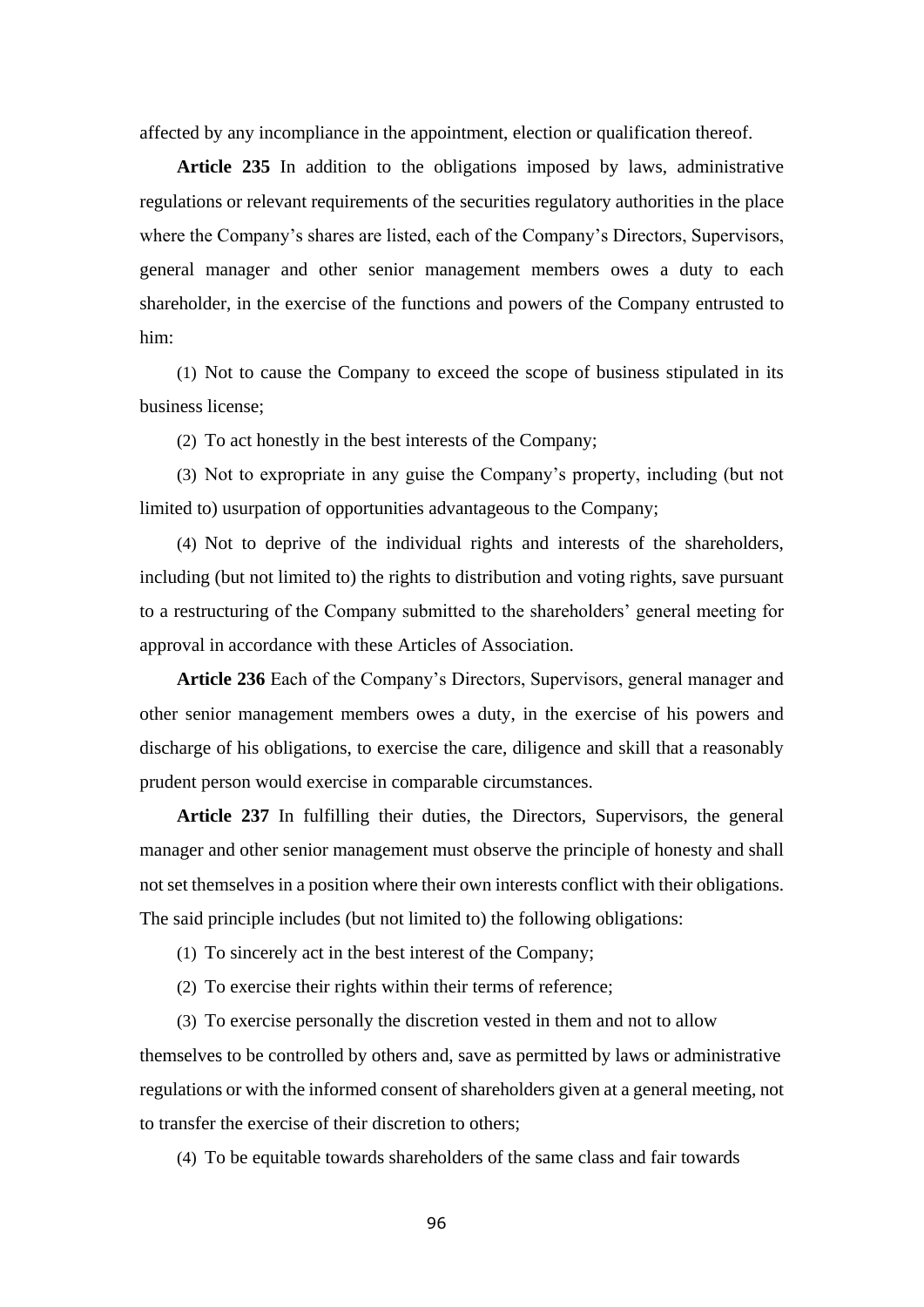affected by any incompliance in the appointment, election or qualification thereof.

**Article 235** In addition to the obligations imposed by laws, administrative regulations or relevant requirements of the securities regulatory authorities in the place where the Company's shares are listed, each of the Company's Directors, Supervisors, general manager and other senior management members owes a duty to each shareholder, in the exercise of the functions and powers of the Company entrusted to him:

(1) Not to cause the Company to exceed the scope of business stipulated in its business license;

(2) To act honestly in the best interests of the Company;

(3) Not to expropriate in any guise the Company's property, including (but not limited to) usurpation of opportunities advantageous to the Company;

(4) Not to deprive of the individual rights and interests of the shareholders, including (but not limited to) the rights to distribution and voting rights, save pursuant to a restructuring of the Company submitted to the shareholders' general meeting for approval in accordance with these Articles of Association.

**Article 236** Each of the Company's Directors, Supervisors, general manager and other senior management members owes a duty, in the exercise of his powers and discharge of his obligations, to exercise the care, diligence and skill that a reasonably prudent person would exercise in comparable circumstances.

**Article 237** In fulfilling their duties, the Directors, Supervisors, the general manager and other senior management must observe the principle of honesty and shall not set themselves in a position where their own interests conflict with their obligations. The said principle includes (but not limited to) the following obligations:

(1) To sincerely act in the best interest of the Company;

(2) To exercise their rights within their terms of reference;

(3) To exercise personally the discretion vested in them and not to allow themselves to be controlled by others and, save as permitted by laws or administrative regulations or with the informed consent of shareholders given at a general meeting, not to transfer the exercise of their discretion to others;

(4) To be equitable towards shareholders of the same class and fair towards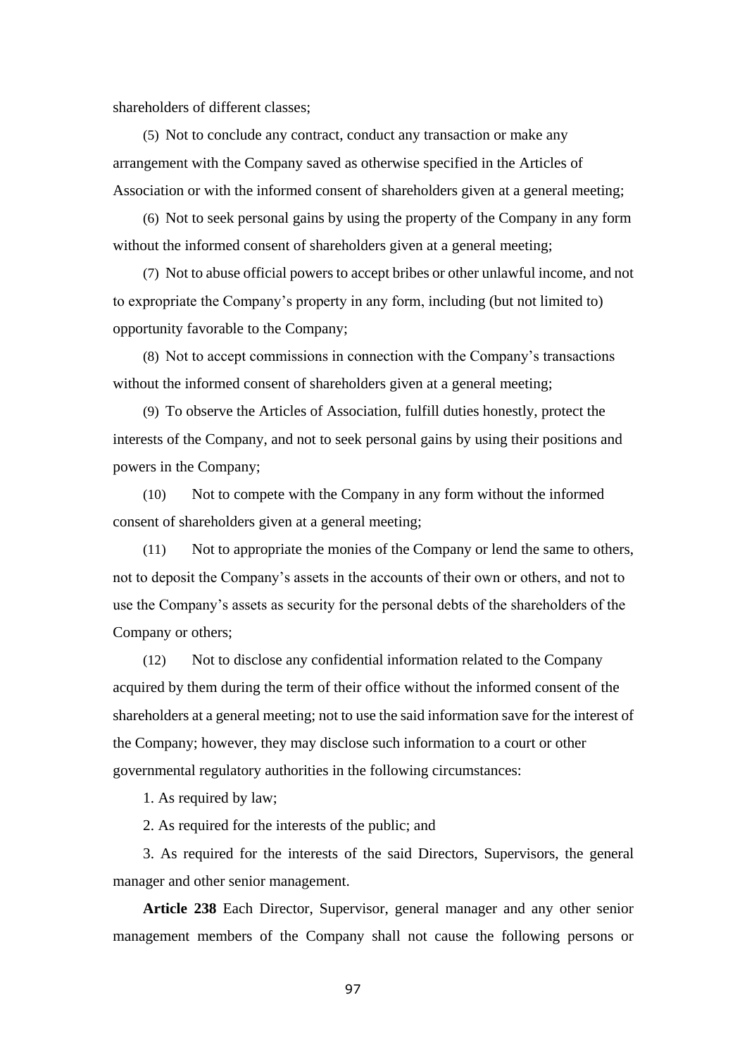shareholders of different classes;

(5) Not to conclude any contract, conduct any transaction or make any arrangement with the Company saved as otherwise specified in the Articles of Association or with the informed consent of shareholders given at a general meeting;

(6) Not to seek personal gains by using the property of the Company in any form without the informed consent of shareholders given at a general meeting;

(7) Not to abuse official powers to accept bribes or other unlawful income, and not to expropriate the Company's property in any form, including (but not limited to) opportunity favorable to the Company;

(8) Not to accept commissions in connection with the Company's transactions without the informed consent of shareholders given at a general meeting;

(9) To observe the Articles of Association, fulfill duties honestly, protect the interests of the Company, and not to seek personal gains by using their positions and powers in the Company;

(10) Not to compete with the Company in any form without the informed consent of shareholders given at a general meeting;

(11) Not to appropriate the monies of the Company or lend the same to others, not to deposit the Company's assets in the accounts of their own or others, and not to use the Company's assets as security for the personal debts of the shareholders of the Company or others;

(12) Not to disclose any confidential information related to the Company acquired by them during the term of their office without the informed consent of the shareholders at a general meeting; not to use the said information save for the interest of the Company; however, they may disclose such information to a court or other governmental regulatory authorities in the following circumstances:

1. As required by law;

2. As required for the interests of the public; and

3. As required for the interests of the said Directors, Supervisors, the general manager and other senior management.

**Article 238** Each Director, Supervisor, general manager and any other senior management members of the Company shall not cause the following persons or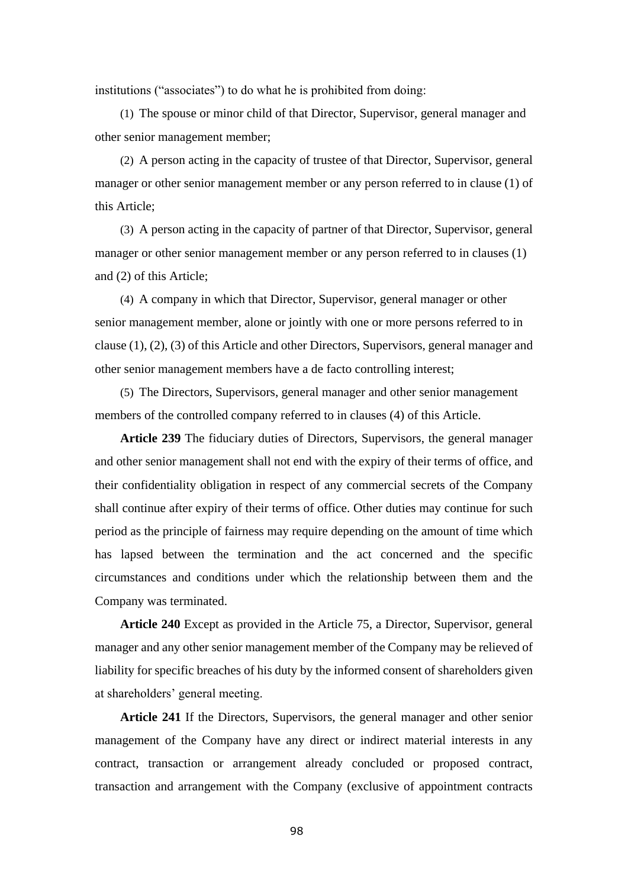institutions ("associates") to do what he is prohibited from doing:

(1) The spouse or minor child of that Director, Supervisor, general manager and other senior management member;

(2) A person acting in the capacity of trustee of that Director, Supervisor, general manager or other senior management member or any person referred to in clause (1) of this Article;

(3) A person acting in the capacity of partner of that Director, Supervisor, general manager or other senior management member or any person referred to in clauses (1) and (2) of this Article;

(4) A company in which that Director, Supervisor, general manager or other senior management member, alone or jointly with one or more persons referred to in clause (1), (2), (3) of this Article and other Directors, Supervisors, general manager and other senior management members have a de facto controlling interest;

(5) The Directors, Supervisors, general manager and other senior management members of the controlled company referred to in clauses (4) of this Article.

**Article 239** The fiduciary duties of Directors, Supervisors, the general manager and other senior management shall not end with the expiry of their terms of office, and their confidentiality obligation in respect of any commercial secrets of the Company shall continue after expiry of their terms of office. Other duties may continue for such period as the principle of fairness may require depending on the amount of time which has lapsed between the termination and the act concerned and the specific circumstances and conditions under which the relationship between them and the Company was terminated.

**Article 240** Except as provided in the Article 75, a Director, Supervisor, general manager and any other senior management member of the Company may be relieved of liability for specific breaches of his duty by the informed consent of shareholders given at shareholders' general meeting.

**Article 241** If the Directors, Supervisors, the general manager and other senior management of the Company have any direct or indirect material interests in any contract, transaction or arrangement already concluded or proposed contract, transaction and arrangement with the Company (exclusive of appointment contracts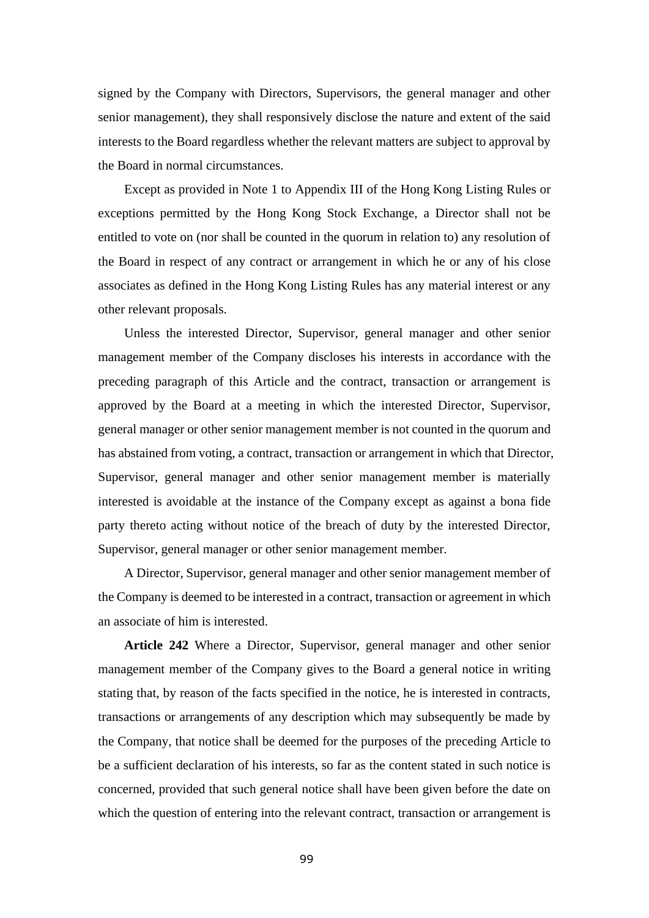signed by the Company with Directors, Supervisors, the general manager and other senior management), they shall responsively disclose the nature and extent of the said interests to the Board regardless whether the relevant matters are subject to approval by the Board in normal circumstances.

Except as provided in Note 1 to Appendix III of the Hong Kong Listing Rules or exceptions permitted by the Hong Kong Stock Exchange, a Director shall not be entitled to vote on (nor shall be counted in the quorum in relation to) any resolution of the Board in respect of any contract or arrangement in which he or any of his close associates as defined in the Hong Kong Listing Rules has any material interest or any other relevant proposals.

Unless the interested Director, Supervisor, general manager and other senior management member of the Company discloses his interests in accordance with the preceding paragraph of this Article and the contract, transaction or arrangement is approved by the Board at a meeting in which the interested Director, Supervisor, general manager or other senior management member is not counted in the quorum and has abstained from voting, a contract, transaction or arrangement in which that Director, Supervisor, general manager and other senior management member is materially interested is avoidable at the instance of the Company except as against a bona fide party thereto acting without notice of the breach of duty by the interested Director, Supervisor, general manager or other senior management member.

A Director, Supervisor, general manager and other senior management member of the Company is deemed to be interested in a contract, transaction or agreement in which an associate of him is interested.

**Article 242** Where a Director, Supervisor, general manager and other senior management member of the Company gives to the Board a general notice in writing stating that, by reason of the facts specified in the notice, he is interested in contracts, transactions or arrangements of any description which may subsequently be made by the Company, that notice shall be deemed for the purposes of the preceding Article to be a sufficient declaration of his interests, so far as the content stated in such notice is concerned, provided that such general notice shall have been given before the date on which the question of entering into the relevant contract, transaction or arrangement is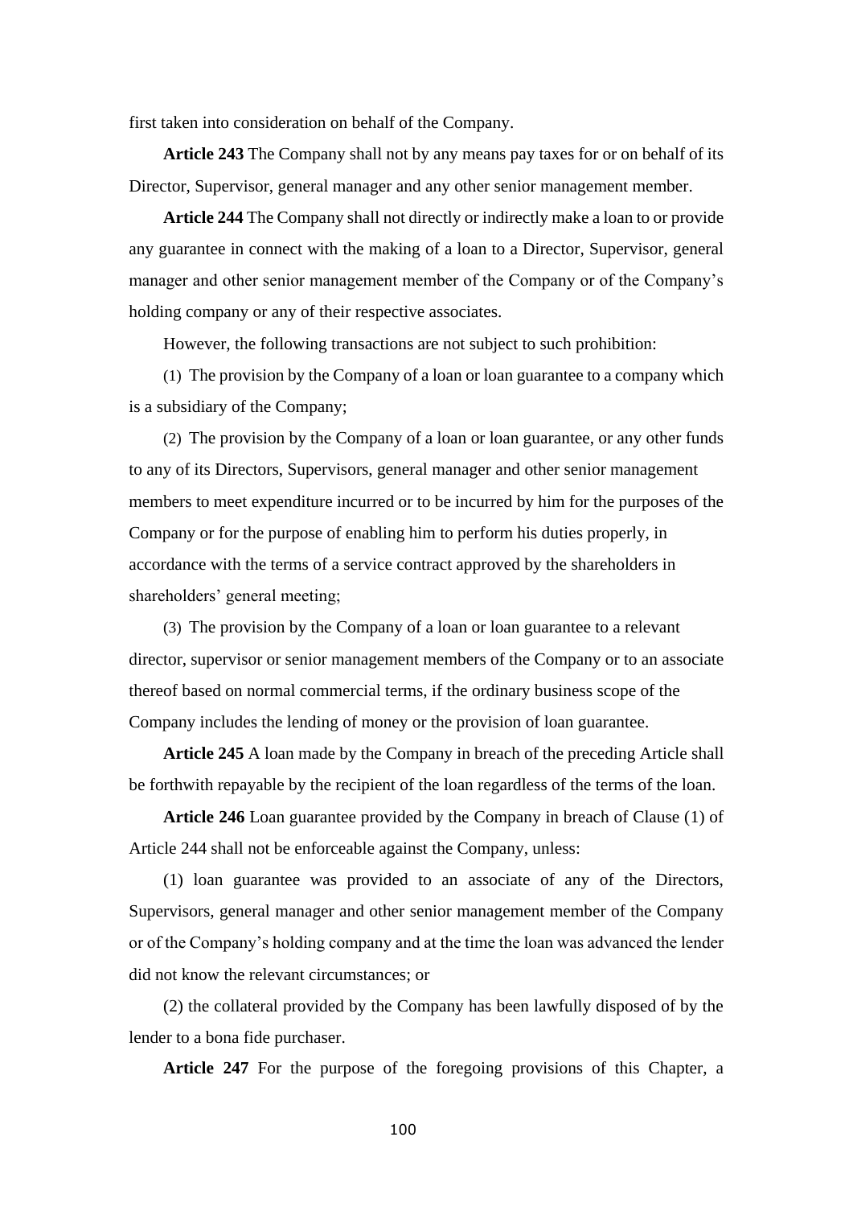first taken into consideration on behalf of the Company.

**Article 243** The Company shall not by any means pay taxes for or on behalf of its Director, Supervisor, general manager and any other senior management member.

**Article 244** The Company shall not directly or indirectly make a loan to or provide any guarantee in connect with the making of a loan to a Director, Supervisor, general manager and other senior management member of the Company or of the Company's holding company or any of their respective associates.

However, the following transactions are not subject to such prohibition:

(1) The provision by the Company of a loan or loan guarantee to a company which is a subsidiary of the Company;

(2) The provision by the Company of a loan or loan guarantee, or any other funds to any of its Directors, Supervisors, general manager and other senior management members to meet expenditure incurred or to be incurred by him for the purposes of the Company or for the purpose of enabling him to perform his duties properly, in accordance with the terms of a service contract approved by the shareholders in shareholders' general meeting;

(3) The provision by the Company of a loan or loan guarantee to a relevant director, supervisor or senior management members of the Company or to an associate thereof based on normal commercial terms, if the ordinary business scope of the Company includes the lending of money or the provision of loan guarantee.

**Article 245** A loan made by the Company in breach of the preceding Article shall be forthwith repayable by the recipient of the loan regardless of the terms of the loan.

**Article 246** Loan guarantee provided by the Company in breach of Clause (1) of Article 244 shall not be enforceable against the Company, unless:

(1) loan guarantee was provided to an associate of any of the Directors, Supervisors, general manager and other senior management member of the Company or of the Company's holding company and at the time the loan was advanced the lender did not know the relevant circumstances; or

(2) the collateral provided by the Company has been lawfully disposed of by the lender to a bona fide purchaser.

**Article 247** For the purpose of the foregoing provisions of this Chapter, a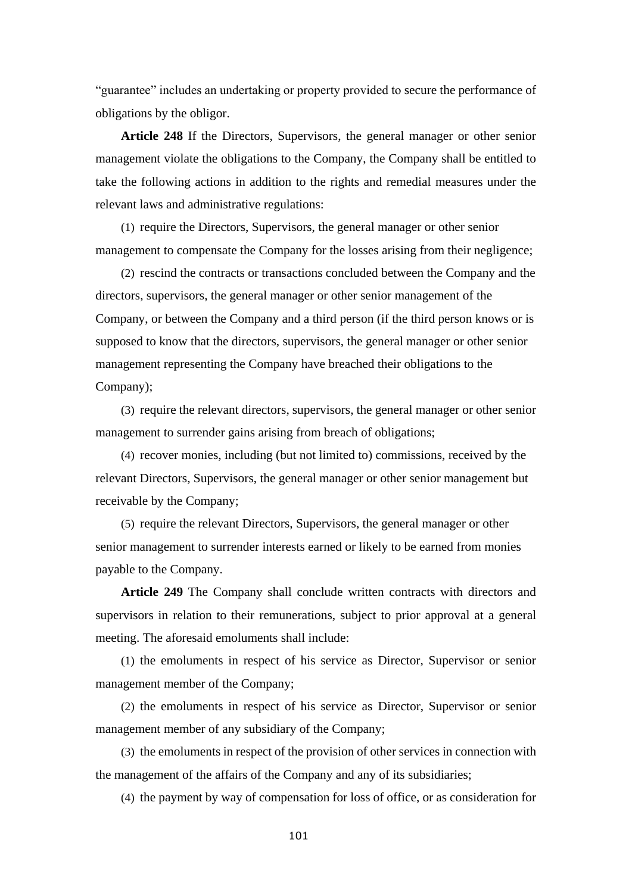"guarantee" includes an undertaking or property provided to secure the performance of obligations by the obligor.

**Article 248** If the Directors, Supervisors, the general manager or other senior management violate the obligations to the Company, the Company shall be entitled to take the following actions in addition to the rights and remedial measures under the relevant laws and administrative regulations:

(1) require the Directors, Supervisors, the general manager or other senior management to compensate the Company for the losses arising from their negligence;

(2) rescind the contracts or transactions concluded between the Company and the directors, supervisors, the general manager or other senior management of the Company, or between the Company and a third person (if the third person knows or is supposed to know that the directors, supervisors, the general manager or other senior management representing the Company have breached their obligations to the Company);

(3) require the relevant directors, supervisors, the general manager or other senior management to surrender gains arising from breach of obligations;

(4) recover monies, including (but not limited to) commissions, received by the relevant Directors, Supervisors, the general manager or other senior management but receivable by the Company;

(5) require the relevant Directors, Supervisors, the general manager or other senior management to surrender interests earned or likely to be earned from monies payable to the Company.

**Article 249** The Company shall conclude written contracts with directors and supervisors in relation to their remunerations, subject to prior approval at a general meeting. The aforesaid emoluments shall include:

(1) the emoluments in respect of his service as Director, Supervisor or senior management member of the Company;

(2) the emoluments in respect of his service as Director, Supervisor or senior management member of any subsidiary of the Company;

(3) the emoluments in respect of the provision of other services in connection with the management of the affairs of the Company and any of its subsidiaries;

(4) the payment by way of compensation for loss of office, or as consideration for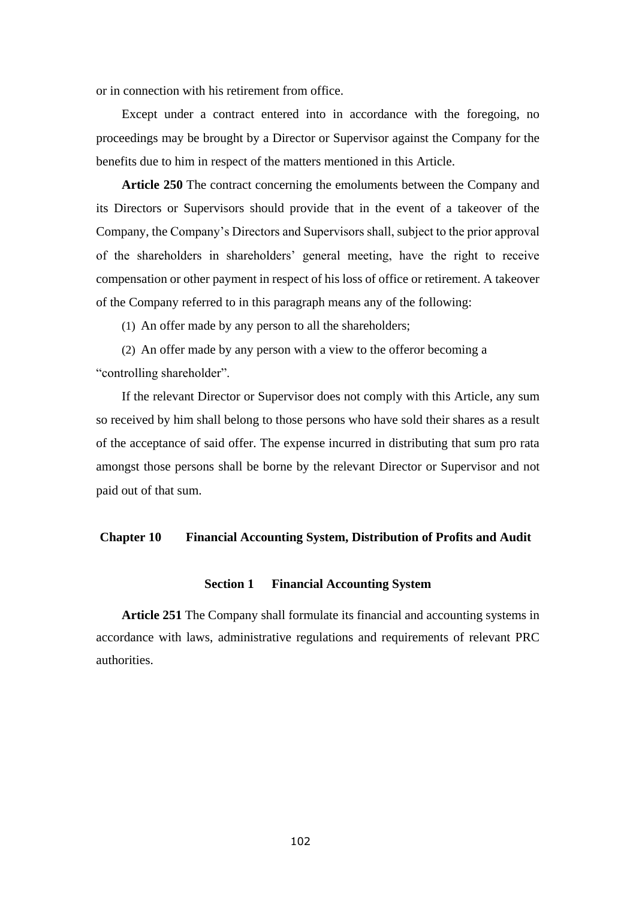or in connection with his retirement from office.

Except under a contract entered into in accordance with the foregoing, no proceedings may be brought by a Director or Supervisor against the Company for the benefits due to him in respect of the matters mentioned in this Article.

**Article 250** The contract concerning the emoluments between the Company and its Directors or Supervisors should provide that in the event of a takeover of the Company, the Company's Directors and Supervisors shall, subject to the prior approval of the shareholders in shareholders' general meeting, have the right to receive compensation or other payment in respect of his loss of office or retirement. A takeover of the Company referred to in this paragraph means any of the following:

(1) An offer made by any person to all the shareholders;

(2) An offer made by any person with a view to the offeror becoming a "controlling shareholder".

If the relevant Director or Supervisor does not comply with this Article, any sum so received by him shall belong to those persons who have sold their shares as a result of the acceptance of said offer. The expense incurred in distributing that sum pro rata amongst those persons shall be borne by the relevant Director or Supervisor and not paid out of that sum.

## Chapter 10 Financial Accounting System, Distribution of Profits and Audit

### Section 1 Financial Accounting System

**Article 251** The Company shall formulate its financial and accounting systems in accordance with laws, administrative regulations and requirements of relevant PRC authorities.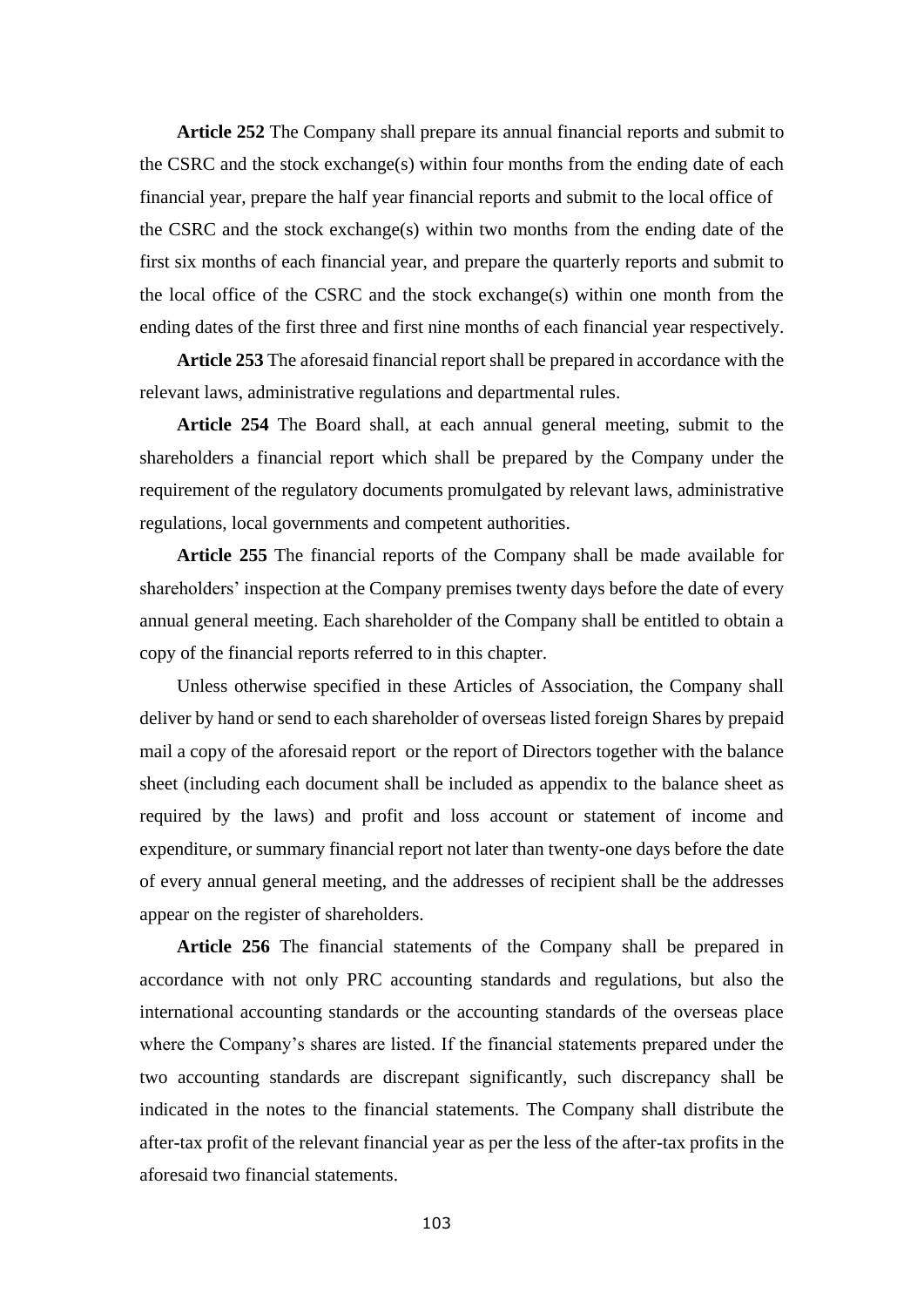**Article 252** The Company shall prepare its annual financial reports and submit to the CSRC and the stock exchange(s) within four months from the ending date of each financial year, prepare the half year financial reports and submit to the local office of the CSRC and the stock exchange(s) within two months from the ending date of the first six months of each financial year, and prepare the quarterly reports and submit to the local office of the CSRC and the stock exchange(s) within one month from the ending dates of the first three and first nine months of each financial year respectively.

**Article 253** The aforesaid financial report shall be prepared in accordance with the relevant laws, administrative regulations and departmental rules.

**Article 254** The Board shall, at each annual general meeting, submit to the shareholders a financial report which shall be prepared by the Company under the requirement of the regulatory documents promulgated by relevant laws, administrative regulations, local governments and competent authorities.

**Article 255** The financial reports of the Company shall be made available for shareholders' inspection at the Company premises twenty days before the date of every annual general meeting. Each shareholder of the Company shall be entitled to obtain a copy of the financial reports referred to in this chapter.

Unless otherwise specified in these Articles of Association, the Company shall deliver by hand or send to each shareholder of overseas listed foreign Shares by prepaid mail a copy of the aforesaid report or the report of Directors together with the balance sheet (including each document shall be included as appendix to the balance sheet as required by the laws) and profit and loss account or statement of income and expenditure, or summary financial report not later than twenty-one days before the date of every annual general meeting, and the addresses of recipient shall be the addresses appear on the register of shareholders.

**Article 256** The financial statements of the Company shall be prepared in accordance with not only PRC accounting standards and regulations, but also the international accounting standards or the accounting standards of the overseas place where the Company's shares are listed. If the financial statements prepared under the two accounting standards are discrepant significantly, such discrepancy shall be indicated in the notes to the financial statements. The Company shall distribute the after-tax profit of the relevant financial year as per the less of the after-tax profits in the aforesaid two financial statements.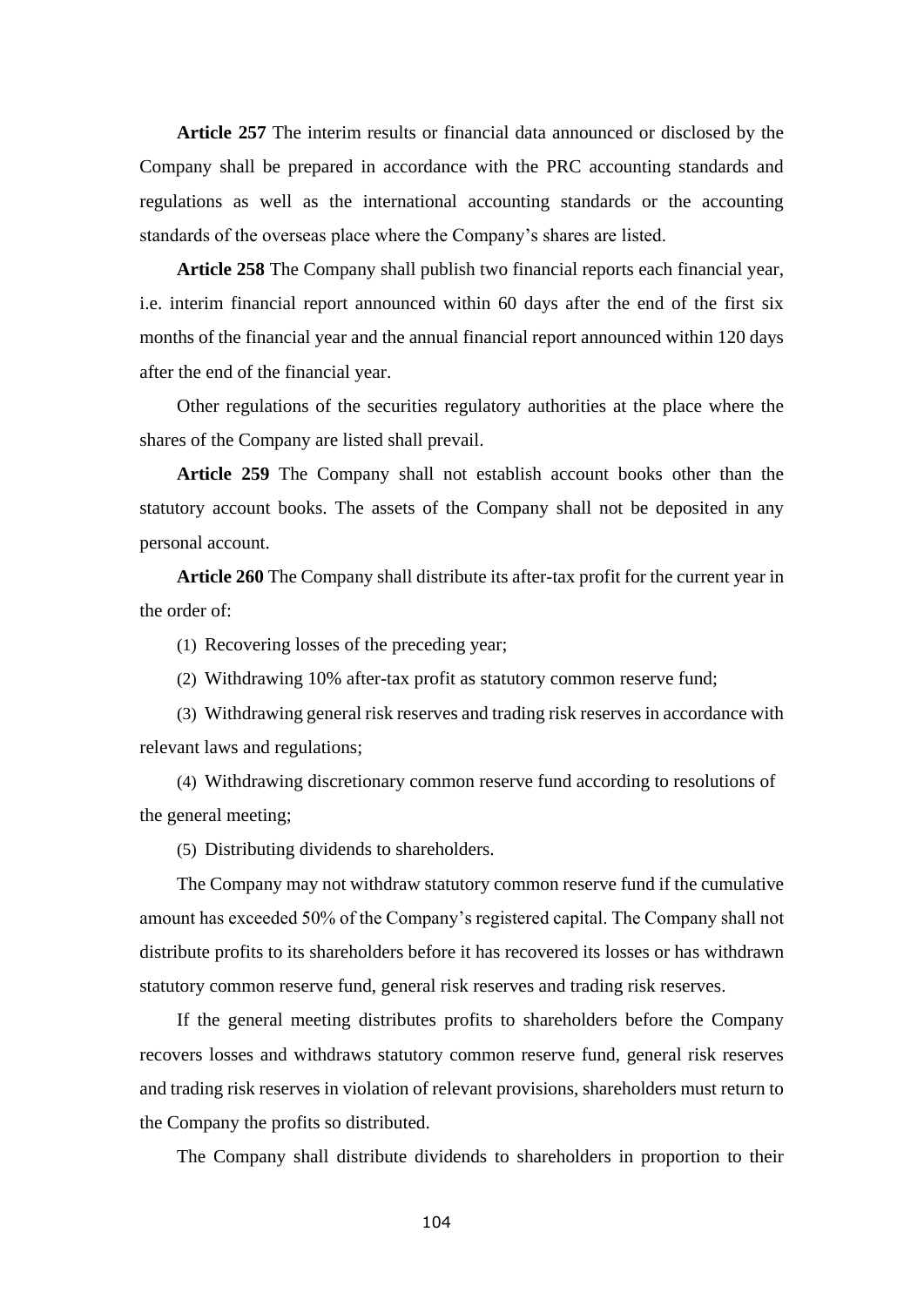**Article 257** The interim results or financial data announced or disclosed by the Company shall be prepared in accordance with the PRC accounting standards and regulations as well as the international accounting standards or the accounting standards of the overseas place where the Company's shares are listed.

**Article 258** The Company shall publish two financial reports each financial year, i.e. interim financial report announced within 60 days after the end of the first six months of the financial year and the annual financial report announced within 120 days after the end of the financial year.

Other regulations of the securities regulatory authorities at the place where the shares of the Company are listed shall prevail.

**Article 259** The Company shall not establish account books other than the statutory account books. The assets of the Company shall not be deposited in any personal account.

**Article 260** The Company shall distribute its after-tax profit for the current year in the order of:

(1) Recovering losses of the preceding year;

(2) Withdrawing 10% after-tax profit as statutory common reserve fund;

(3) Withdrawing general risk reserves and trading risk reserves in accordance with relevant laws and regulations;

(4) Withdrawing discretionary common reserve fund according to resolutions of the general meeting;

(5) Distributing dividends to shareholders.

The Company may not withdraw statutory common reserve fund if the cumulative amount has exceeded 50% of the Company's registered capital. The Company shall not distribute profits to its shareholders before it has recovered its losses or has withdrawn statutory common reserve fund, general risk reserves and trading risk reserves.

If the general meeting distributes profits to shareholders before the Company recovers losses and withdraws statutory common reserve fund, general risk reserves and trading risk reserves in violation of relevant provisions, shareholders must return to the Company the profits so distributed.

The Company shall distribute dividends to shareholders in proportion to their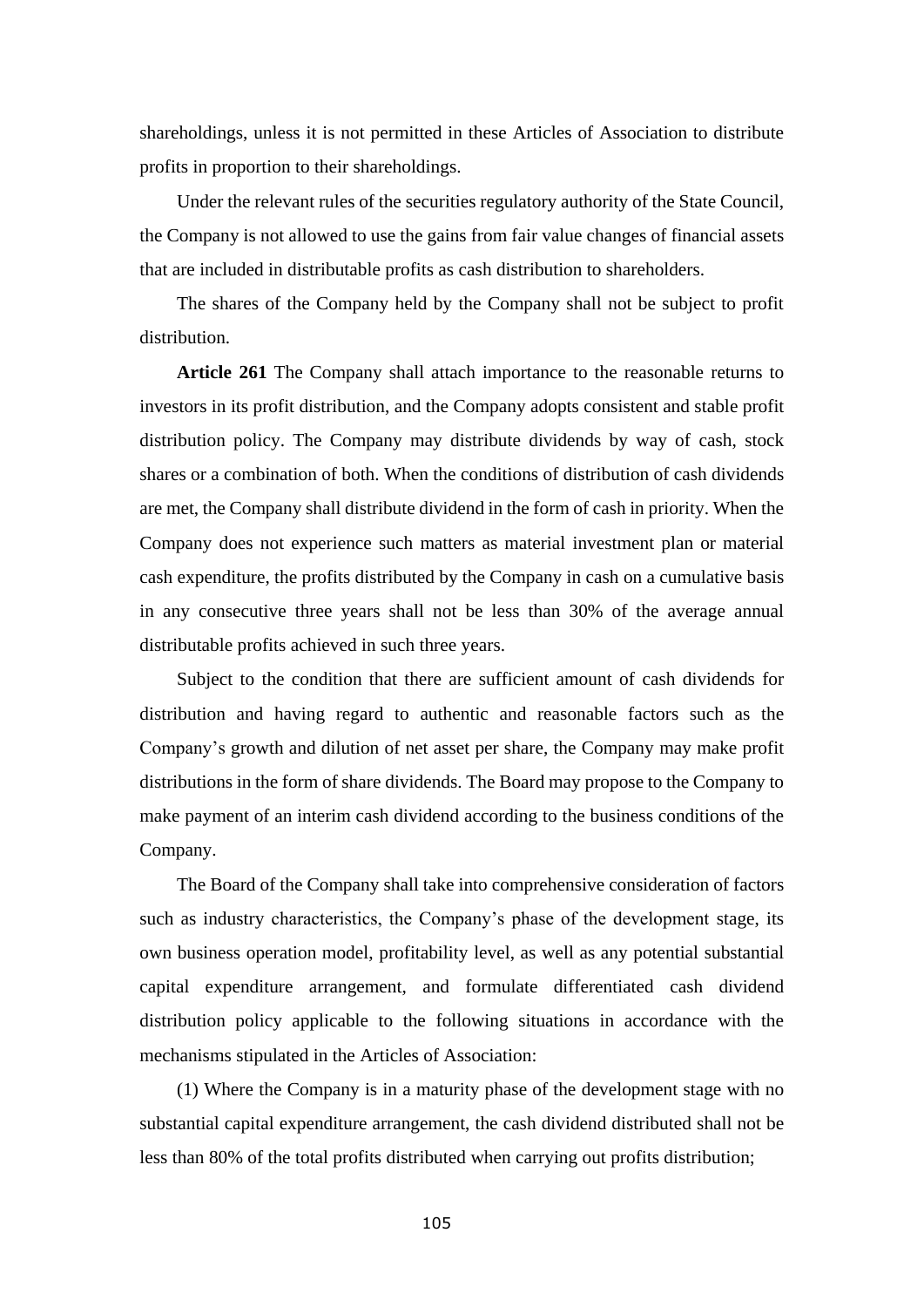shareholdings, unless it is not permitted in these Articles of Association to distribute profits in proportion to their shareholdings.

Under the relevant rules of the securities regulatory authority of the State Council, the Company is not allowed to use the gains from fair value changes of financial assets that are included in distributable profits as cash distribution to shareholders.

The shares of the Company held by the Company shall not be subject to profit distribution.

**Article 261** The Company shall attach importance to the reasonable returns to investors in its profit distribution, and the Company adopts consistent and stable profit distribution policy. The Company may distribute dividends by way of cash, stock shares or a combination of both. When the conditions of distribution of cash dividends are met, the Company shall distribute dividend in the form of cash in priority. When the Company does not experience such matters as material investment plan or material cash expenditure, the profits distributed by the Company in cash on a cumulative basis in any consecutive three years shall not be less than 30% of the average annual distributable profits achieved in such three years.

Subject to the condition that there are sufficient amount of cash dividends for distribution and having regard to authentic and reasonable factors such as the Company's growth and dilution of net asset per share, the Company may make profit distributions in the form of share dividends. The Board may propose to the Company to make payment of an interim cash dividend according to the business conditions of the Company.

The Board of the Company shall take into comprehensive consideration of factors such as industry characteristics, the Company's phase of the development stage, its own business operation model, profitability level, as well as any potential substantial capital expenditure arrangement, and formulate differentiated cash dividend distribution policy applicable to the following situations in accordance with the mechanisms stipulated in the Articles of Association:

(1) Where the Company is in a maturity phase of the development stage with no substantial capital expenditure arrangement, the cash dividend distributed shall not be less than 80% of the total profits distributed when carrying out profits distribution;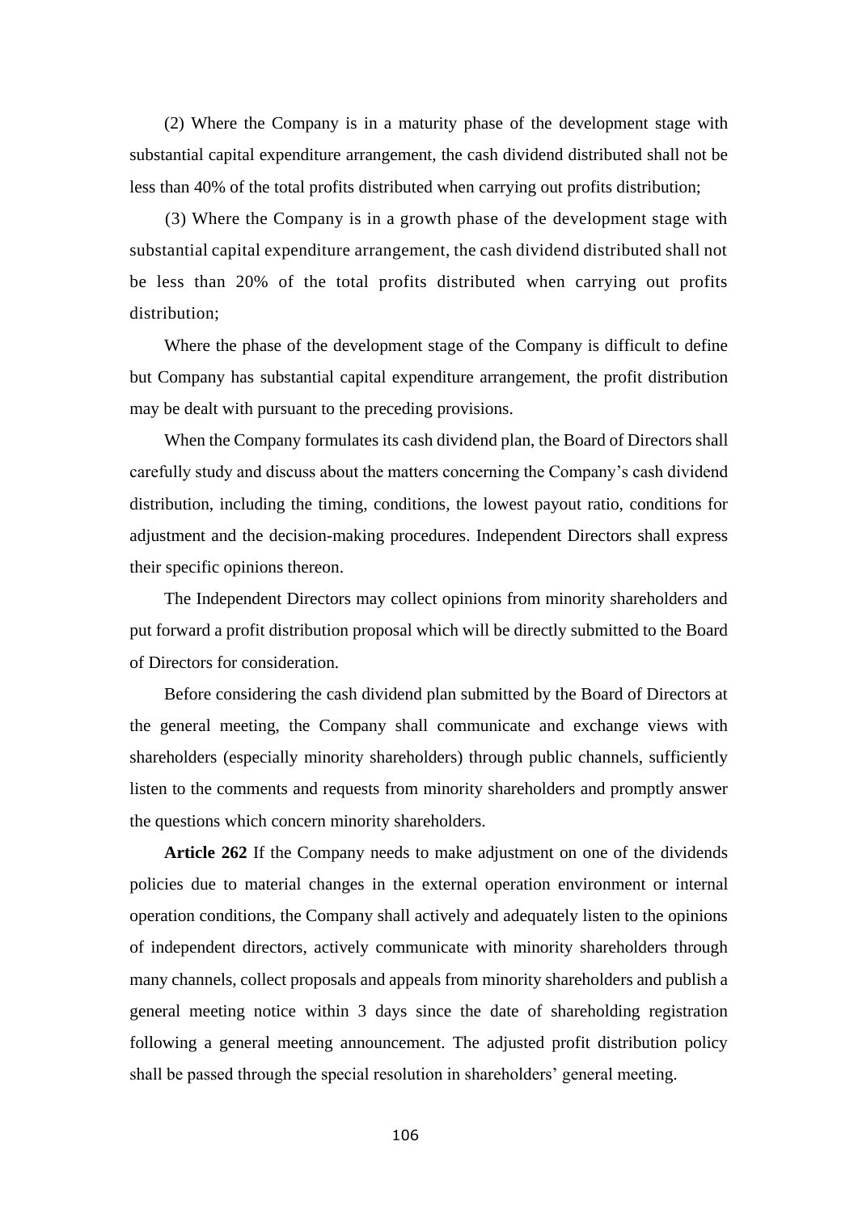(2) Where the Company is in a maturity phase of the development stage with substantial capital expenditure arrangement, the cash dividend distributed shall not be less than 40% of the total profits distributed when carrying out profits distribution;

(3) Where the Company is in a growth phase of the development stage with substantial capital expenditure arrangement, the cash dividend distributed shall not be less than 20% of the total profits distributed when carrying out profits distribution;

Where the phase of the development stage of the Company is difficult to define but Company has substantial capital expenditure arrangement, the profit distribution may be dealt with pursuant to the preceding provisions.

When the Company formulates its cash dividend plan, the Board of Directors shall carefully study and discuss about the matters concerning the Company's cash dividend distribution, including the timing, conditions, the lowest payout ratio, conditions for adjustment and the decision-making procedures. Independent Directors shall express their specific opinions thereon.

The Independent Directors may collect opinions from minority shareholders and put forward a profit distribution proposal which will be directly submitted to the Board of Directors for consideration.

Before considering the cash dividend plan submitted by the Board of Directors at the general meeting, the Company shall communicate and exchange views with shareholders (especially minority shareholders) through public channels, sufficiently listen to the comments and requests from minority shareholders and promptly answer the questions which concern minority shareholders.

**Article 262** If the Company needs to make adjustment on one of the dividends policies due to material changes in the external operation environment or internal operation conditions, the Company shall actively and adequately listen to the opinions of independent directors, actively communicate with minority shareholders through many channels, collect proposals and appeals from minority shareholders and publish a general meeting notice within 3 days since the date of shareholding registration following a general meeting announcement. The adjusted profit distribution policy shall be passed through the special resolution in shareholders' general meeting.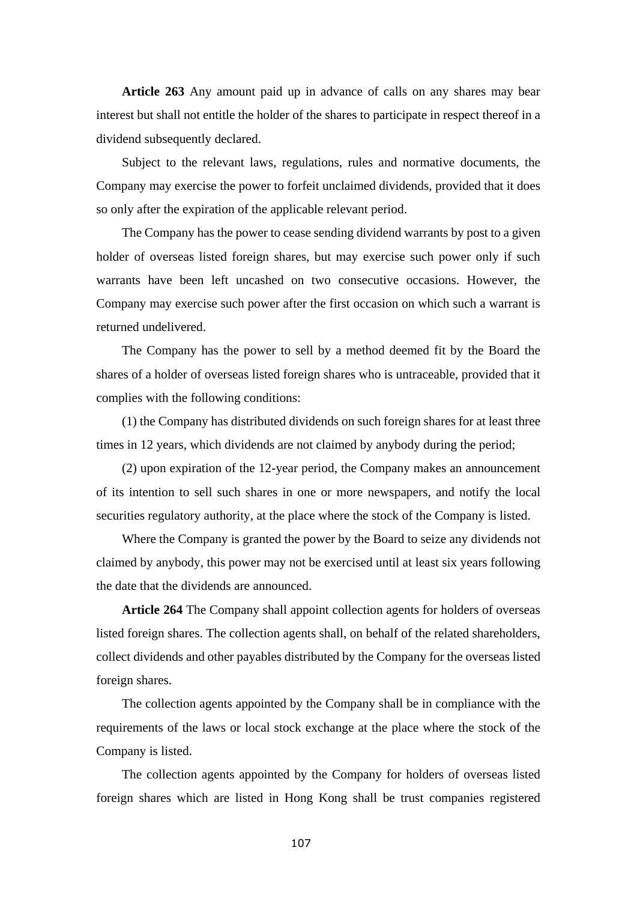**Article 263** Any amount paid up in advance of calls on any shares may bear interest but shall not entitle the holder of the shares to participate in respect thereof in a dividend subsequently declared.

Subject to the relevant laws, regulations, rules and normative documents, the Company may exercise the power to forfeit unclaimed dividends, provided that it does so only after the expiration of the applicable relevant period.

The Company has the power to cease sending dividend warrants by post to a given holder of overseas listed foreign shares, but may exercise such power only if such warrants have been left uncashed on two consecutive occasions. However, the Company may exercise such power after the first occasion on which such a warrant is returned undelivered.

The Company has the power to sell by a method deemed fit by the Board the shares of a holder of overseas listed foreign shares who is untraceable, provided that it complies with the following conditions:

(1) the Company has distributed dividends on such foreign shares for at least three times in 12 years, which dividends are not claimed by anybody during the period;

(2) upon expiration of the 12-year period, the Company makes an announcement of its intention to sell such shares in one or more newspapers, and notify the local securities regulatory authority, at the place where the stock of the Company is listed.

Where the Company is granted the power by the Board to seize any dividends not claimed by anybody, this power may not be exercised until at least six years following the date that the dividends are announced.

**Article 264** The Company shall appoint collection agents for holders of overseas listed foreign shares. The collection agents shall, on behalf of the related shareholders, collect dividends and other payables distributed by the Company for the overseas listed foreign shares.

The collection agents appointed by the Company shall be in compliance with the requirements of the laws or local stock exchange at the place where the stock of the Company is listed.

The collection agents appointed by the Company for holders of overseas listed foreign shares which are listed in Hong Kong shall be trust companies registered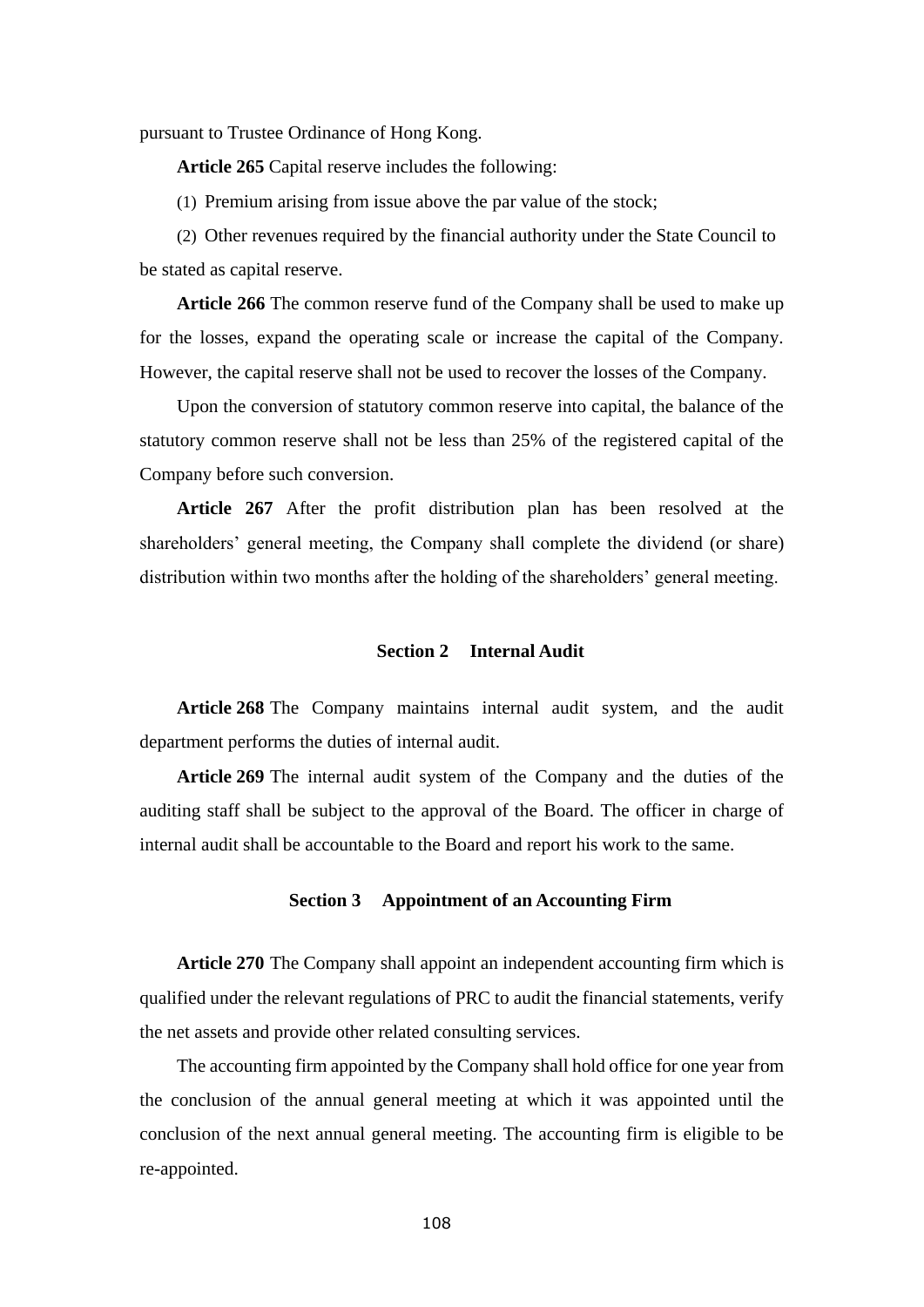pursuant to Trustee Ordinance of Hong Kong.

**Article 265** Capital reserve includes the following:

(1) Premium arising from issue above the par value of the stock;

(2) Other revenues required by the financial authority under the State Council to be stated as capital reserve.

**Article 266** The common reserve fund of the Company shall be used to make up for the losses, expand the operating scale or increase the capital of the Company. However, the capital reserve shall not be used to recover the losses of the Company.

Upon the conversion of statutory common reserve into capital, the balance of the statutory common reserve shall not be less than 25% of the registered capital of the Company before such conversion.

**Article 267** After the profit distribution plan has been resolved at the shareholders' general meeting, the Company shall complete the dividend (or share) distribution within two months after the holding of the shareholders' general meeting.

### Section 2 Internal Audit

**Article 268** The Company maintains internal audit system, and the audit department performs the duties of internal audit.

**Article 269** The internal audit system of the Company and the duties of the auditing staff shall be subject to the approval of the Board. The officer in charge of internal audit shall be accountable to the Board and report his work to the same.

### Section 3 Appointment of an Accounting Firm

**Article 270** The Company shall appoint an independent accounting firm which is qualified under the relevant regulations of PRC to audit the financial statements, verify the net assets and provide other related consulting services.

The accounting firm appointed by the Company shall hold office for one year from the conclusion of the annual general meeting at which it was appointed until the conclusion of the next annual general meeting. The accounting firm is eligible to be re-appointed.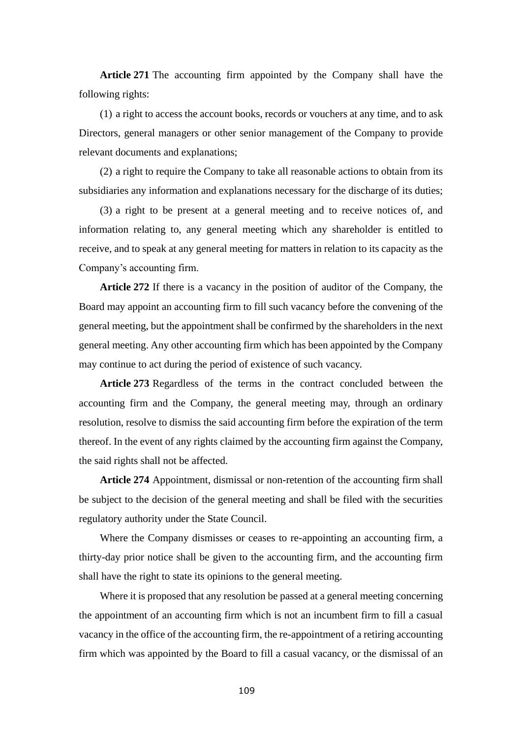**Article 271** The accounting firm appointed by the Company shall have the following rights:

(1) a right to access the account books, records or vouchers at any time, and to ask Directors, general managers or other senior management of the Company to provide relevant documents and explanations;

(2) a right to require the Company to take all reasonable actions to obtain from its subsidiaries any information and explanations necessary for the discharge of its duties;

(3) a right to be present at a general meeting and to receive notices of, and information relating to, any general meeting which any shareholder is entitled to receive, and to speak at any general meeting for matters in relation to its capacity as the Company's accounting firm.

**Article 272** If there is a vacancy in the position of auditor of the Company, the Board may appoint an accounting firm to fill such vacancy before the convening of the general meeting, but the appointment shall be confirmed by the shareholders in the next general meeting. Any other accounting firm which has been appointed by the Company may continue to act during the period of existence of such vacancy.

**Article 273** Regardless of the terms in the contract concluded between the accounting firm and the Company, the general meeting may, through an ordinary resolution, resolve to dismiss the said accounting firm before the expiration of the term thereof. In the event of any rights claimed by the accounting firm against the Company, the said rights shall not be affected.

**Article 274** Appointment, dismissal or non-retention of the accounting firm shall be subject to the decision of the general meeting and shall be filed with the securities regulatory authority under the State Council.

Where the Company dismisses or ceases to re-appointing an accounting firm, a thirty-day prior notice shall be given to the accounting firm, and the accounting firm shall have the right to state its opinions to the general meeting.

Where it is proposed that any resolution be passed at a general meeting concerning the appointment of an accounting firm which is not an incumbent firm to fill a casual vacancy in the office of the accounting firm, the re-appointment of a retiring accounting firm which was appointed by the Board to fill a casual vacancy, or the dismissal of an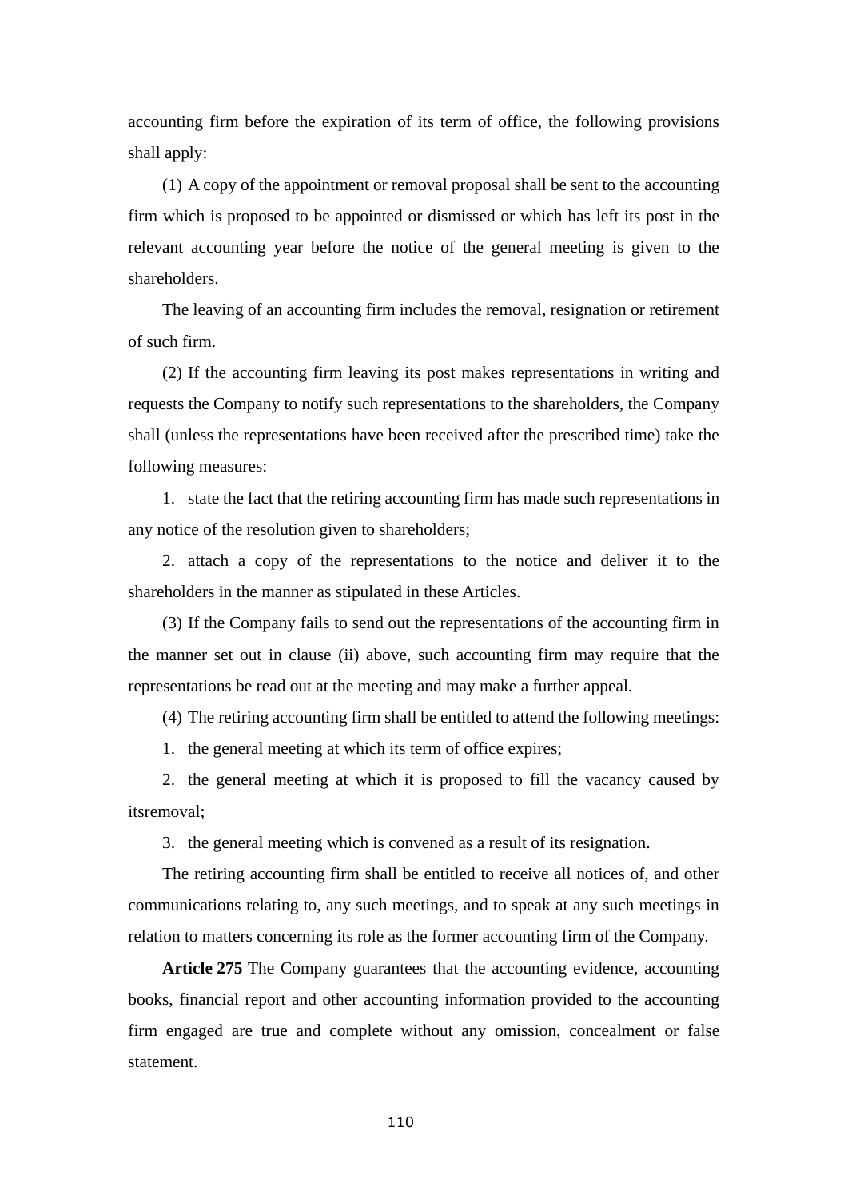accounting firm before the expiration of its term of office, the following provisions shall apply:

(1) A copy of the appointment or removal proposal shall be sent to the accounting firm which is proposed to be appointed or dismissed or which has left its post in the relevant accounting year before the notice of the general meeting is given to the shareholders.

The leaving of an accounting firm includes the removal, resignation or retirement of such firm.

(2) If the accounting firm leaving its post makes representations in writing and requests the Company to notify such representations to the shareholders, the Company shall (unless the representations have been received after the prescribed time) take the following measures:

1. state the fact that the retiring accounting firm has made such representations in any notice of the resolution given to shareholders;

2. attach a copy of the representations to the notice and deliver it to the shareholders in the manner as stipulated in these Articles.

(3) If the Company fails to send out the representations of the accounting firm in the manner set out in clause (ii) above, such accounting firm may require that the representations be read out at the meeting and may make a further appeal.

(4) The retiring accounting firm shall be entitled to attend the following meetings:

1. the general meeting at which its term of office expires;

2. the general meeting at which it is proposed to fill the vacancy caused by itsremoval;

3. the general meeting which is convened as a result of its resignation.

The retiring accounting firm shall be entitled to receive all notices of, and other communications relating to, any such meetings, and to speak at any such meetings in relation to matters concerning its role as the former accounting firm of the Company.

**Article 275** The Company guarantees that the accounting evidence, accounting books, financial report and other accounting information provided to the accounting firm engaged are true and complete without any omission, concealment or false statement.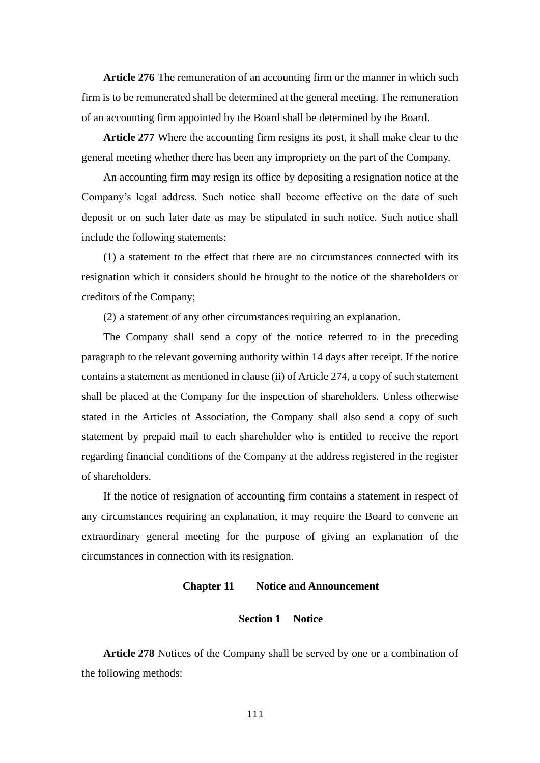**Article 276** The remuneration of an accounting firm or the manner in which such firm is to be remunerated shall be determined at the general meeting. The remuneration of an accounting firm appointed by the Board shall be determined by the Board.

**Article 277** Where the accounting firm resigns its post, it shall make clear to the general meeting whether there has been any impropriety on the part of the Company.

An accounting firm may resign its office by depositing a resignation notice at the Company's legal address. Such notice shall become effective on the date of such deposit or on such later date as may be stipulated in such notice. Such notice shall include the following statements:

(1) a statement to the effect that there are no circumstances connected with its resignation which it considers should be brought to the notice of the shareholders or creditors of the Company;

(2) a statement of any other circumstances requiring an explanation.

The Company shall send a copy of the notice referred to in the preceding paragraph to the relevant governing authority within 14 days after receipt. If the notice contains a statement as mentioned in clause (ii) of Article 274, a copy of such statement shall be placed at the Company for the inspection of shareholders. Unless otherwise stated in the Articles of Association, the Company shall also send a copy of such statement by prepaid mail to each shareholder who is entitled to receive the report regarding financial conditions of the Company at the address registered in the register of shareholders.

If the notice of resignation of accounting firm contains a statement in respect of any circumstances requiring an explanation, it may require the Board to convene an extraordinary general meeting for the purpose of giving an explanation of the circumstances in connection with its resignation.

## Chapter 11 Notice and Announcement

### Section 1 Notice

**Article 278** Notices of the Company shall be served by one or a combination of the following methods: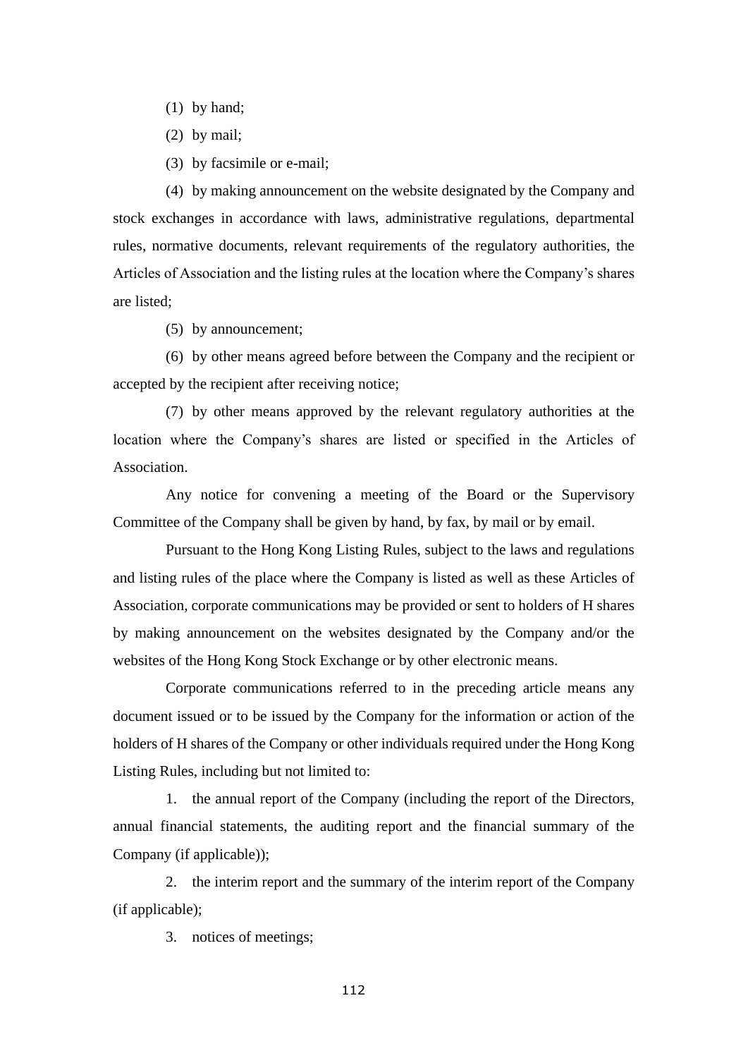(1) by hand;

(2) by mail;

(3) by facsimile or e-mail;

(4) by making announcement on the website designated by the Company and stock exchanges in accordance with laws, administrative regulations, departmental rules, normative documents, relevant requirements of the regulatory authorities, the Articles of Association and the listing rules at the location where the Company's shares are listed;

(5) by announcement;

(6) by other means agreed before between the Company and the recipient or accepted by the recipient after receiving notice;

(7) by other means approved by the relevant regulatory authorities at the location where the Company's shares are listed or specified in the Articles of Association.

Any notice for convening a meeting of the Board or the Supervisory Committee of the Company shall be given by hand, by fax, by mail or by email.

Pursuant to the Hong Kong Listing Rules, subject to the laws and regulations and listing rules of the place where the Company is listed as well as these Articles of Association, corporate communications may be provided or sent to holders of H shares by making announcement on the websites designated by the Company and/or the websites of the Hong Kong Stock Exchange or by other electronic means.

Corporate communications referred to in the preceding article means any document issued or to be issued by the Company for the information or action of the holders of H shares of the Company or other individuals required under the Hong Kong Listing Rules, including but not limited to:

1. the annual report of the Company (including the report of the Directors, annual financial statements, the auditing report and the financial summary of the Company (if applicable));

2. the interim report and the summary of the interim report of the Company (if applicable);

3. notices of meetings;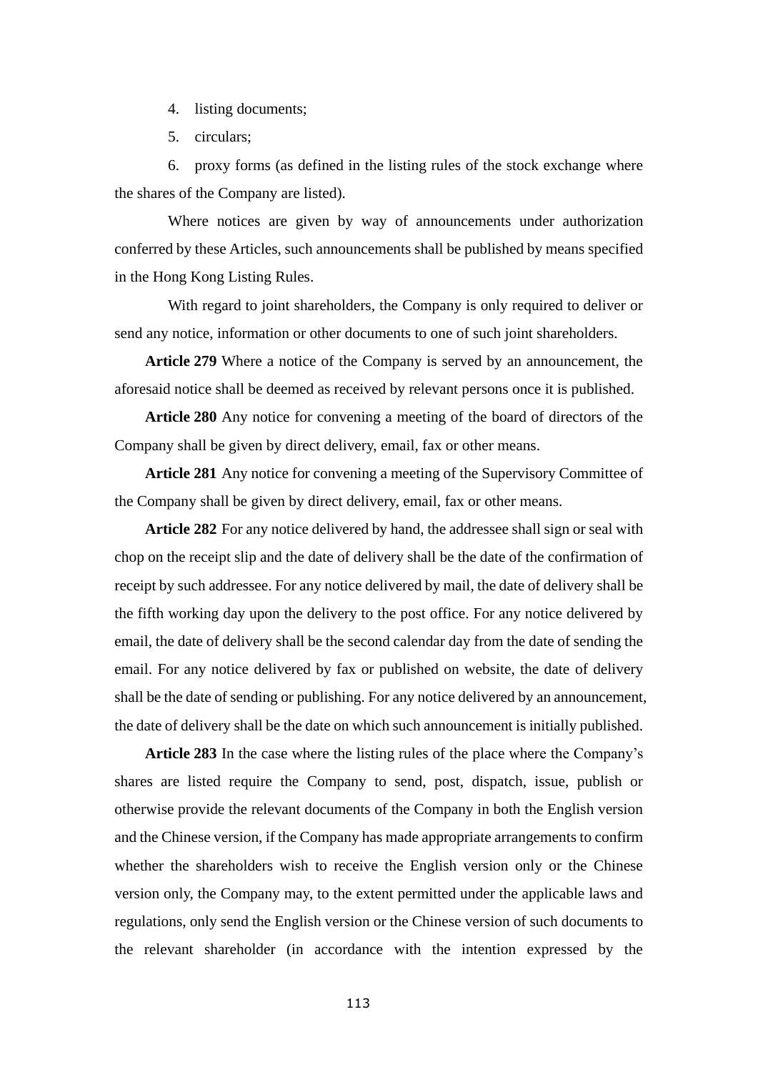4. listing documents;

5. circulars;

6. proxy forms (as defined in the listing rules of the stock exchange where the shares of the Company are listed).

Where notices are given by way of announcements under authorization conferred by these Articles, such announcements shall be published by means specified in the Hong Kong Listing Rules.

With regard to joint shareholders, the Company is only required to deliver or send any notice, information or other documents to one of such joint shareholders.

**Article 279** Where a notice of the Company is served by an announcement, the aforesaid notice shall be deemed as received by relevant persons once it is published.

**Article 280** Any notice for convening a meeting of the board of directors of the Company shall be given by direct delivery, email, fax or other means.

**Article 281** Any notice for convening a meeting of the Supervisory Committee of the Company shall be given by direct delivery, email, fax or other means.

**Article 282** For any notice delivered by hand, the addressee shall sign or seal with chop on the receipt slip and the date of delivery shall be the date of the confirmation of receipt by such addressee. For any notice delivered by mail, the date of delivery shall be the fifth working day upon the delivery to the post office. For any notice delivered by email, the date of delivery shall be the second calendar day from the date of sending the email. For any notice delivered by fax or published on website, the date of delivery shall be the date of sending or publishing. For any notice delivered by an announcement, the date of delivery shall be the date on which such announcement is initially published.

**Article 283** In the case where the listing rules of the place where the Company's shares are listed require the Company to send, post, dispatch, issue, publish or otherwise provide the relevant documents of the Company in both the English version and the Chinese version, if the Company has made appropriate arrangements to confirm whether the shareholders wish to receive the English version only or the Chinese version only, the Company may, to the extent permitted under the applicable laws and regulations, only send the English version or the Chinese version of such documents to the relevant shareholder (in accordance with the intention expressed by the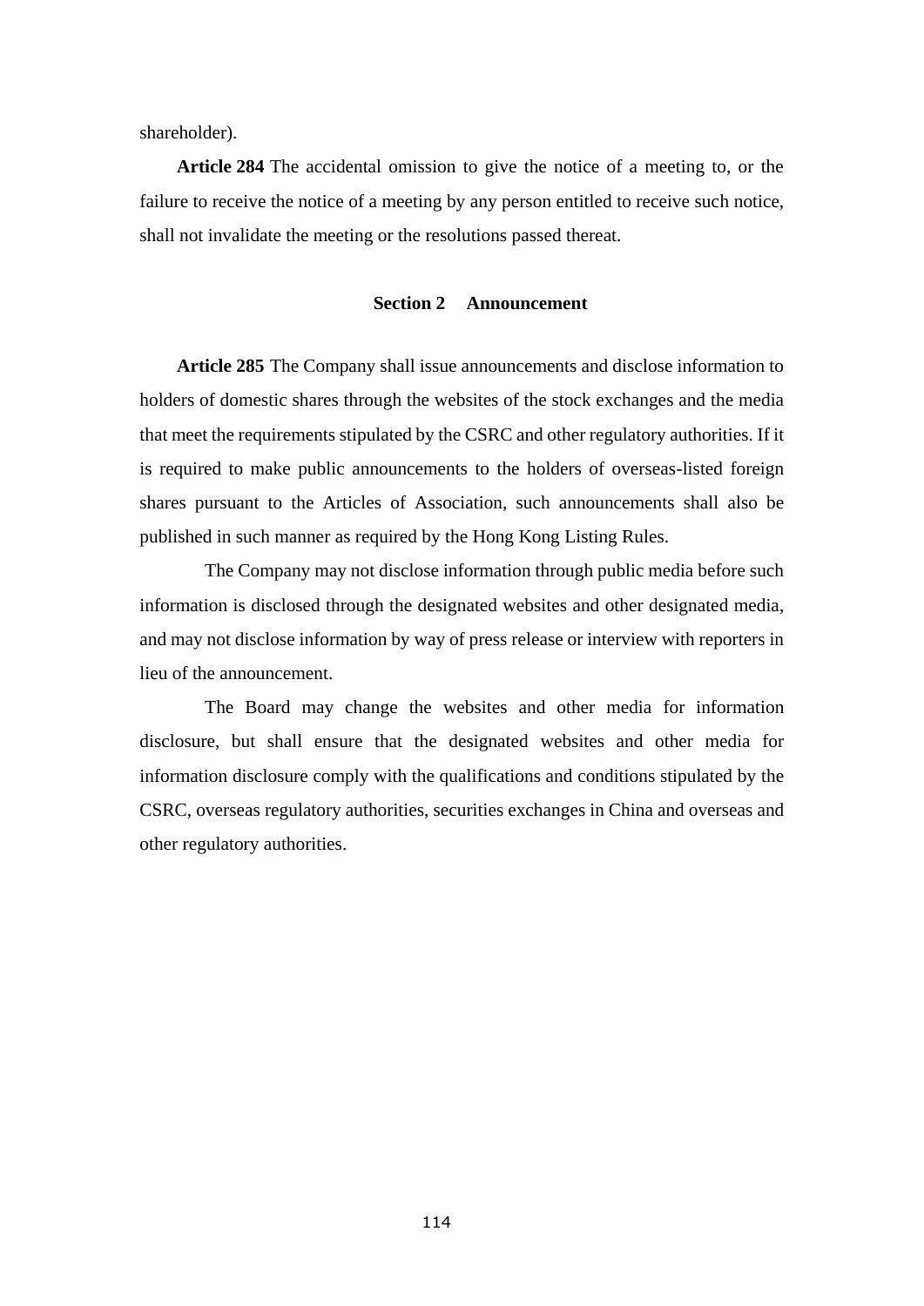shareholder).

**Article 284** The accidental omission to give the notice of a meeting to, or the failure to receive the notice of a meeting by any person entitled to receive such notice, shall not invalidate the meeting or the resolutions passed thereat.

## Section 2 Announcement

**Article 285** The Company shall issue announcements and disclose information to holders of domestic shares through the websites of the stock exchanges and the media that meet the requirements stipulated by the CSRC and other regulatory authorities. If it is required to make public announcements to the holders of overseas-listed foreign shares pursuant to the Articles of Association, such announcements shall also be published in such manner as required by the Hong Kong Listing Rules.

The Company may not disclose information through public media before such information is disclosed through the designated websites and other designated media, and may not disclose information by way of press release or interview with reporters in lieu of the announcement.

The Board may change the websites and other media for information disclosure, but shall ensure that the designated websites and other media for information disclosure comply with the qualifications and conditions stipulated by the CSRC, overseas regulatory authorities, securities exchanges in China and overseas and other regulatory authorities.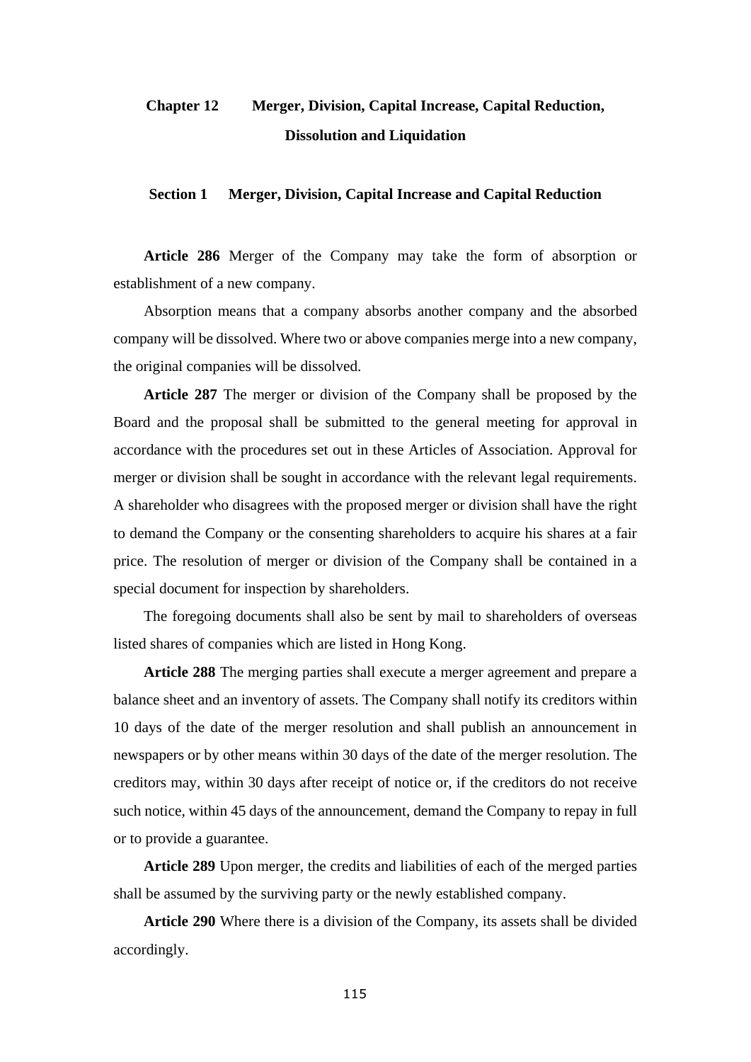# Chapter 12 Merger, Division, Capital Increase, Capital Reduction, Dissolution and Liquidation

## Section 1 Merger, Division, Capital Increase and Capital Reduction

**Article 286** Merger of the Company may take the form of absorption or establishment of a new company.

Absorption means that a company absorbs another company and the absorbed company will be dissolved. Where two or above companies merge into a new company, the original companies will be dissolved.

**Article 287** The merger or division of the Company shall be proposed by the Board and the proposal shall be submitted to the general meeting for approval in accordance with the procedures set out in these Articles of Association. Approval for merger or division shall be sought in accordance with the relevant legal requirements. A shareholder who disagrees with the proposed merger or division shall have the right to demand the Company or the consenting shareholders to acquire his shares at a fair price. The resolution of merger or division of the Company shall be contained in a special document for inspection by shareholders.

The foregoing documents shall also be sent by mail to shareholders of overseas listed shares of companies which are listed in Hong Kong.

**Article 288** The merging parties shall execute a merger agreement and prepare a balance sheet and an inventory of assets. The Company shall notify its creditors within 10 days of the date of the merger resolution and shall publish an announcement in newspapers or by other means within 30 days of the date of the merger resolution. The creditors may, within 30 days after receipt of notice or, if the creditors do not receive such notice, within 45 days of the announcement, demand the Company to repay in full or to provide a guarantee.

**Article 289** Upon merger, the credits and liabilities of each of the merged parties shall be assumed by the surviving party or the newly established company.

**Article 290** Where there is a division of the Company, its assets shall be divided accordingly.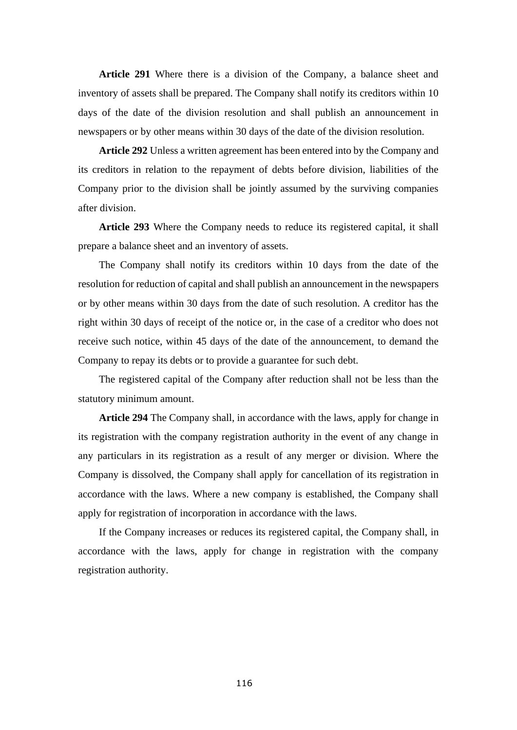**Article 291** Where there is a division of the Company, a balance sheet and inventory of assets shall be prepared. The Company shall notify its creditors within 10 days of the date of the division resolution and shall publish an announcement in newspapers or by other means within 30 days of the date of the division resolution.

**Article 292** Unless a written agreement has been entered into by the Company and its creditors in relation to the repayment of debts before division, liabilities of the Company prior to the division shall be jointly assumed by the surviving companies after division.

**Article 293** Where the Company needs to reduce its registered capital, it shall prepare a balance sheet and an inventory of assets.

The Company shall notify its creditors within 10 days from the date of the resolution for reduction of capital and shall publish an announcement in the newspapers or by other means within 30 days from the date of such resolution. A creditor has the right within 30 days of receipt of the notice or, in the case of a creditor who does not receive such notice, within 45 days of the date of the announcement, to demand the Company to repay its debts or to provide a guarantee for such debt.

The registered capital of the Company after reduction shall not be less than the statutory minimum amount.

**Article 294** The Company shall, in accordance with the laws, apply for change in its registration with the company registration authority in the event of any change in any particulars in its registration as a result of any merger or division. Where the Company is dissolved, the Company shall apply for cancellation of its registration in accordance with the laws. Where a new company is established, the Company shall apply for registration of incorporation in accordance with the laws.

If the Company increases or reduces its registered capital, the Company shall, in accordance with the laws, apply for change in registration with the company registration authority.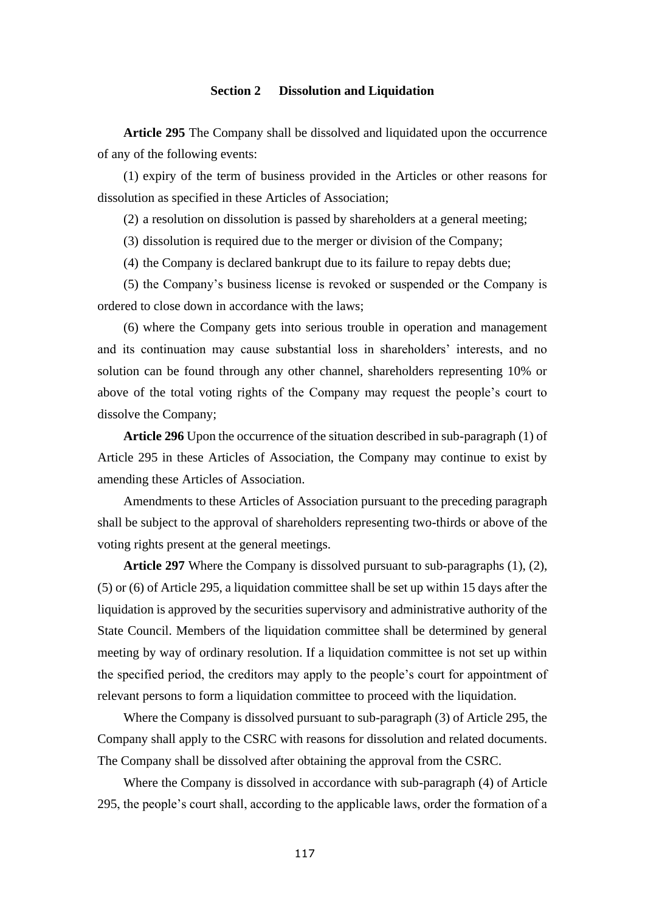## Section 2 Dissolution and Liquidation

**Article 295** The Company shall be dissolved and liquidated upon the occurrence of any of the following events:

(1) expiry of the term of business provided in the Articles or other reasons for dissolution as specified in these Articles of Association;

(2) a resolution on dissolution is passed by shareholders at a general meeting;

(3) dissolution is required due to the merger or division of the Company;

(4) the Company is declared bankrupt due to its failure to repay debts due;

(5) the Company's business license is revoked or suspended or the Company is ordered to close down in accordance with the laws;

(6) where the Company gets into serious trouble in operation and management and its continuation may cause substantial loss in shareholders' interests, and no solution can be found through any other channel, shareholders representing 10% or above of the total voting rights of the Company may request the people's court to dissolve the Company;

**Article 296** Upon the occurrence of the situation described in sub-paragraph (1) of Article 295 in these Articles of Association, the Company may continue to exist by amending these Articles of Association.

Amendments to these Articles of Association pursuant to the preceding paragraph shall be subject to the approval of shareholders representing two-thirds or above of the voting rights present at the general meetings.

**Article 297** Where the Company is dissolved pursuant to sub-paragraphs (1), (2), (5) or (6) of Article 295, a liquidation committee shall be set up within 15 days after the liquidation is approved by the securities supervisory and administrative authority of the State Council. Members of the liquidation committee shall be determined by general meeting by way of ordinary resolution. If a liquidation committee is not set up within the specified period, the creditors may apply to the people's court for appointment of relevant persons to form a liquidation committee to proceed with the liquidation.

Where the Company is dissolved pursuant to sub-paragraph (3) of Article 295, the Company shall apply to the CSRC with reasons for dissolution and related documents. The Company shall be dissolved after obtaining the approval from the CSRC.

Where the Company is dissolved in accordance with sub-paragraph (4) of Article 295, the people's court shall, according to the applicable laws, order the formation of a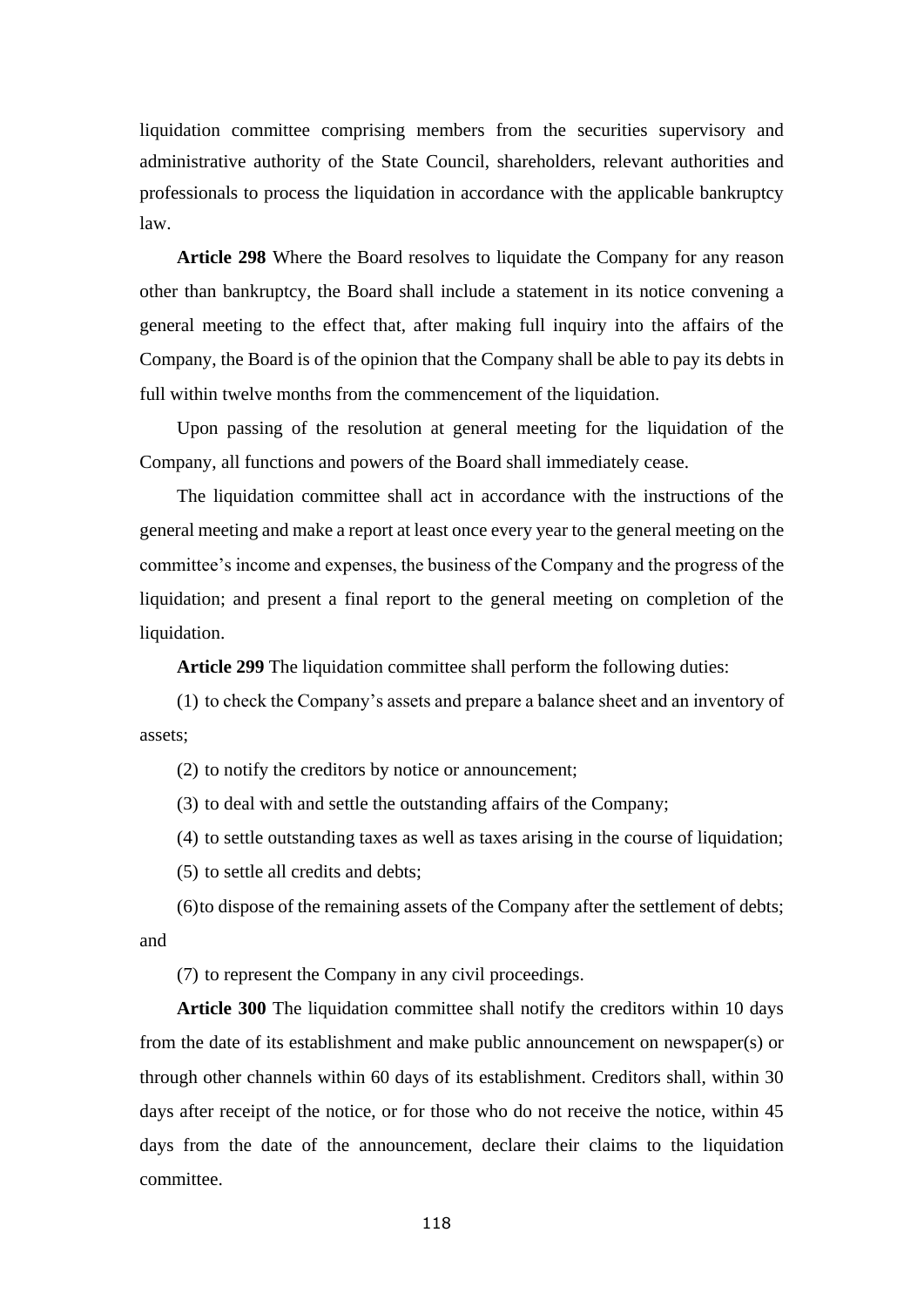liquidation committee comprising members from the securities supervisory and administrative authority of the State Council, shareholders, relevant authorities and professionals to process the liquidation in accordance with the applicable bankruptcy law.

**Article 298** Where the Board resolves to liquidate the Company for any reason other than bankruptcy, the Board shall include a statement in its notice convening a general meeting to the effect that, after making full inquiry into the affairs of the Company, the Board is of the opinion that the Company shall be able to pay its debts in full within twelve months from the commencement of the liquidation.

Upon passing of the resolution at general meeting for the liquidation of the Company, all functions and powers of the Board shall immediately cease.

The liquidation committee shall act in accordance with the instructions of the general meeting and make a report at least once every year to the general meeting on the committee's income and expenses, the business of the Company and the progress of the liquidation; and present a final report to the general meeting on completion of the liquidation.

**Article 299** The liquidation committee shall perform the following duties:

(1) to check the Company's assets and prepare a balance sheet and an inventory of assets;

(2) to notify the creditors by notice or announcement;

(3) to deal with and settle the outstanding affairs of the Company;

(4) to settle outstanding taxes as well as taxes arising in the course of liquidation;

(5) to settle all credits and debts;

(6) to dispose of the remaining assets of the Company after the settlement of debts; and

(7) to represent the Company in any civil proceedings.

**Article 300** The liquidation committee shall notify the creditors within 10 days from the date of its establishment and make public announcement on newspaper(s) or through other channels within 60 days of its establishment. Creditors shall, within 30 days after receipt of the notice, or for those who do not receive the notice, within 45 days from the date of the announcement, declare their claims to the liquidation committee.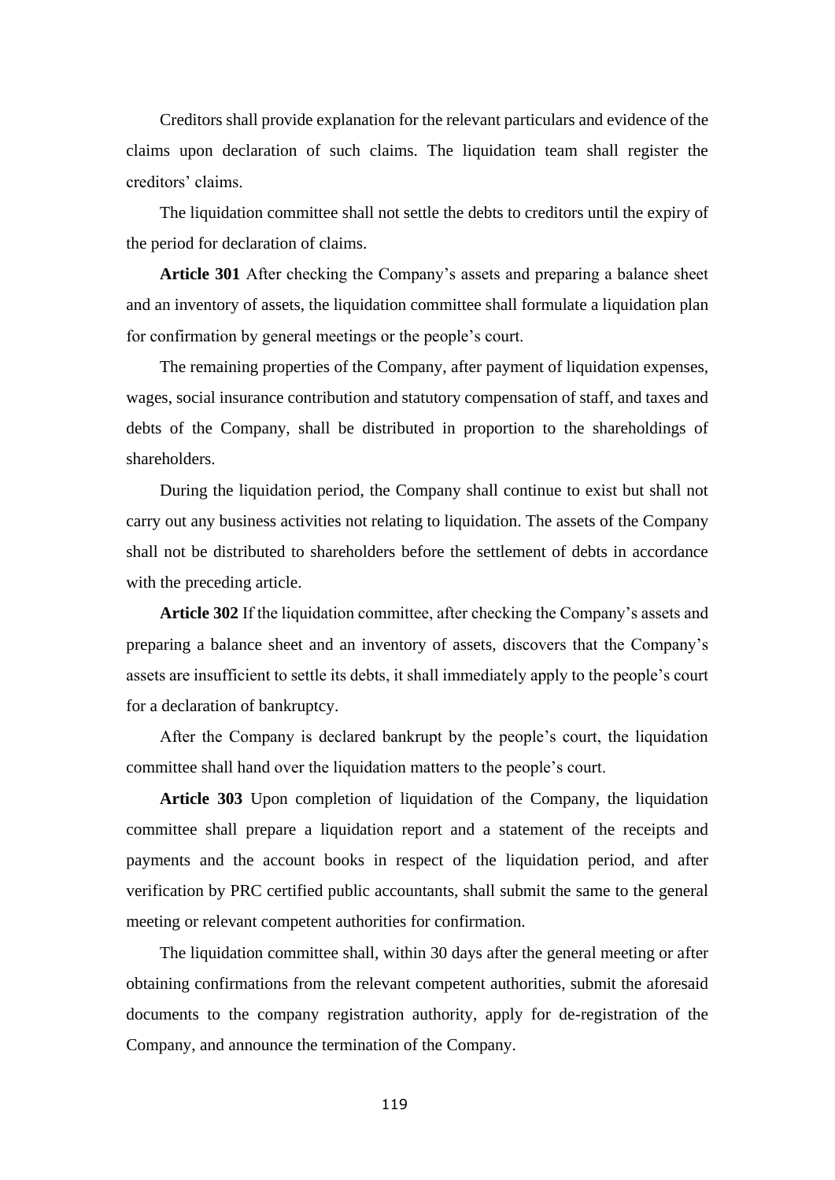Creditors shall provide explanation for the relevant particulars and evidence of the claims upon declaration of such claims. The liquidation team shall register the creditors' claims.

The liquidation committee shall not settle the debts to creditors until the expiry of the period for declaration of claims.

**Article 301** After checking the Company's assets and preparing a balance sheet and an inventory of assets, the liquidation committee shall formulate a liquidation plan for confirmation by general meetings or the people's court.

The remaining properties of the Company, after payment of liquidation expenses, wages, social insurance contribution and statutory compensation of staff, and taxes and debts of the Company, shall be distributed in proportion to the shareholdings of shareholders.

During the liquidation period, the Company shall continue to exist but shall not carry out any business activities not relating to liquidation. The assets of the Company shall not be distributed to shareholders before the settlement of debts in accordance with the preceding article.

**Article 302** If the liquidation committee, after checking the Company's assets and preparing a balance sheet and an inventory of assets, discovers that the Company's assets are insufficient to settle its debts, it shall immediately apply to the people's court for a declaration of bankruptcy.

After the Company is declared bankrupt by the people's court, the liquidation committee shall hand over the liquidation matters to the people's court.

**Article 303** Upon completion of liquidation of the Company, the liquidation committee shall prepare a liquidation report and a statement of the receipts and payments and the account books in respect of the liquidation period, and after verification by PRC certified public accountants, shall submit the same to the general meeting or relevant competent authorities for confirmation.

The liquidation committee shall, within 30 days after the general meeting or after obtaining confirmations from the relevant competent authorities, submit the aforesaid documents to the company registration authority, apply for de-registration of the Company, and announce the termination of the Company.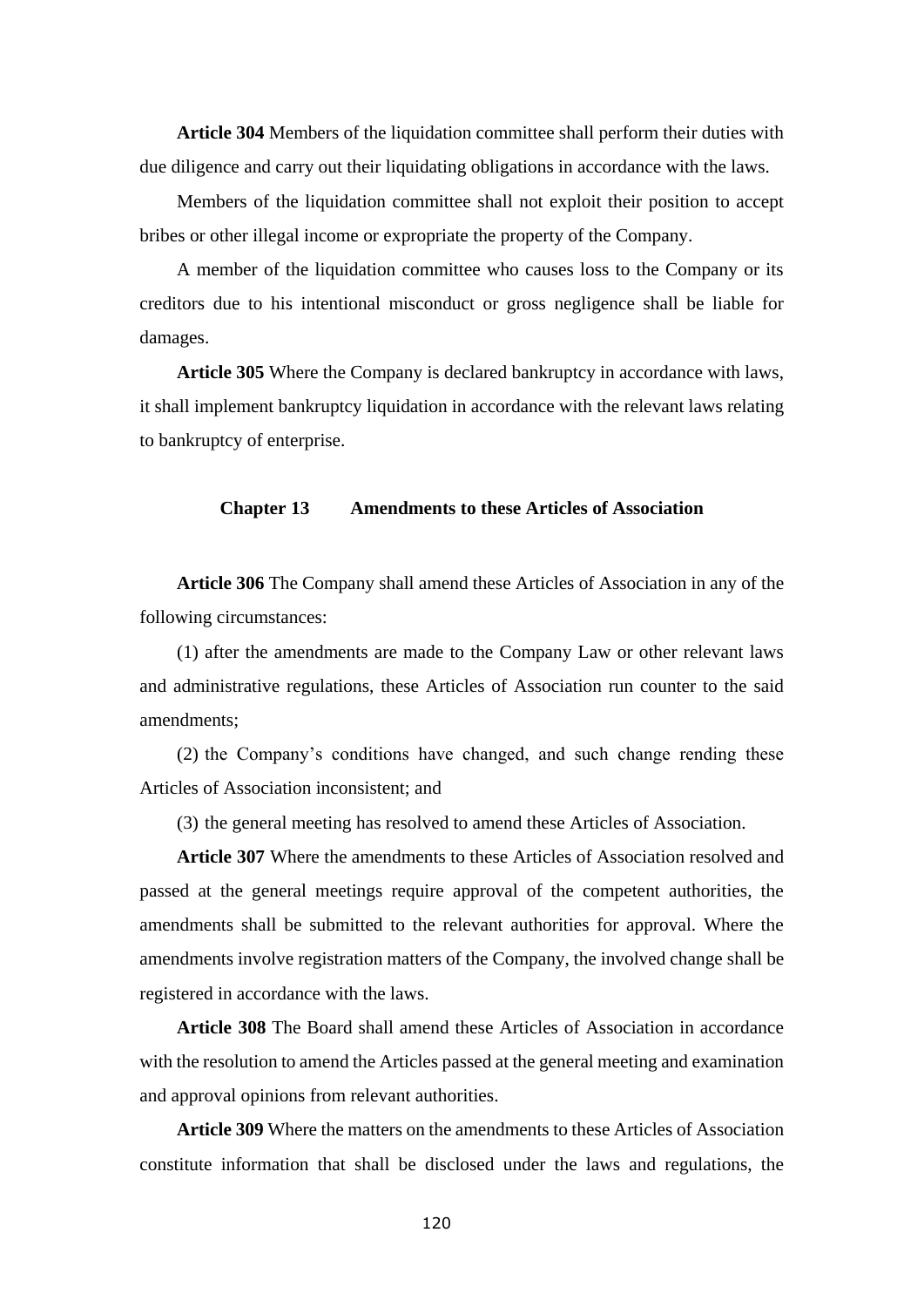**Article 304** Members of the liquidation committee shall perform their duties with due diligence and carry out their liquidating obligations in accordance with the laws.

Members of the liquidation committee shall not exploit their position to accept bribes or other illegal income or expropriate the property of the Company.

A member of the liquidation committee who causes loss to the Company or its creditors due to his intentional misconduct or gross negligence shall be liable for damages.

**Article 305** Where the Company is declared bankruptcy in accordance with laws, it shall implement bankruptcy liquidation in accordance with the relevant laws relating to bankruptcy of enterprise.

## Chapter 13 Amendments to these Articles of Association

**Article 306** The Company shall amend these Articles of Association in any of the following circumstances:

(1) after the amendments are made to the Company Law or other relevant laws and administrative regulations, these Articles of Association run counter to the said amendments;

(2) the Company's conditions have changed, and such change rending these Articles of Association inconsistent; and

(3) the general meeting has resolved to amend these Articles of Association.

**Article 307** Where the amendments to these Articles of Association resolved and passed at the general meetings require approval of the competent authorities, the amendments shall be submitted to the relevant authorities for approval. Where the amendments involve registration matters of the Company, the involved change shall be registered in accordance with the laws.

**Article 308** The Board shall amend these Articles of Association in accordance with the resolution to amend the Articles passed at the general meeting and examination and approval opinions from relevant authorities.

**Article 309** Where the matters on the amendments to these Articles of Association constitute information that shall be disclosed under the laws and regulations, the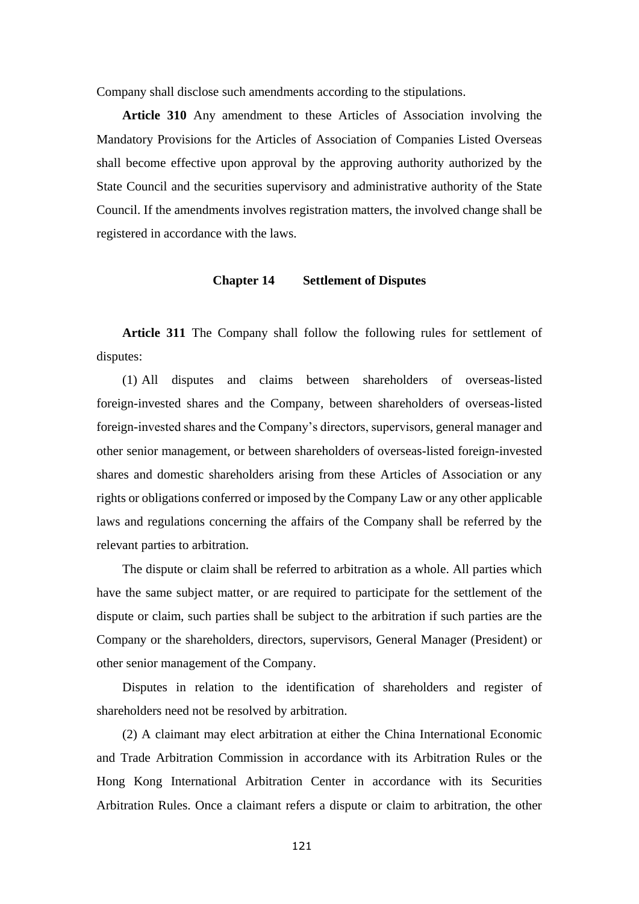Company shall disclose such amendments according to the stipulations.

**Article 310** Any amendment to these Articles of Association involving the Mandatory Provisions for the Articles of Association of Companies Listed Overseas shall become effective upon approval by the approving authority authorized by the State Council and the securities supervisory and administrative authority of the State Council. If the amendments involves registration matters, the involved change shall be registered in accordance with the laws.

## Chapter 14 Settlement of Disputes

**Article 311** The Company shall follow the following rules for settlement of disputes:

(1) All disputes and claims between shareholders of overseas-listed foreign-invested shares and the Company, between shareholders of overseas-listed foreign-invested shares and the Company's directors, supervisors, general manager and other senior management, or between shareholders of overseas-listed foreign-invested shares and domestic shareholders arising from these Articles of Association or any rights or obligations conferred or imposed by the Company Law or any other applicable laws and regulations concerning the affairs of the Company shall be referred by the relevant parties to arbitration.

The dispute or claim shall be referred to arbitration as a whole. All parties which have the same subject matter, or are required to participate for the settlement of the dispute or claim, such parties shall be subject to the arbitration if such parties are the Company or the shareholders, directors, supervisors, General Manager (President) or other senior management of the Company.

Disputes in relation to the identification of shareholders and register of shareholders need not be resolved by arbitration.

(2) A claimant may elect arbitration at either the China International Economic and Trade Arbitration Commission in accordance with its Arbitration Rules or the Hong Kong International Arbitration Center in accordance with its Securities Arbitration Rules. Once a claimant refers a dispute or claim to arbitration, the other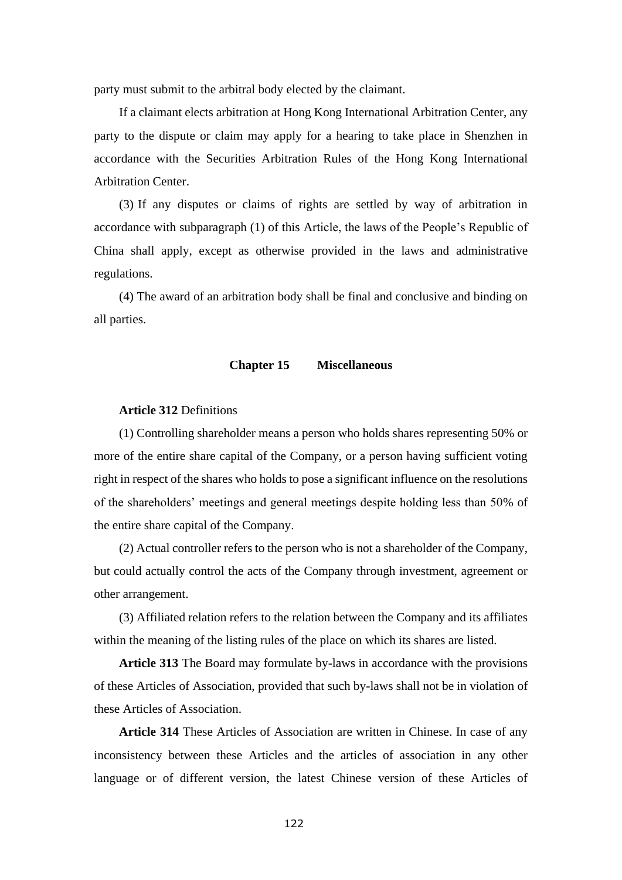party must submit to the arbitral body elected by the claimant.

If a claimant elects arbitration at Hong Kong International Arbitration Center, any party to the dispute or claim may apply for a hearing to take place in Shenzhen in accordance with the Securities Arbitration Rules of the Hong Kong International Arbitration Center.

(3) If any disputes or claims of rights are settled by way of arbitration in accordance with subparagraph (1) of this Article, the laws of the People's Republic of China shall apply, except as otherwise provided in the laws and administrative regulations.

(4) The award of an arbitration body shall be final and conclusive and binding on all parties.

## Chapter 15 Miscellaneous

**Article 312** Definitions

(1) Controlling shareholder means a person who holds shares representing 50% or more of the entire share capital of the Company, or a person having sufficient voting right in respect of the shares who holds to pose a significant influence on the resolutions of the shareholders' meetings and general meetings despite holding less than 50% of the entire share capital of the Company.

(2) Actual controller refers to the person who is not a shareholder of the Company, but could actually control the acts of the Company through investment, agreement or other arrangement.

(3) Affiliated relation refers to the relation between the Company and its affiliates within the meaning of the listing rules of the place on which its shares are listed.

**Article 313** The Board may formulate by-laws in accordance with the provisions of these Articles of Association, provided that such by-laws shall not be in violation of these Articles of Association.

**Article 314** These Articles of Association are written in Chinese. In case of any inconsistency between these Articles and the articles of association in any other language or of different version, the latest Chinese version of these Articles of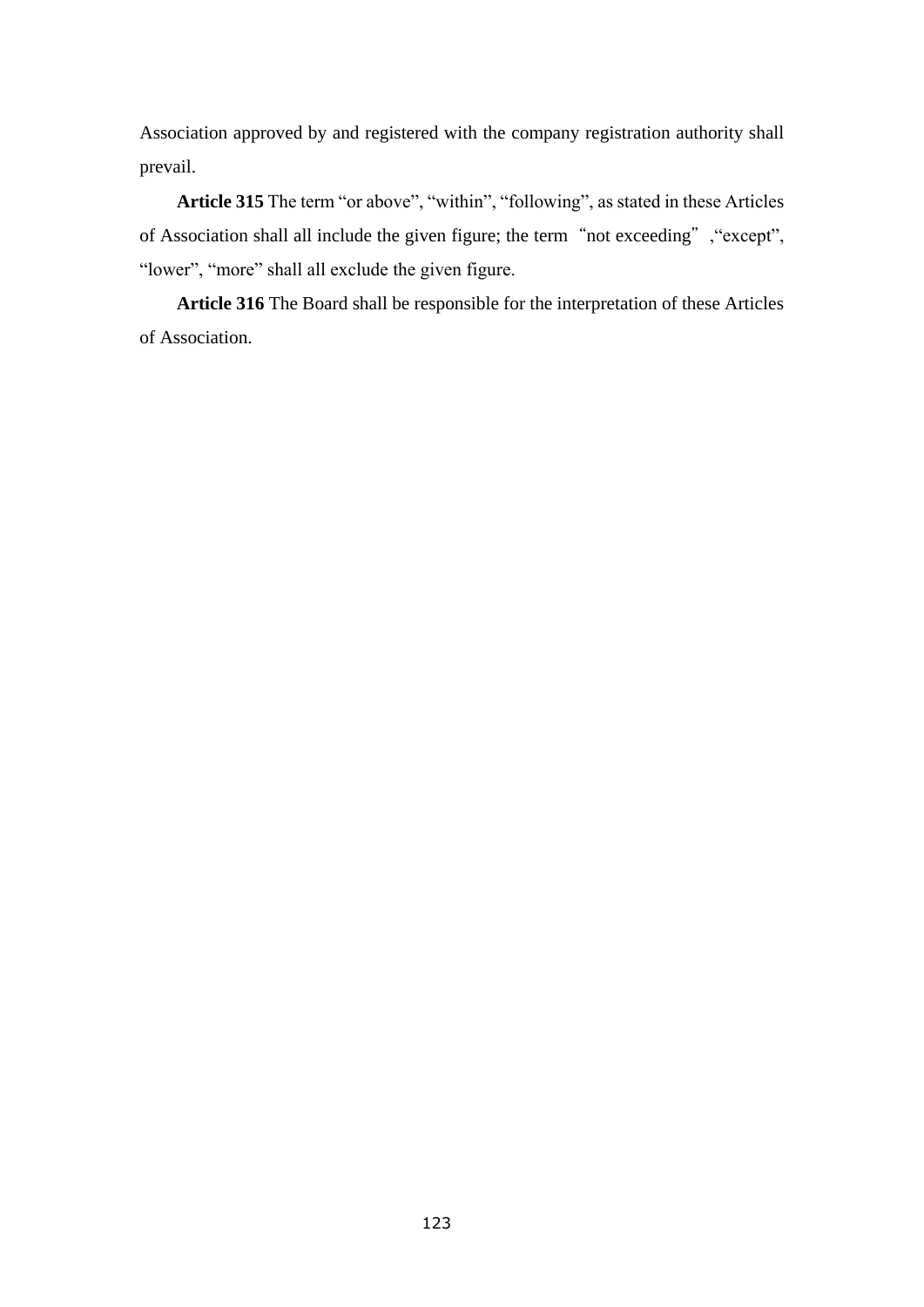Association approved by and registered with the company registration authority shall prevail.

**Article 315** The term “or above”, “within”, “following”, as stated in these Articles of Association shall all include the given figure; the term “not exceeding” ,“except”, “lower”, “more” shall all exclude the given figure.

**Article 316** The Board shall be responsible for the interpretation of these Articles of Association.